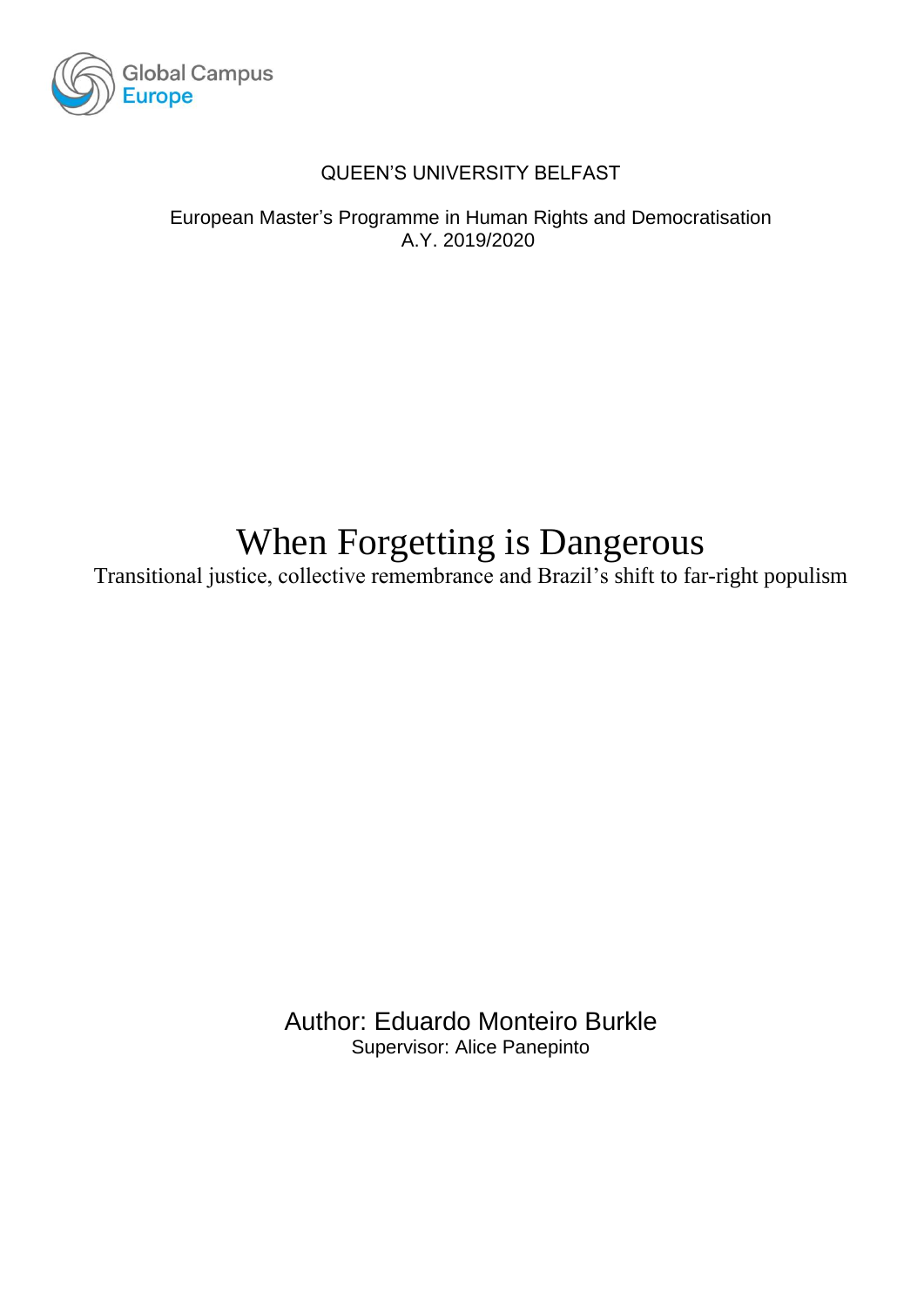Global Campus Europe

QUEEN'S UNIVERSITY BELFAST

European Master's Programme in Human Rights and Democratisation
A.Y. 2019/2020

# When Forgetting is Dangerous

Transitional justice, collective remembrance and Brazil's shift to far-right populism

Author: Eduardo Monteiro Burkle
Supervisor: Alice Panepinto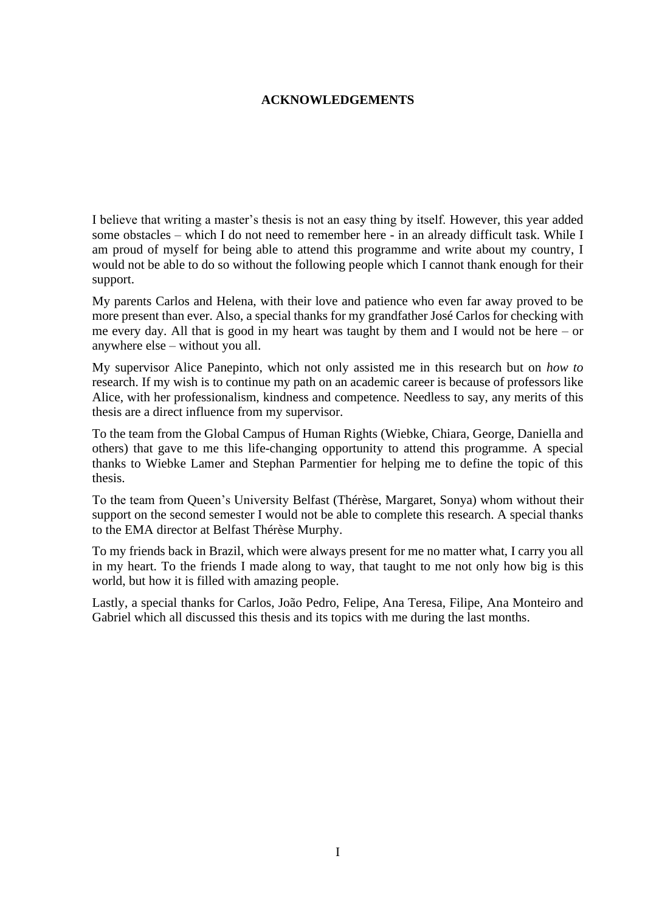# ACKNOWLEDGEMENTS

I believe that writing a master's thesis is not an easy thing by itself. However, this year added some obstacles – which I do not need to remember here - in an already difficult task. While I am proud of myself for being able to attend this programme and write about my country, I would not be able to do so without the following people which I cannot thank enough for their support.

My parents Carlos and Helena, with their love and patience who even far away proved to be more present than ever. Also, a special thanks for my grandfather José Carlos for checking with me every day. All that is good in my heart was taught by them and I would not be here – or anywhere else – without you all.

My supervisor Alice Panepinto, which not only assisted me in this research but on *how to* research. If my wish is to continue my path on an academic career is because of professors like Alice, with her professionalism, kindness and competence. Needless to say, any merits of this thesis are a direct influence from my supervisor.

To the team from the Global Campus of Human Rights (Wiebke, Chiara, George, Daniella and others) that gave to me this life-changing opportunity to attend this programme. A special thanks to Wiebke Lamer and Stephan Parmentier for helping me to define the topic of this thesis.

To the team from Queen's University Belfast (Thérèse, Margaret, Sonya) whom without their support on the second semester I would not be able to complete this research. A special thanks to the EMA director at Belfast Thérèse Murphy.

To my friends back in Brazil, which were always present for me no matter what, I carry you all in my heart. To the friends I made along to way, that taught to me not only how big is this world, but how it is filled with amazing people.

Lastly, a special thanks for Carlos, João Pedro, Felipe, Ana Teresa, Filipe, Ana Monteiro and Gabriel which all discussed this thesis and its topics with me during the last months.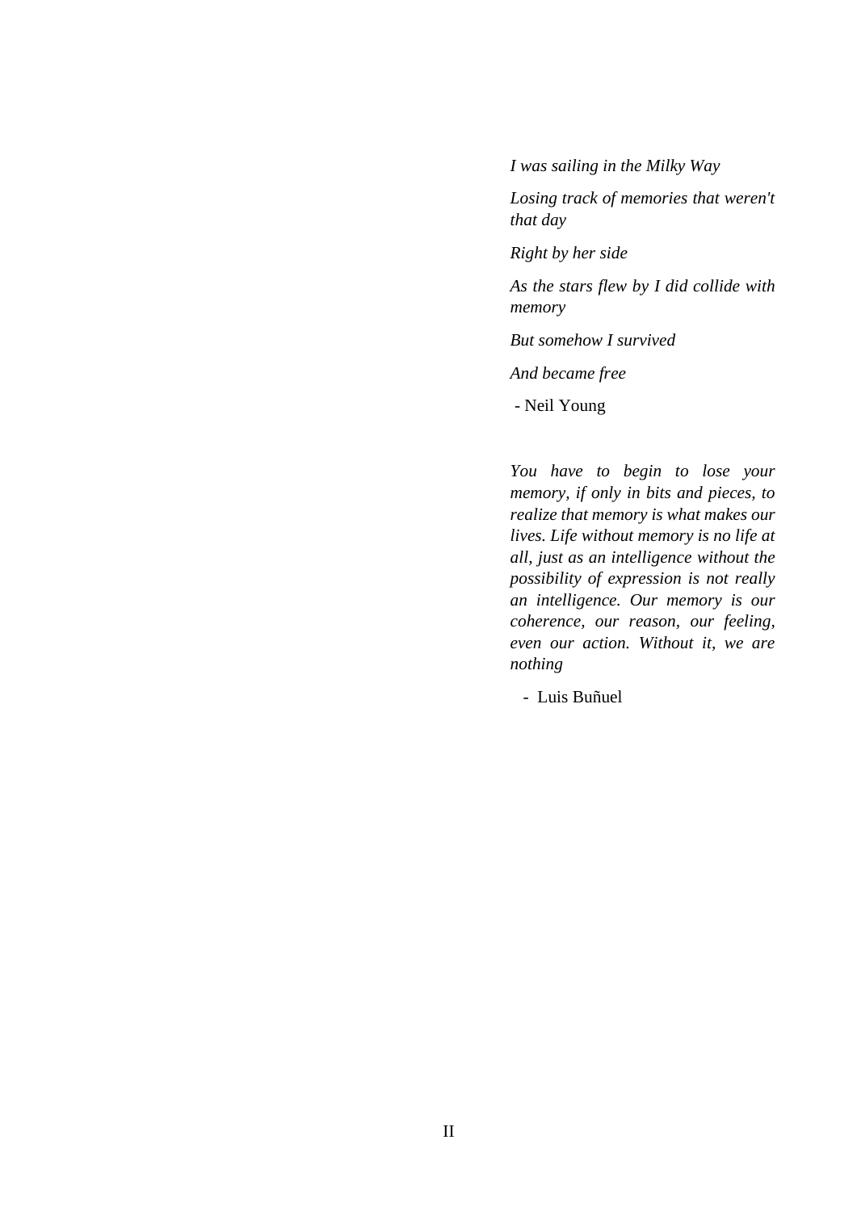*I was sailing in the Milky Way*

*Losing track of memories that weren't that day*

*Right by her side*

*As the stars flew by I did collide with memory*

*But somehow I survived*

*And became free*

- Neil Young

*You have to begin to lose your memory, if only in bits and pieces, to realize that memory is what makes our lives. Life without memory is no life at all, just as an intelligence without the possibility of expression is not really an intelligence. Our memory is our coherence, our reason, our feeling, even our action. Without it, we are nothing*

- Luis Buñuel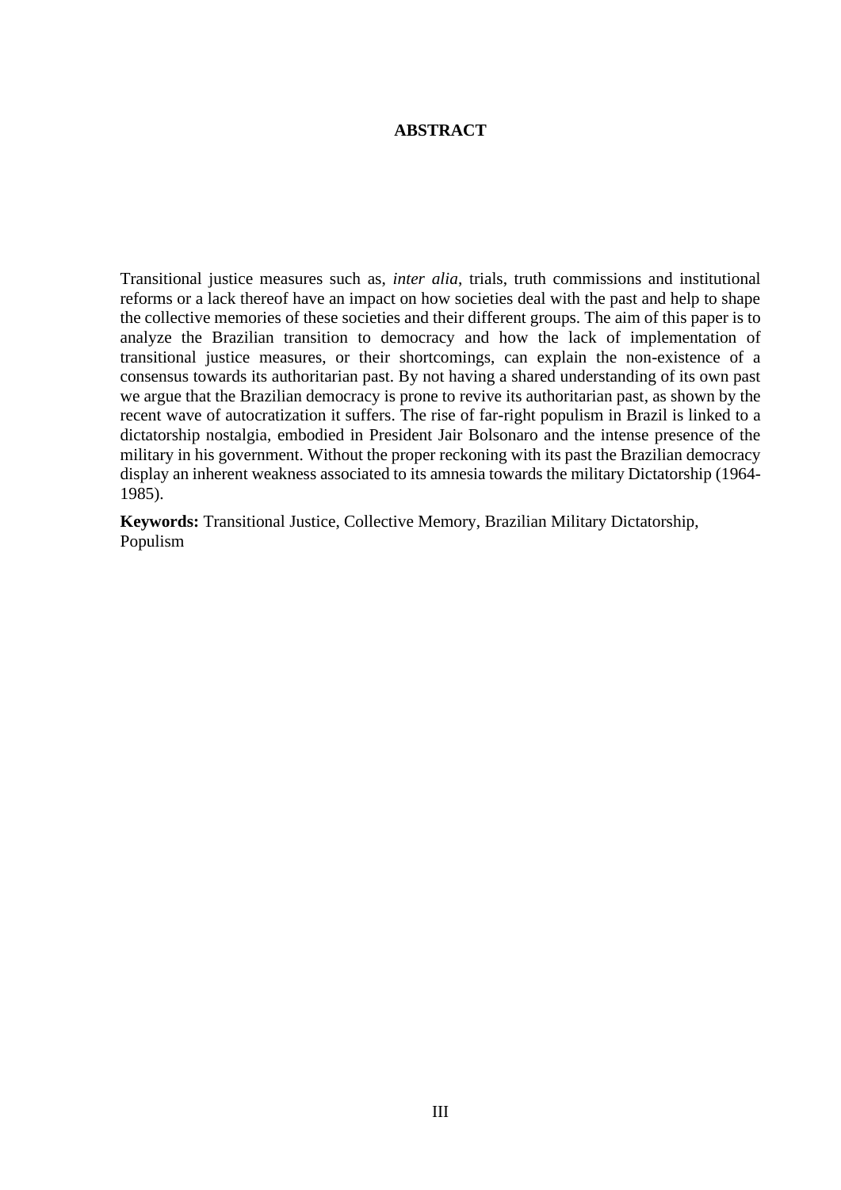# ABSTRACT

Transitional justice measures such as, *inter alia*, trials, truth commissions and institutional reforms or a lack thereof have an impact on how societies deal with the past and help to shape the collective memories of these societies and their different groups. The aim of this paper is to analyze the Brazilian transition to democracy and how the lack of implementation of transitional justice measures, or their shortcomings, can explain the non-existence of a consensus towards its authoritarian past. By not having a shared understanding of its own past we argue that the Brazilian democracy is prone to revive its authoritarian past, as shown by the recent wave of autocratization it suffers. The rise of far-right populism in Brazil is linked to a dictatorship nostalgia, embodied in President Jair Bolsonaro and the intense presence of the military in his government. Without the proper reckoning with its past the Brazilian democracy display an inherent weakness associated to its amnesia towards the military Dictatorship (1964-1985).

**Keywords:** Transitional Justice, Collective Memory, Brazilian Military Dictatorship, Populism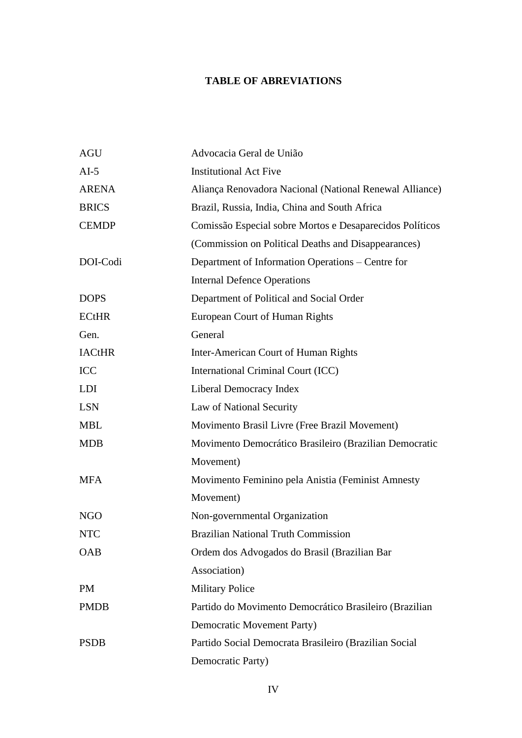# TABLE OF ABREVIATIONS

| | |
|---|---|
| AGU | Advocacia Geral de União |
| AI-5 | Institutional Act Five |
| ARENA | Aliança Renovadora Nacional (National Renewal Alliance) |
| BRICS | Brazil, Russia, India, China and South Africa |
| CEMDP | Comissão Especial sobre Mortos e Desaparecidos Políticos (Commission on Political Deaths and Disappearances) |
| DOI-Codi | Department of Information Operations – Centre for Internal Defence Operations |
| DOPS | Department of Political and Social Order |
| ECtHR | European Court of Human Rights |
| Gen. | General |
| IACtHR | Inter-American Court of Human Rights |
| ICC | International Criminal Court (ICC) |
| LDI | Liberal Democracy Index |
| LSN | Law of National Security |
| MBL | Movimento Brasil Livre (Free Brazil Movement) |
| MDB | Movimento Democrático Brasileiro (Brazilian Democratic Movement) |
| MFA | Movimento Feminino pela Anistia (Feminist Amnesty Movement) |
| NGO | Non-governmental Organization |
| NTC | Brazilian National Truth Commission |
| OAB | Ordem dos Advogados do Brasil (Brazilian Bar Association) |
| PM | Military Police |
| PMDB | Partido do Movimento Democrático Brasileiro (Brazilian Democratic Movement Party) |
| PSDB | Partido Social Democrata Brasileiro (Brazilian Social Democratic Party) |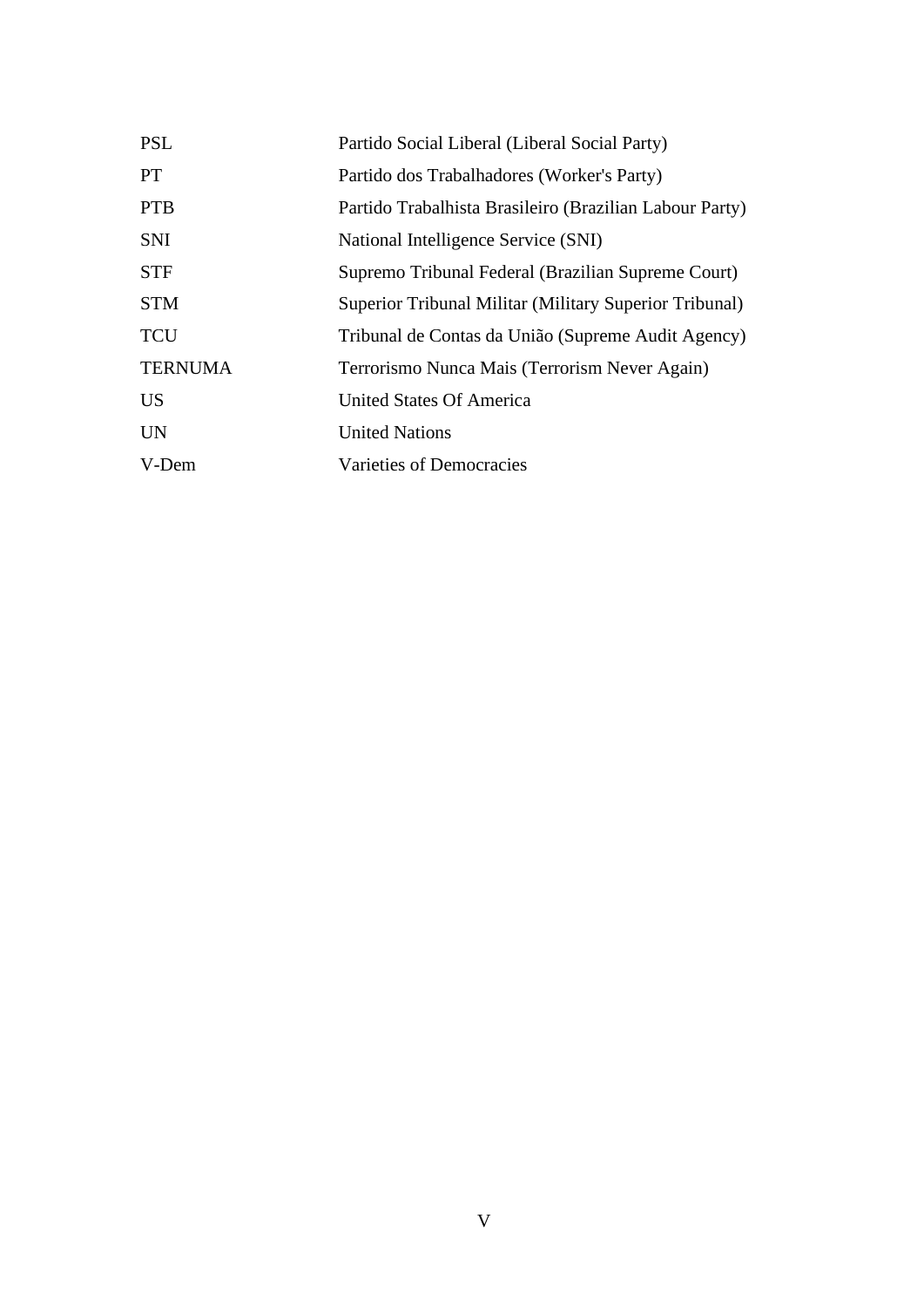| | |
|---|---|
| PSL | Partido Social Liberal (Liberal Social Party) |
| PT | Partido dos Trabalhadores (Worker's Party) |
| PTB | Partido Trabalhista Brasileiro (Brazilian Labour Party) |
| SNI | National Intelligence Service (SNI) |
| STF | Supremo Tribunal Federal (Brazilian Supreme Court) |
| STM | Superior Tribunal Militar (Military Superior Tribunal) |
| TCU | Tribunal de Contas da União (Supreme Audit Agency) |
| TERNUMA | Terrorismo Nunca Mais (Terrorism Never Again) |
| US | United States Of America |
| UN | United Nations |
| V-Dem | Varieties of Democracies |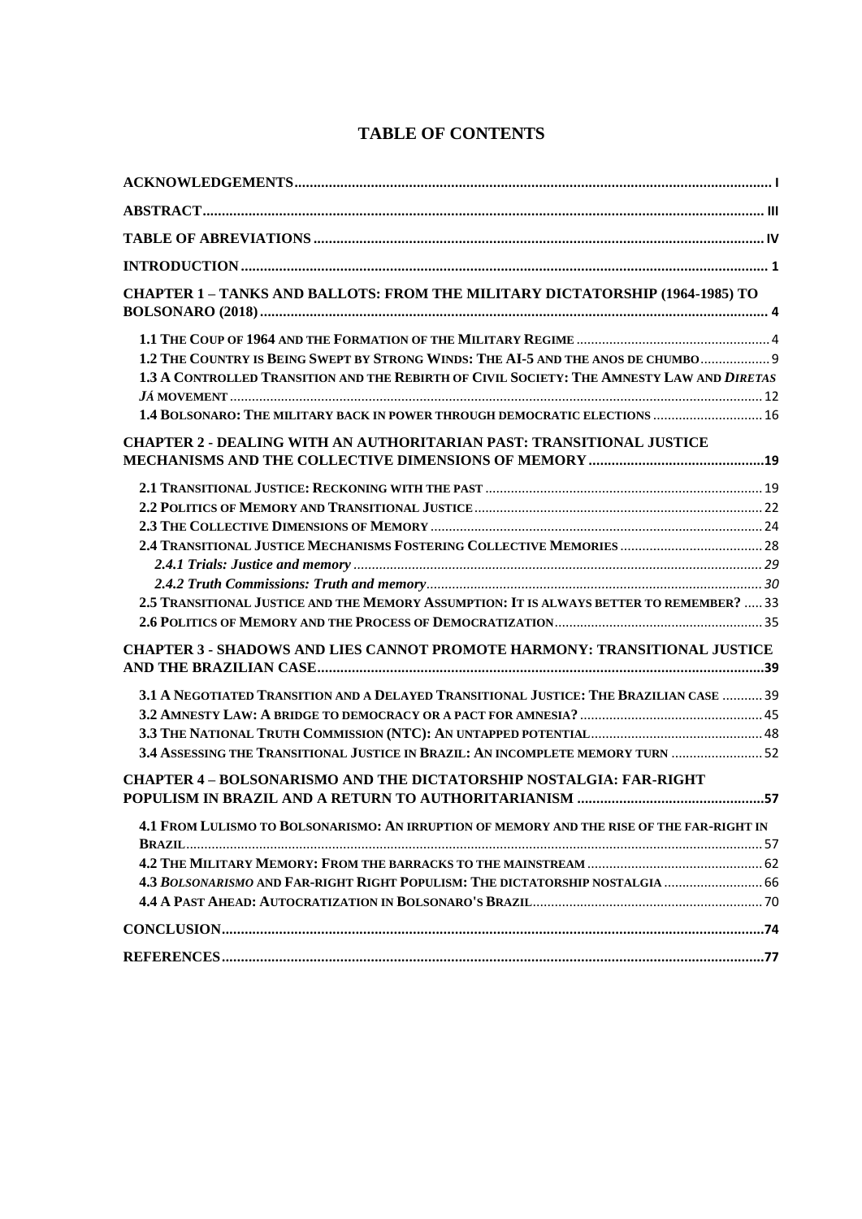# TABLE OF CONTENTS

**ACKNOWLEDGEMENTS** ..... I

**ABSTRACT** ..... III

**TABLE OF ABREVIATIONS** ..... IV

**INTRODUCTION** ..... 1

**CHAPTER 1 – TANKS AND BALLOTS: FROM THE MILITARY DICTATORSHIP (1964-1985) TO BOLSONARO (2018)** ..... 4

- **1.1 The Coup of 1964 and the Formation of the Military Regime** ..... 4
- **1.2 The Country is Being Swept by Strong Winds: The AI-5 and the anos de chumbo** ..... 9
- **1.3 A Controlled Transition and the Rebirth of Civil Society: The Amnesty Law and *Diretas Já* movement** ..... 12
- **1.4 Bolsonaro: The military back in power through democratic elections** ..... 16

**CHAPTER 2 - DEALING WITH AN AUTHORITARIAN PAST: TRANSITIONAL JUSTICE MECHANISMS AND THE COLLECTIVE DIMENSIONS OF MEMORY** ..... 19

- **2.1 Transitional Justice: Reckoning with the past** ..... 19
- **2.2 Politics of Memory and Transitional Justice** ..... 22
- **2.3 The Collective Dimensions of Memory** ..... 24
- **2.4 Transitional Justice Mechanisms Fostering Collective Memories** ..... 28
  - ***2.4.1 Trials: Justice and memory*** ..... 29
  - ***2.4.2 Truth Commissions: Truth and memory*** ..... 30
- **2.5 Transitional Justice and the Memory Assumption: It is always better to remember?** ..... 33
- **2.6 Politics of Memory and the Process of Democratization** ..... 35

**CHAPTER 3 - SHADOWS AND LIES CANNOT PROMOTE HARMONY: TRANSITIONAL JUSTICE AND THE BRAZILIAN CASE** ..... 39

- **3.1 A Negotiated Transition and a Delayed Transitional Justice: The Brazilian case** ..... 39
- **3.2 Amnesty Law: A bridge to democracy or a pact for amnesia?** ..... 45
- **3.3 The National Truth Commission (NTC): An untapped potential** ..... 48
- **3.4 Assessing the Transitional Justice in Brazil: An incomplete memory turn** ..... 52

**CHAPTER 4 – BOLSONARISMO AND THE DICTATORSHIP NOSTALGIA: FAR-RIGHT POPULISM IN BRAZIL AND A RETURN TO AUTHORITARIANISM** ..... 57

- **4.1 From Lulismo to Bolsonarismo: An irruption of memory and the rise of the far-right in Brazil** ..... 57
- **4.2 The Military Memory: From the barracks to the mainstream** ..... 62
- **4.3 *Bolsonarismo* and Far-right Right Populism: The dictatorship nostalgia** ..... 66
- **4.4 A Past Ahead: Autocratization in Bolsonaro's Brazil** ..... 70

**CONCLUSION** ..... 74

**REFERENCES** ..... 77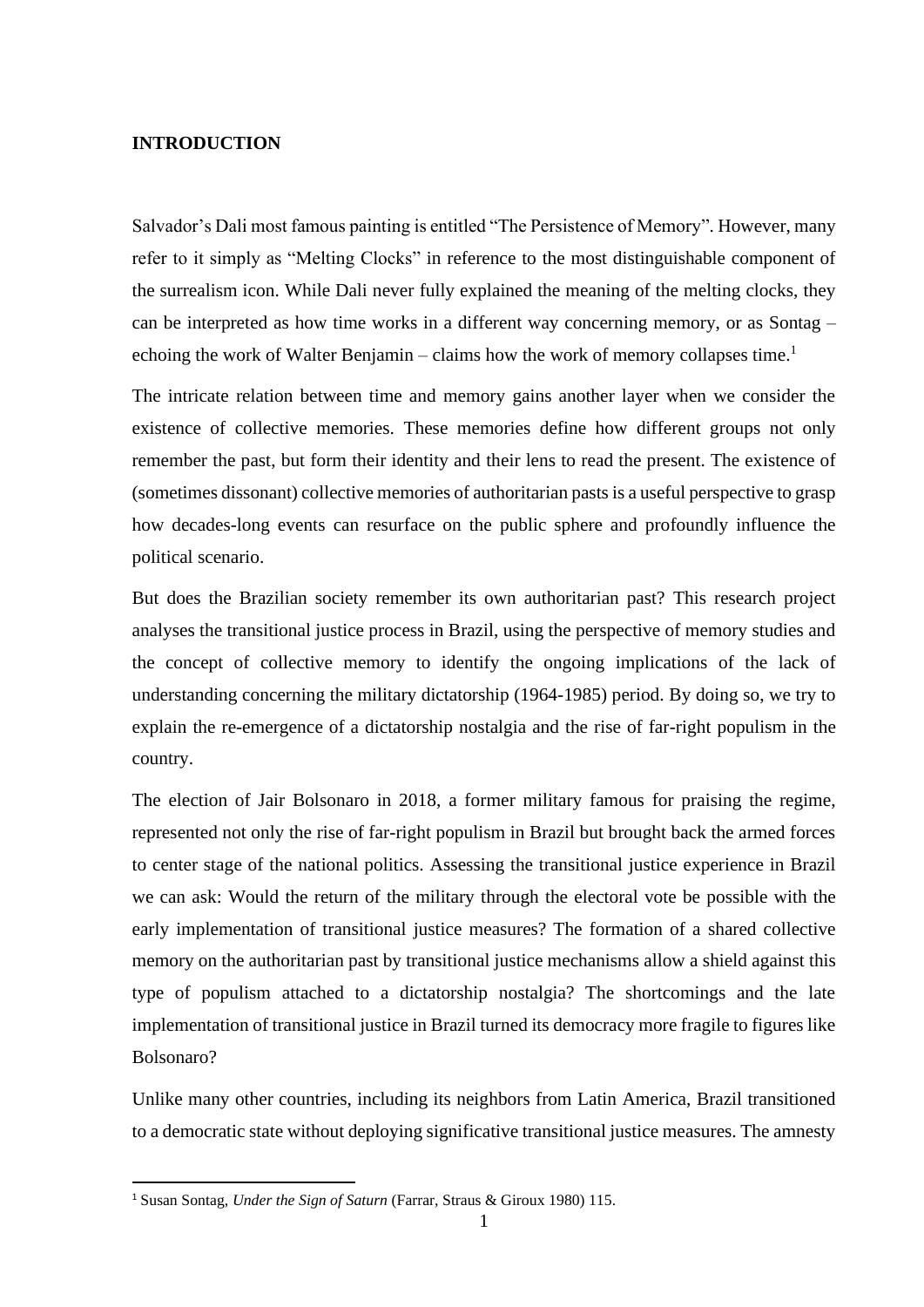**INTRODUCTION**

Salvador's Dali most famous painting is entitled "The Persistence of Memory". However, many refer to it simply as "Melting Clocks" in reference to the most distinguishable component of the surrealism icon. While Dali never fully explained the meaning of the melting clocks, they can be interpreted as how time works in a different way concerning memory, or as Sontag – echoing the work of Walter Benjamin – claims how the work of memory collapses time.[1]

The intricate relation between time and memory gains another layer when we consider the existence of collective memories. These memories define how different groups not only remember the past, but form their identity and their lens to read the present. The existence of (sometimes dissonant) collective memories of authoritarian pasts is a useful perspective to grasp how decades-long events can resurface on the public sphere and profoundly influence the political scenario.

But does the Brazilian society remember its own authoritarian past? This research project analyses the transitional justice process in Brazil, using the perspective of memory studies and the concept of collective memory to identify the ongoing implications of the lack of understanding concerning the military dictatorship (1964-1985) period. By doing so, we try to explain the re-emergence of a dictatorship nostalgia and the rise of far-right populism in the country.

The election of Jair Bolsonaro in 2018, a former military famous for praising the regime, represented not only the rise of far-right populism in Brazil but brought back the armed forces to center stage of the national politics. Assessing the transitional justice experience in Brazil we can ask: Would the return of the military through the electoral vote be possible with the early implementation of transitional justice measures? The formation of a shared collective memory on the authoritarian past by transitional justice mechanisms allow a shield against this type of populism attached to a dictatorship nostalgia? The shortcomings and the late implementation of transitional justice in Brazil turned its democracy more fragile to figures like Bolsonaro?

Unlike many other countries, including its neighbors from Latin America, Brazil transitioned to a democratic state without deploying significative transitional justice measures. The amnesty

[1] Susan Sontag, *Under the Sign of Saturn* (Farrar, Straus & Giroux 1980) 115.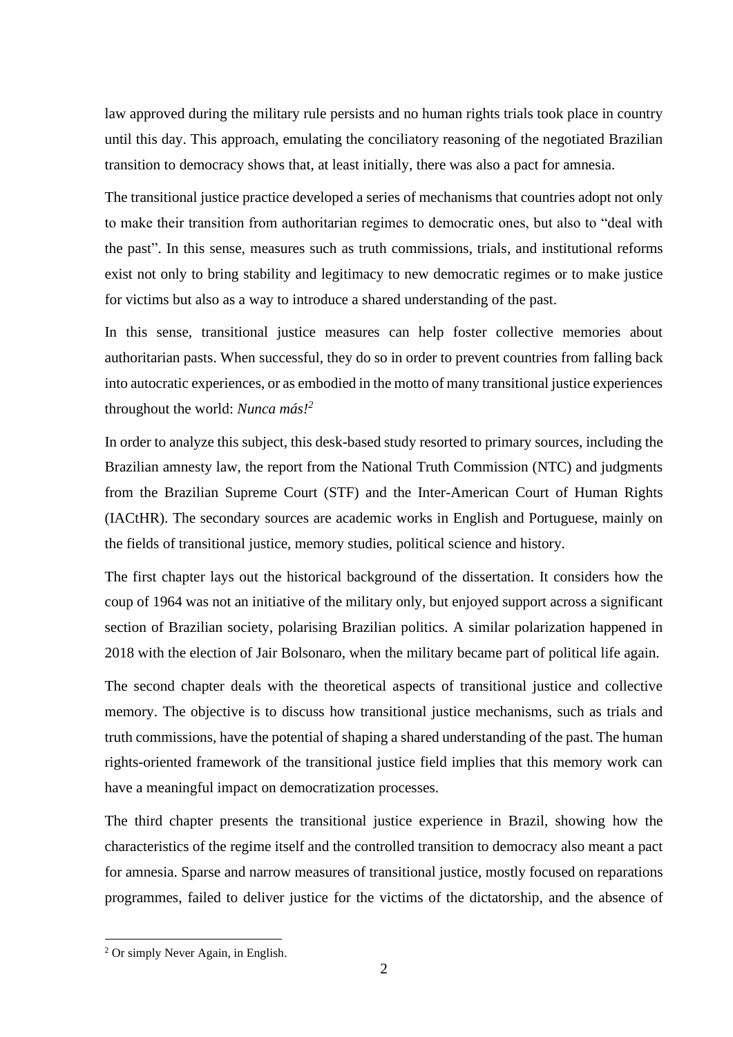law approved during the military rule persists and no human rights trials took place in country until this day. This approach, emulating the conciliatory reasoning of the negotiated Brazilian transition to democracy shows that, at least initially, there was also a pact for amnesia.

The transitional justice practice developed a series of mechanisms that countries adopt not only to make their transition from authoritarian regimes to democratic ones, but also to "deal with the past". In this sense, measures such as truth commissions, trials, and institutional reforms exist not only to bring stability and legitimacy to new democratic regimes or to make justice for victims but also as a way to introduce a shared understanding of the past.

In this sense, transitional justice measures can help foster collective memories about authoritarian pasts. When successful, they do so in order to prevent countries from falling back into autocratic experiences, or as embodied in the motto of many transitional justice experiences throughout the world: *Nunca más!*[2]

In order to analyze this subject, this desk-based study resorted to primary sources, including the Brazilian amnesty law, the report from the National Truth Commission (NTC) and judgments from the Brazilian Supreme Court (STF) and the Inter-American Court of Human Rights (IACtHR). The secondary sources are academic works in English and Portuguese, mainly on the fields of transitional justice, memory studies, political science and history.

The first chapter lays out the historical background of the dissertation. It considers how the coup of 1964 was not an initiative of the military only, but enjoyed support across a significant section of Brazilian society, polarising Brazilian politics. A similar polarization happened in 2018 with the election of Jair Bolsonaro, when the military became part of political life again.

The second chapter deals with the theoretical aspects of transitional justice and collective memory. The objective is to discuss how transitional justice mechanisms, such as trials and truth commissions, have the potential of shaping a shared understanding of the past. The human rights-oriented framework of the transitional justice field implies that this memory work can have a meaningful impact on democratization processes.

The third chapter presents the transitional justice experience in Brazil, showing how the characteristics of the regime itself and the controlled transition to democracy also meant a pact for amnesia. Sparse and narrow measures of transitional justice, mostly focused on reparations programmes, failed to deliver justice for the victims of the dictatorship, and the absence of

---

[2] Or simply Never Again, in English.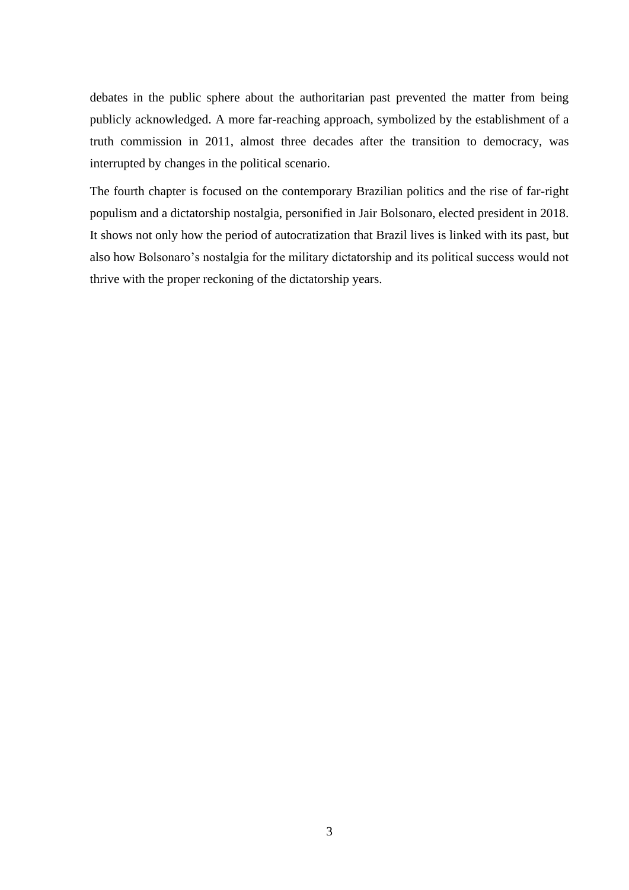debates in the public sphere about the authoritarian past prevented the matter from being publicly acknowledged. A more far-reaching approach, symbolized by the establishment of a truth commission in 2011, almost three decades after the transition to democracy, was interrupted by changes in the political scenario.

The fourth chapter is focused on the contemporary Brazilian politics and the rise of far-right populism and a dictatorship nostalgia, personified in Jair Bolsonaro, elected president in 2018. It shows not only how the period of autocratization that Brazil lives is linked with its past, but also how Bolsonaro's nostalgia for the military dictatorship and its political success would not thrive with the proper reckoning of the dictatorship years.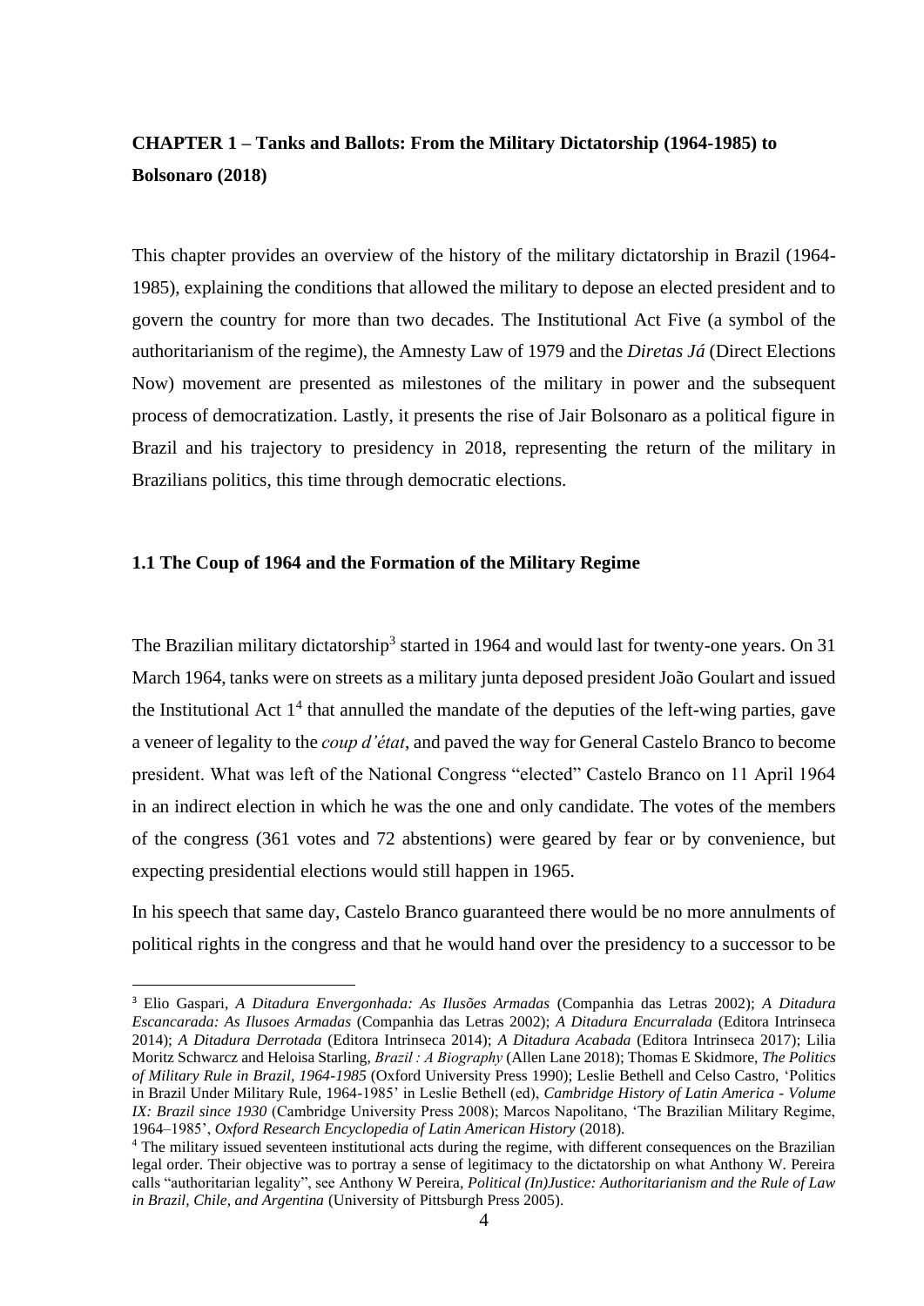# CHAPTER 1 – Tanks and Ballots: From the Military Dictatorship (1964-1985) to Bolsonaro (2018)

This chapter provides an overview of the history of the military dictatorship in Brazil (1964-1985), explaining the conditions that allowed the military to depose an elected president and to govern the country for more than two decades. The Institutional Act Five (a symbol of the authoritarianism of the regime), the Amnesty Law of 1979 and the *Diretas Já* (Direct Elections Now) movement are presented as milestones of the military in power and the subsequent process of democratization. Lastly, it presents the rise of Jair Bolsonaro as a political figure in Brazil and his trajectory to presidency in 2018, representing the return of the military in Brazilians politics, this time through democratic elections.

## 1.1 The Coup of 1964 and the Formation of the Military Regime

The Brazilian military dictatorship[3] started in 1964 and would last for twenty-one years. On 31 March 1964, tanks were on streets as a military junta deposed president João Goulart and issued the Institutional Act 1[4] that annulled the mandate of the deputies of the left-wing parties, gave a veneer of legality to the *coup d'état*, and paved the way for General Castelo Branco to become president. What was left of the National Congress "elected" Castelo Branco on 11 April 1964 in an indirect election in which he was the one and only candidate. The votes of the members of the congress (361 votes and 72 abstentions) were geared by fear or by convenience, but expecting presidential elections would still happen in 1965.

In his speech that same day, Castelo Branco guaranteed there would be no more annulments of political rights in the congress and that he would hand over the presidency to a successor to be

---

[3] Elio Gaspari, *A Ditadura Envergonhada: As Ilusões Armadas* (Companhia das Letras 2002); *A Ditadura Escancarada: As Ilusoes Armadas* (Companhia das Letras 2002); *A Ditadura Encurralada* (Editora Intrinseca 2014); *A Ditadura Derrotada* (Editora Intrinseca 2014); *A Ditadura Acabada* (Editora Intrinseca 2017); Lilia Moritz Schwarcz and Heloisa Starling, *Brazil : A Biography* (Allen Lane 2018); Thomas E Skidmore, *The Politics of Military Rule in Brazil, 1964-1985* (Oxford University Press 1990); Leslie Bethell and Celso Castro, 'Politics in Brazil Under Military Rule, 1964-1985' in Leslie Bethell (ed), *Cambridge History of Latin America - Volume IX: Brazil since 1930* (Cambridge University Press 2008); Marcos Napolitano, 'The Brazilian Military Regime, 1964–1985', *Oxford Research Encyclopedia of Latin American History* (2018).

[4] The military issued seventeen institutional acts during the regime, with different consequences on the Brazilian legal order. Their objective was to portray a sense of legitimacy to the dictatorship on what Anthony W. Pereira calls "authoritarian legality", see Anthony W Pereira, *Political (In)Justice: Authoritarianism and the Rule of Law in Brazil, Chile, and Argentina* (University of Pittsburgh Press 2005).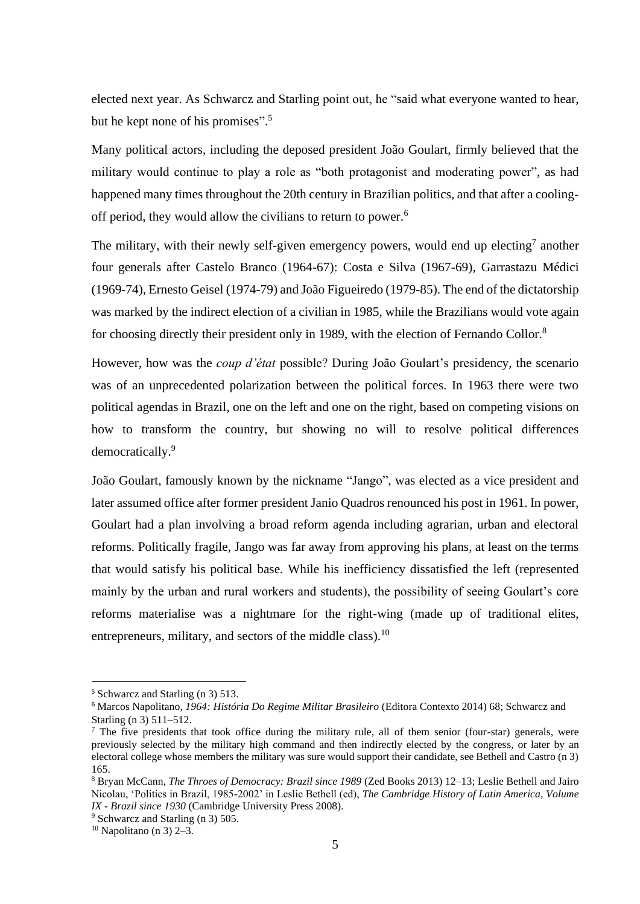elected next year. As Schwarcz and Starling point out, he "said what everyone wanted to hear, but he kept none of his promises".[5]

Many political actors, including the deposed president João Goulart, firmly believed that the military would continue to play a role as "both protagonist and moderating power", as had happened many times throughout the 20th century in Brazilian politics, and that after a cooling-off period, they would allow the civilians to return to power.[6]

The military, with their newly self-given emergency powers, would end up electing[7] another four generals after Castelo Branco (1964-67): Costa e Silva (1967-69), Garrastazu Médici (1969-74), Ernesto Geisel (1974-79) and João Figueiredo (1979-85). The end of the dictatorship was marked by the indirect election of a civilian in 1985, while the Brazilians would vote again for choosing directly their president only in 1989, with the election of Fernando Collor.[8]

However, how was the *coup d'état* possible? During João Goulart's presidency, the scenario was of an unprecedented polarization between the political forces. In 1963 there were two political agendas in Brazil, one on the left and one on the right, based on competing visions on how to transform the country, but showing no will to resolve political differences democratically.[9]

João Goulart, famously known by the nickname "Jango", was elected as a vice president and later assumed office after former president Janio Quadros renounced his post in 1961. In power, Goulart had a plan involving a broad reform agenda including agrarian, urban and electoral reforms. Politically fragile, Jango was far away from approving his plans, at least on the terms that would satisfy his political base. While his inefficiency dissatisfied the left (represented mainly by the urban and rural workers and students), the possibility of seeing Goulart's core reforms materialise was a nightmare for the right-wing (made up of traditional elites, entrepreneurs, military, and sectors of the middle class).[10]

---

[5] Schwarcz and Starling (n 3) 513.

[6] Marcos Napolitano, *1964: História Do Regime Militar Brasileiro* (Editora Contexto 2014) 68; Schwarcz and Starling (n 3) 511–512.

[7] The five presidents that took office during the military rule, all of them senior (four-star) generals, were previously selected by the military high command and then indirectly elected by the congress, or later by an electoral college whose members the military was sure would support their candidate, see Bethell and Castro (n 3) 165.

[8] Bryan McCann, *The Throes of Democracy: Brazil since 1989* (Zed Books 2013) 12–13; Leslie Bethell and Jairo Nicolau, 'Politics in Brazil, 1985-2002' in Leslie Bethell (ed), *The Cambridge History of Latin America, Volume IX - Brazil since 1930* (Cambridge University Press 2008).

[9] Schwarcz and Starling (n 3) 505.

[10] Napolitano (n 3) 2–3.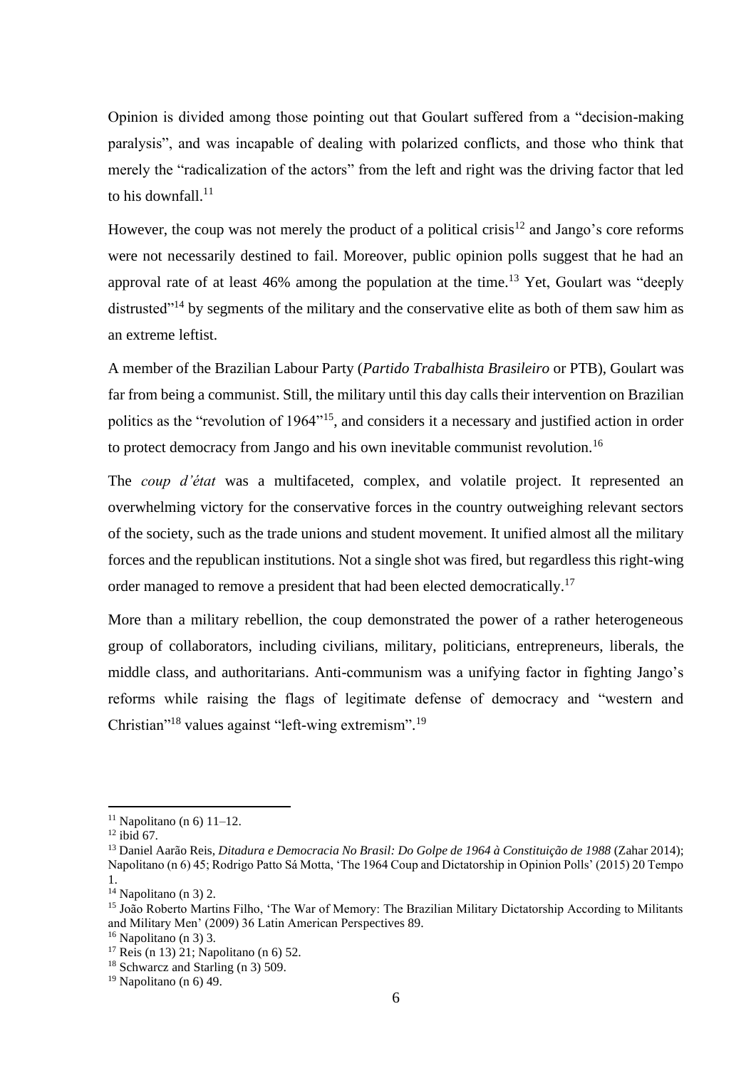Opinion is divided among those pointing out that Goulart suffered from a "decision-making paralysis", and was incapable of dealing with polarized conflicts, and those who think that merely the "radicalization of the actors" from the left and right was the driving factor that led to his downfall.[11]

However, the coup was not merely the product of a political crisis[12] and Jango's core reforms were not necessarily destined to fail. Moreover, public opinion polls suggest that he had an approval rate of at least 46% among the population at the time.[13] Yet, Goulart was "deeply distrusted"[14] by segments of the military and the conservative elite as both of them saw him as an extreme leftist.

A member of the Brazilian Labour Party (*Partido Trabalhista Brasileiro* or PTB), Goulart was far from being a communist. Still, the military until this day calls their intervention on Brazilian politics as the "revolution of 1964"[15], and considers it a necessary and justified action in order to protect democracy from Jango and his own inevitable communist revolution.[16]

The *coup d'état* was a multifaceted, complex, and volatile project. It represented an overwhelming victory for the conservative forces in the country outweighing relevant sectors of the society, such as the trade unions and student movement. It unified almost all the military forces and the republican institutions. Not a single shot was fired, but regardless this right-wing order managed to remove a president that had been elected democratically.[17]

More than a military rebellion, the coup demonstrated the power of a rather heterogeneous group of collaborators, including civilians, military, politicians, entrepreneurs, liberals, the middle class, and authoritarians. Anti-communism was a unifying factor in fighting Jango's reforms while raising the flags of legitimate defense of democracy and "western and Christian"[18] values against "left-wing extremism".[19]

---

[11] Napolitano (n 6) 11–12.

[12] ibid 67.

[13] Daniel Aarão Reis, *Ditadura e Democracia No Brasil: Do Golpe de 1964 à Constituição de 1988* (Zahar 2014); Napolitano (n 6) 45; Rodrigo Patto Sá Motta, 'The 1964 Coup and Dictatorship in Opinion Polls' (2015) 20 Tempo 1.

[14] Napolitano (n 3) 2.

[15] João Roberto Martins Filho, 'The War of Memory: The Brazilian Military Dictatorship According to Militants and Military Men' (2009) 36 Latin American Perspectives 89.

[16] Napolitano (n 3) 3.

[17] Reis (n 13) 21; Napolitano (n 6) 52.

[18] Schwarcz and Starling (n 3) 509.

[19] Napolitano (n 6) 49.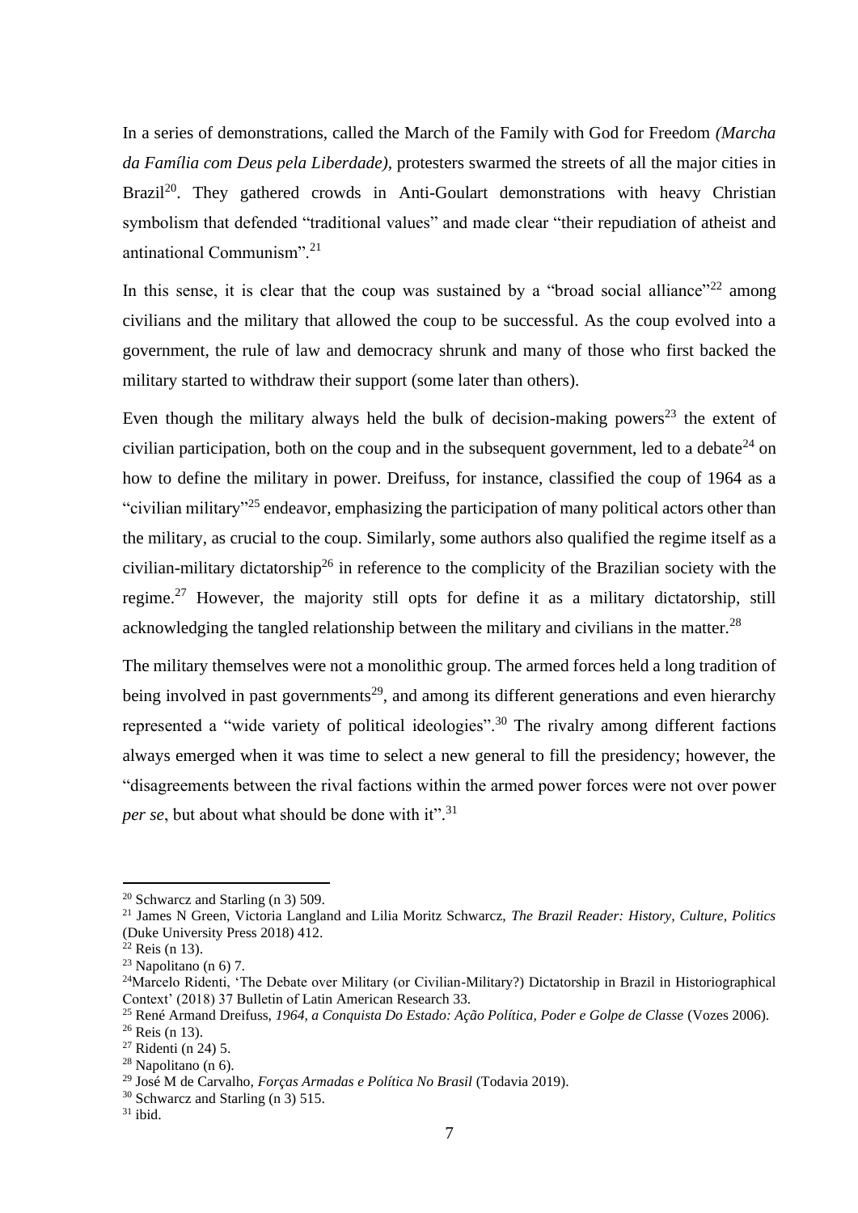In a series of demonstrations, called the March of the Family with God for Freedom *(Marcha da Família com Deus pela Liberdade)*, protesters swarmed the streets of all the major cities in Brazil[20]. They gathered crowds in Anti-Goulart demonstrations with heavy Christian symbolism that defended "traditional values" and made clear "their repudiation of atheist and antinational Communism".[21]

In this sense, it is clear that the coup was sustained by a "broad social alliance"[22] among civilians and the military that allowed the coup to be successful. As the coup evolved into a government, the rule of law and democracy shrunk and many of those who first backed the military started to withdraw their support (some later than others).

Even though the military always held the bulk of decision-making powers[23] the extent of civilian participation, both on the coup and in the subsequent government, led to a debate[24] on how to define the military in power. Dreifuss, for instance, classified the coup of 1964 as a "civilian military"[25] endeavor, emphasizing the participation of many political actors other than the military, as crucial to the coup. Similarly, some authors also qualified the regime itself as a civilian-military dictatorship[26] in reference to the complicity of the Brazilian society with the regime.[27] However, the majority still opts for define it as a military dictatorship, still acknowledging the tangled relationship between the military and civilians in the matter.[28]

The military themselves were not a monolithic group. The armed forces held a long tradition of being involved in past governments[29], and among its different generations and even hierarchy represented a "wide variety of political ideologies".[30] The rivalry among different factions always emerged when it was time to select a new general to fill the presidency; however, the "disagreements between the rival factions within the armed power forces were not over power *per se*, but about what should be done with it".[31]

---

[20] Schwarcz and Starling (n 3) 509.

[21] James N Green, Victoria Langland and Lilia Moritz Schwarcz, *The Brazil Reader: History, Culture, Politics* (Duke University Press 2018) 412.

[22] Reis (n 13).

[23] Napolitano (n 6) 7.

[24] Marcelo Ridenti, 'The Debate over Military (or Civilian-Military?) Dictatorship in Brazil in Historiographical Context' (2018) 37 Bulletin of Latin American Research 33.

[25] René Armand Dreifuss, *1964, a Conquista Do Estado: Ação Política, Poder e Golpe de Classe* (Vozes 2006).

[26] Reis (n 13).

[27] Ridenti (n 24) 5.

[28] Napolitano (n 6).

[29] José M de Carvalho, *Forças Armadas e Política No Brasil* (Todavia 2019).

[30] Schwarcz and Starling (n 3) 515.

[31] ibid.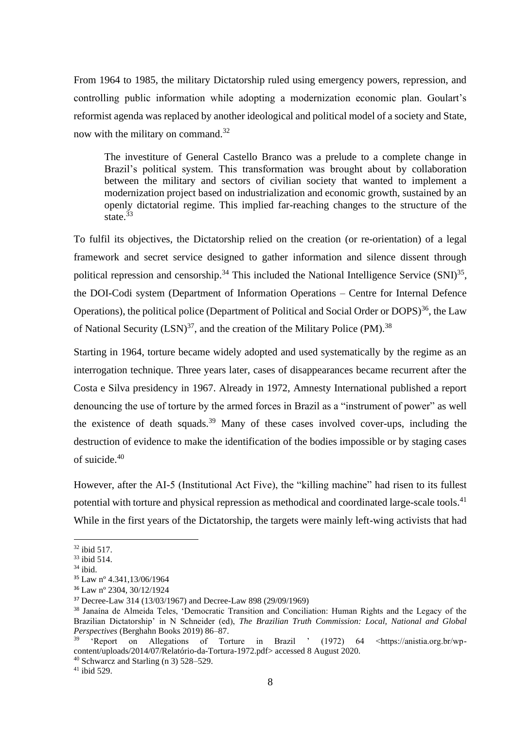From 1964 to 1985, the military Dictatorship ruled using emergency powers, repression, and controlling public information while adopting a modernization economic plan. Goulart's reformist agenda was replaced by another ideological and political model of a society and State, now with the military on command.[32]

> The investiture of General Castello Branco was a prelude to a complete change in Brazil's political system. This transformation was brought about by collaboration between the military and sectors of civilian society that wanted to implement a modernization project based on industrialization and economic growth, sustained by an openly dictatorial regime. This implied far-reaching changes to the structure of the state.[33]

To fulfil its objectives, the Dictatorship relied on the creation (or re-orientation) of a legal framework and secret service designed to gather information and silence dissent through political repression and censorship.[34] This included the National Intelligence Service (SNI)[35], the DOI-Codi system (Department of Information Operations – Centre for Internal Defence Operations), the political police (Department of Political and Social Order or DOPS)[36], the Law of National Security (LSN)[37], and the creation of the Military Police (PM).[38]

Starting in 1964, torture became widely adopted and used systematically by the regime as an interrogation technique. Three years later, cases of disappearances became recurrent after the Costa e Silva presidency in 1967. Already in 1972, Amnesty International published a report denouncing the use of torture by the armed forces in Brazil as a "instrument of power" as well the existence of death squads.[39] Many of these cases involved cover-ups, including the destruction of evidence to make the identification of the bodies impossible or by staging cases of suicide.[40]

However, after the AI-5 (Institutional Act Five), the "killing machine" had risen to its fullest potential with torture and physical repression as methodical and coordinated large-scale tools.[41] While in the first years of the Dictatorship, the targets were mainly left-wing activists that had

---

[32] ibid 517.

[33] ibid 514.

[34] ibid.

[35] Law nº 4.341,13/06/1964

[36] Law nº 2304, 30/12/1924

[37] Decree-Law 314 (13/03/1967) and Decree-Law 898 (29/09/1969)

[38] Janaína de Almeida Teles, 'Democratic Transition and Conciliation: Human Rights and the Legacy of the Brazilian Dictatorship' in N Schneider (ed), *The Brazilian Truth Commission: Local, National and Global Perspectives* (Berghahn Books 2019) 86–87.

[39] 'Report on Allegations of Torture in Brazil ' (1972) 64 <https://anistia.org.br/wp-content/uploads/2014/07/Relatório-da-Tortura-1972.pdf> accessed 8 August 2020.

[40] Schwarcz and Starling (n 3) 528–529.

[41] ibid 529.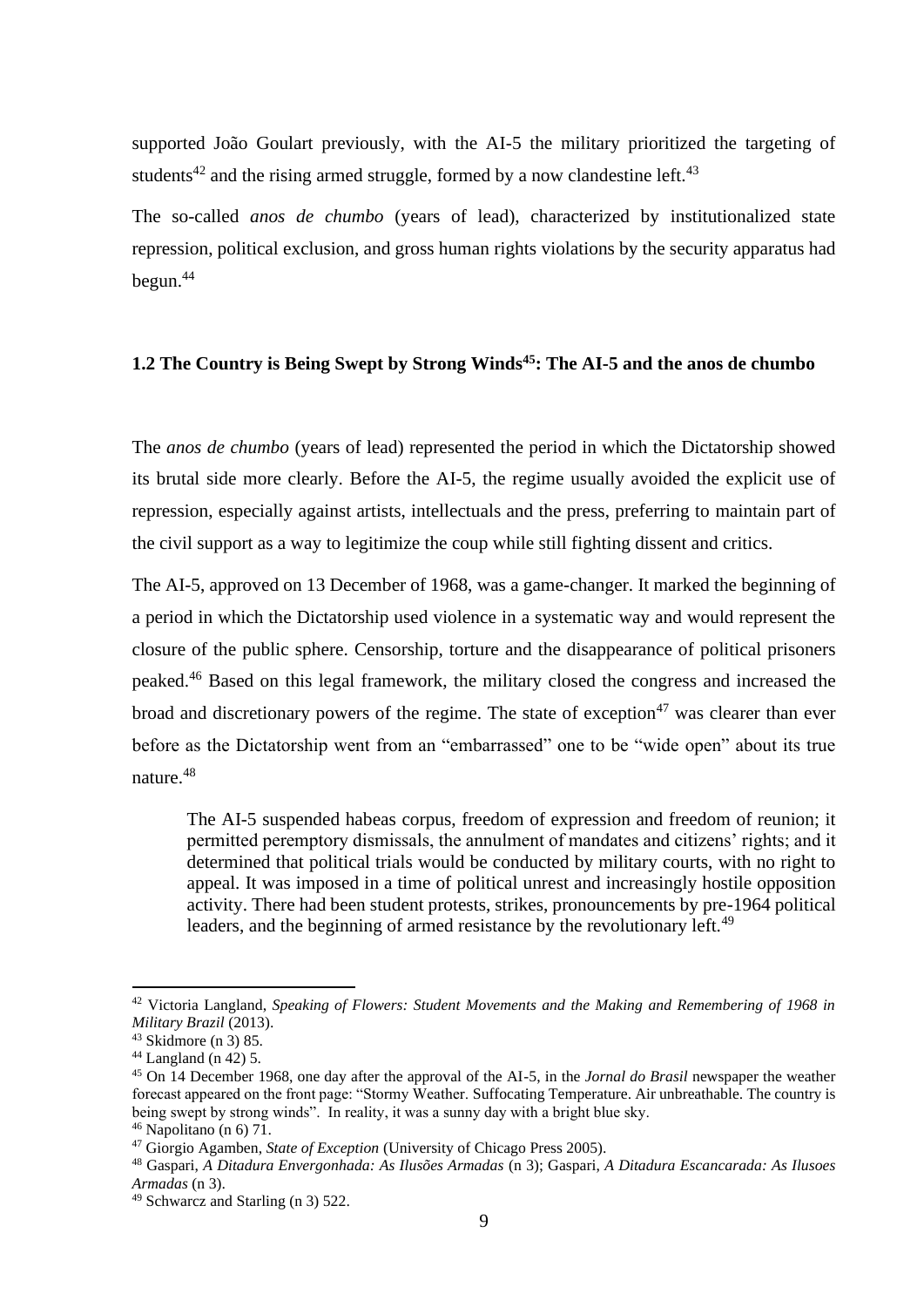supported João Goulart previously, with the AI-5 the military prioritized the targeting of students[42] and the rising armed struggle, formed by a now clandestine left.[43]

The so-called *anos de chumbo* (years of lead), characterized by institutionalized state repression, political exclusion, and gross human rights violations by the security apparatus had begun.[44]

## 1.2 The Country is Being Swept by Strong Winds[45]: The AI-5 and the anos de chumbo

The *anos de chumbo* (years of lead) represented the period in which the Dictatorship showed its brutal side more clearly. Before the AI-5, the regime usually avoided the explicit use of repression, especially against artists, intellectuals and the press, preferring to maintain part of the civil support as a way to legitimize the coup while still fighting dissent and critics.

The AI-5, approved on 13 December of 1968, was a game-changer. It marked the beginning of a period in which the Dictatorship used violence in a systematic way and would represent the closure of the public sphere. Censorship, torture and the disappearance of political prisoners peaked.[46] Based on this legal framework, the military closed the congress and increased the broad and discretionary powers of the regime. The state of exception[47] was clearer than ever before as the Dictatorship went from an "embarrassed" one to be "wide open" about its true nature.[48]

> The AI-5 suspended habeas corpus, freedom of expression and freedom of reunion; it permitted peremptory dismissals, the annulment of mandates and citizens' rights; and it determined that political trials would be conducted by military courts, with no right to appeal. It was imposed in a time of political unrest and increasingly hostile opposition activity. There had been student protests, strikes, pronouncements by pre-1964 political leaders, and the beginning of armed resistance by the revolutionary left.[49]

---

[42] Victoria Langland, *Speaking of Flowers: Student Movements and the Making and Remembering of 1968 in Military Brazil* (2013).

[43] Skidmore (n 3) 85.

[44] Langland (n 42) 5.

[45] On 14 December 1968, one day after the approval of the AI-5, in the *Jornal do Brasil* newspaper the weather forecast appeared on the front page: "Stormy Weather. Suffocating Temperature. Air unbreathable. The country is being swept by strong winds". In reality, it was a sunny day with a bright blue sky.

[46] Napolitano (n 6) 71.

[47] Giorgio Agamben, *State of Exception* (University of Chicago Press 2005).

[48] Gaspari, *A Ditadura Envergonhada: As Ilusões Armadas* (n 3); Gaspari, *A Ditadura Escancarada: As Ilusoes Armadas* (n 3).

[49] Schwarcz and Starling (n 3) 522.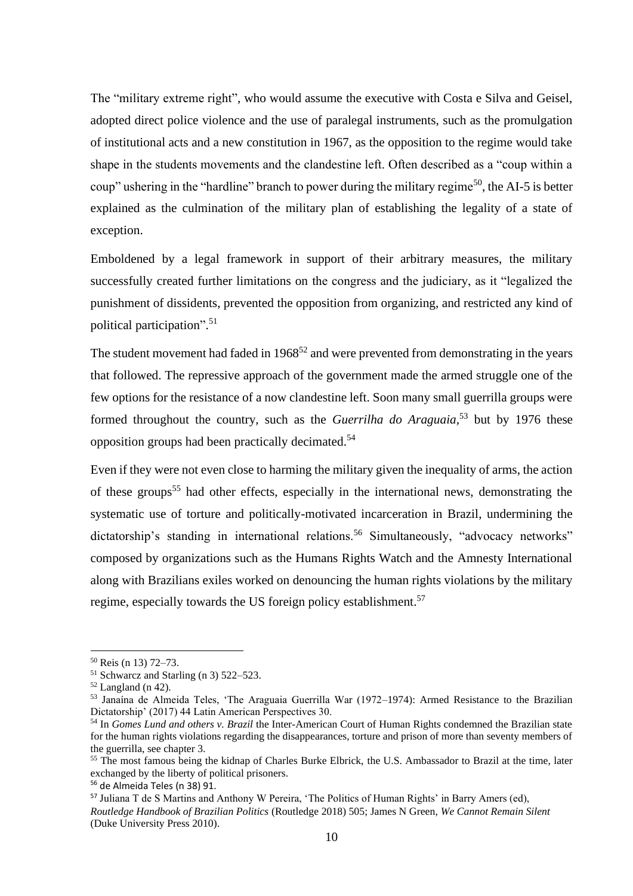The "military extreme right", who would assume the executive with Costa e Silva and Geisel, adopted direct police violence and the use of paralegal instruments, such as the promulgation of institutional acts and a new constitution in 1967, as the opposition to the regime would take shape in the students movements and the clandestine left. Often described as a "coup within a coup" ushering in the "hardline" branch to power during the military regime[50], the AI-5 is better explained as the culmination of the military plan of establishing the legality of a state of exception.

Emboldened by a legal framework in support of their arbitrary measures, the military successfully created further limitations on the congress and the judiciary, as it "legalized the punishment of dissidents, prevented the opposition from organizing, and restricted any kind of political participation".[51]

The student movement had faded in 1968[52] and were prevented from demonstrating in the years that followed. The repressive approach of the government made the armed struggle one of the few options for the resistance of a now clandestine left. Soon many small guerrilla groups were formed throughout the country, such as the *Guerrilha do Araguaia*,[53] but by 1976 these opposition groups had been practically decimated.[54]

Even if they were not even close to harming the military given the inequality of arms, the action of these groups[55] had other effects, especially in the international news, demonstrating the systematic use of torture and politically-motivated incarceration in Brazil, undermining the dictatorship's standing in international relations.[56] Simultaneously, "advocacy networks" composed by organizations such as the Humans Rights Watch and the Amnesty International along with Brazilians exiles worked on denouncing the human rights violations by the military regime, especially towards the US foreign policy establishment.[57]

---

[50] Reis (n 13) 72–73.

[51] Schwarcz and Starling (n 3) 522–523.

[52] Langland (n 42).

[53] Janaína de Almeida Teles, 'The Araguaia Guerrilla War (1972–1974): Armed Resistance to the Brazilian Dictatorship' (2017) 44 Latin American Perspectives 30.

[54] In *Gomes Lund and others v. Brazil* the Inter-American Court of Human Rights condemned the Brazilian state for the human rights violations regarding the disappearances, torture and prison of more than seventy members of the guerrilla, see chapter 3.

[55] The most famous being the kidnap of Charles Burke Elbrick, the U.S. Ambassador to Brazil at the time, later exchanged by the liberty of political prisoners.

[56] de Almeida Teles (n 38) 91.

[57] Juliana T de S Martins and Anthony W Pereira, 'The Politics of Human Rights' in Barry Amers (ed), *Routledge Handbook of Brazilian Politics* (Routledge 2018) 505; James N Green, *We Cannot Remain Silent* (Duke University Press 2010).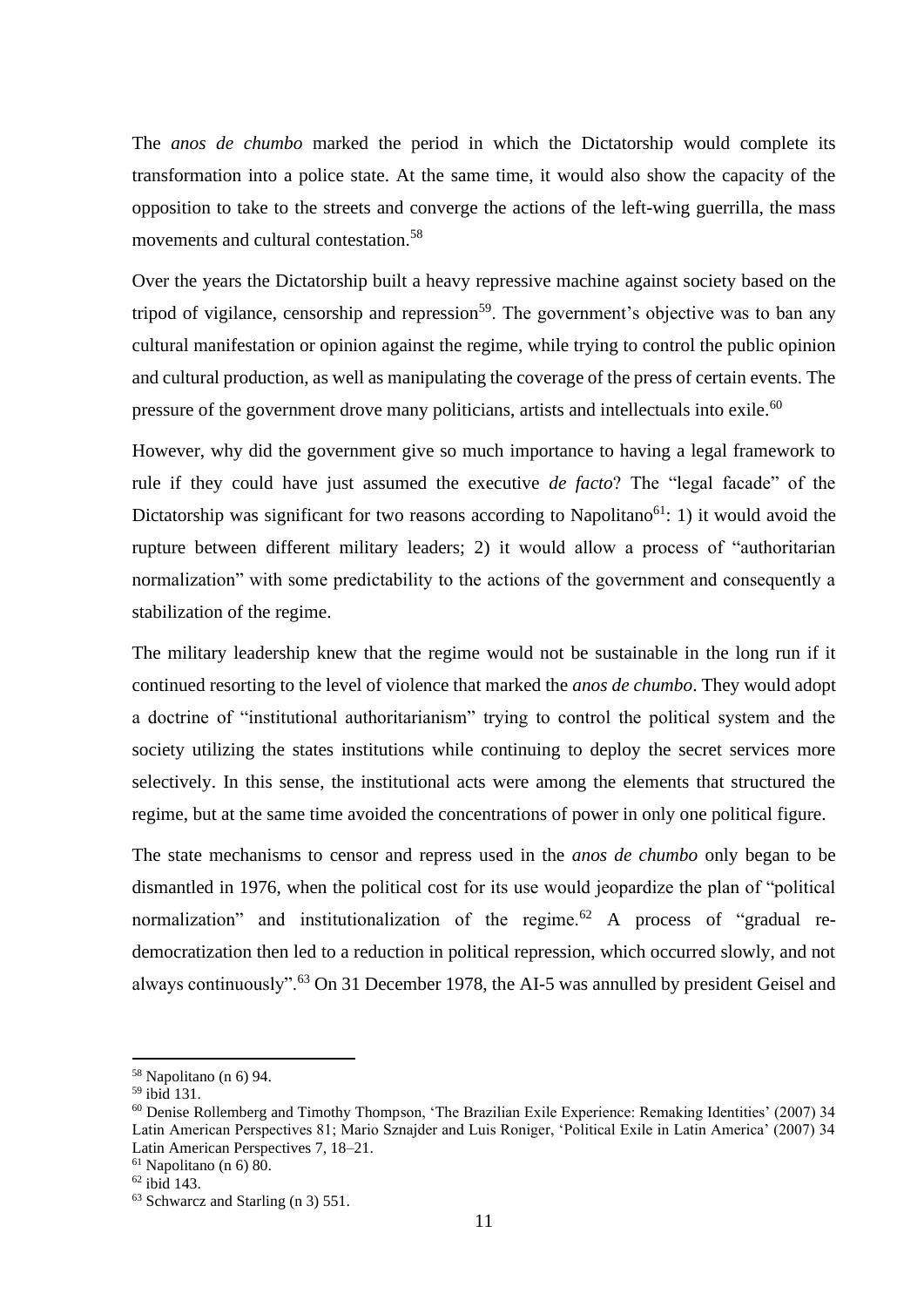The *anos de chumbo* marked the period in which the Dictatorship would complete its transformation into a police state. At the same time, it would also show the capacity of the opposition to take to the streets and converge the actions of the left-wing guerrilla, the mass movements and cultural contestation.[58]

Over the years the Dictatorship built a heavy repressive machine against society based on the tripod of vigilance, censorship and repression[59]. The government's objective was to ban any cultural manifestation or opinion against the regime, while trying to control the public opinion and cultural production, as well as manipulating the coverage of the press of certain events. The pressure of the government drove many politicians, artists and intellectuals into exile.[60]

However, why did the government give so much importance to having a legal framework to rule if they could have just assumed the executive *de facto*? The "legal facade" of the Dictatorship was significant for two reasons according to Napolitano[61]: 1) it would avoid the rupture between different military leaders; 2) it would allow a process of "authoritarian normalization" with some predictability to the actions of the government and consequently a stabilization of the regime.

The military leadership knew that the regime would not be sustainable in the long run if it continued resorting to the level of violence that marked the *anos de chumbo*. They would adopt a doctrine of "institutional authoritarianism" trying to control the political system and the society utilizing the states institutions while continuing to deploy the secret services more selectively. In this sense, the institutional acts were among the elements that structured the regime, but at the same time avoided the concentrations of power in only one political figure.

The state mechanisms to censor and repress used in the *anos de chumbo* only began to be dismantled in 1976, when the political cost for its use would jeopardize the plan of "political normalization" and institutionalization of the regime.[62] A process of "gradual re-democratization then led to a reduction in political repression, which occurred slowly, and not always continuously".[63] On 31 December 1978, the AI-5 was annulled by president Geisel and

---

[58] Napolitano (n 6) 94.
[59] ibid 131.
[60] Denise Rollemberg and Timothy Thompson, 'The Brazilian Exile Experience: Remaking Identities' (2007) 34 Latin American Perspectives 81; Mario Sznajder and Luis Roniger, 'Political Exile in Latin America' (2007) 34 Latin American Perspectives 7, 18–21.
[61] Napolitano (n 6) 80.
[62] ibid 143.
[63] Schwarcz and Starling (n 3) 551.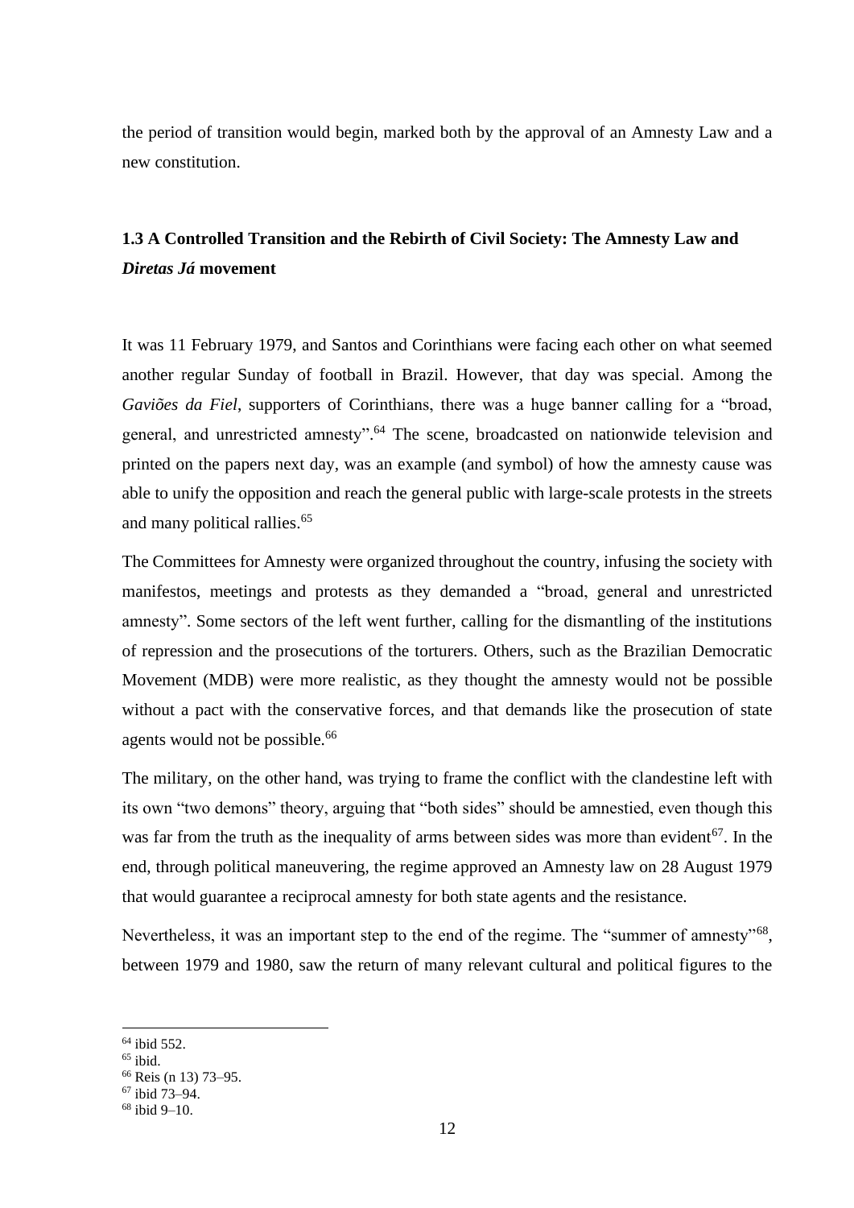the period of transition would begin, marked both by the approval of an Amnesty Law and a new constitution.

### 1.3 A Controlled Transition and the Rebirth of Civil Society: The Amnesty Law and *Diretas Já* movement

It was 11 February 1979, and Santos and Corinthians were facing each other on what seemed another regular Sunday of football in Brazil. However, that day was special. Among the *Gaviões da Fiel*, supporters of Corinthians, there was a huge banner calling for a "broad, general, and unrestricted amnesty".[64] The scene, broadcasted on nationwide television and printed on the papers next day, was an example (and symbol) of how the amnesty cause was able to unify the opposition and reach the general public with large-scale protests in the streets and many political rallies.[65]

The Committees for Amnesty were organized throughout the country, infusing the society with manifestos, meetings and protests as they demanded a "broad, general and unrestricted amnesty". Some sectors of the left went further, calling for the dismantling of the institutions of repression and the prosecutions of the torturers. Others, such as the Brazilian Democratic Movement (MDB) were more realistic, as they thought the amnesty would not be possible without a pact with the conservative forces, and that demands like the prosecution of state agents would not be possible.[66]

The military, on the other hand, was trying to frame the conflict with the clandestine left with its own "two demons" theory, arguing that "both sides" should be amnestied, even though this was far from the truth as the inequality of arms between sides was more than evident[67]. In the end, through political maneuvering, the regime approved an Amnesty law on 28 August 1979 that would guarantee a reciprocal amnesty for both state agents and the resistance.

Nevertheless, it was an important step to the end of the regime. The "summer of amnesty"[68], between 1979 and 1980, saw the return of many relevant cultural and political figures to the

---

[64] ibid 552.
[65] ibid.
[66] Reis (n 13) 73–95.
[67] ibid 73–94.
[68] ibid 9–10.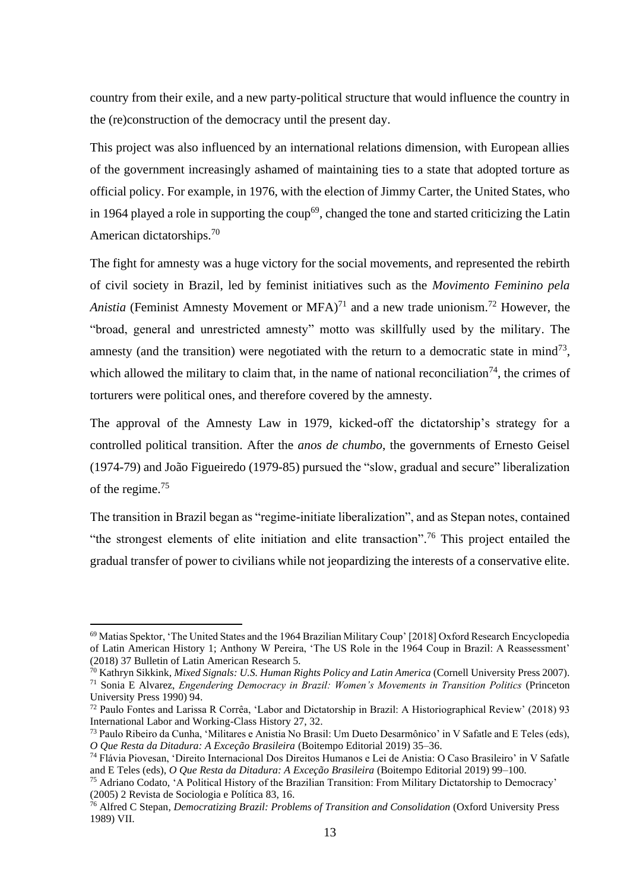country from their exile, and a new party-political structure that would influence the country in the (re)construction of the democracy until the present day.

This project was also influenced by an international relations dimension, with European allies of the government increasingly ashamed of maintaining ties to a state that adopted torture as official policy. For example, in 1976, with the election of Jimmy Carter, the United States, who in 1964 played a role in supporting the coup[69], changed the tone and started criticizing the Latin American dictatorships.[70]

The fight for amnesty was a huge victory for the social movements, and represented the rebirth of civil society in Brazil, led by feminist initiatives such as the *Movimento Feminino pela Anistia* (Feminist Amnesty Movement or MFA)[71] and a new trade unionism.[72] However, the "broad, general and unrestricted amnesty" motto was skillfully used by the military. The amnesty (and the transition) were negotiated with the return to a democratic state in mind[73], which allowed the military to claim that, in the name of national reconciliation[74], the crimes of torturers were political ones, and therefore covered by the amnesty.

The approval of the Amnesty Law in 1979, kicked-off the dictatorship's strategy for a controlled political transition. After the *anos de chumbo*, the governments of Ernesto Geisel (1974-79) and João Figueiredo (1979-85) pursued the "slow, gradual and secure" liberalization of the regime.[75]

The transition in Brazil began as "regime-initiate liberalization", and as Stepan notes, contained "the strongest elements of elite initiation and elite transaction".[76] This project entailed the gradual transfer of power to civilians while not jeopardizing the interests of a conservative elite.

---

[69] Matias Spektor, 'The United States and the 1964 Brazilian Military Coup' [2018] Oxford Research Encyclopedia of Latin American History 1; Anthony W Pereira, 'The US Role in the 1964 Coup in Brazil: A Reassessment' (2018) 37 Bulletin of Latin American Research 5.

[70] Kathryn Sikkink, *Mixed Signals: U.S. Human Rights Policy and Latin America* (Cornell University Press 2007).

[71] Sonia E Alvarez, *Engendering Democracy in Brazil: Women's Movements in Transition Politics* (Princeton University Press 1990) 94.

[72] Paulo Fontes and Larissa R Corrêa, 'Labor and Dictatorship in Brazil: A Historiographical Review' (2018) 93 International Labor and Working-Class History 27, 32.

[73] Paulo Ribeiro da Cunha, 'Militares e Anistia No Brasil: Um Dueto Desarmônico' in V Safatle and E Teles (eds), *O Que Resta da Ditadura: A Exceção Brasileira* (Boitempo Editorial 2019) 35–36.

[74] Flávia Piovesan, 'Direito Internacional Dos Direitos Humanos e Lei de Anistia: O Caso Brasileiro' in V Safatle and E Teles (eds), *O Que Resta da Ditadura: A Exceção Brasileira* (Boitempo Editorial 2019) 99–100.

[75] Adriano Codato, 'A Political History of the Brazilian Transition: From Military Dictatorship to Democracy' (2005) 2 Revista de Sociologia e Política 83, 16.

[76] Alfred C Stepan, *Democratizing Brazil: Problems of Transition and Consolidation* (Oxford University Press 1989) VII.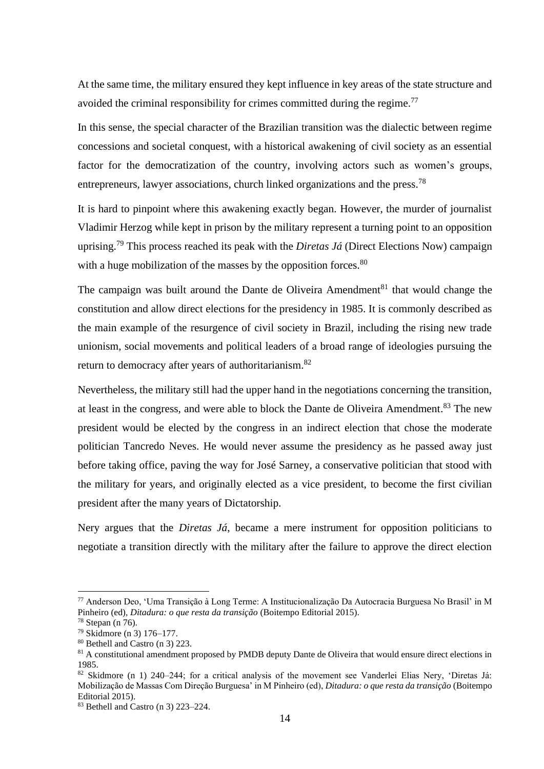At the same time, the military ensured they kept influence in key areas of the state structure and avoided the criminal responsibility for crimes committed during the regime.[77]

In this sense, the special character of the Brazilian transition was the dialectic between regime concessions and societal conquest, with a historical awakening of civil society as an essential factor for the democratization of the country, involving actors such as women's groups, entrepreneurs, lawyer associations, church linked organizations and the press.[78]

It is hard to pinpoint where this awakening exactly began. However, the murder of journalist Vladimir Herzog while kept in prison by the military represent a turning point to an opposition uprising.[79] This process reached its peak with the *Diretas Já* (Direct Elections Now) campaign with a huge mobilization of the masses by the opposition forces.[80]

The campaign was built around the Dante de Oliveira Amendment[81] that would change the constitution and allow direct elections for the presidency in 1985. It is commonly described as the main example of the resurgence of civil society in Brazil, including the rising new trade unionism, social movements and political leaders of a broad range of ideologies pursuing the return to democracy after years of authoritarianism.[82]

Nevertheless, the military still had the upper hand in the negotiations concerning the transition, at least in the congress, and were able to block the Dante de Oliveira Amendment.[83] The new president would be elected by the congress in an indirect election that chose the moderate politician Tancredo Neves. He would never assume the presidency as he passed away just before taking office, paving the way for José Sarney, a conservative politician that stood with the military for years, and originally elected as a vice president, to become the first civilian president after the many years of Dictatorship.

Nery argues that the *Diretas Já*, became a mere instrument for opposition politicians to negotiate a transition directly with the military after the failure to approve the direct election

---

[77] Anderson Deo, 'Uma Transição à Long Terme: A Institucionalização Da Autocracia Burguesa No Brasil' in M Pinheiro (ed), *Ditadura: o que resta da transição* (Boitempo Editorial 2015).

[78] Stepan (n 76).

[79] Skidmore (n 3) 176–177.

[80] Bethell and Castro (n 3) 223.

[81] A constitutional amendment proposed by PMDB deputy Dante de Oliveira that would ensure direct elections in 1985.

[82] Skidmore (n 1) 240–244; for a critical analysis of the movement see Vanderlei Elias Nery, 'Diretas Já: Mobilização de Massas Com Direção Burguesa' in M Pinheiro (ed), *Ditadura: o que resta da transição* (Boitempo Editorial 2015).

[83] Bethell and Castro (n 3) 223–224.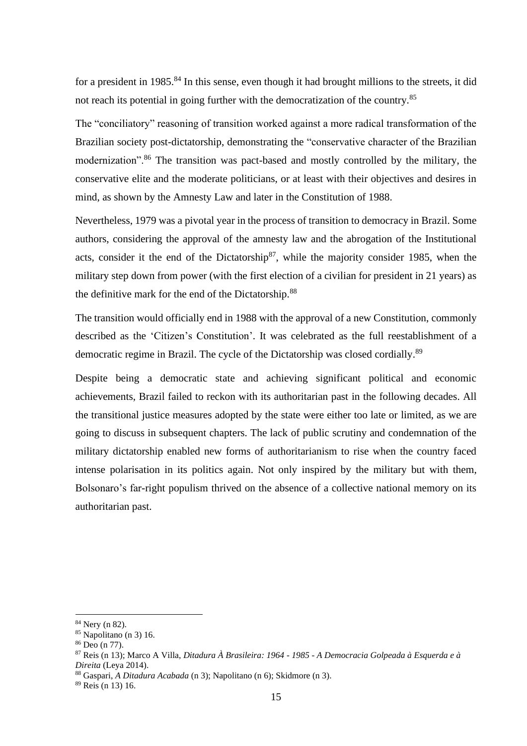for a president in 1985.[84] In this sense, even though it had brought millions to the streets, it did not reach its potential in going further with the democratization of the country.[85]

The "conciliatory" reasoning of transition worked against a more radical transformation of the Brazilian society post-dictatorship, demonstrating the "conservative character of the Brazilian modernization".[86] The transition was pact-based and mostly controlled by the military, the conservative elite and the moderate politicians, or at least with their objectives and desires in mind, as shown by the Amnesty Law and later in the Constitution of 1988.

Nevertheless, 1979 was a pivotal year in the process of transition to democracy in Brazil. Some authors, considering the approval of the amnesty law and the abrogation of the Institutional acts, consider it the end of the Dictatorship[87], while the majority consider 1985, when the military step down from power (with the first election of a civilian for president in 21 years) as the definitive mark for the end of the Dictatorship.[88]

The transition would officially end in 1988 with the approval of a new Constitution, commonly described as the 'Citizen's Constitution'. It was celebrated as the full reestablishment of a democratic regime in Brazil. The cycle of the Dictatorship was closed cordially.[89]

Despite being a democratic state and achieving significant political and economic achievements, Brazil failed to reckon with its authoritarian past in the following decades. All the transitional justice measures adopted by the state were either too late or limited, as we are going to discuss in subsequent chapters. The lack of public scrutiny and condemnation of the military dictatorship enabled new forms of authoritarianism to rise when the country faced intense polarisation in its politics again. Not only inspired by the military but with them, Bolsonaro's far-right populism thrived on the absence of a collective national memory on its authoritarian past.

---

[84] Nery (n 82).

[85] Napolitano (n 3) 16.

[86] Deo (n 77).

[87] Reis (n 13); Marco A Villa, *Ditadura À Brasileira: 1964 - 1985 - A Democracia Golpeada à Esquerda e à Direita* (Leya 2014).

[88] Gaspari, *A Ditadura Acabada* (n 3); Napolitano (n 6); Skidmore (n 3).

[89] Reis (n 13) 16.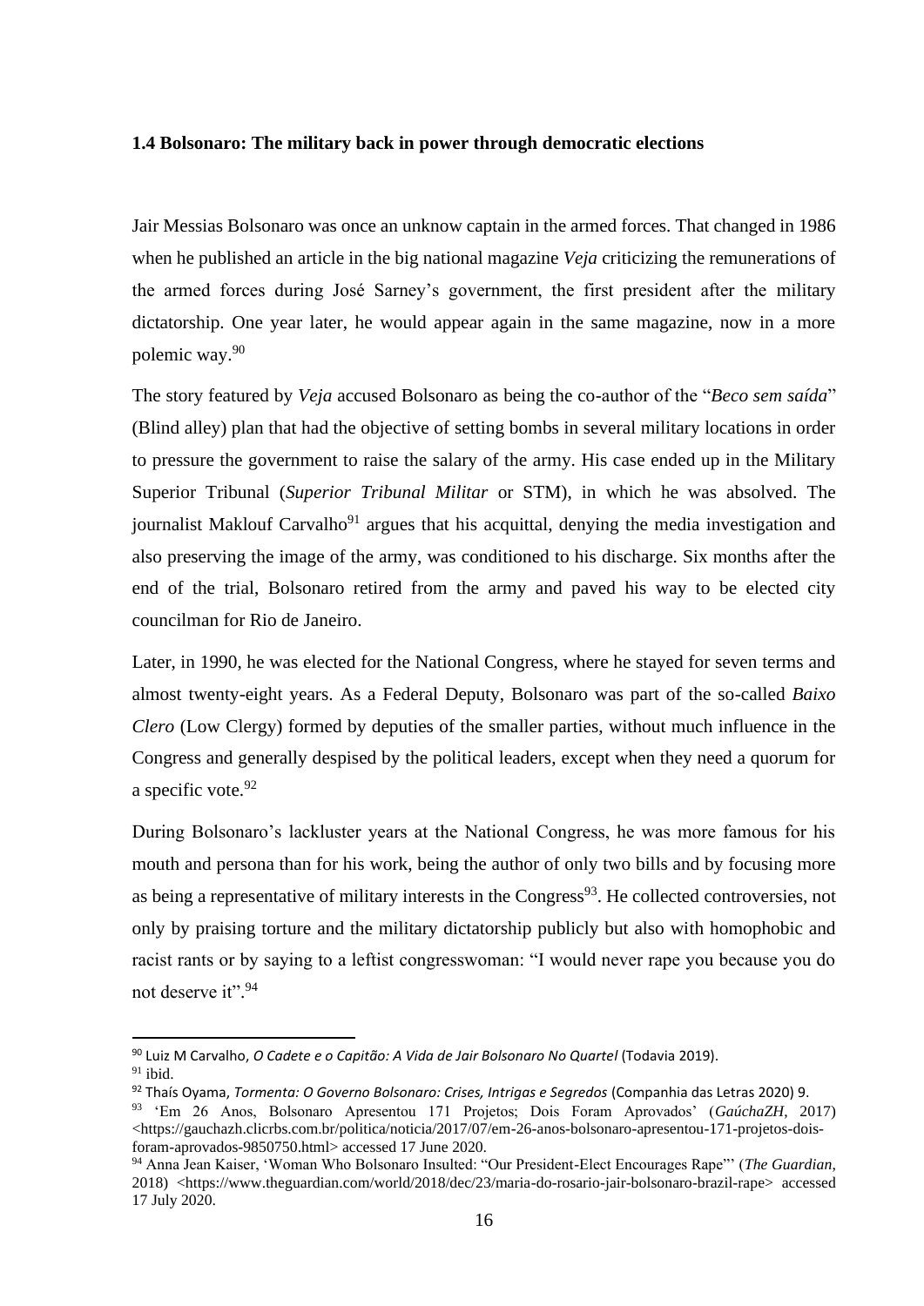### 1.4 Bolsonaro: The military back in power through democratic elections

Jair Messias Bolsonaro was once an unknow captain in the armed forces. That changed in 1986 when he published an article in the big national magazine *Veja* criticizing the remunerations of the armed forces during José Sarney's government, the first president after the military dictatorship. One year later, he would appear again in the same magazine, now in a more polemic way.[90]

The story featured by *Veja* accused Bolsonaro as being the co-author of the "*Beco sem saída*" (Blind alley) plan that had the objective of setting bombs in several military locations in order to pressure the government to raise the salary of the army. His case ended up in the Military Superior Tribunal (*Superior Tribunal Militar* or STM), in which he was absolved. The journalist Maklouf Carvalho[91] argues that his acquittal, denying the media investigation and also preserving the image of the army, was conditioned to his discharge. Six months after the end of the trial, Bolsonaro retired from the army and paved his way to be elected city councilman for Rio de Janeiro.

Later, in 1990, he was elected for the National Congress, where he stayed for seven terms and almost twenty-eight years. As a Federal Deputy, Bolsonaro was part of the so-called *Baixo Clero* (Low Clergy) formed by deputies of the smaller parties, without much influence in the Congress and generally despised by the political leaders, except when they need a quorum for a specific vote.[92]

During Bolsonaro's lackluster years at the National Congress, he was more famous for his mouth and persona than for his work, being the author of only two bills and by focusing more as being a representative of military interests in the Congress[93]. He collected controversies, not only by praising torture and the military dictatorship publicly but also with homophobic and racist rants or by saying to a leftist congresswoman: "I would never rape you because you do not deserve it".[94]

---

[90] Luiz M Carvalho, *O Cadete e o Capitão: A Vida de Jair Bolsonaro No Quartel* (Todavia 2019).

[91] ibid.

[92] Thaís Oyama, *Tormenta: O Governo Bolsonaro: Crises, Intrigas e Segredos* (Companhia das Letras 2020) 9.

[93] 'Em 26 Anos, Bolsonaro Apresentou 171 Projetos; Dois Foram Aprovados' (*GaúchaZH*, 2017) <https://gauchazh.clicrbs.com.br/politica/noticia/2017/07/em-26-anos-bolsonaro-apresentou-171-projetos-dois-foram-aprovados-9850750.html> accessed 17 June 2020.

[94] Anna Jean Kaiser, 'Woman Who Bolsonaro Insulted: "Our President-Elect Encourages Rape"' (*The Guardian*, 2018) <https://www.theguardian.com/world/2018/dec/23/maria-do-rosario-jair-bolsonaro-brazil-rape> accessed 17 July 2020.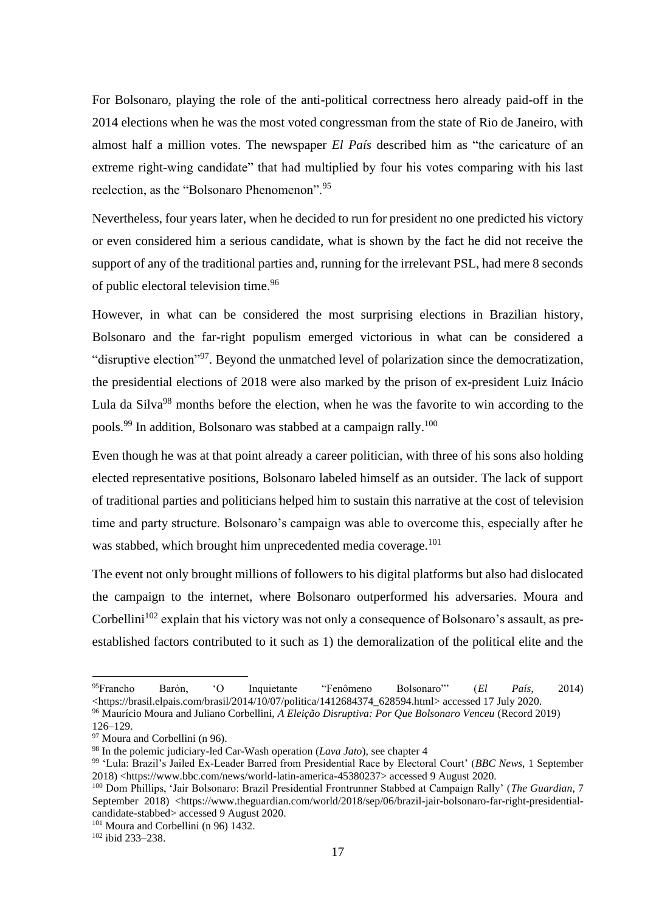For Bolsonaro, playing the role of the anti-political correctness hero already paid-off in the 2014 elections when he was the most voted congressman from the state of Rio de Janeiro, with almost half a million votes. The newspaper *El País* described him as "the caricature of an extreme right-wing candidate" that had multiplied by four his votes comparing with his last reelection, as the "Bolsonaro Phenomenon".[95]

Nevertheless, four years later, when he decided to run for president no one predicted his victory or even considered him a serious candidate, what is shown by the fact he did not receive the support of any of the traditional parties and, running for the irrelevant PSL, had mere 8 seconds of public electoral television time.[96]

However, in what can be considered the most surprising elections in Brazilian history, Bolsonaro and the far-right populism emerged victorious in what can be considered a "disruptive election"[97]. Beyond the unmatched level of polarization since the democratization, the presidential elections of 2018 were also marked by the prison of ex-president Luiz Inácio Lula da Silva[98] months before the election, when he was the favorite to win according to the pools.[99] In addition, Bolsonaro was stabbed at a campaign rally.[100]

Even though he was at that point already a career politician, with three of his sons also holding elected representative positions, Bolsonaro labeled himself as an outsider. The lack of support of traditional parties and politicians helped him to sustain this narrative at the cost of television time and party structure. Bolsonaro's campaign was able to overcome this, especially after he was stabbed, which brought him unprecedented media coverage.[101]

The event not only brought millions of followers to his digital platforms but also had dislocated the campaign to the internet, where Bolsonaro outperformed his adversaries. Moura and Corbellini[102] explain that his victory was not only a consequence of Bolsonaro's assault, as pre-established factors contributed to it such as 1) the demoralization of the political elite and the

---

[95] Francho Barón, 'O Inquietante "Fenômeno Bolsonaro"' (*El País*, 2014) <https://brasil.elpais.com/brasil/2014/10/07/politica/1412684374_628594.html> accessed 17 July 2020.

[96] Maurício Moura and Juliano Corbellini, *A Eleição Disruptiva: Por Que Bolsonaro Venceu* (Record 2019) 126–129.

[97] Moura and Corbellini (n 96).

[98] In the polemic judiciary-led Car-Wash operation (*Lava Jato*), see chapter 4

[99] 'Lula: Brazil's Jailed Ex-Leader Barred from Presidential Race by Electoral Court' (*BBC News*, 1 September 2018) <https://www.bbc.com/news/world-latin-america-45380237> accessed 9 August 2020.

[100] Dom Phillips, 'Jair Bolsonaro: Brazil Presidential Frontrunner Stabbed at Campaign Rally' (*The Guardian*, 7 September 2018) <https://www.theguardian.com/world/2018/sep/06/brazil-jair-bolsonaro-far-right-presidential-candidate-stabbed> accessed 9 August 2020.

[101] Moura and Corbellini (n 96) 1432.

[102] ibid 233–238.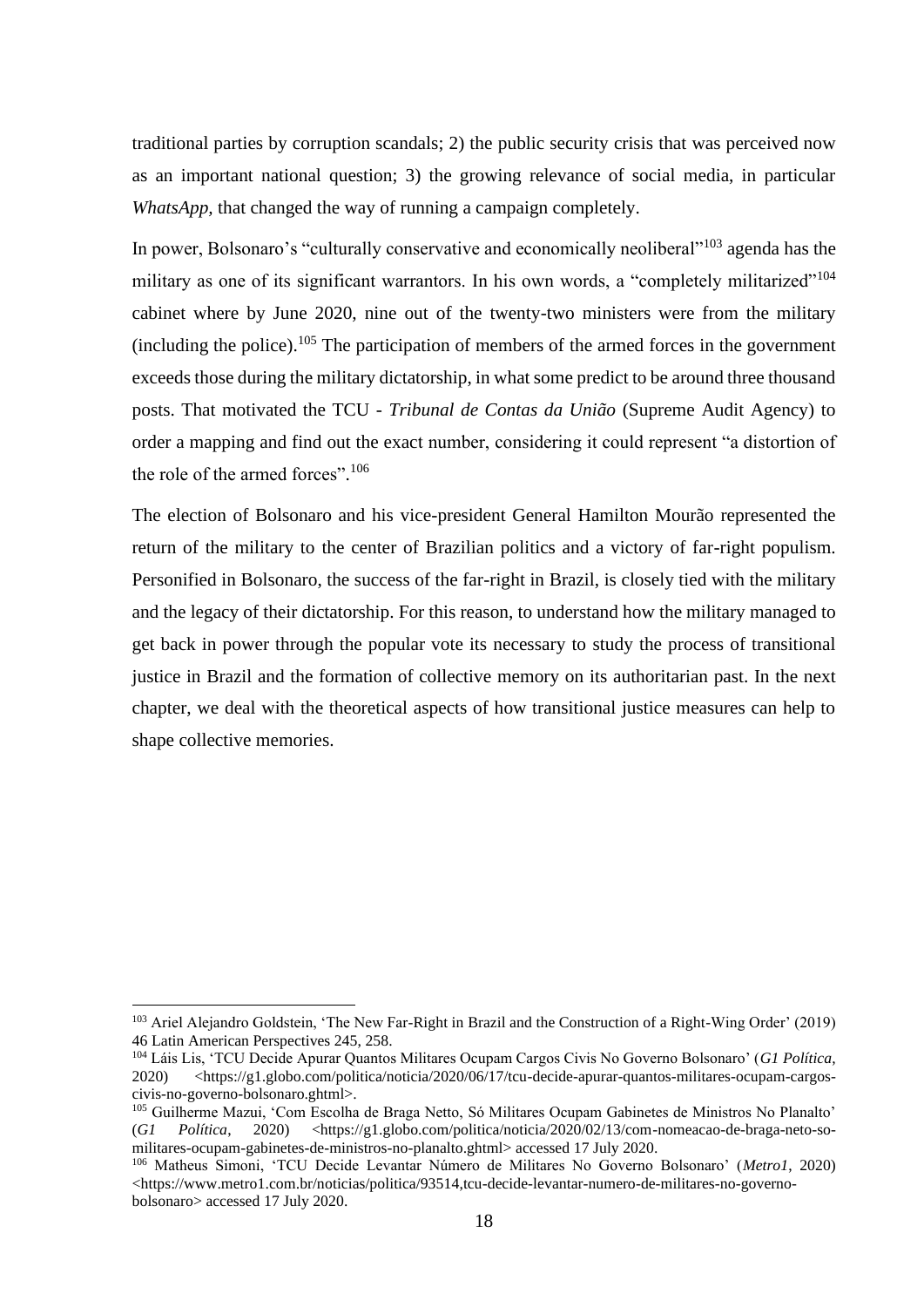traditional parties by corruption scandals; 2) the public security crisis that was perceived now as an important national question; 3) the growing relevance of social media, in particular *WhatsApp*, that changed the way of running a campaign completely.

In power, Bolsonaro's "culturally conservative and economically neoliberal"[103] agenda has the military as one of its significant warrantors. In his own words, a "completely militarized"[104] cabinet where by June 2020, nine out of the twenty-two ministers were from the military (including the police).[105] The participation of members of the armed forces in the government exceeds those during the military dictatorship, in what some predict to be around three thousand posts. That motivated the TCU - *Tribunal de Contas da União* (Supreme Audit Agency) to order a mapping and find out the exact number, considering it could represent "a distortion of the role of the armed forces".[106]

The election of Bolsonaro and his vice-president General Hamilton Mourão represented the return of the military to the center of Brazilian politics and a victory of far-right populism. Personified in Bolsonaro, the success of the far-right in Brazil, is closely tied with the military and the legacy of their dictatorship. For this reason, to understand how the military managed to get back in power through the popular vote its necessary to study the process of transitional justice in Brazil and the formation of collective memory on its authoritarian past. In the next chapter, we deal with the theoretical aspects of how transitional justice measures can help to shape collective memories.

---

[103] Ariel Alejandro Goldstein, 'The New Far-Right in Brazil and the Construction of a Right-Wing Order' (2019) 46 Latin American Perspectives 245, 258.

[104] Láis Lis, 'TCU Decide Apurar Quantos Militares Ocupam Cargos Civis No Governo Bolsonaro' (*G1 Política*, 2020) <https://g1.globo.com/politica/noticia/2020/06/17/tcu-decide-apurar-quantos-militares-ocupam-cargos-civis-no-governo-bolsonaro.ghtml>.

[105] Guilherme Mazui, 'Com Escolha de Braga Netto, Só Militares Ocupam Gabinetes de Ministros No Planalto' (*G1 Política*, 2020) <https://g1.globo.com/politica/noticia/2020/02/13/com-nomeacao-de-braga-neto-so-militares-ocupam-gabinetes-de-ministros-no-planalto.ghtml> accessed 17 July 2020.

[106] Matheus Simoni, 'TCU Decide Levantar Número de Militares No Governo Bolsonaro' (*Metro1*, 2020) <https://www.metro1.com.br/noticias/politica/93514,tcu-decide-levantar-numero-de-militares-no-governo-bolsonaro> accessed 17 July 2020.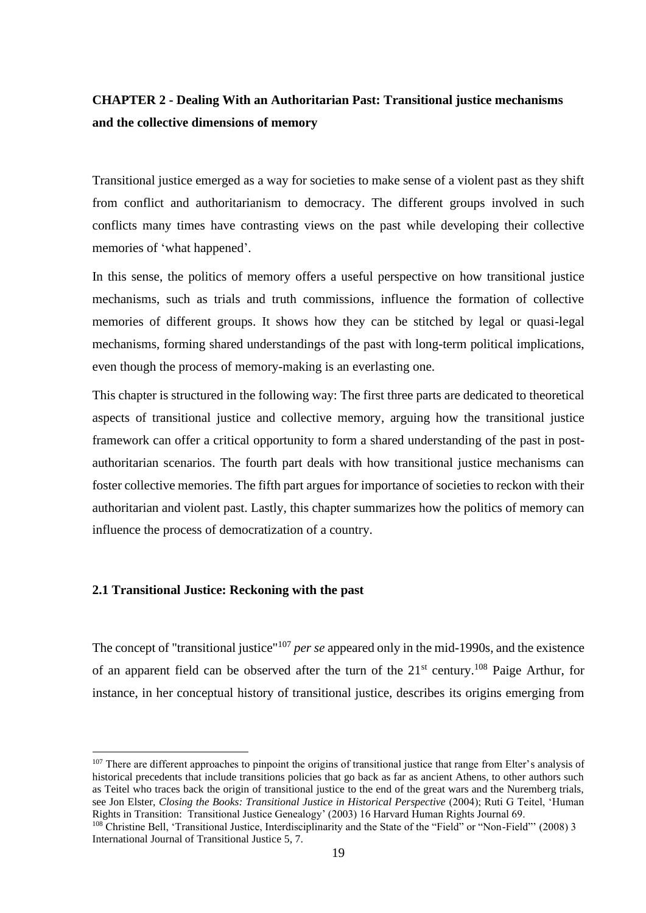## CHAPTER 2 - Dealing With an Authoritarian Past: Transitional justice mechanisms and the collective dimensions of memory

Transitional justice emerged as a way for societies to make sense of a violent past as they shift from conflict and authoritarianism to democracy. The different groups involved in such conflicts many times have contrasting views on the past while developing their collective memories of 'what happened'.

In this sense, the politics of memory offers a useful perspective on how transitional justice mechanisms, such as trials and truth commissions, influence the formation of collective memories of different groups. It shows how they can be stitched by legal or quasi-legal mechanisms, forming shared understandings of the past with long-term political implications, even though the process of memory-making is an everlasting one.

This chapter is structured in the following way: The first three parts are dedicated to theoretical aspects of transitional justice and collective memory, arguing how the transitional justice framework can offer a critical opportunity to form a shared understanding of the past in post-authoritarian scenarios. The fourth part deals with how transitional justice mechanisms can foster collective memories. The fifth part argues for importance of societies to reckon with their authoritarian and violent past. Lastly, this chapter summarizes how the politics of memory can influence the process of democratization of a country.

### 2.1 Transitional Justice: Reckoning with the past

The concept of "transitional justice"[107] *per se* appeared only in the mid-1990s, and the existence of an apparent field can be observed after the turn of the 21st century.[108] Paige Arthur, for instance, in her conceptual history of transitional justice, describes its origins emerging from

---

[107] There are different approaches to pinpoint the origins of transitional justice that range from Elter's analysis of historical precedents that include transitions policies that go back as far as ancient Athens, to other authors such as Teitel who traces back the origin of transitional justice to the end of the great wars and the Nuremberg trials, see Jon Elster, *Closing the Books: Transitional Justice in Historical Perspective* (2004); Ruti G Teitel, 'Human Rights in Transition: Transitional Justice Genealogy' (2003) 16 Harvard Human Rights Journal 69.

[108] Christine Bell, 'Transitional Justice, Interdisciplinarity and the State of the "Field" or "Non-Field"' (2008) 3 International Journal of Transitional Justice 5, 7.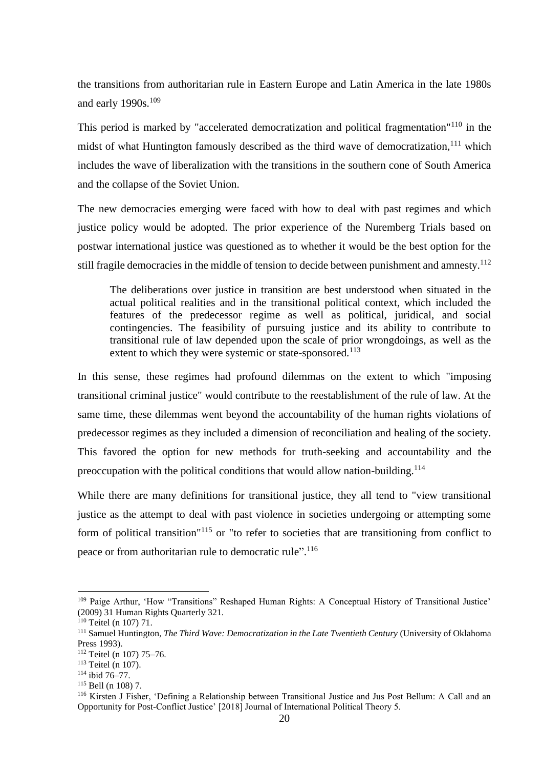the transitions from authoritarian rule in Eastern Europe and Latin America in the late 1980s and early 1990s.[109]

This period is marked by "accelerated democratization and political fragmentation"[110] in the midst of what Huntington famously described as the third wave of democratization,[111] which includes the wave of liberalization with the transitions in the southern cone of South America and the collapse of the Soviet Union.

The new democracies emerging were faced with how to deal with past regimes and which justice policy would be adopted. The prior experience of the Nuremberg Trials based on postwar international justice was questioned as to whether it would be the best option for the still fragile democracies in the middle of tension to decide between punishment and amnesty.[112]

> The deliberations over justice in transition are best understood when situated in the actual political realities and in the transitional political context, which included the features of the predecessor regime as well as political, juridical, and social contingencies. The feasibility of pursuing justice and its ability to contribute to transitional rule of law depended upon the scale of prior wrongdoings, as well as the extent to which they were systemic or state-sponsored.[113]

In this sense, these regimes had profound dilemmas on the extent to which "imposing transitional criminal justice" would contribute to the reestablishment of the rule of law. At the same time, these dilemmas went beyond the accountability of the human rights violations of predecessor regimes as they included a dimension of reconciliation and healing of the society. This favored the option for new methods for truth-seeking and accountability and the preoccupation with the political conditions that would allow nation-building.[114]

While there are many definitions for transitional justice, they all tend to "view transitional justice as the attempt to deal with past violence in societies undergoing or attempting some form of political transition"[115] or "to refer to societies that are transitioning from conflict to peace or from authoritarian rule to democratic rule".[116]

---

[109] Paige Arthur, 'How "Transitions" Reshaped Human Rights: A Conceptual History of Transitional Justice' (2009) 31 Human Rights Quarterly 321.

[110] Teitel (n 107) 71.

[111] Samuel Huntington, *The Third Wave: Democratization in the Late Twentieth Century* (University of Oklahoma Press 1993).

[112] Teitel (n 107) 75–76.

[113] Teitel (n 107).

[114] ibid 76–77.

[115] Bell (n 108) 7.

[116] Kirsten J Fisher, 'Defining a Relationship between Transitional Justice and Jus Post Bellum: A Call and an Opportunity for Post-Conflict Justice' [2018] Journal of International Political Theory 5.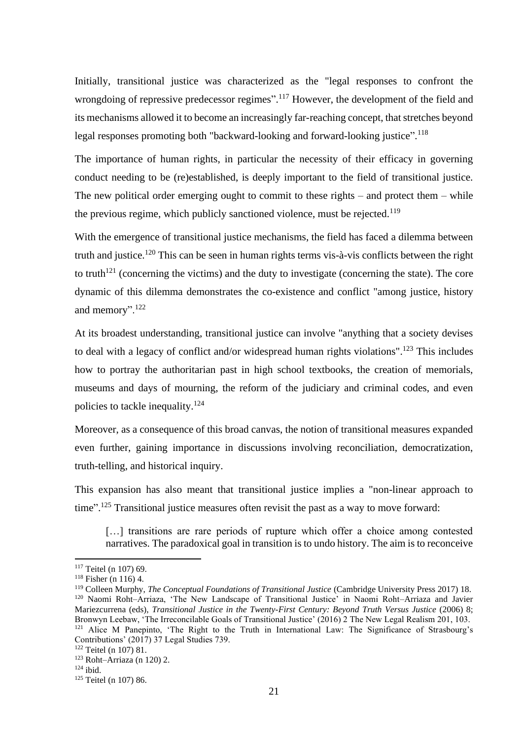Initially, transitional justice was characterized as the "legal responses to confront the wrongdoing of repressive predecessor regimes".[117] However, the development of the field and its mechanisms allowed it to become an increasingly far-reaching concept, that stretches beyond legal responses promoting both "backward-looking and forward-looking justice".[118]

The importance of human rights, in particular the necessity of their efficacy in governing conduct needing to be (re)established, is deeply important to the field of transitional justice. The new political order emerging ought to commit to these rights – and protect them – while the previous regime, which publicly sanctioned violence, must be rejected.[119]

With the emergence of transitional justice mechanisms, the field has faced a dilemma between truth and justice.[120] This can be seen in human rights terms vis-à-vis conflicts between the right to truth[121] (concerning the victims) and the duty to investigate (concerning the state). The core dynamic of this dilemma demonstrates the co-existence and conflict "among justice, history and memory".[122]

At its broadest understanding, transitional justice can involve "anything that a society devises to deal with a legacy of conflict and/or widespread human rights violations".[123] This includes how to portray the authoritarian past in high school textbooks, the creation of memorials, museums and days of mourning, the reform of the judiciary and criminal codes, and even policies to tackle inequality.[124]

Moreover, as a consequence of this broad canvas, the notion of transitional measures expanded even further, gaining importance in discussions involving reconciliation, democratization, truth-telling, and historical inquiry.

This expansion has also meant that transitional justice implies a "non-linear approach to time".[125] Transitional justice measures often revisit the past as a way to move forward:

> […] transitions are rare periods of rupture which offer a choice among contested narratives. The paradoxical goal in transition is to undo history. The aim is to reconceive

---

[117] Teitel (n 107) 69.

[118] Fisher (n 116) 4.

[119] Colleen Murphy, *The Conceptual Foundations of Transitional Justice* (Cambridge University Press 2017) 18.

[120] Naomi Roht–Arriaza, 'The New Landscape of Transitional Justice' in Naomi Roht–Arriaza and Javier Mariezcurrena (eds), *Transitional Justice in the Twenty-First Century: Beyond Truth Versus Justice* (2006) 8; Bronwyn Leebaw, 'The Irreconcilable Goals of Transitional Justice' (2016) 2 The New Legal Realism 201, 103.

[121] Alice M Panepinto, 'The Right to the Truth in International Law: The Significance of Strasbourg's Contributions' (2017) 37 Legal Studies 739.

[122] Teitel (n 107) 81.

[123] Roht–Arriaza (n 120) 2.

[124] ibid.

[125] Teitel (n 107) 86.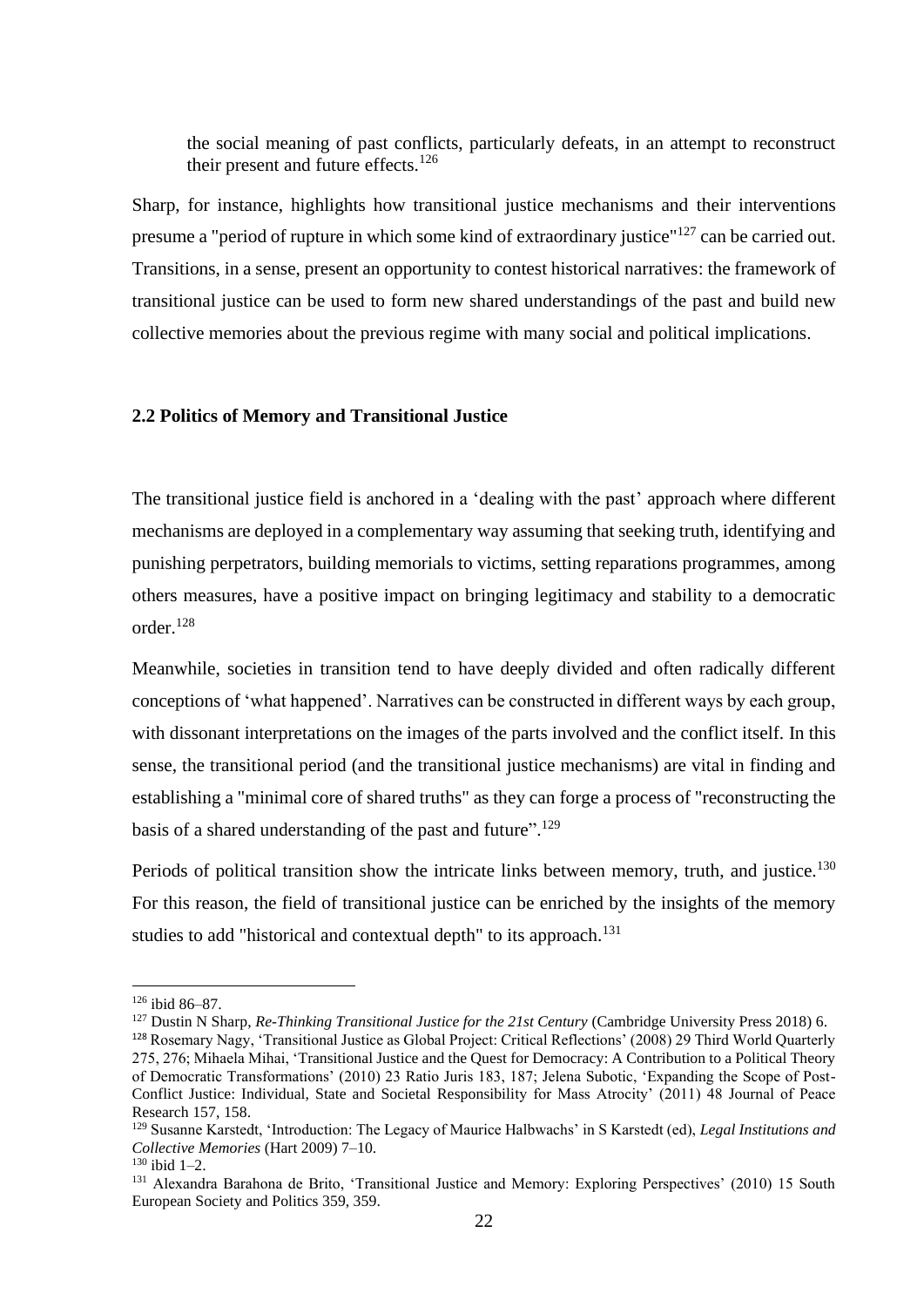> the social meaning of past conflicts, particularly defeats, in an attempt to reconstruct their present and future effects.[126]

Sharp, for instance, highlights how transitional justice mechanisms and their interventions presume a "period of rupture in which some kind of extraordinary justice"[127] can be carried out. Transitions, in a sense, present an opportunity to contest historical narratives: the framework of transitional justice can be used to form new shared understandings of the past and build new collective memories about the previous regime with many social and political implications.

### 2.2 Politics of Memory and Transitional Justice

The transitional justice field is anchored in a 'dealing with the past' approach where different mechanisms are deployed in a complementary way assuming that seeking truth, identifying and punishing perpetrators, building memorials to victims, setting reparations programmes, among others measures, have a positive impact on bringing legitimacy and stability to a democratic order.[128]

Meanwhile, societies in transition tend to have deeply divided and often radically different conceptions of 'what happened'. Narratives can be constructed in different ways by each group, with dissonant interpretations on the images of the parts involved and the conflict itself. In this sense, the transitional period (and the transitional justice mechanisms) are vital in finding and establishing a "minimal core of shared truths" as they can forge a process of "reconstructing the basis of a shared understanding of the past and future".[129]

Periods of political transition show the intricate links between memory, truth, and justice.[130] For this reason, the field of transitional justice can be enriched by the insights of the memory studies to add "historical and contextual depth" to its approach.[131]

---

[126] ibid 86–87.

[127] Dustin N Sharp, *Re-Thinking Transitional Justice for the 21st Century* (Cambridge University Press 2018) 6.

[128] Rosemary Nagy, 'Transitional Justice as Global Project: Critical Reflections' (2008) 29 Third World Quarterly 275, 276; Mihaela Mihai, 'Transitional Justice and the Quest for Democracy: A Contribution to a Political Theory of Democratic Transformations' (2010) 23 Ratio Juris 183, 187; Jelena Subotic, 'Expanding the Scope of Post-Conflict Justice: Individual, State and Societal Responsibility for Mass Atrocity' (2011) 48 Journal of Peace Research 157, 158.

[129] Susanne Karstedt, 'Introduction: The Legacy of Maurice Halbwachs' in S Karstedt (ed), *Legal Institutions and Collective Memories* (Hart 2009) 7–10.

[130] ibid 1–2.

[131] Alexandra Barahona de Brito, 'Transitional Justice and Memory: Exploring Perspectives' (2010) 15 South European Society and Politics 359, 359.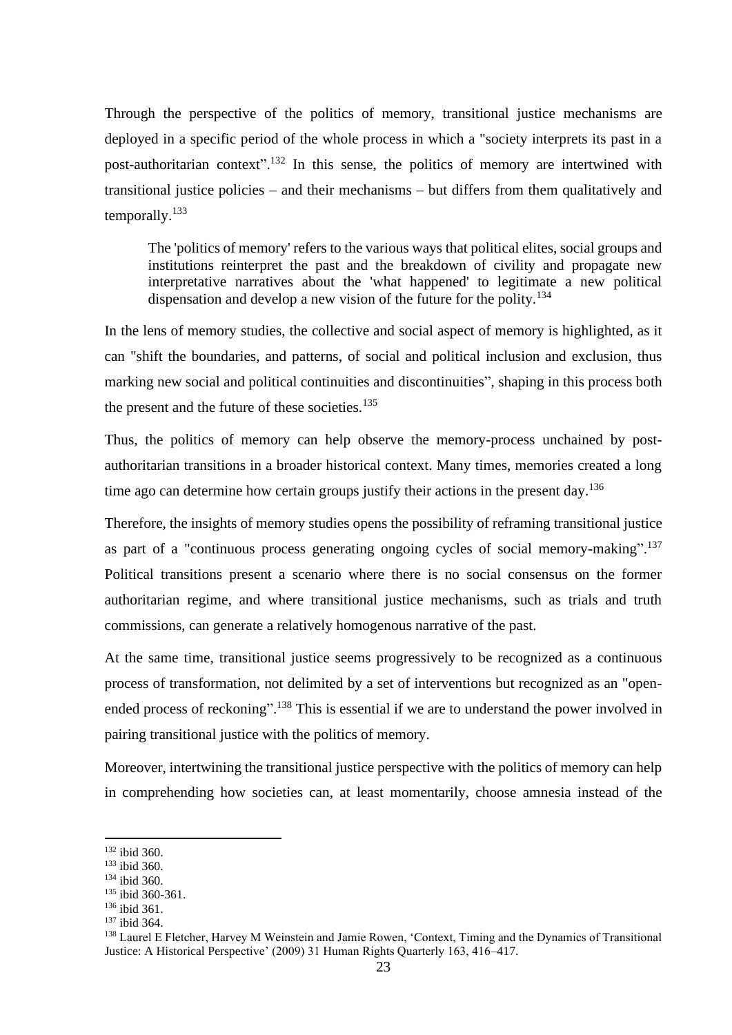Through the perspective of the politics of memory, transitional justice mechanisms are deployed in a specific period of the whole process in which a "society interprets its past in a post-authoritarian context".[132] In this sense, the politics of memory are intertwined with transitional justice policies – and their mechanisms – but differs from them qualitatively and temporally.[133]

> The 'politics of memory' refers to the various ways that political elites, social groups and institutions reinterpret the past and the breakdown of civility and propagate new interpretative narratives about the 'what happened' to legitimate a new political dispensation and develop a new vision of the future for the polity.[134]

In the lens of memory studies, the collective and social aspect of memory is highlighted, as it can "shift the boundaries, and patterns, of social and political inclusion and exclusion, thus marking new social and political continuities and discontinuities", shaping in this process both the present and the future of these societies.[135]

Thus, the politics of memory can help observe the memory-process unchained by post-authoritarian transitions in a broader historical context. Many times, memories created a long time ago can determine how certain groups justify their actions in the present day.[136]

Therefore, the insights of memory studies opens the possibility of reframing transitional justice as part of a "continuous process generating ongoing cycles of social memory-making".[137] Political transitions present a scenario where there is no social consensus on the former authoritarian regime, and where transitional justice mechanisms, such as trials and truth commissions, can generate a relatively homogenous narrative of the past.

At the same time, transitional justice seems progressively to be recognized as a continuous process of transformation, not delimited by a set of interventions but recognized as an "open-ended process of reckoning".[138] This is essential if we are to understand the power involved in pairing transitional justice with the politics of memory.

Moreover, intertwining the transitional justice perspective with the politics of memory can help in comprehending how societies can, at least momentarily, choose amnesia instead of the

---

[132] ibid 360.

[133] ibid 360.

[134] ibid 360.

[135] ibid 360-361.

[136] ibid 361.

[137] ibid 364.

[138] Laurel E Fletcher, Harvey M Weinstein and Jamie Rowen, 'Context, Timing and the Dynamics of Transitional Justice: A Historical Perspective' (2009) 31 Human Rights Quarterly 163, 416–417.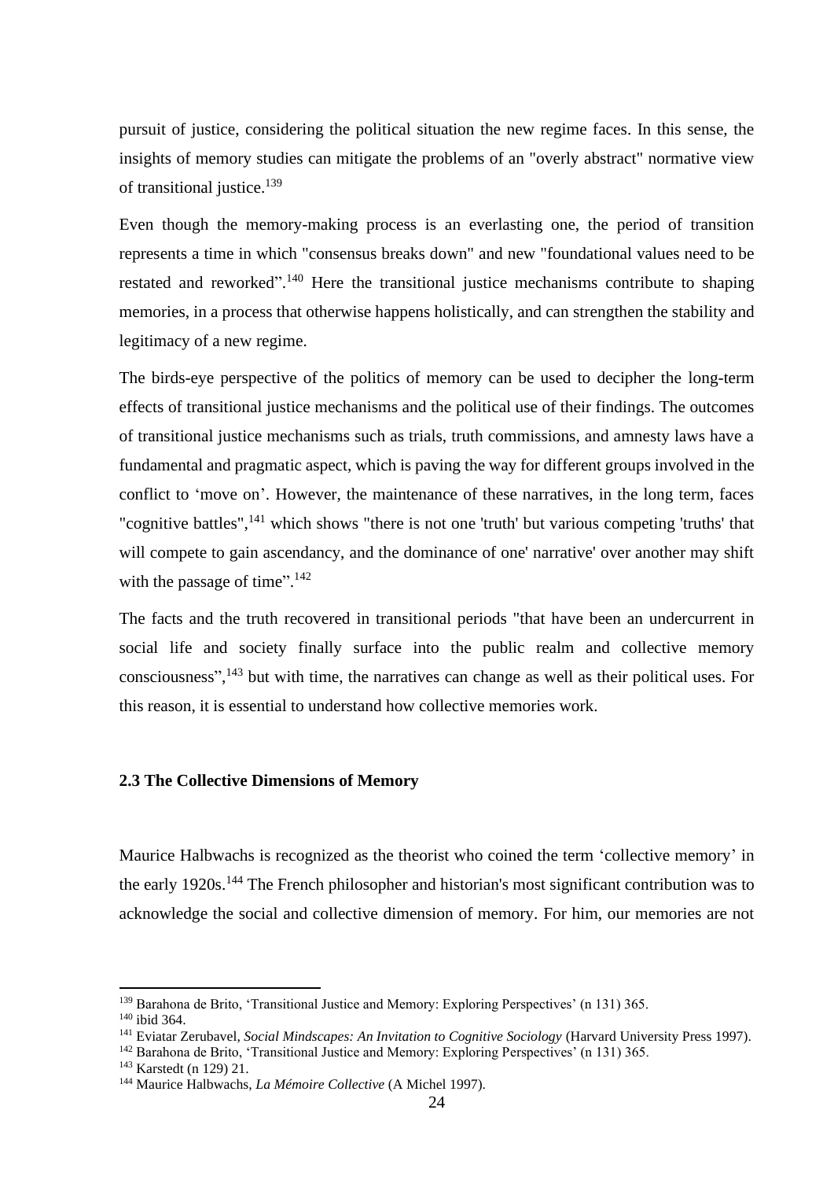pursuit of justice, considering the political situation the new regime faces. In this sense, the insights of memory studies can mitigate the problems of an "overly abstract" normative view of transitional justice.[139]

Even though the memory-making process is an everlasting one, the period of transition represents a time in which "consensus breaks down" and new "foundational values need to be restated and reworked".[140] Here the transitional justice mechanisms contribute to shaping memories, in a process that otherwise happens holistically, and can strengthen the stability and legitimacy of a new regime.

The birds-eye perspective of the politics of memory can be used to decipher the long-term effects of transitional justice mechanisms and the political use of their findings. The outcomes of transitional justice mechanisms such as trials, truth commissions, and amnesty laws have a fundamental and pragmatic aspect, which is paving the way for different groups involved in the conflict to 'move on'. However, the maintenance of these narratives, in the long term, faces "cognitive battles",[141] which shows "there is not one 'truth' but various competing 'truths' that will compete to gain ascendancy, and the dominance of one' narrative' over another may shift with the passage of time".[142]

The facts and the truth recovered in transitional periods "that have been an undercurrent in social life and society finally surface into the public realm and collective memory consciousness",[143] but with time, the narratives can change as well as their political uses. For this reason, it is essential to understand how collective memories work.

### 2.3 The Collective Dimensions of Memory

Maurice Halbwachs is recognized as the theorist who coined the term 'collective memory' in the early 1920s.[144] The French philosopher and historian's most significant contribution was to acknowledge the social and collective dimension of memory. For him, our memories are not

---

[139] Barahona de Brito, 'Transitional Justice and Memory: Exploring Perspectives' (n 131) 365.

[140] ibid 364.

[141] Eviatar Zerubavel, *Social Mindscapes: An Invitation to Cognitive Sociology* (Harvard University Press 1997).

[142] Barahona de Brito, 'Transitional Justice and Memory: Exploring Perspectives' (n 131) 365.

[143] Karstedt (n 129) 21.

[144] Maurice Halbwachs, *La Mémoire Collective* (A Michel 1997).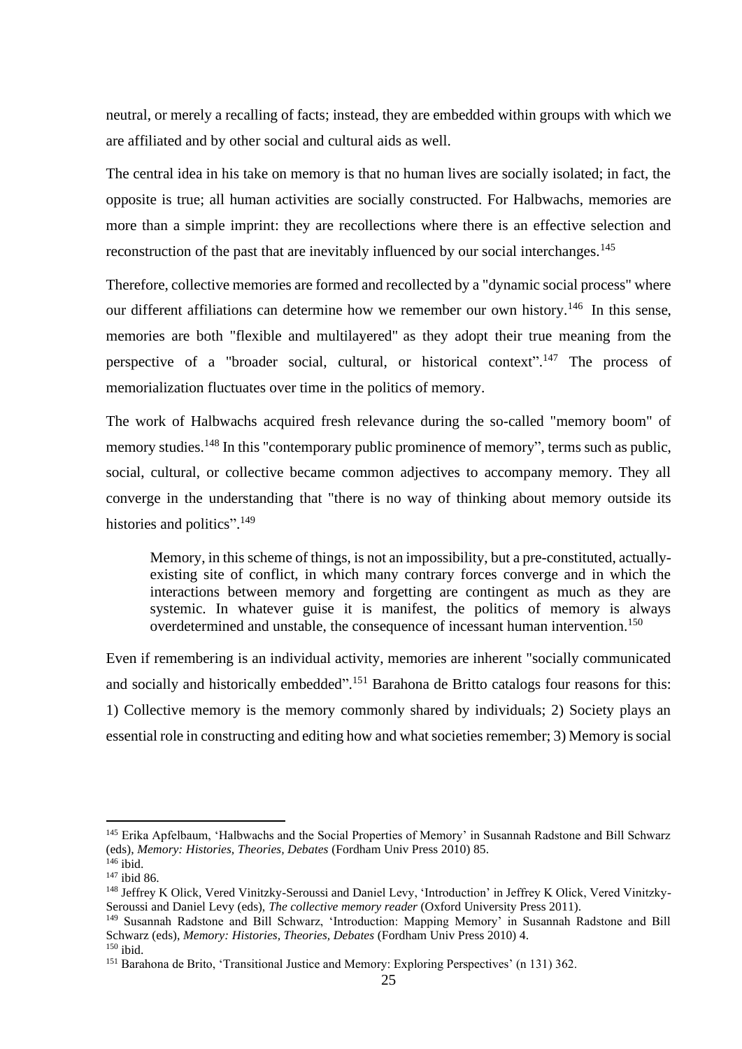neutral, or merely a recalling of facts; instead, they are embedded within groups with which we are affiliated and by other social and cultural aids as well.

The central idea in his take on memory is that no human lives are socially isolated; in fact, the opposite is true; all human activities are socially constructed. For Halbwachs, memories are more than a simple imprint: they are recollections where there is an effective selection and reconstruction of the past that are inevitably influenced by our social interchanges.[145]

Therefore, collective memories are formed and recollected by a "dynamic social process" where our different affiliations can determine how we remember our own history.[146] In this sense, memories are both "flexible and multilayered" as they adopt their true meaning from the perspective of a "broader social, cultural, or historical context".[147] The process of memorialization fluctuates over time in the politics of memory.

The work of Halbwachs acquired fresh relevance during the so-called "memory boom" of memory studies.[148] In this "contemporary public prominence of memory", terms such as public, social, cultural, or collective became common adjectives to accompany memory. They all converge in the understanding that "there is no way of thinking about memory outside its histories and politics".[149]

> Memory, in this scheme of things, is not an impossibility, but a pre-constituted, actually-existing site of conflict, in which many contrary forces converge and in which the interactions between memory and forgetting are contingent as much as they are systemic. In whatever guise it is manifest, the politics of memory is always overdetermined and unstable, the consequence of incessant human intervention.[150]

Even if remembering is an individual activity, memories are inherent "socially communicated and socially and historically embedded".[151] Barahona de Britto catalogs four reasons for this: 1) Collective memory is the memory commonly shared by individuals; 2) Society plays an essential role in constructing and editing how and what societies remember; 3) Memory is social

---

[145] Erika Apfelbaum, 'Halbwachs and the Social Properties of Memory' in Susannah Radstone and Bill Schwarz (eds), *Memory: Histories, Theories, Debates* (Fordham Univ Press 2010) 85.

[146] ibid.

[147] ibid 86.

[148] Jeffrey K Olick, Vered Vinitzky-Seroussi and Daniel Levy, 'Introduction' in Jeffrey K Olick, Vered Vinitzky-Seroussi and Daniel Levy (eds), *The collective memory reader* (Oxford University Press 2011).

[149] Susannah Radstone and Bill Schwarz, 'Introduction: Mapping Memory' in Susannah Radstone and Bill Schwarz (eds), *Memory: Histories, Theories, Debates* (Fordham Univ Press 2010) 4.

[150] ibid.

[151] Barahona de Brito, 'Transitional Justice and Memory: Exploring Perspectives' (n 131) 362.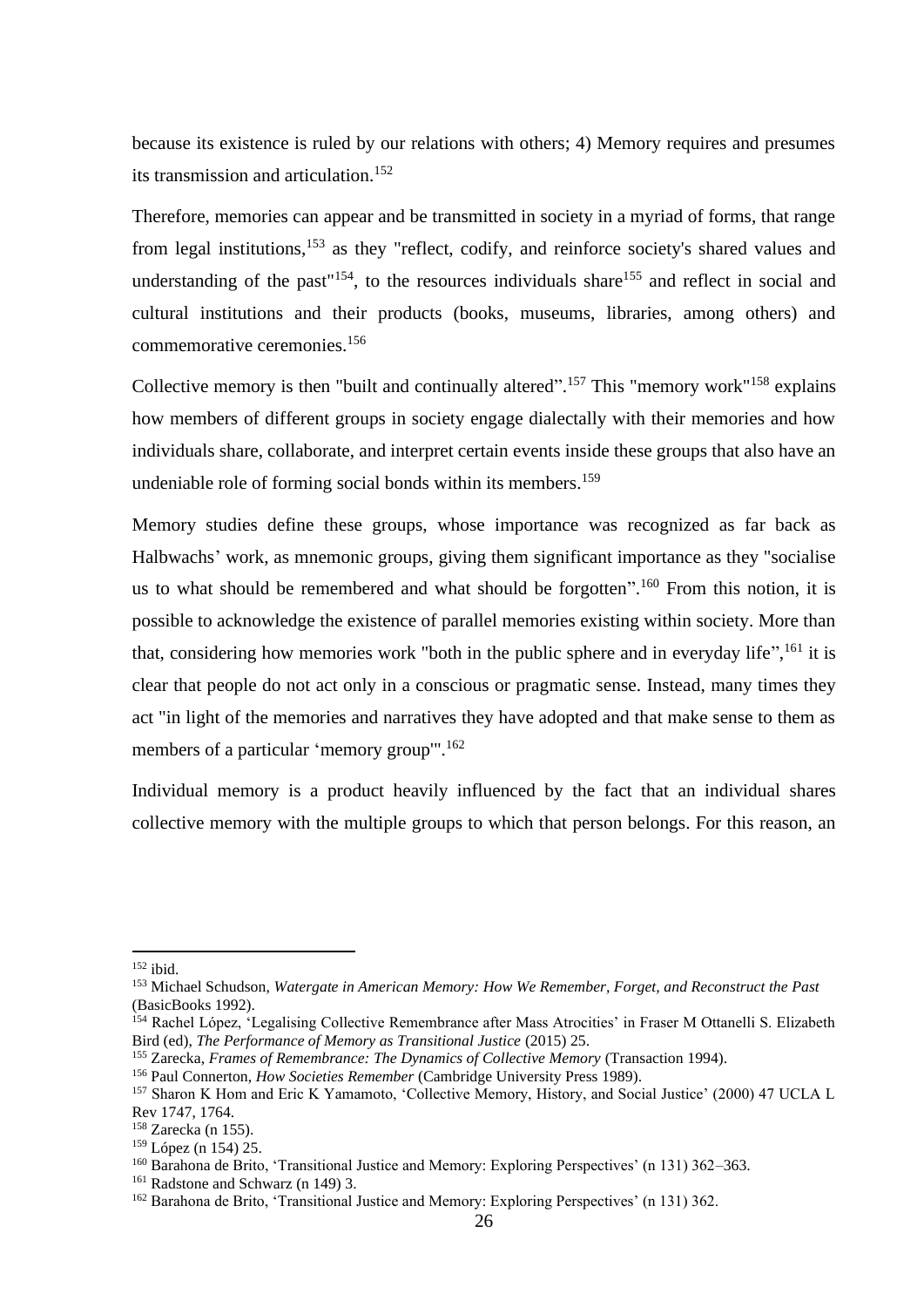because its existence is ruled by our relations with others; 4) Memory requires and presumes its transmission and articulation.[152]

Therefore, memories can appear and be transmitted in society in a myriad of forms, that range from legal institutions,[153] as they "reflect, codify, and reinforce society's shared values and understanding of the past"[154], to the resources individuals share[155] and reflect in social and cultural institutions and their products (books, museums, libraries, among others) and commemorative ceremonies.[156]

Collective memory is then "built and continually altered".[157] This "memory work"[158] explains how members of different groups in society engage dialectally with their memories and how individuals share, collaborate, and interpret certain events inside these groups that also have an undeniable role of forming social bonds within its members.[159]

Memory studies define these groups, whose importance was recognized as far back as Halbwachs' work, as mnemonic groups, giving them significant importance as they "socialise us to what should be remembered and what should be forgotten".[160] From this notion, it is possible to acknowledge the existence of parallel memories existing within society. More than that, considering how memories work "both in the public sphere and in everyday life",[161] it is clear that people do not act only in a conscious or pragmatic sense. Instead, many times they act "in light of the memories and narratives they have adopted and that make sense to them as members of a particular 'memory group'".[162]

Individual memory is a product heavily influenced by the fact that an individual shares collective memory with the multiple groups to which that person belongs. For this reason, an

---

[152] ibid.

[153] Michael Schudson, *Watergate in American Memory: How We Remember, Forget, and Reconstruct the Past* (BasicBooks 1992).

[154] Rachel López, 'Legalising Collective Remembrance after Mass Atrocities' in Fraser M Ottanelli S. Elizabeth Bird (ed), *The Performance of Memory as Transitional Justice* (2015) 25.

[155] Zarecka, *Frames of Remembrance: The Dynamics of Collective Memory* (Transaction 1994).

[156] Paul Connerton, *How Societies Remember* (Cambridge University Press 1989).

[157] Sharon K Hom and Eric K Yamamoto, 'Collective Memory, History, and Social Justice' (2000) 47 UCLA L Rev 1747, 1764.

[158] Zarecka (n 155).

[159] López (n 154) 25.

[160] Barahona de Brito, 'Transitional Justice and Memory: Exploring Perspectives' (n 131) 362–363.

[161] Radstone and Schwarz (n 149) 3.

[162] Barahona de Brito, 'Transitional Justice and Memory: Exploring Perspectives' (n 131) 362.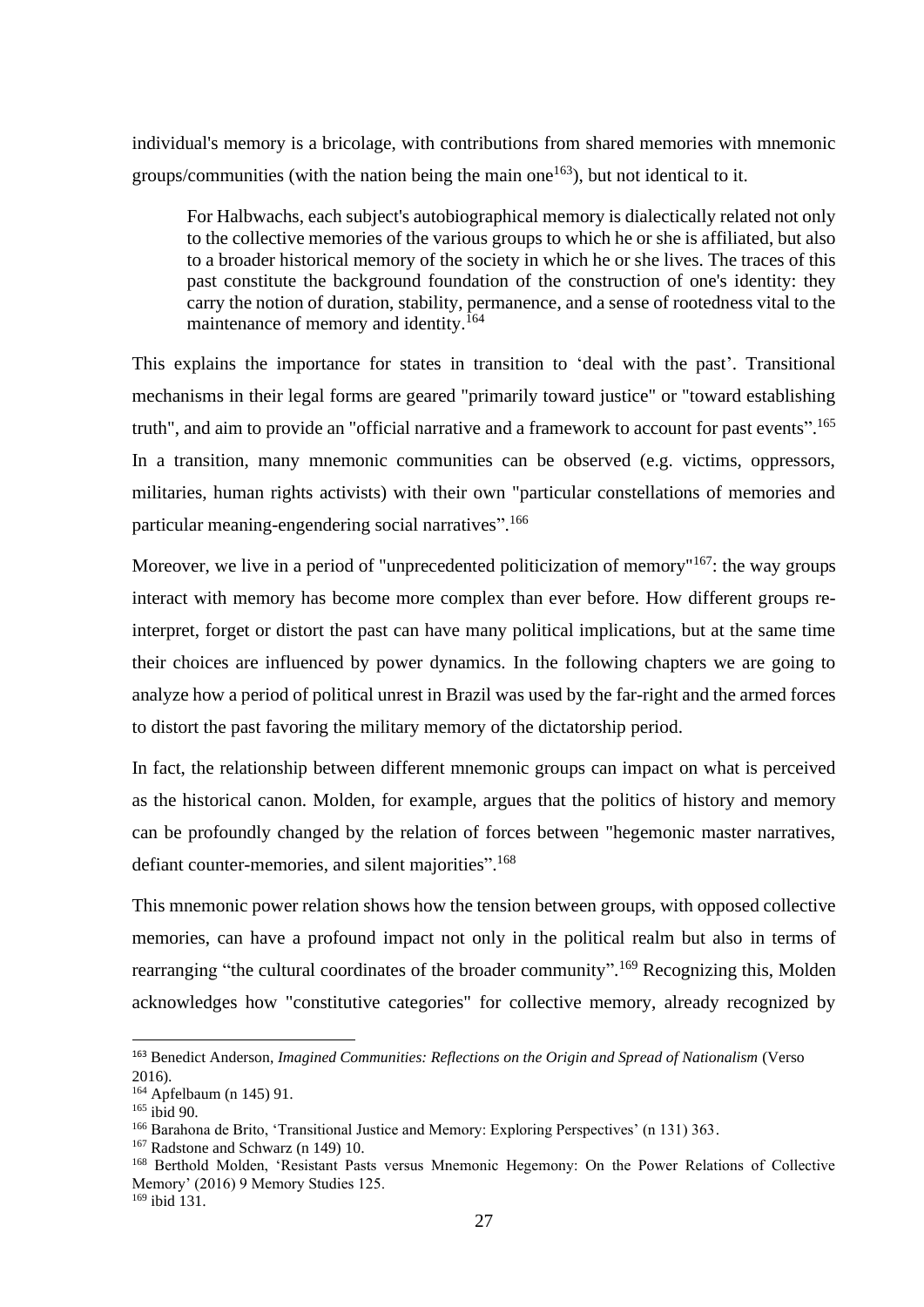individual's memory is a bricolage, with contributions from shared memories with mnemonic groups/communities (with the nation being the main one[163]), but not identical to it.

> For Halbwachs, each subject's autobiographical memory is dialectically related not only to the collective memories of the various groups to which he or she is affiliated, but also to a broader historical memory of the society in which he or she lives. The traces of this past constitute the background foundation of the construction of one's identity: they carry the notion of duration, stability, permanence, and a sense of rootedness vital to the maintenance of memory and identity.[164]

This explains the importance for states in transition to 'deal with the past'. Transitional mechanisms in their legal forms are geared "primarily toward justice" or "toward establishing truth", and aim to provide an "official narrative and a framework to account for past events".[165] In a transition, many mnemonic communities can be observed (e.g. victims, oppressors, militaries, human rights activists) with their own "particular constellations of memories and particular meaning-engendering social narratives".[166]

Moreover, we live in a period of "unprecedented politicization of memory"[167]: the way groups interact with memory has become more complex than ever before. How different groups re-interpret, forget or distort the past can have many political implications, but at the same time their choices are influenced by power dynamics. In the following chapters we are going to analyze how a period of political unrest in Brazil was used by the far-right and the armed forces to distort the past favoring the military memory of the dictatorship period.

In fact, the relationship between different mnemonic groups can impact on what is perceived as the historical canon. Molden, for example, argues that the politics of history and memory can be profoundly changed by the relation of forces between "hegemonic master narratives, defiant counter-memories, and silent majorities".[168]

This mnemonic power relation shows how the tension between groups, with opposed collective memories, can have a profound impact not only in the political realm but also in terms of rearranging "the cultural coordinates of the broader community".[169] Recognizing this, Molden acknowledges how "constitutive categories" for collective memory, already recognized by

---

[163] Benedict Anderson, *Imagined Communities: Reflections on the Origin and Spread of Nationalism* (Verso 2016).

[164] Apfelbaum (n 145) 91.

[165] ibid 90.

[166] Barahona de Brito, 'Transitional Justice and Memory: Exploring Perspectives' (n 131) 363.

[167] Radstone and Schwarz (n 149) 10.

[168] Berthold Molden, 'Resistant Pasts versus Mnemonic Hegemony: On the Power Relations of Collective Memory' (2016) 9 Memory Studies 125.

[169] ibid 131.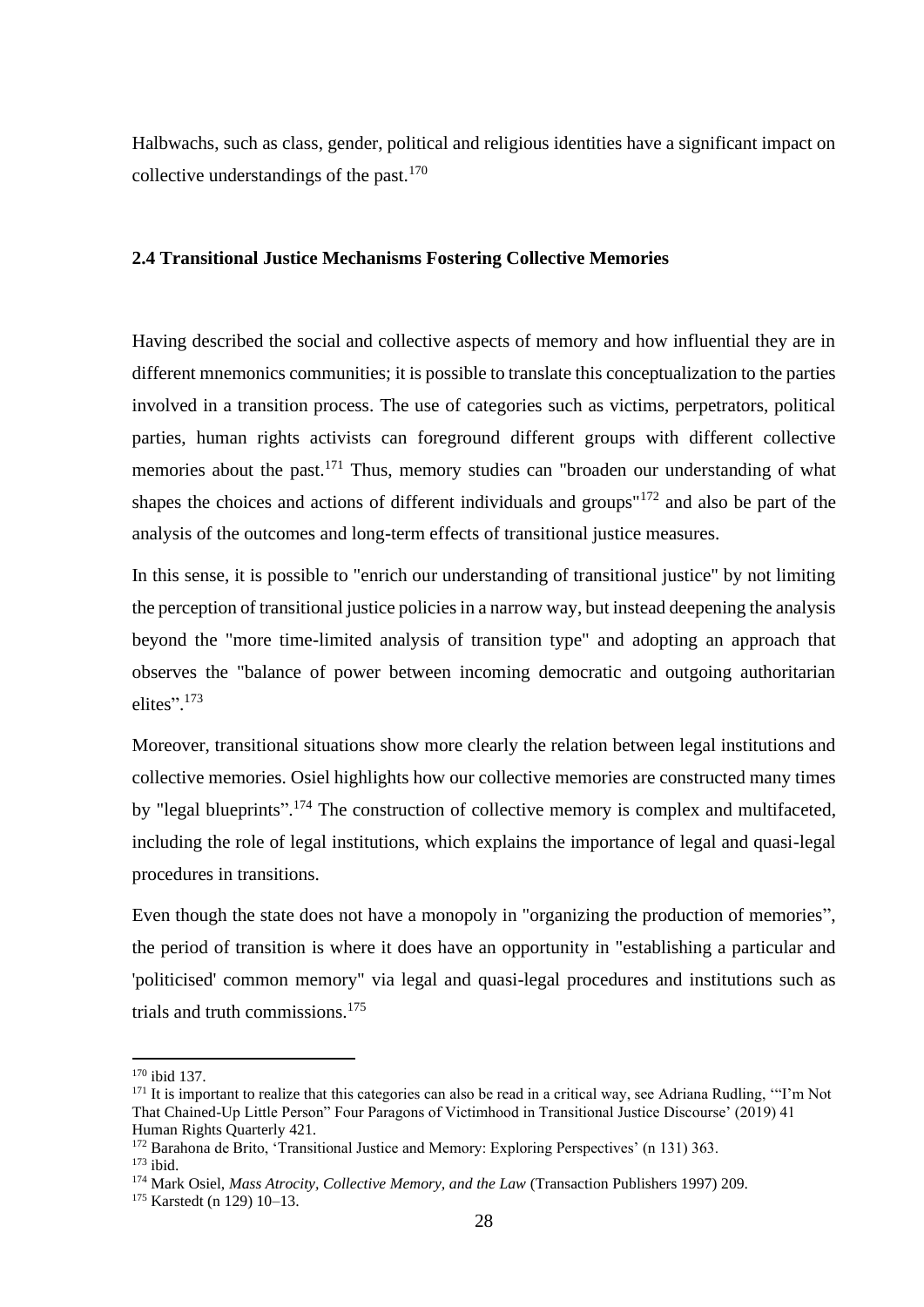Halbwachs, such as class, gender, political and religious identities have a significant impact on collective understandings of the past.[170]

### 2.4 Transitional Justice Mechanisms Fostering Collective Memories

Having described the social and collective aspects of memory and how influential they are in different mnemonics communities; it is possible to translate this conceptualization to the parties involved in a transition process. The use of categories such as victims, perpetrators, political parties, human rights activists can foreground different groups with different collective memories about the past.[171] Thus, memory studies can "broaden our understanding of what shapes the choices and actions of different individuals and groups"[172] and also be part of the analysis of the outcomes and long-term effects of transitional justice measures.

In this sense, it is possible to "enrich our understanding of transitional justice" by not limiting the perception of transitional justice policies in a narrow way, but instead deepening the analysis beyond the "more time-limited analysis of transition type" and adopting an approach that observes the "balance of power between incoming democratic and outgoing authoritarian elites".[173]

Moreover, transitional situations show more clearly the relation between legal institutions and collective memories. Osiel highlights how our collective memories are constructed many times by "legal blueprints".[174] The construction of collective memory is complex and multifaceted, including the role of legal institutions, which explains the importance of legal and quasi-legal procedures in transitions.

Even though the state does not have a monopoly in "organizing the production of memories", the period of transition is where it does have an opportunity in "establishing a particular and 'politicised' common memory" via legal and quasi-legal procedures and institutions such as trials and truth commissions.[175]

---

[170] ibid 137.

[171] It is important to realize that this categories can also be read in a critical way, see Adriana Rudling, '"I'm Not That Chained-Up Little Person" Four Paragons of Victimhood in Transitional Justice Discourse' (2019) 41 Human Rights Quarterly 421.

[172] Barahona de Brito, 'Transitional Justice and Memory: Exploring Perspectives' (n 131) 363.

[173] ibid.

[174] Mark Osiel, *Mass Atrocity, Collective Memory, and the Law* (Transaction Publishers 1997) 209.

[175] Karstedt (n 129) 10–13.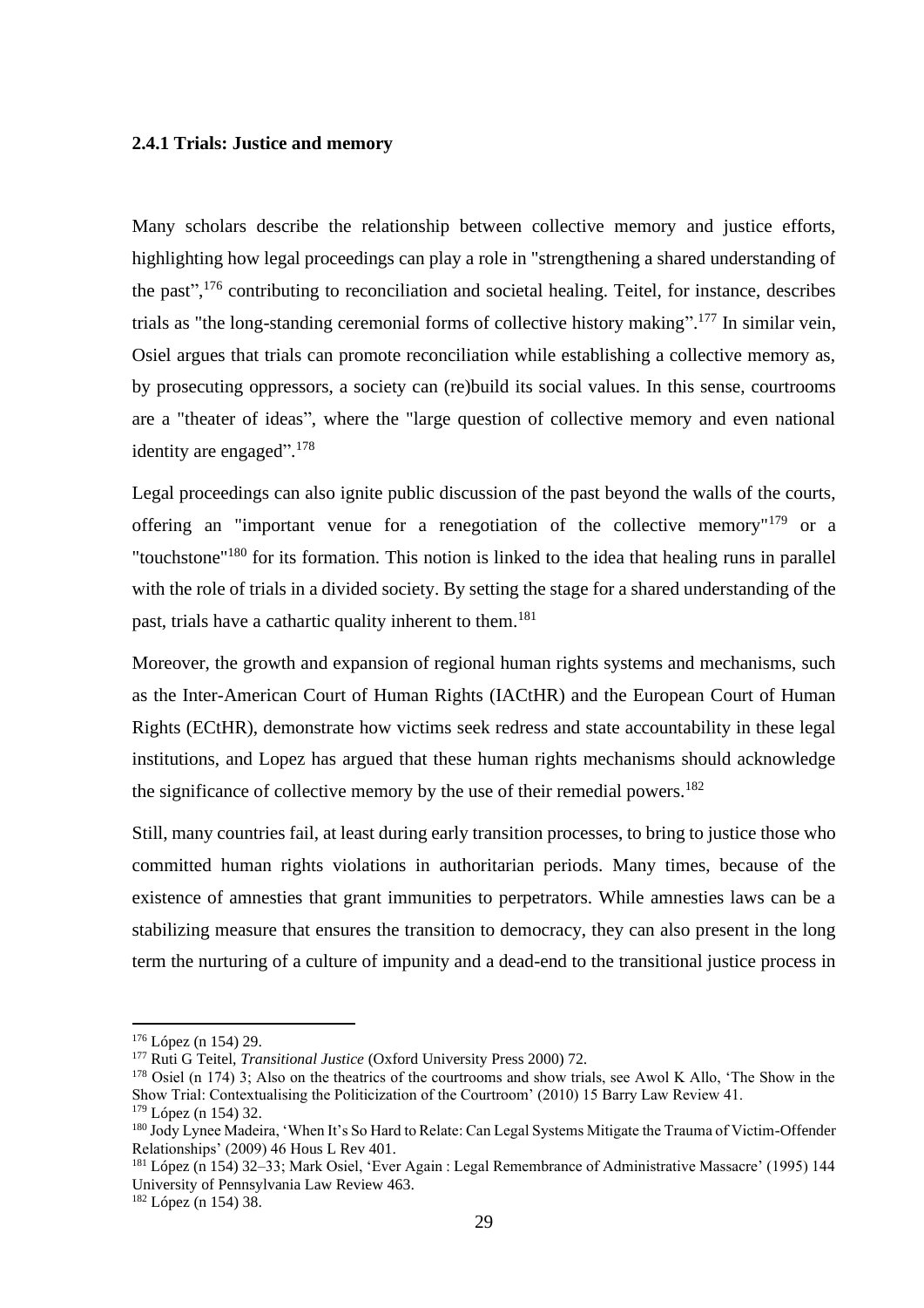### 2.4.1 Trials: Justice and memory

Many scholars describe the relationship between collective memory and justice efforts, highlighting how legal proceedings can play a role in "strengthening a shared understanding of the past",[176] contributing to reconciliation and societal healing. Teitel, for instance, describes trials as "the long-standing ceremonial forms of collective history making".[177] In similar vein, Osiel argues that trials can promote reconciliation while establishing a collective memory as, by prosecuting oppressors, a society can (re)build its social values. In this sense, courtrooms are a "theater of ideas", where the "large question of collective memory and even national identity are engaged".[178]

Legal proceedings can also ignite public discussion of the past beyond the walls of the courts, offering an "important venue for a renegotiation of the collective memory"[179] or a "touchstone"[180] for its formation. This notion is linked to the idea that healing runs in parallel with the role of trials in a divided society. By setting the stage for a shared understanding of the past, trials have a cathartic quality inherent to them.[181]

Moreover, the growth and expansion of regional human rights systems and mechanisms, such as the Inter-American Court of Human Rights (IACtHR) and the European Court of Human Rights (ECtHR), demonstrate how victims seek redress and state accountability in these legal institutions, and Lopez has argued that these human rights mechanisms should acknowledge the significance of collective memory by the use of their remedial powers.[182]

Still, many countries fail, at least during early transition processes, to bring to justice those who committed human rights violations in authoritarian periods. Many times, because of the existence of amnesties that grant immunities to perpetrators. While amnesties laws can be a stabilizing measure that ensures the transition to democracy, they can also present in the long term the nurturing of a culture of impunity and a dead-end to the transitional justice process in

---

[176] López (n 154) 29.

[177] Ruti G Teitel, *Transitional Justice* (Oxford University Press 2000) 72.

[178] Osiel (n 174) 3; Also on the theatrics of the courtrooms and show trials, see Awol K Allo, 'The Show in the Show Trial: Contextualising the Politicization of the Courtroom' (2010) 15 Barry Law Review 41.

[179] López (n 154) 32.

[180] Jody Lynee Madeira, 'When It's So Hard to Relate: Can Legal Systems Mitigate the Trauma of Victim-Offender Relationships' (2009) 46 Hous L Rev 401.

[181] López (n 154) 32–33; Mark Osiel, 'Ever Again : Legal Remembrance of Administrative Massacre' (1995) 144 University of Pennsylvania Law Review 463.

[182] López (n 154) 38.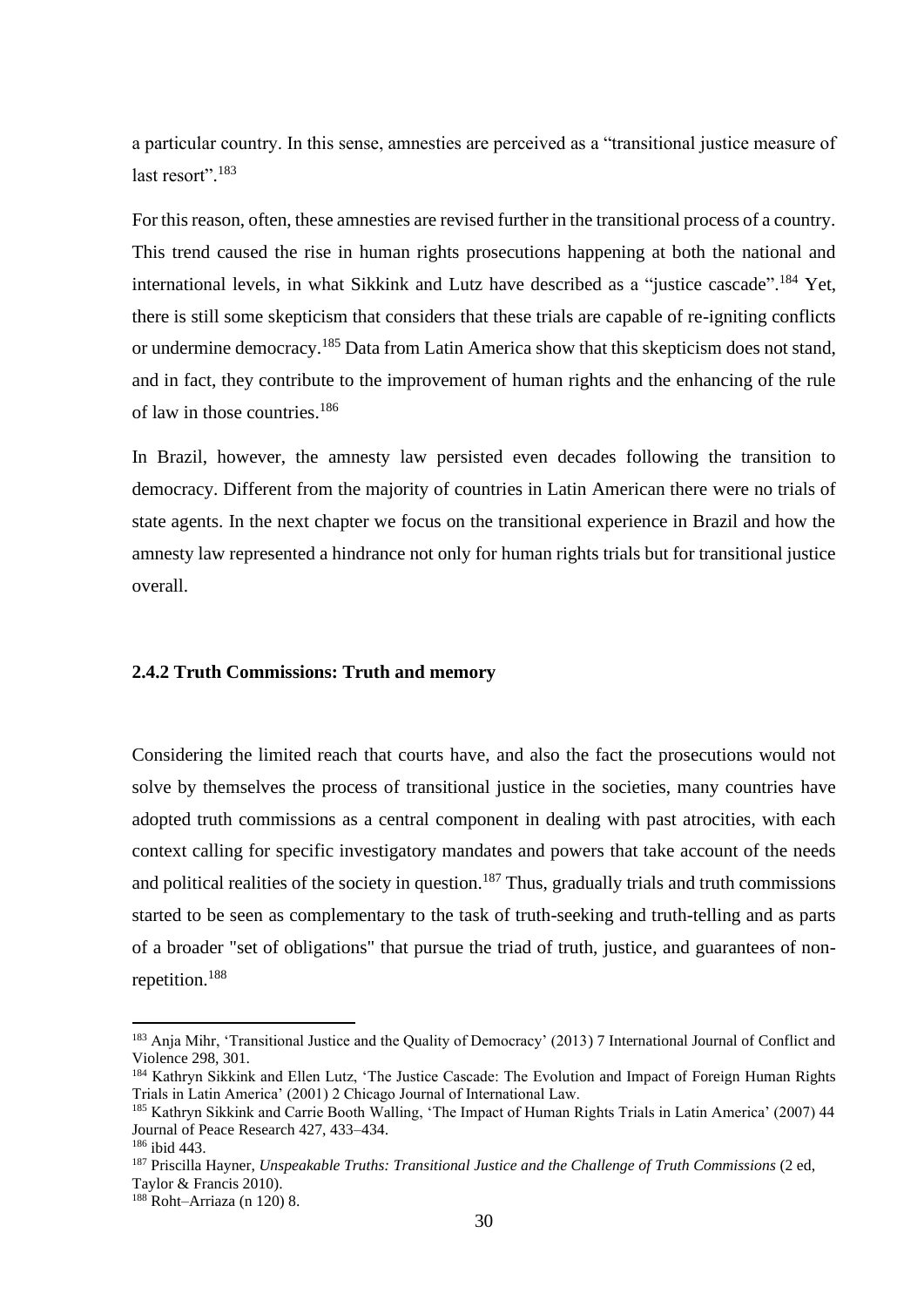a particular country. In this sense, amnesties are perceived as a "transitional justice measure of last resort".[183]

For this reason, often, these amnesties are revised further in the transitional process of a country. This trend caused the rise in human rights prosecutions happening at both the national and international levels, in what Sikkink and Lutz have described as a "justice cascade".[184] Yet, there is still some skepticism that considers that these trials are capable of re-igniting conflicts or undermine democracy.[185] Data from Latin America show that this skepticism does not stand, and in fact, they contribute to the improvement of human rights and the enhancing of the rule of law in those countries.[186]

In Brazil, however, the amnesty law persisted even decades following the transition to democracy. Different from the majority of countries in Latin American there were no trials of state agents. In the next chapter we focus on the transitional experience in Brazil and how the amnesty law represented a hindrance not only for human rights trials but for transitional justice overall.

### 2.4.2 Truth Commissions: Truth and memory

Considering the limited reach that courts have, and also the fact the prosecutions would not solve by themselves the process of transitional justice in the societies, many countries have adopted truth commissions as a central component in dealing with past atrocities, with each context calling for specific investigatory mandates and powers that take account of the needs and political realities of the society in question.[187] Thus, gradually trials and truth commissions started to be seen as complementary to the task of truth-seeking and truth-telling and as parts of a broader "set of obligations" that pursue the triad of truth, justice, and guarantees of non-repetition.[188]

---

[183] Anja Mihr, 'Transitional Justice and the Quality of Democracy' (2013) 7 International Journal of Conflict and Violence 298, 301.

[184] Kathryn Sikkink and Ellen Lutz, 'The Justice Cascade: The Evolution and Impact of Foreign Human Rights Trials in Latin America' (2001) 2 Chicago Journal of International Law.

[185] Kathryn Sikkink and Carrie Booth Walling, 'The Impact of Human Rights Trials in Latin America' (2007) 44 Journal of Peace Research 427, 433–434.

[186] ibid 443.

[187] Priscilla Hayner, *Unspeakable Truths: Transitional Justice and the Challenge of Truth Commissions* (2 ed, Taylor & Francis 2010).

[188] Roht–Arriaza (n 120) 8.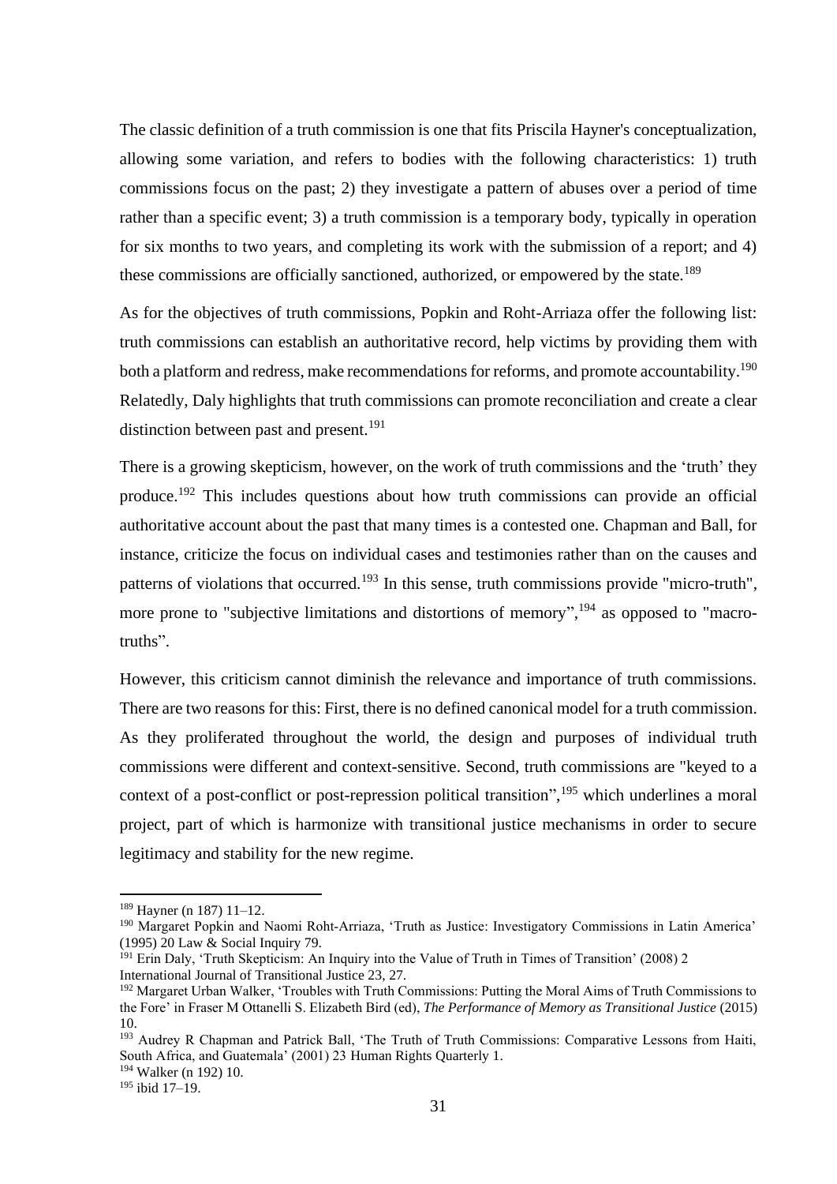The classic definition of a truth commission is one that fits Priscila Hayner's conceptualization, allowing some variation, and refers to bodies with the following characteristics: 1) truth commissions focus on the past; 2) they investigate a pattern of abuses over a period of time rather than a specific event; 3) a truth commission is a temporary body, typically in operation for six months to two years, and completing its work with the submission of a report; and 4) these commissions are officially sanctioned, authorized, or empowered by the state.[189]

As for the objectives of truth commissions, Popkin and Roht-Arriaza offer the following list: truth commissions can establish an authoritative record, help victims by providing them with both a platform and redress, make recommendations for reforms, and promote accountability.[190] Relatedly, Daly highlights that truth commissions can promote reconciliation and create a clear distinction between past and present.[191]

There is a growing skepticism, however, on the work of truth commissions and the 'truth' they produce.[192] This includes questions about how truth commissions can provide an official authoritative account about the past that many times is a contested one. Chapman and Ball, for instance, criticize the focus on individual cases and testimonies rather than on the causes and patterns of violations that occurred.[193] In this sense, truth commissions provide "micro-truth", more prone to "subjective limitations and distortions of memory",[194] as opposed to "macro-truths".

However, this criticism cannot diminish the relevance and importance of truth commissions. There are two reasons for this: First, there is no defined canonical model for a truth commission. As they proliferated throughout the world, the design and purposes of individual truth commissions were different and context-sensitive. Second, truth commissions are "keyed to a context of a post-conflict or post-repression political transition",[195] which underlines a moral project, part of which is harmonize with transitional justice mechanisms in order to secure legitimacy and stability for the new regime.

---

[189] Hayner (n 187) 11–12.

[190] Margaret Popkin and Naomi Roht-Arriaza, 'Truth as Justice: Investigatory Commissions in Latin America' (1995) 20 Law & Social Inquiry 79.

[191] Erin Daly, 'Truth Skepticism: An Inquiry into the Value of Truth in Times of Transition' (2008) 2 International Journal of Transitional Justice 23, 27.

[192] Margaret Urban Walker, 'Troubles with Truth Commissions: Putting the Moral Aims of Truth Commissions to the Fore' in Fraser M Ottanelli S. Elizabeth Bird (ed), *The Performance of Memory as Transitional Justice* (2015) 10.

[193] Audrey R Chapman and Patrick Ball, 'The Truth of Truth Commissions: Comparative Lessons from Haiti, South Africa, and Guatemala' (2001) 23 Human Rights Quarterly 1.

[194] Walker (n 192) 10.

[195] ibid 17–19.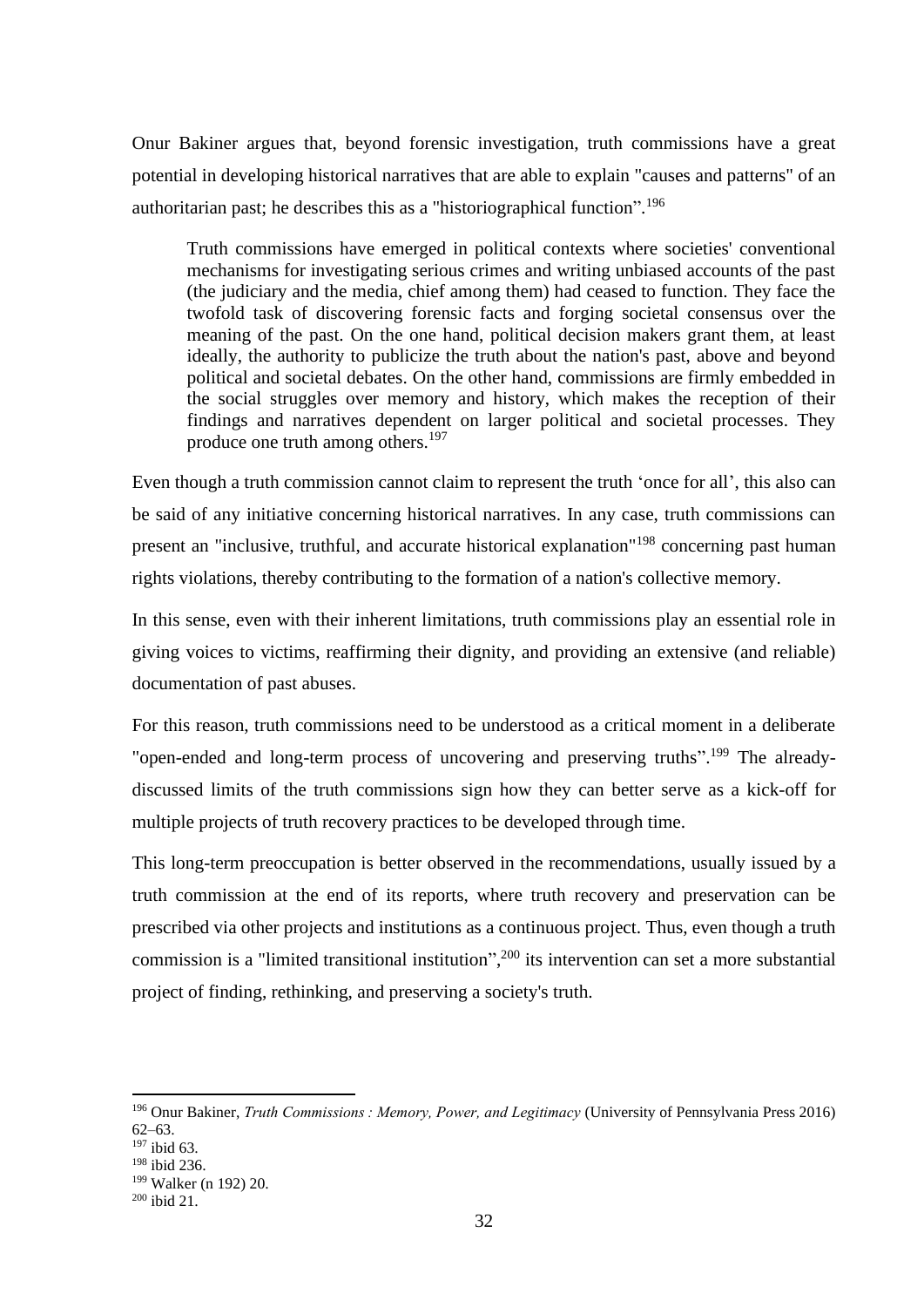Onur Bakiner argues that, beyond forensic investigation, truth commissions have a great potential in developing historical narratives that are able to explain "causes and patterns" of an authoritarian past; he describes this as a "historiographical function".[196]

> Truth commissions have emerged in political contexts where societies' conventional mechanisms for investigating serious crimes and writing unbiased accounts of the past (the judiciary and the media, chief among them) had ceased to function. They face the twofold task of discovering forensic facts and forging societal consensus over the meaning of the past. On the one hand, political decision makers grant them, at least ideally, the authority to publicize the truth about the nation's past, above and beyond political and societal debates. On the other hand, commissions are firmly embedded in the social struggles over memory and history, which makes the reception of their findings and narratives dependent on larger political and societal processes. They produce one truth among others.[197]

Even though a truth commission cannot claim to represent the truth 'once for all', this also can be said of any initiative concerning historical narratives. In any case, truth commissions can present an "inclusive, truthful, and accurate historical explanation"[198] concerning past human rights violations, thereby contributing to the formation of a nation's collective memory.

In this sense, even with their inherent limitations, truth commissions play an essential role in giving voices to victims, reaffirming their dignity, and providing an extensive (and reliable) documentation of past abuses.

For this reason, truth commissions need to be understood as a critical moment in a deliberate "open-ended and long-term process of uncovering and preserving truths".[199] The already-discussed limits of the truth commissions sign how they can better serve as a kick-off for multiple projects of truth recovery practices to be developed through time.

This long-term preoccupation is better observed in the recommendations, usually issued by a truth commission at the end of its reports, where truth recovery and preservation can be prescribed via other projects and institutions as a continuous project. Thus, even though a truth commission is a "limited transitional institution",[200] its intervention can set a more substantial project of finding, rethinking, and preserving a society's truth.

---

[196] Onur Bakiner, *Truth Commissions : Memory, Power, and Legitimacy* (University of Pennsylvania Press 2016) 62–63.

[197] ibid 63.

[198] ibid 236.

[199] Walker (n 192) 20.

[200] ibid 21.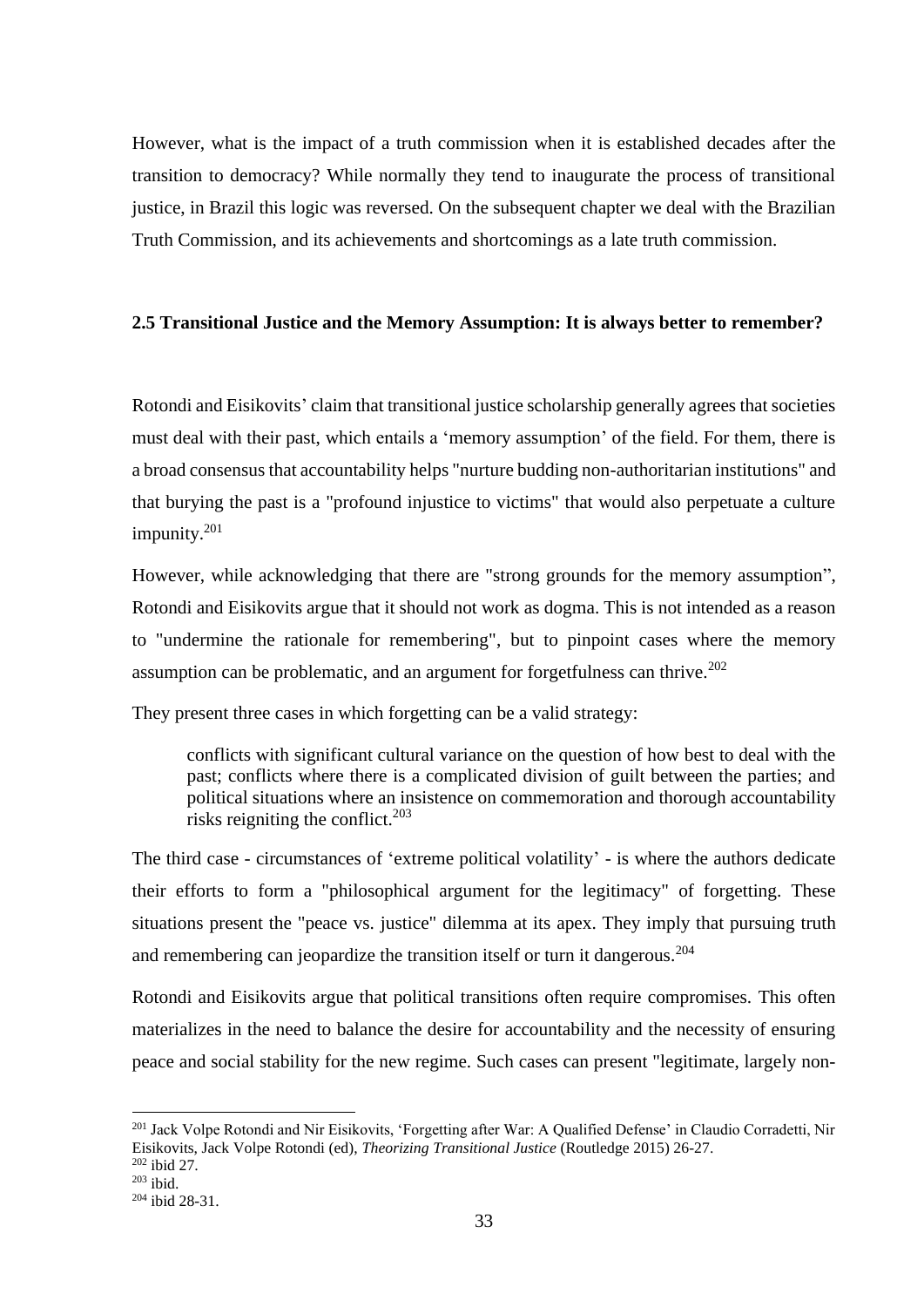However, what is the impact of a truth commission when it is established decades after the transition to democracy? While normally they tend to inaugurate the process of transitional justice, in Brazil this logic was reversed. On the subsequent chapter we deal with the Brazilian Truth Commission, and its achievements and shortcomings as a late truth commission.

### 2.5 Transitional Justice and the Memory Assumption: It is always better to remember?

Rotondi and Eisikovits' claim that transitional justice scholarship generally agrees that societies must deal with their past, which entails a 'memory assumption' of the field. For them, there is a broad consensus that accountability helps "nurture budding non-authoritarian institutions" and that burying the past is a "profound injustice to victims" that would also perpetuate a culture impunity.[201]

However, while acknowledging that there are "strong grounds for the memory assumption", Rotondi and Eisikovits argue that it should not work as dogma. This is not intended as a reason to "undermine the rationale for remembering", but to pinpoint cases where the memory assumption can be problematic, and an argument for forgetfulness can thrive.[202]

They present three cases in which forgetting can be a valid strategy:

> conflicts with significant cultural variance on the question of how best to deal with the past; conflicts where there is a complicated division of guilt between the parties; and political situations where an insistence on commemoration and thorough accountability risks reigniting the conflict.[203]

The third case - circumstances of 'extreme political volatility' - is where the authors dedicate their efforts to form a "philosophical argument for the legitimacy" of forgetting. These situations present the "peace vs. justice" dilemma at its apex. They imply that pursuing truth and remembering can jeopardize the transition itself or turn it dangerous.[204]

Rotondi and Eisikovits argue that political transitions often require compromises. This often materializes in the need to balance the desire for accountability and the necessity of ensuring peace and social stability for the new regime. Such cases can present "legitimate, largely non-

---

[201] Jack Volpe Rotondi and Nir Eisikovits, 'Forgetting after War: A Qualified Defense' in Claudio Corradetti, Nir Eisikovits, Jack Volpe Rotondi (ed), *Theorizing Transitional Justice* (Routledge 2015) 26-27.

[202] ibid 27.

[203] ibid.

[204] ibid 28-31.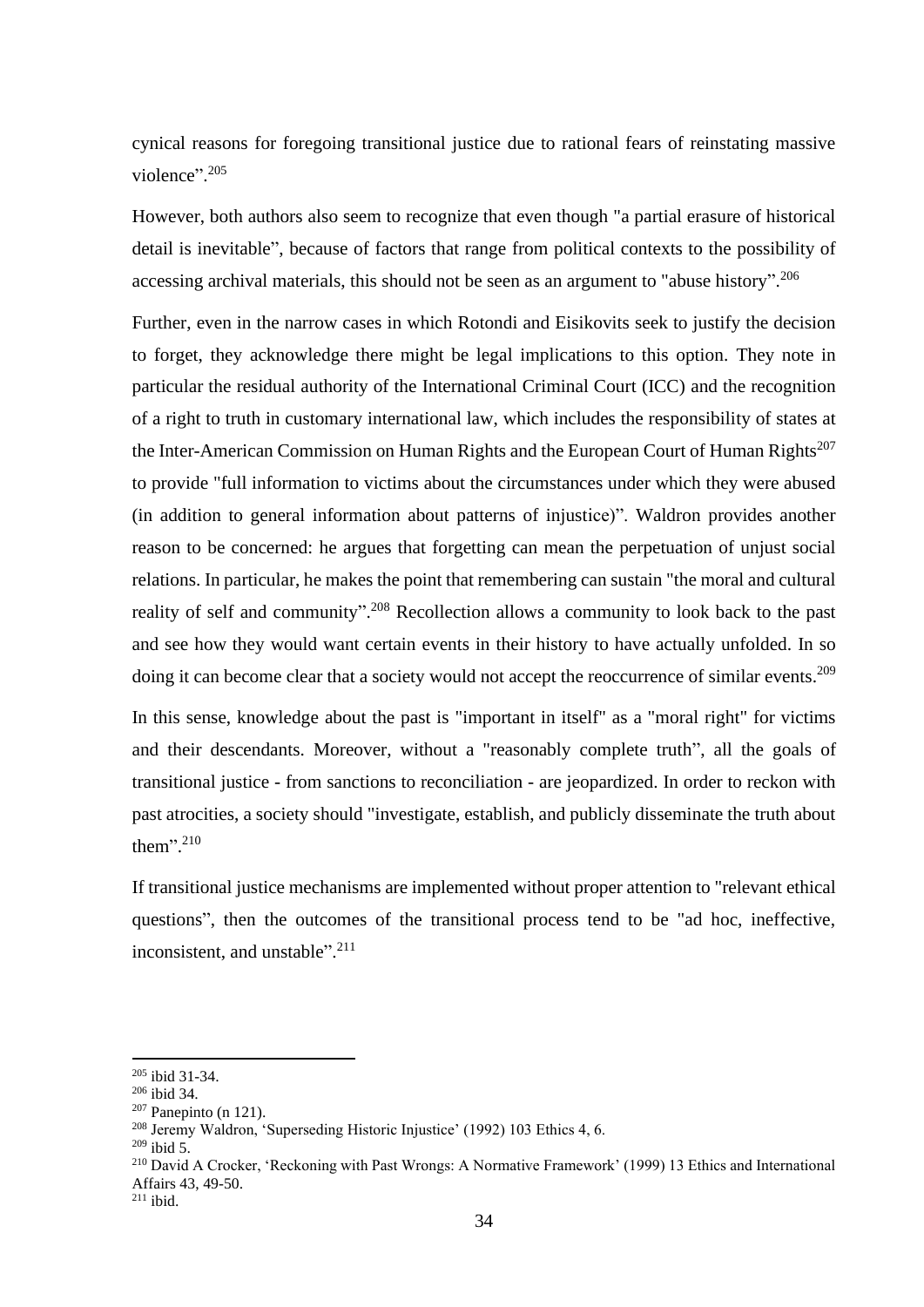cynical reasons for foregoing transitional justice due to rational fears of reinstating massive violence".[205]

However, both authors also seem to recognize that even though "a partial erasure of historical detail is inevitable", because of factors that range from political contexts to the possibility of accessing archival materials, this should not be seen as an argument to "abuse history".[206]

Further, even in the narrow cases in which Rotondi and Eisikovits seek to justify the decision to forget, they acknowledge there might be legal implications to this option. They note in particular the residual authority of the International Criminal Court (ICC) and the recognition of a right to truth in customary international law, which includes the responsibility of states at the Inter-American Commission on Human Rights and the European Court of Human Rights[207] to provide "full information to victims about the circumstances under which they were abused (in addition to general information about patterns of injustice)". Waldron provides another reason to be concerned: he argues that forgetting can mean the perpetuation of unjust social relations. In particular, he makes the point that remembering can sustain "the moral and cultural reality of self and community".[208] Recollection allows a community to look back to the past and see how they would want certain events in their history to have actually unfolded. In so doing it can become clear that a society would not accept the reoccurrence of similar events.[209]

In this sense, knowledge about the past is "important in itself" as a "moral right" for victims and their descendants. Moreover, without a "reasonably complete truth", all the goals of transitional justice - from sanctions to reconciliation - are jeopardized. In order to reckon with past atrocities, a society should "investigate, establish, and publicly disseminate the truth about them".[210]

If transitional justice mechanisms are implemented without proper attention to "relevant ethical questions", then the outcomes of the transitional process tend to be "ad hoc, ineffective, inconsistent, and unstable".[211]

---

[205] ibid 31-34.
[206] ibid 34.
[207] Panepinto (n 121).
[208] Jeremy Waldron, 'Superseding Historic Injustice' (1992) 103 Ethics 4, 6.
[209] ibid 5.
[210] David A Crocker, 'Reckoning with Past Wrongs: A Normative Framework' (1999) 13 Ethics and International Affairs 43, 49-50.
[211] ibid.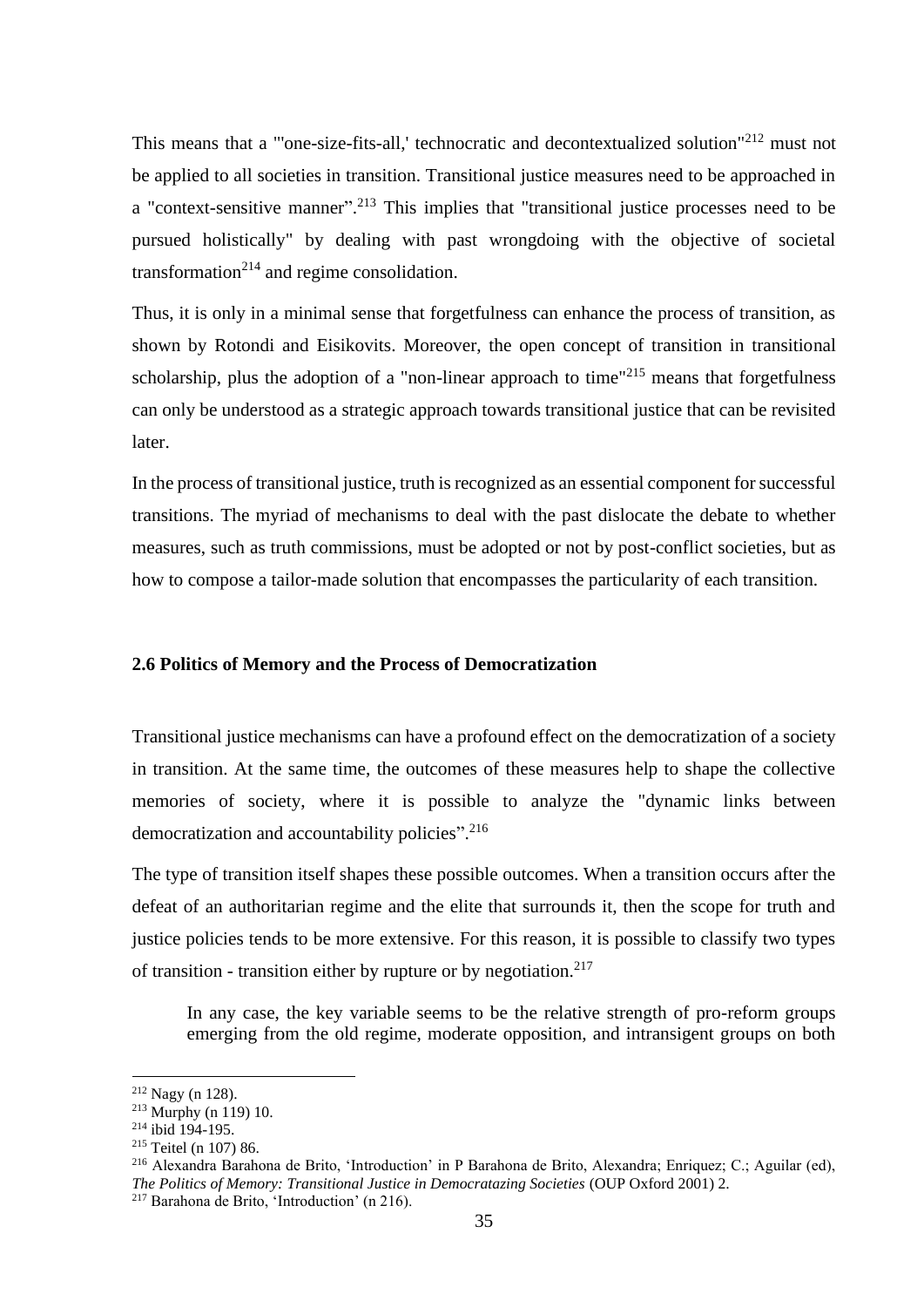This means that a "'one-size-fits-all,' technocratic and decontextualized solution"[212] must not be applied to all societies in transition. Transitional justice measures need to be approached in a "context-sensitive manner".[213] This implies that "transitional justice processes need to be pursued holistically" by dealing with past wrongdoing with the objective of societal transformation[214] and regime consolidation.

Thus, it is only in a minimal sense that forgetfulness can enhance the process of transition, as shown by Rotondi and Eisikovits. Moreover, the open concept of transition in transitional scholarship, plus the adoption of a "non-linear approach to time"[215] means that forgetfulness can only be understood as a strategic approach towards transitional justice that can be revisited later.

In the process of transitional justice, truth is recognized as an essential component for successful transitions. The myriad of mechanisms to deal with the past dislocate the debate to whether measures, such as truth commissions, must be adopted or not by post-conflict societies, but as how to compose a tailor-made solution that encompasses the particularity of each transition.

### 2.6 Politics of Memory and the Process of Democratization

Transitional justice mechanisms can have a profound effect on the democratization of a society in transition. At the same time, the outcomes of these measures help to shape the collective memories of society, where it is possible to analyze the "dynamic links between democratization and accountability policies".[216]

The type of transition itself shapes these possible outcomes. When a transition occurs after the defeat of an authoritarian regime and the elite that surrounds it, then the scope for truth and justice policies tends to be more extensive. For this reason, it is possible to classify two types of transition - transition either by rupture or by negotiation.[217]

> In any case, the key variable seems to be the relative strength of pro-reform groups emerging from the old regime, moderate opposition, and intransigent groups on both

---

[212] Nagy (n 128).

[213] Murphy (n 119) 10.

[214] ibid 194-195.

[215] Teitel (n 107) 86.

[216] Alexandra Barahona de Brito, 'Introduction' in P Barahona de Brito, Alexandra; Enriquez; C.; Aguilar (ed), *The Politics of Memory: Transitional Justice in Democratazing Societies* (OUP Oxford 2001) 2.

[217] Barahona de Brito, 'Introduction' (n 216).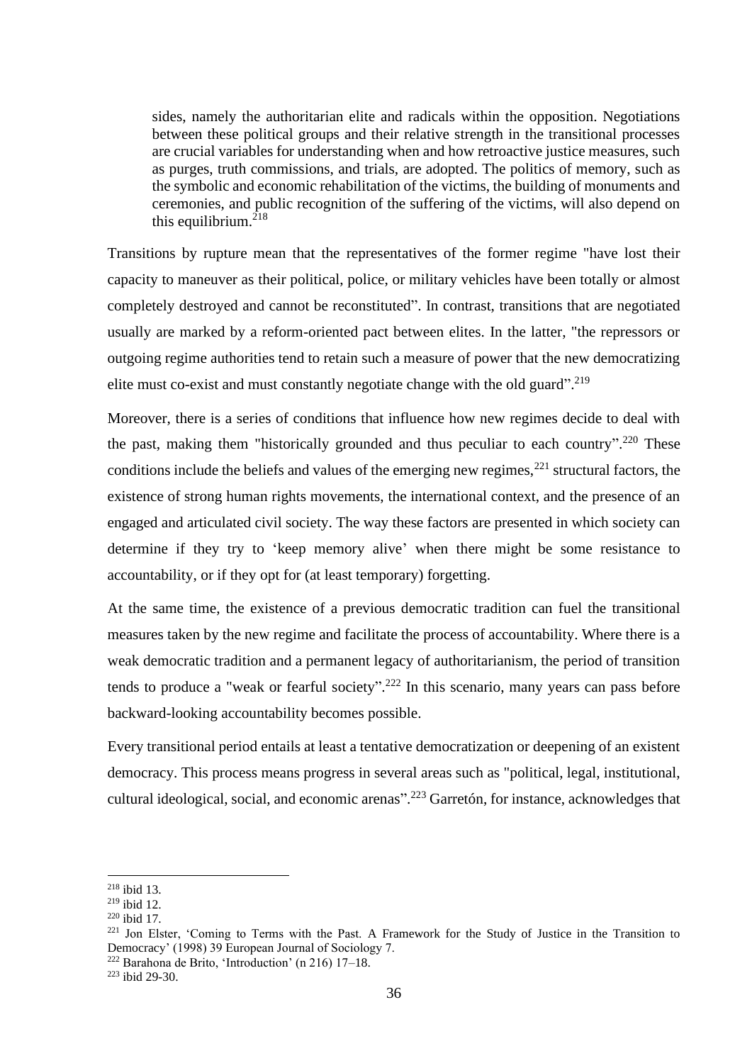> sides, namely the authoritarian elite and radicals within the opposition. Negotiations between these political groups and their relative strength in the transitional processes are crucial variables for understanding when and how retroactive justice measures, such as purges, truth commissions, and trials, are adopted. The politics of memory, such as the symbolic and economic rehabilitation of the victims, the building of monuments and ceremonies, and public recognition of the suffering of the victims, will also depend on this equilibrium.[218]

Transitions by rupture mean that the representatives of the former regime "have lost their capacity to maneuver as their political, police, or military vehicles have been totally or almost completely destroyed and cannot be reconstituted". In contrast, transitions that are negotiated usually are marked by a reform-oriented pact between elites. In the latter, "the repressors or outgoing regime authorities tend to retain such a measure of power that the new democratizing elite must co-exist and must constantly negotiate change with the old guard".[219]

Moreover, there is a series of conditions that influence how new regimes decide to deal with the past, making them "historically grounded and thus peculiar to each country".[220] These conditions include the beliefs and values of the emerging new regimes,[221] structural factors, the existence of strong human rights movements, the international context, and the presence of an engaged and articulated civil society. The way these factors are presented in which society can determine if they try to 'keep memory alive' when there might be some resistance to accountability, or if they opt for (at least temporary) forgetting.

At the same time, the existence of a previous democratic tradition can fuel the transitional measures taken by the new regime and facilitate the process of accountability. Where there is a weak democratic tradition and a permanent legacy of authoritarianism, the period of transition tends to produce a "weak or fearful society".[222] In this scenario, many years can pass before backward-looking accountability becomes possible.

Every transitional period entails at least a tentative democratization or deepening of an existent democracy. This process means progress in several areas such as "political, legal, institutional, cultural ideological, social, and economic arenas".[223] Garretón, for instance, acknowledges that

---

[218] ibid 13.

[219] ibid 12.

[220] ibid 17.

[221] Jon Elster, 'Coming to Terms with the Past. A Framework for the Study of Justice in the Transition to Democracy' (1998) 39 European Journal of Sociology 7.

[222] Barahona de Brito, 'Introduction' (n 216) 17–18.

[223] ibid 29-30.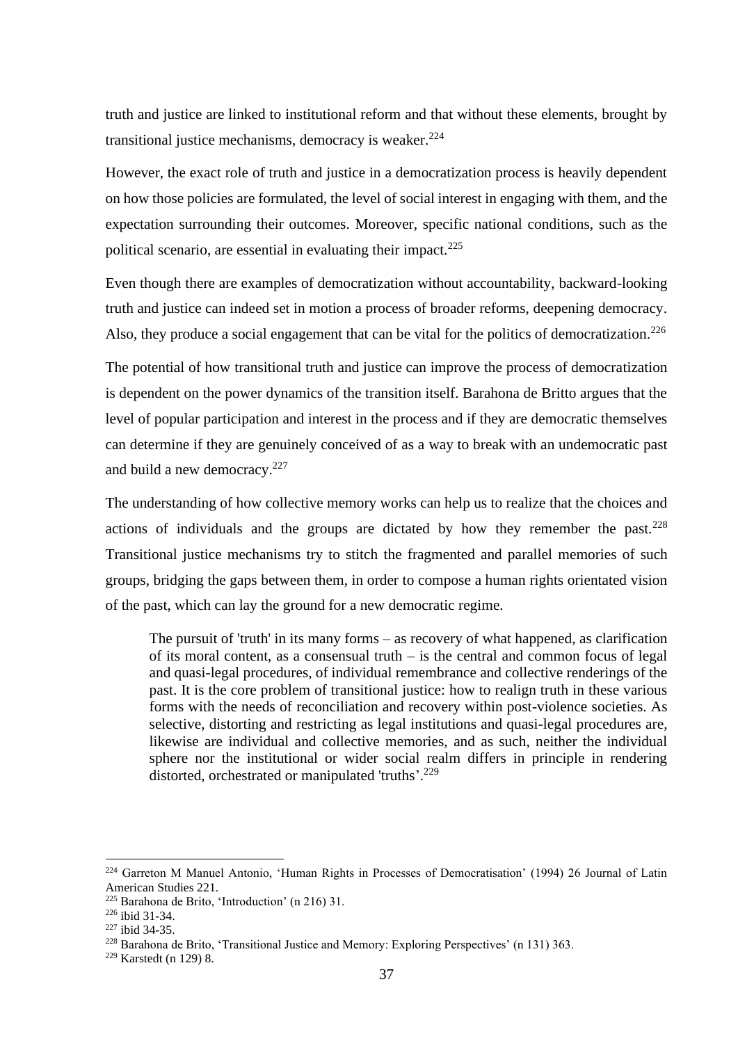truth and justice are linked to institutional reform and that without these elements, brought by transitional justice mechanisms, democracy is weaker.[224]

However, the exact role of truth and justice in a democratization process is heavily dependent on how those policies are formulated, the level of social interest in engaging with them, and the expectation surrounding their outcomes. Moreover, specific national conditions, such as the political scenario, are essential in evaluating their impact.[225]

Even though there are examples of democratization without accountability, backward-looking truth and justice can indeed set in motion a process of broader reforms, deepening democracy. Also, they produce a social engagement that can be vital for the politics of democratization.[226]

The potential of how transitional truth and justice can improve the process of democratization is dependent on the power dynamics of the transition itself. Barahona de Britto argues that the level of popular participation and interest in the process and if they are democratic themselves can determine if they are genuinely conceived of as a way to break with an undemocratic past and build a new democracy.[227]

The understanding of how collective memory works can help us to realize that the choices and actions of individuals and the groups are dictated by how they remember the past.[228] Transitional justice mechanisms try to stitch the fragmented and parallel memories of such groups, bridging the gaps between them, in order to compose a human rights orientated vision of the past, which can lay the ground for a new democratic regime.

> The pursuit of 'truth' in its many forms – as recovery of what happened, as clarification of its moral content, as a consensual truth – is the central and common focus of legal and quasi-legal procedures, of individual remembrance and collective renderings of the past. It is the core problem of transitional justice: how to realign truth in these various forms with the needs of reconciliation and recovery within post-violence societies. As selective, distorting and restricting as legal institutions and quasi-legal procedures are, likewise are individual and collective memories, and as such, neither the individual sphere nor the institutional or wider social realm differs in principle in rendering distorted, orchestrated or manipulated 'truths'.[229]

---

[224] Garreton M Manuel Antonio, 'Human Rights in Processes of Democratisation' (1994) 26 Journal of Latin American Studies 221.

[225] Barahona de Brito, 'Introduction' (n 216) 31.

[226] ibid 31-34.

[227] ibid 34-35.

[228] Barahona de Brito, 'Transitional Justice and Memory: Exploring Perspectives' (n 131) 363.

[229] Karstedt (n 129) 8.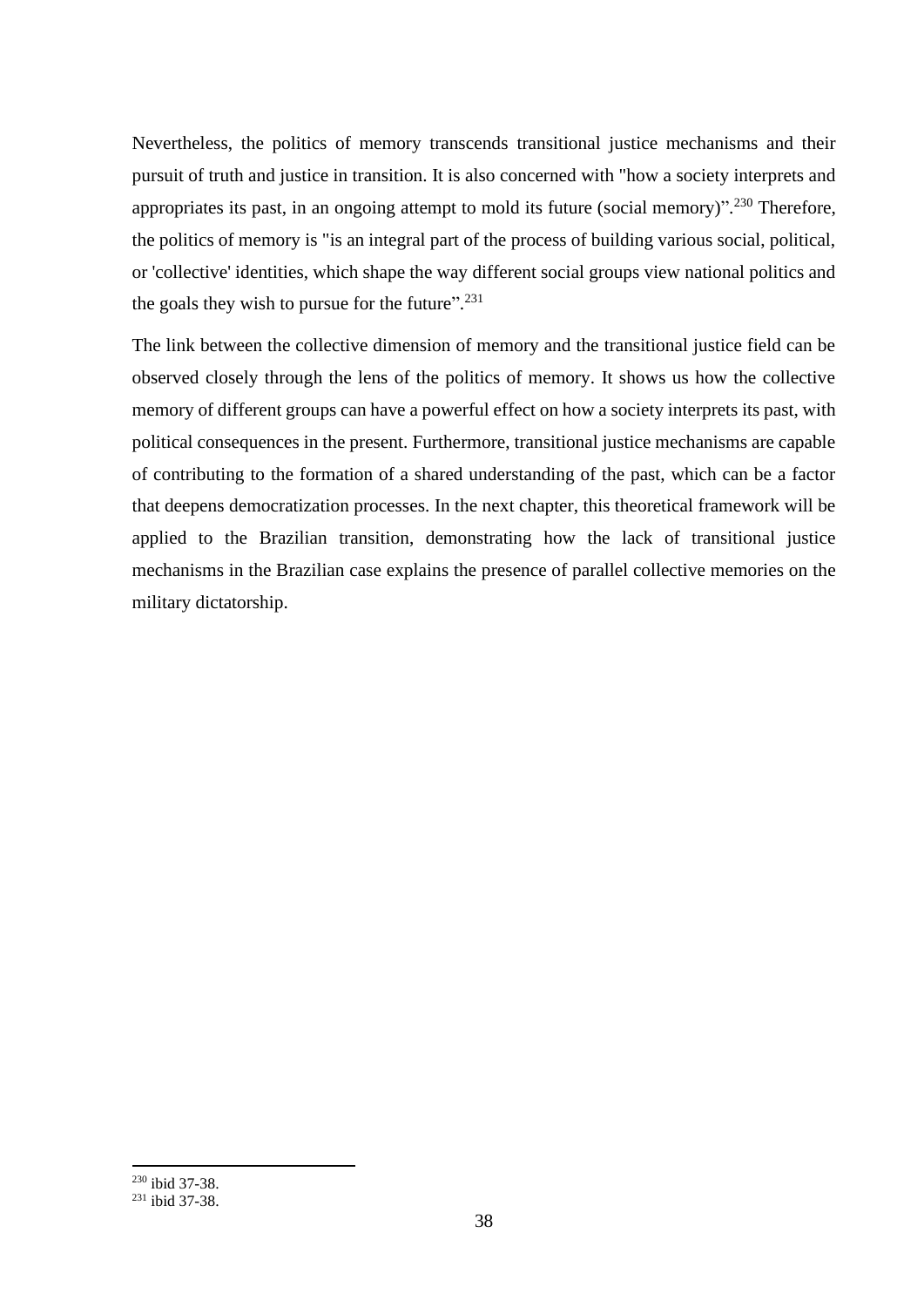Nevertheless, the politics of memory transcends transitional justice mechanisms and their pursuit of truth and justice in transition. It is also concerned with "how a society interprets and appropriates its past, in an ongoing attempt to mold its future (social memory)".[230] Therefore, the politics of memory is "is an integral part of the process of building various social, political, or 'collective' identities, which shape the way different social groups view national politics and the goals they wish to pursue for the future".[231]

The link between the collective dimension of memory and the transitional justice field can be observed closely through the lens of the politics of memory. It shows us how the collective memory of different groups can have a powerful effect on how a society interprets its past, with political consequences in the present. Furthermore, transitional justice mechanisms are capable of contributing to the formation of a shared understanding of the past, which can be a factor that deepens democratization processes. In the next chapter, this theoretical framework will be applied to the Brazilian transition, demonstrating how the lack of transitional justice mechanisms in the Brazilian case explains the presence of parallel collective memories on the military dictatorship.

---

[230] ibid 37-38.

[231] ibid 37-38.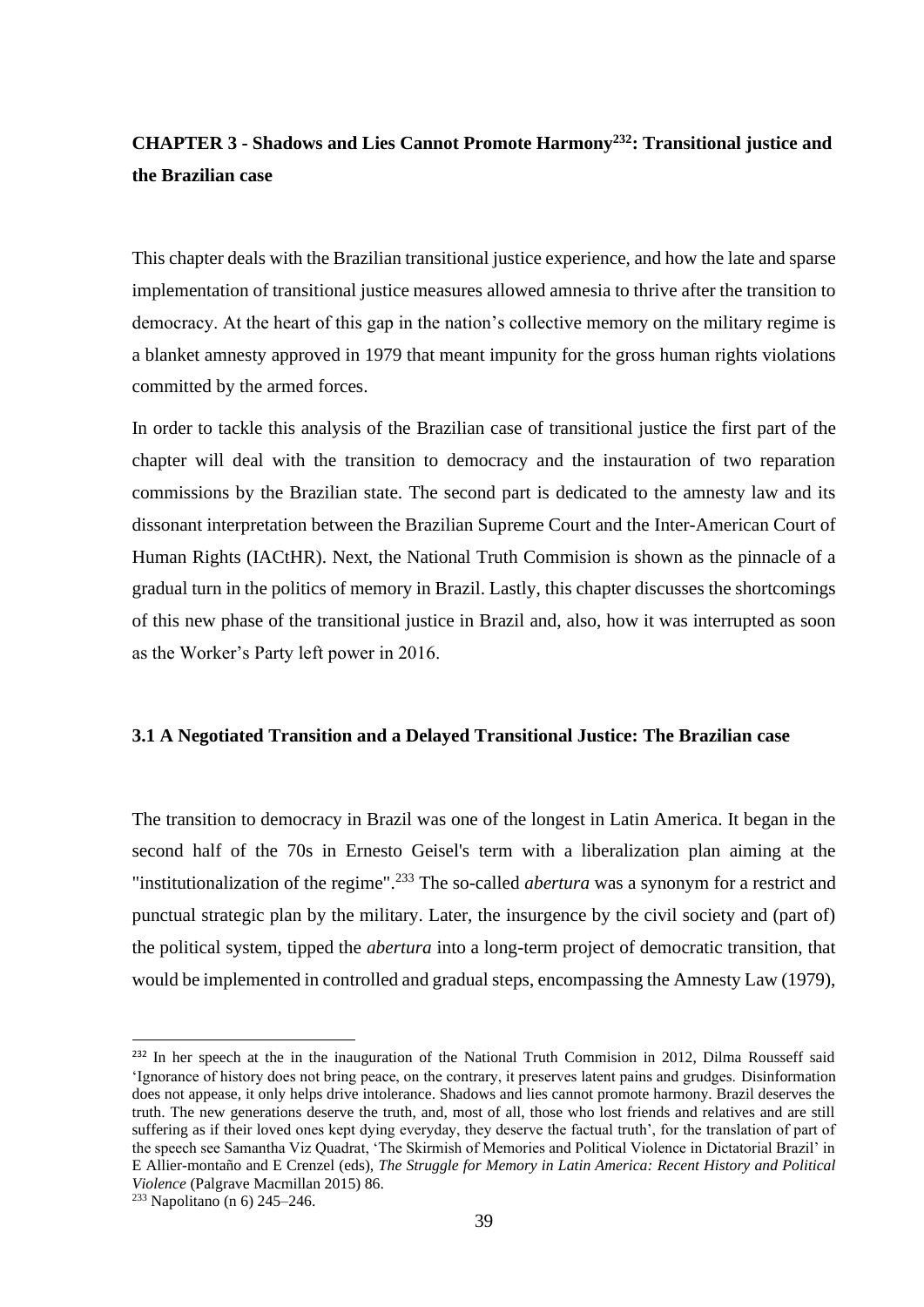## CHAPTER 3 - Shadows and Lies Cannot Promote Harmony[232]: Transitional justice and the Brazilian case

This chapter deals with the Brazilian transitional justice experience, and how the late and sparse implementation of transitional justice measures allowed amnesia to thrive after the transition to democracy. At the heart of this gap in the nation's collective memory on the military regime is a blanket amnesty approved in 1979 that meant impunity for the gross human rights violations committed by the armed forces.

In order to tackle this analysis of the Brazilian case of transitional justice the first part of the chapter will deal with the transition to democracy and the instauration of two reparation commissions by the Brazilian state. The second part is dedicated to the amnesty law and its dissonant interpretation between the Brazilian Supreme Court and the Inter-American Court of Human Rights (IACtHR). Next, the National Truth Commision is shown as the pinnacle of a gradual turn in the politics of memory in Brazil. Lastly, this chapter discusses the shortcomings of this new phase of the transitional justice in Brazil and, also, how it was interrupted as soon as the Worker's Party left power in 2016.

### 3.1 A Negotiated Transition and a Delayed Transitional Justice: The Brazilian case

The transition to democracy in Brazil was one of the longest in Latin America. It began in the second half of the 70s in Ernesto Geisel's term with a liberalization plan aiming at the "institutionalization of the regime".[233] The so-called *abertura* was a synonym for a restrict and punctual strategic plan by the military. Later, the insurgence by the civil society and (part of) the political system, tipped the *abertura* into a long-term project of democratic transition, that would be implemented in controlled and gradual steps, encompassing the Amnesty Law (1979),

---

[232] In her speech at the in the inauguration of the National Truth Commision in 2012, Dilma Rousseff said 'Ignorance of history does not bring peace, on the contrary, it preserves latent pains and grudges. Disinformation does not appease, it only helps drive intolerance. Shadows and lies cannot promote harmony. Brazil deserves the truth. The new generations deserve the truth, and, most of all, those who lost friends and relatives and are still suffering as if their loved ones kept dying everyday, they deserve the factual truth', for the translation of part of the speech see Samantha Viz Quadrat, 'The Skirmish of Memories and Political Violence in Dictatorial Brazil' in E Allier-montaño and E Crenzel (eds), *The Struggle for Memory in Latin America: Recent History and Political Violence* (Palgrave Macmillan 2015) 86.

[233] Napolitano (n 6) 245–246.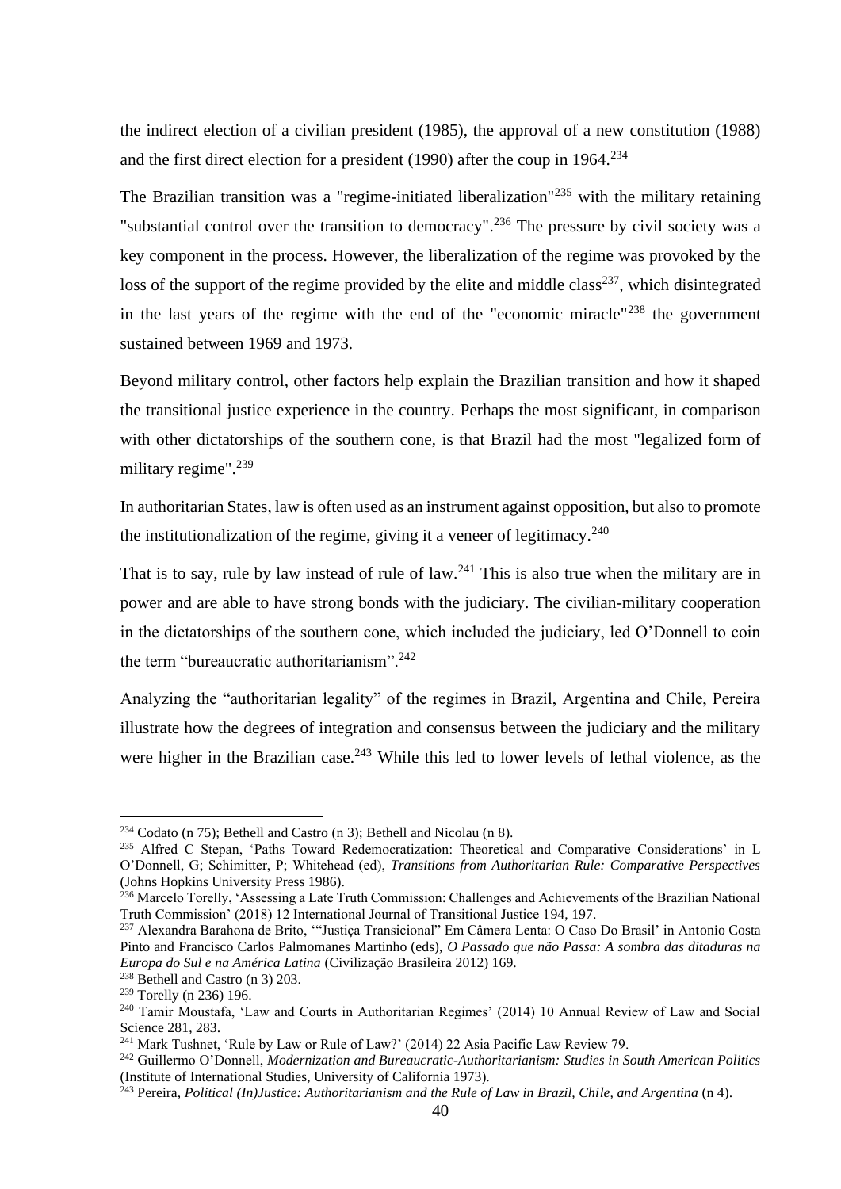the indirect election of a civilian president (1985), the approval of a new constitution (1988) and the first direct election for a president (1990) after the coup in 1964.[234]

The Brazilian transition was a "regime-initiated liberalization"[235] with the military retaining "substantial control over the transition to democracy".[236] The pressure by civil society was a key component in the process. However, the liberalization of the regime was provoked by the loss of the support of the regime provided by the elite and middle class[237], which disintegrated in the last years of the regime with the end of the "economic miracle"[238] the government sustained between 1969 and 1973.

Beyond military control, other factors help explain the Brazilian transition and how it shaped the transitional justice experience in the country. Perhaps the most significant, in comparison with other dictatorships of the southern cone, is that Brazil had the most "legalized form of military regime".[239]

In authoritarian States, law is often used as an instrument against opposition, but also to promote the institutionalization of the regime, giving it a veneer of legitimacy.[240]

That is to say, rule by law instead of rule of law.[241] This is also true when the military are in power and are able to have strong bonds with the judiciary. The civilian-military cooperation in the dictatorships of the southern cone, which included the judiciary, led O'Donnell to coin the term "bureaucratic authoritarianism".[242]

Analyzing the "authoritarian legality" of the regimes in Brazil, Argentina and Chile, Pereira illustrate how the degrees of integration and consensus between the judiciary and the military were higher in the Brazilian case.[243] While this led to lower levels of lethal violence, as the

---

[234] Codato (n 75); Bethell and Castro (n 3); Bethell and Nicolau (n 8).

[235] Alfred C Stepan, 'Paths Toward Redemocratization: Theoretical and Comparative Considerations' in L O'Donnell, G; Schimitter, P; Whitehead (ed), *Transitions from Authoritarian Rule: Comparative Perspectives* (Johns Hopkins University Press 1986).

[236] Marcelo Torelly, 'Assessing a Late Truth Commission: Challenges and Achievements of the Brazilian National Truth Commission' (2018) 12 International Journal of Transitional Justice 194, 197.

[237] Alexandra Barahona de Brito, '"Justiça Transicional" Em Câmera Lenta: O Caso Do Brasil' in Antonio Costa Pinto and Francisco Carlos Palmomanes Martinho (eds), *O Passado que não Passa: A sombra das ditaduras na Europa do Sul e na América Latina* (Civilização Brasileira 2012) 169.

[238] Bethell and Castro (n 3) 203.

[239] Torelly (n 236) 196.

[240] Tamir Moustafa, 'Law and Courts in Authoritarian Regimes' (2014) 10 Annual Review of Law and Social Science 281, 283.

[241] Mark Tushnet, 'Rule by Law or Rule of Law?' (2014) 22 Asia Pacific Law Review 79.

[242] Guillermo O'Donnell, *Modernization and Bureaucratic-Authoritarianism: Studies in South American Politics* (Institute of International Studies, University of California 1973).

[243] Pereira, *Political (In)Justice: Authoritarianism and the Rule of Law in Brazil, Chile, and Argentina* (n 4).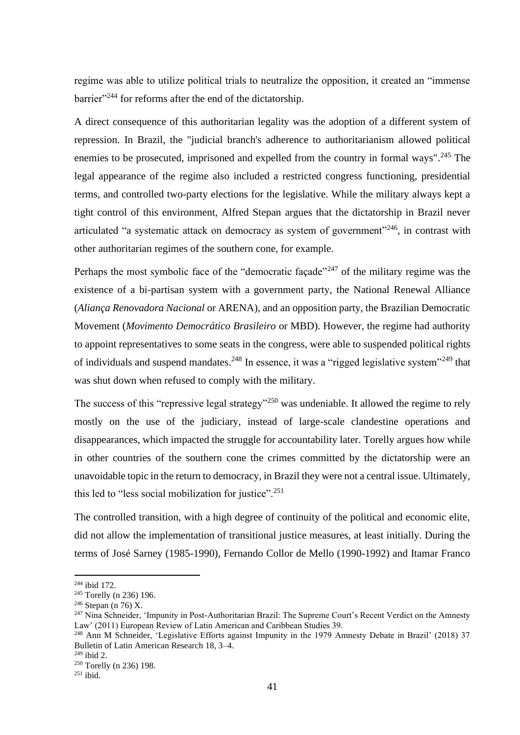regime was able to utilize political trials to neutralize the opposition, it created an "immense barrier"[244] for reforms after the end of the dictatorship.

A direct consequence of this authoritarian legality was the adoption of a different system of repression. In Brazil, the "judicial branch's adherence to authoritarianism allowed political enemies to be prosecuted, imprisoned and expelled from the country in formal ways".[245] The legal appearance of the regime also included a restricted congress functioning, presidential terms, and controlled two-party elections for the legislative. While the military always kept a tight control of this environment, Alfred Stepan argues that the dictatorship in Brazil never articulated "a systematic attack on democracy as system of government"[246], in contrast with other authoritarian regimes of the southern cone, for example.

Perhaps the most symbolic face of the "democratic façade"[247] of the military regime was the existence of a bi-partisan system with a government party, the National Renewal Alliance (*Aliança Renovadora Nacional* or ARENA), and an opposition party, the Brazilian Democratic Movement (*Movimento Democrático Brasileiro* or MBD). However, the regime had authority to appoint representatives to some seats in the congress, were able to suspended political rights of individuals and suspend mandates.[248] In essence, it was a "rigged legislative system"[249] that was shut down when refused to comply with the military.

The success of this "repressive legal strategy"[250] was undeniable. It allowed the regime to rely mostly on the use of the judiciary, instead of large-scale clandestine operations and disappearances, which impacted the struggle for accountability later. Torelly argues how while in other countries of the southern cone the crimes committed by the dictatorship were an unavoidable topic in the return to democracy, in Brazil they were not a central issue. Ultimately, this led to "less social mobilization for justice".[251]

The controlled transition, with a high degree of continuity of the political and economic elite, did not allow the implementation of transitional justice measures, at least initially. During the terms of José Sarney (1985-1990), Fernando Collor de Mello (1990-1992) and Itamar Franco

---

[244] ibid 172.

[245] Torelly (n 236) 196.

[246] Stepan (n 76) X.

[247] Nina Schneider, 'Impunity in Post-Authoritarian Brazil: The Supreme Court's Recent Verdict on the Amnesty Law' (2011) European Review of Latin American and Caribbean Studies 39.

[248] Ann M Schneider, 'Legislative Efforts against Impunity in the 1979 Amnesty Debate in Brazil' (2018) 37 Bulletin of Latin American Research 18, 3–4.

[249] ibid 2.

[250] Torelly (n 236) 198.

[251] ibid.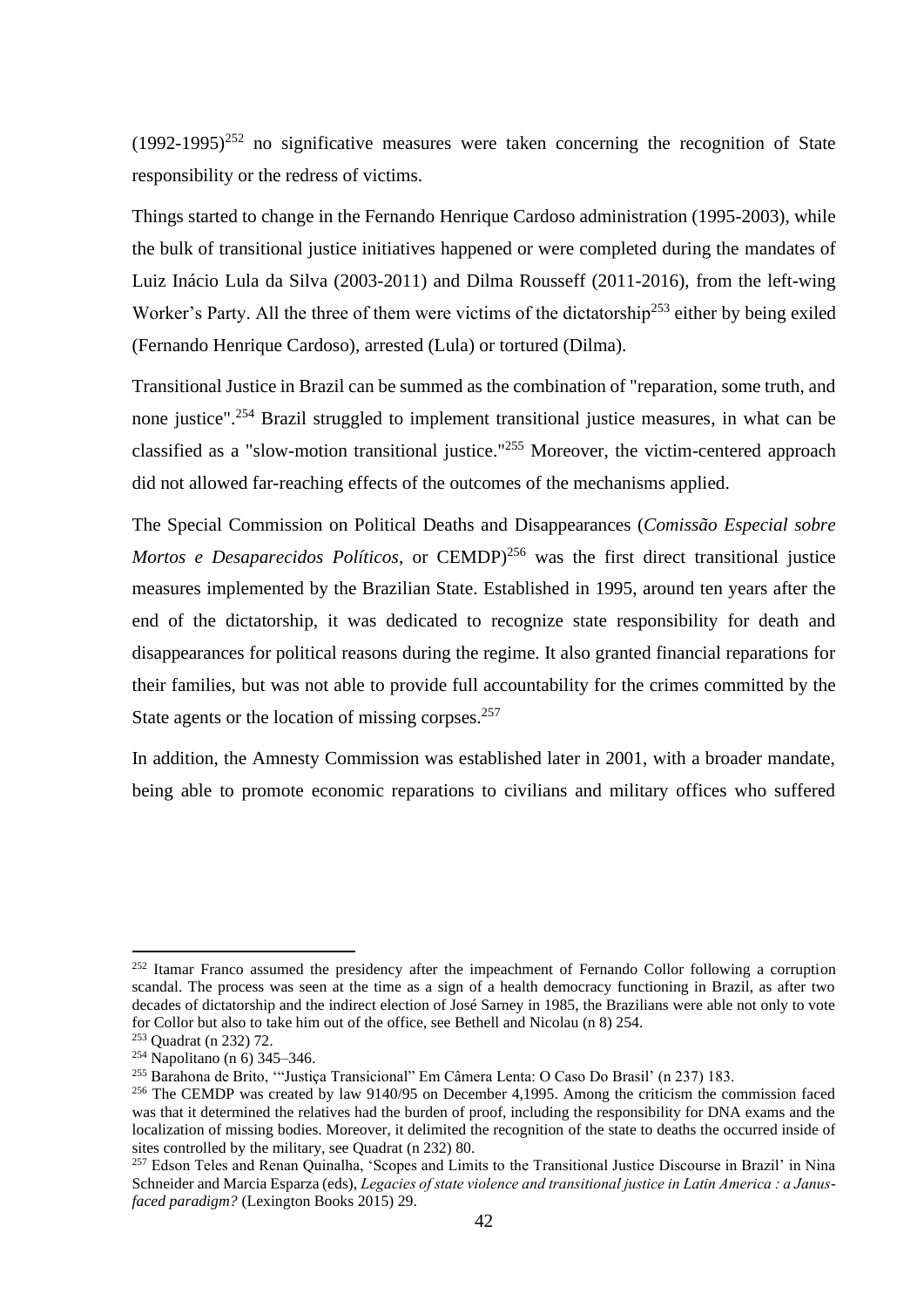(1992-1995)[252] no significative measures were taken concerning the recognition of State responsibility or the redress of victims.

Things started to change in the Fernando Henrique Cardoso administration (1995-2003), while the bulk of transitional justice initiatives happened or were completed during the mandates of Luiz Inácio Lula da Silva (2003-2011) and Dilma Rousseff (2011-2016), from the left-wing Worker's Party. All the three of them were victims of the dictatorship[253] either by being exiled (Fernando Henrique Cardoso), arrested (Lula) or tortured (Dilma).

Transitional Justice in Brazil can be summed as the combination of "reparation, some truth, and none justice".[254] Brazil struggled to implement transitional justice measures, in what can be classified as a "slow-motion transitional justice."[255] Moreover, the victim-centered approach did not allowed far-reaching effects of the outcomes of the mechanisms applied.

The Special Commission on Political Deaths and Disappearances (*Comissão Especial sobre Mortos e Desaparecidos Políticos*, or CEMDP)[256] was the first direct transitional justice measures implemented by the Brazilian State. Established in 1995, around ten years after the end of the dictatorship, it was dedicated to recognize state responsibility for death and disappearances for political reasons during the regime. It also granted financial reparations for their families, but was not able to provide full accountability for the crimes committed by the State agents or the location of missing corpses.[257]

In addition, the Amnesty Commission was established later in 2001, with a broader mandate, being able to promote economic reparations to civilians and military offices who suffered

---

[252] Itamar Franco assumed the presidency after the impeachment of Fernando Collor following a corruption scandal. The process was seen at the time as a sign of a health democracy functioning in Brazil, as after two decades of dictatorship and the indirect election of José Sarney in 1985, the Brazilians were able not only to vote for Collor but also to take him out of the office, see Bethell and Nicolau (n 8) 254.

[253] Quadrat (n 232) 72.

[254] Napolitano (n 6) 345–346.

[255] Barahona de Brito, '"Justiça Transicional" Em Câmera Lenta: O Caso Do Brasil' (n 237) 183.

[256] The CEMDP was created by law 9140/95 on December 4,1995. Among the criticism the commission faced was that it determined the relatives had the burden of proof, including the responsibility for DNA exams and the localization of missing bodies. Moreover, it delimited the recognition of the state to deaths the occurred inside of sites controlled by the military, see Quadrat (n 232) 80.

[257] Edson Teles and Renan Quinalha, 'Scopes and Limits to the Transitional Justice Discourse in Brazil' in Nina Schneider and Marcia Esparza (eds), *Legacies of state violence and transitional justice in Latin America : a Janus-faced paradigm?* (Lexington Books 2015) 29.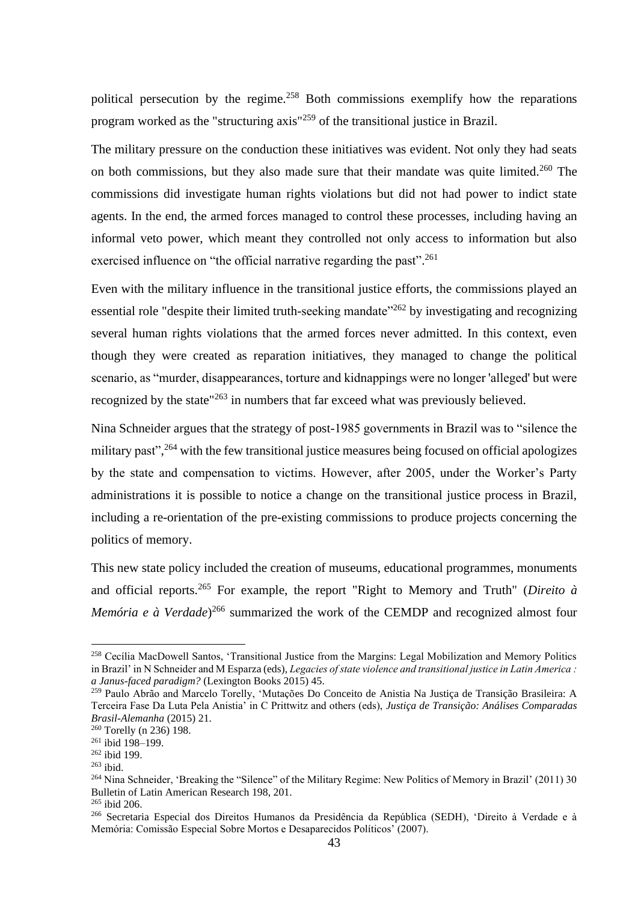political persecution by the regime.[258] Both commissions exemplify how the reparations program worked as the "structuring axis"[259] of the transitional justice in Brazil.

The military pressure on the conduction these initiatives was evident. Not only they had seats on both commissions, but they also made sure that their mandate was quite limited.[260] The commissions did investigate human rights violations but did not had power to indict state agents. In the end, the armed forces managed to control these processes, including having an informal veto power, which meant they controlled not only access to information but also exercised influence on "the official narrative regarding the past".[261]

Even with the military influence in the transitional justice efforts, the commissions played an essential role "despite their limited truth-seeking mandate"[262] by investigating and recognizing several human rights violations that the armed forces never admitted. In this context, even though they were created as reparation initiatives, they managed to change the political scenario, as "murder, disappearances, torture and kidnappings were no longer 'alleged' but were recognized by the state"[263] in numbers that far exceed what was previously believed.

Nina Schneider argues that the strategy of post-1985 governments in Brazil was to "silence the military past",[264] with the few transitional justice measures being focused on official apologizes by the state and compensation to victims. However, after 2005, under the Worker's Party administrations it is possible to notice a change on the transitional justice process in Brazil, including a re-orientation of the pre-existing commissions to produce projects concerning the politics of memory.

This new state policy included the creation of museums, educational programmes, monuments and official reports.[265] For example, the report "Right to Memory and Truth" (*Direito à Memória e à Verdade*)[266] summarized the work of the CEMDP and recognized almost four

---

[258] Cecília MacDowell Santos, 'Transitional Justice from the Margins: Legal Mobilization and Memory Politics in Brazil' in N Schneider and M Esparza (eds), *Legacies of state violence and transitional justice in Latin America : a Janus-faced paradigm?* (Lexington Books 2015) 45.

[259] Paulo Abrão and Marcelo Torelly, 'Mutações Do Conceito de Anistia Na Justiça de Transição Brasileira: A Terceira Fase Da Luta Pela Anistia' in C Prittwitz and others (eds), *Justiça de Transição: Análises Comparadas Brasil-Alemanha* (2015) 21.

[260] Torelly (n 236) 198.

[261] ibid 198–199.

[262] ibid 199.

[263] ibid.

[264] Nina Schneider, 'Breaking the "Silence" of the Military Regime: New Politics of Memory in Brazil' (2011) 30 Bulletin of Latin American Research 198, 201.

[265] ibid 206.

[266] Secretaria Especial dos Direitos Humanos da Presidência da República (SEDH), 'Direito à Verdade e à Memória: Comissão Especial Sobre Mortos e Desaparecidos Políticos' (2007).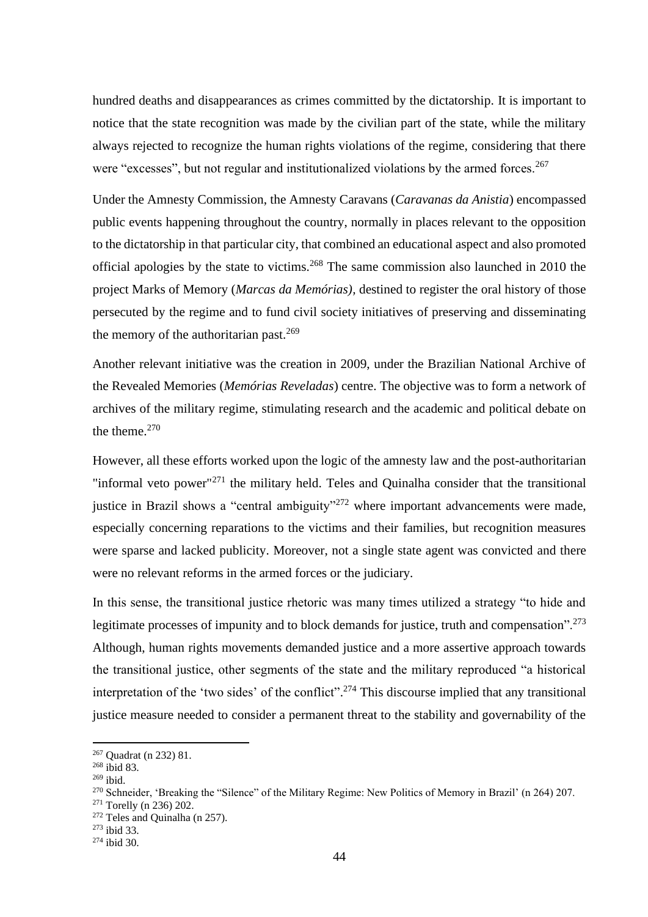hundred deaths and disappearances as crimes committed by the dictatorship. It is important to notice that the state recognition was made by the civilian part of the state, while the military always rejected to recognize the human rights violations of the regime, considering that there were "excesses", but not regular and institutionalized violations by the armed forces.[267]

Under the Amnesty Commission, the Amnesty Caravans (*Caravanas da Anistia*) encompassed public events happening throughout the country, normally in places relevant to the opposition to the dictatorship in that particular city, that combined an educational aspect and also promoted official apologies by the state to victims.[268] The same commission also launched in 2010 the project Marks of Memory (*Marcas da Memórias),* destined to register the oral history of those persecuted by the regime and to fund civil society initiatives of preserving and disseminating the memory of the authoritarian past.[269]

Another relevant initiative was the creation in 2009, under the Brazilian National Archive of the Revealed Memories (*Memórias Reveladas*) centre. The objective was to form a network of archives of the military regime, stimulating research and the academic and political debate on the theme.[270]

However, all these efforts worked upon the logic of the amnesty law and the post-authoritarian "informal veto power"[271] the military held. Teles and Quinalha consider that the transitional justice in Brazil shows a "central ambiguity"[272] where important advancements were made, especially concerning reparations to the victims and their families, but recognition measures were sparse and lacked publicity. Moreover, not a single state agent was convicted and there were no relevant reforms in the armed forces or the judiciary.

In this sense, the transitional justice rhetoric was many times utilized a strategy "to hide and legitimate processes of impunity and to block demands for justice, truth and compensation".[273] Although, human rights movements demanded justice and a more assertive approach towards the transitional justice, other segments of the state and the military reproduced "a historical interpretation of the 'two sides' of the conflict".[274] This discourse implied that any transitional justice measure needed to consider a permanent threat to the stability and governability of the

---

[267] Quadrat (n 232) 81.
[268] ibid 83.
[269] ibid.
[270] Schneider, 'Breaking the "Silence" of the Military Regime: New Politics of Memory in Brazil' (n 264) 207.
[271] Torelly (n 236) 202.
[272] Teles and Quinalha (n 257).
[273] ibid 33.
[274] ibid 30.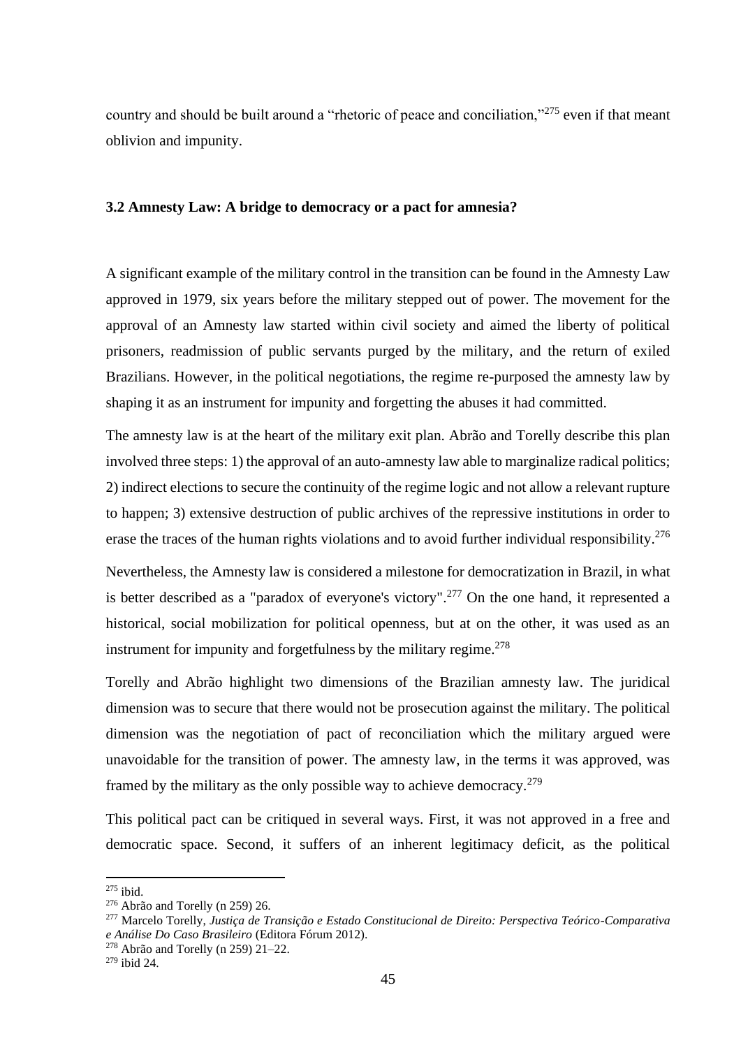country and should be built around a "rhetoric of peace and conciliation,"[275] even if that meant oblivion and impunity.

### 3.2 Amnesty Law: A bridge to democracy or a pact for amnesia?

A significant example of the military control in the transition can be found in the Amnesty Law approved in 1979, six years before the military stepped out of power. The movement for the approval of an Amnesty law started within civil society and aimed the liberty of political prisoners, readmission of public servants purged by the military, and the return of exiled Brazilians. However, in the political negotiations, the regime re-purposed the amnesty law by shaping it as an instrument for impunity and forgetting the abuses it had committed.

The amnesty law is at the heart of the military exit plan. Abrão and Torelly describe this plan involved three steps: 1) the approval of an auto-amnesty law able to marginalize radical politics; 2) indirect elections to secure the continuity of the regime logic and not allow a relevant rupture to happen; 3) extensive destruction of public archives of the repressive institutions in order to erase the traces of the human rights violations and to avoid further individual responsibility.[276]

Nevertheless, the Amnesty law is considered a milestone for democratization in Brazil, in what is better described as a "paradox of everyone's victory".[277] On the one hand, it represented a historical, social mobilization for political openness, but at on the other, it was used as an instrument for impunity and forgetfulness by the military regime.[278]

Torelly and Abrão highlight two dimensions of the Brazilian amnesty law. The juridical dimension was to secure that there would not be prosecution against the military. The political dimension was the negotiation of pact of reconciliation which the military argued were unavoidable for the transition of power. The amnesty law, in the terms it was approved, was framed by the military as the only possible way to achieve democracy.[279]

This political pact can be critiqued in several ways. First, it was not approved in a free and democratic space. Second, it suffers of an inherent legitimacy deficit, as the political

---

[275] ibid.

[276] Abrão and Torelly (n 259) 26.

[277] Marcelo Torelly, *Justiça de Transição e Estado Constitucional de Direito: Perspectiva Teórico-Comparativa e Análise Do Caso Brasileiro* (Editora Fórum 2012).

[278] Abrão and Torelly (n 259) 21–22.

[279] ibid 24.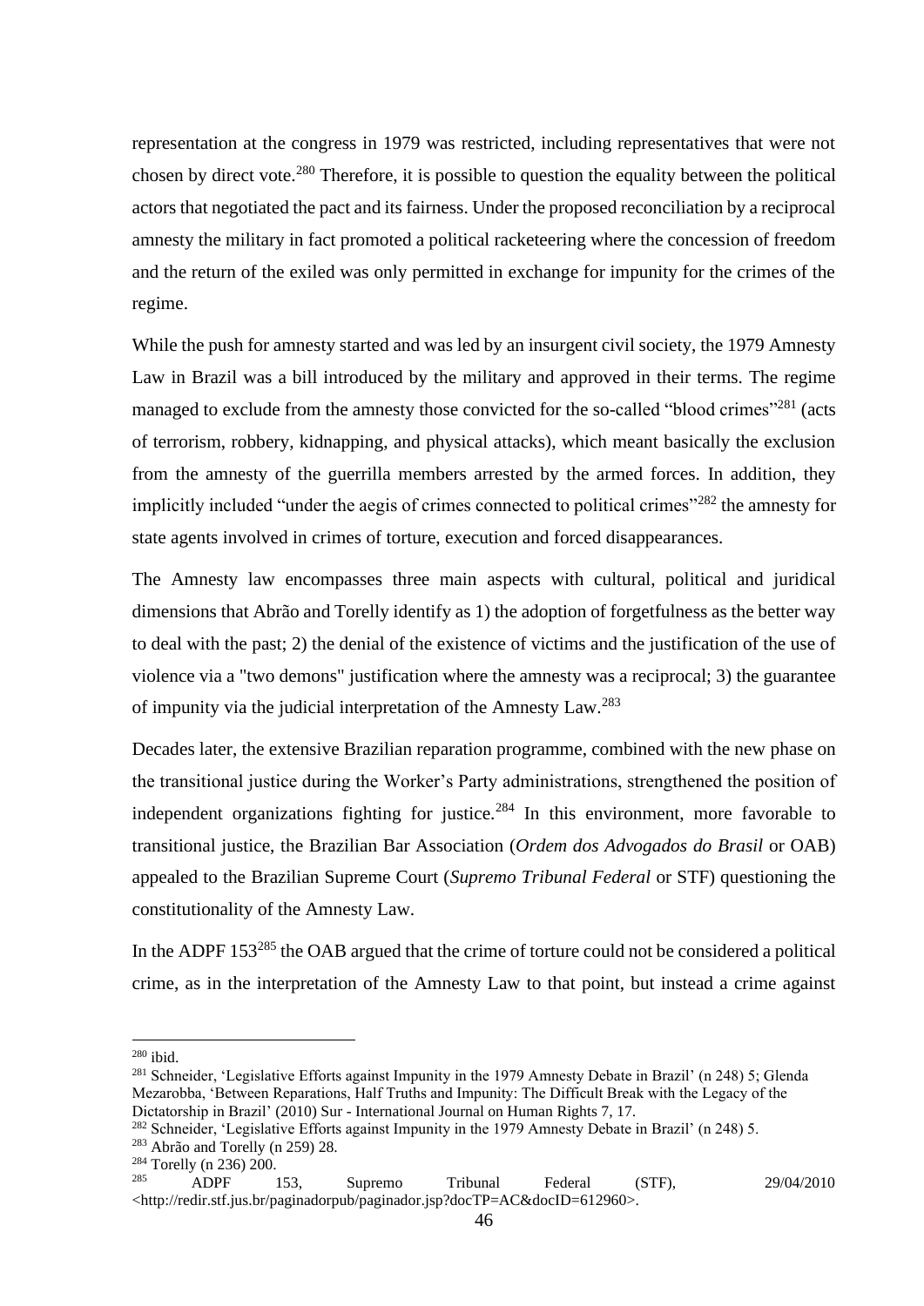representation at the congress in 1979 was restricted, including representatives that were not chosen by direct vote.[280] Therefore, it is possible to question the equality between the political actors that negotiated the pact and its fairness. Under the proposed reconciliation by a reciprocal amnesty the military in fact promoted a political racketeering where the concession of freedom and the return of the exiled was only permitted in exchange for impunity for the crimes of the regime.

While the push for amnesty started and was led by an insurgent civil society, the 1979 Amnesty Law in Brazil was a bill introduced by the military and approved in their terms. The regime managed to exclude from the amnesty those convicted for the so-called "blood crimes"[281] (acts of terrorism, robbery, kidnapping, and physical attacks), which meant basically the exclusion from the amnesty of the guerrilla members arrested by the armed forces. In addition, they implicitly included "under the aegis of crimes connected to political crimes"[282] the amnesty for state agents involved in crimes of torture, execution and forced disappearances.

The Amnesty law encompasses three main aspects with cultural, political and juridical dimensions that Abrão and Torelly identify as 1) the adoption of forgetfulness as the better way to deal with the past; 2) the denial of the existence of victims and the justification of the use of violence via a "two demons" justification where the amnesty was a reciprocal; 3) the guarantee of impunity via the judicial interpretation of the Amnesty Law.[283]

Decades later, the extensive Brazilian reparation programme, combined with the new phase on the transitional justice during the Worker's Party administrations, strengthened the position of independent organizations fighting for justice.[284] In this environment, more favorable to transitional justice, the Brazilian Bar Association (*Ordem dos Advogados do Brasil* or OAB) appealed to the Brazilian Supreme Court (*Supremo Tribunal Federal* or STF) questioning the constitutionality of the Amnesty Law.

In the ADPF 153[285] the OAB argued that the crime of torture could not be considered a political crime, as in the interpretation of the Amnesty Law to that point, but instead a crime against

---

[280] ibid.

[281] Schneider, 'Legislative Efforts against Impunity in the 1979 Amnesty Debate in Brazil' (n 248) 5; Glenda Mezarobba, 'Between Reparations, Half Truths and Impunity: The Difficult Break with the Legacy of the Dictatorship in Brazil' (2010) Sur - International Journal on Human Rights 7, 17.

[282] Schneider, 'Legislative Efforts against Impunity in the 1979 Amnesty Debate in Brazil' (n 248) 5.

[283] Abrão and Torelly (n 259) 28.

[284] Torelly (n 236) 200.

[285] ADPF 153, Supremo Tribunal Federal (STF), 29/04/2010 <http://redir.stf.jus.br/paginadorpub/paginador.jsp?docTP=AC&docID=612960>.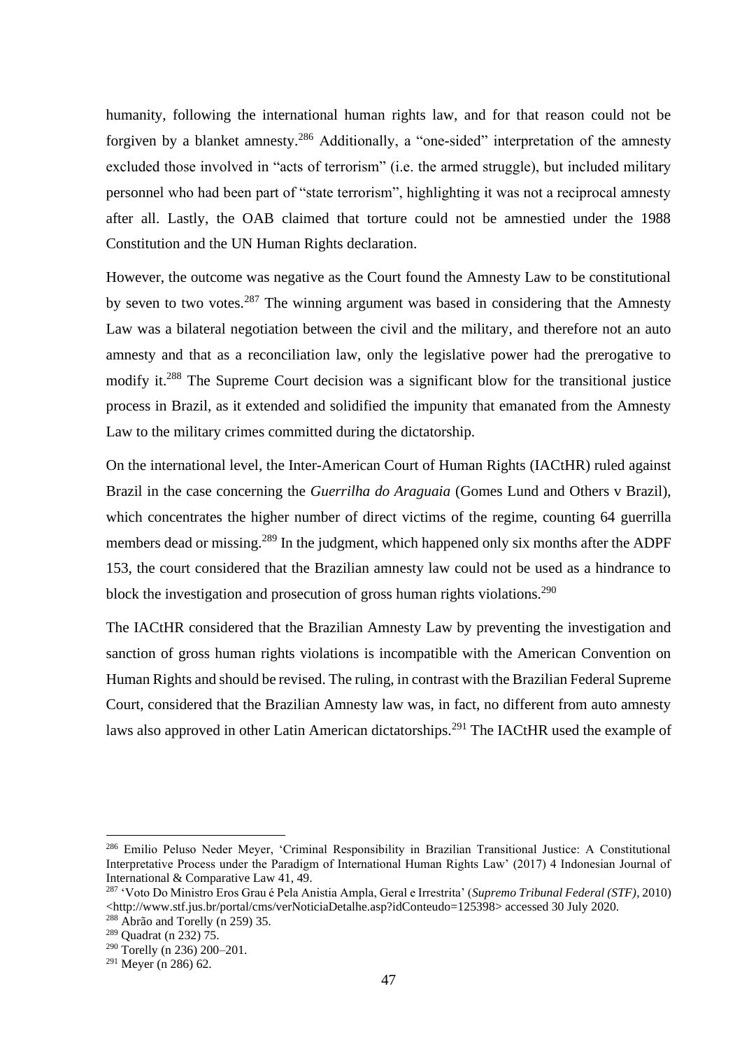humanity, following the international human rights law, and for that reason could not be forgiven by a blanket amnesty.[286] Additionally, a "one-sided" interpretation of the amnesty excluded those involved in "acts of terrorism" (i.e. the armed struggle), but included military personnel who had been part of "state terrorism", highlighting it was not a reciprocal amnesty after all. Lastly, the OAB claimed that torture could not be amnestied under the 1988 Constitution and the UN Human Rights declaration.

However, the outcome was negative as the Court found the Amnesty Law to be constitutional by seven to two votes.[287] The winning argument was based in considering that the Amnesty Law was a bilateral negotiation between the civil and the military, and therefore not an auto amnesty and that as a reconciliation law, only the legislative power had the prerogative to modify it.[288] The Supreme Court decision was a significant blow for the transitional justice process in Brazil, as it extended and solidified the impunity that emanated from the Amnesty Law to the military crimes committed during the dictatorship.

On the international level, the Inter-American Court of Human Rights (IACtHR) ruled against Brazil in the case concerning the *Guerrilha do Araguaia* (Gomes Lund and Others v Brazil), which concentrates the higher number of direct victims of the regime, counting 64 guerrilla members dead or missing.[289] In the judgment, which happened only six months after the ADPF 153, the court considered that the Brazilian amnesty law could not be used as a hindrance to block the investigation and prosecution of gross human rights violations.[290]

The IACtHR considered that the Brazilian Amnesty Law by preventing the investigation and sanction of gross human rights violations is incompatible with the American Convention on Human Rights and should be revised. The ruling, in contrast with the Brazilian Federal Supreme Court, considered that the Brazilian Amnesty law was, in fact, no different from auto amnesty laws also approved in other Latin American dictatorships.[291] The IACtHR used the example of

---

[286] Emilio Peluso Neder Meyer, 'Criminal Responsibility in Brazilian Transitional Justice: A Constitutional Interpretative Process under the Paradigm of International Human Rights Law' (2017) 4 Indonesian Journal of International & Comparative Law 41, 49.

[287] 'Voto Do Ministro Eros Grau é Pela Anistia Ampla, Geral e Irrestrita' (*Supremo Tribunal Federal (STF)*, 2010) <http://www.stf.jus.br/portal/cms/verNoticiaDetalhe.asp?idConteudo=125398> accessed 30 July 2020.

[288] Abrão and Torelly (n 259) 35.

[289] Quadrat (n 232) 75.

[290] Torelly (n 236) 200–201.

[291] Meyer (n 286) 62.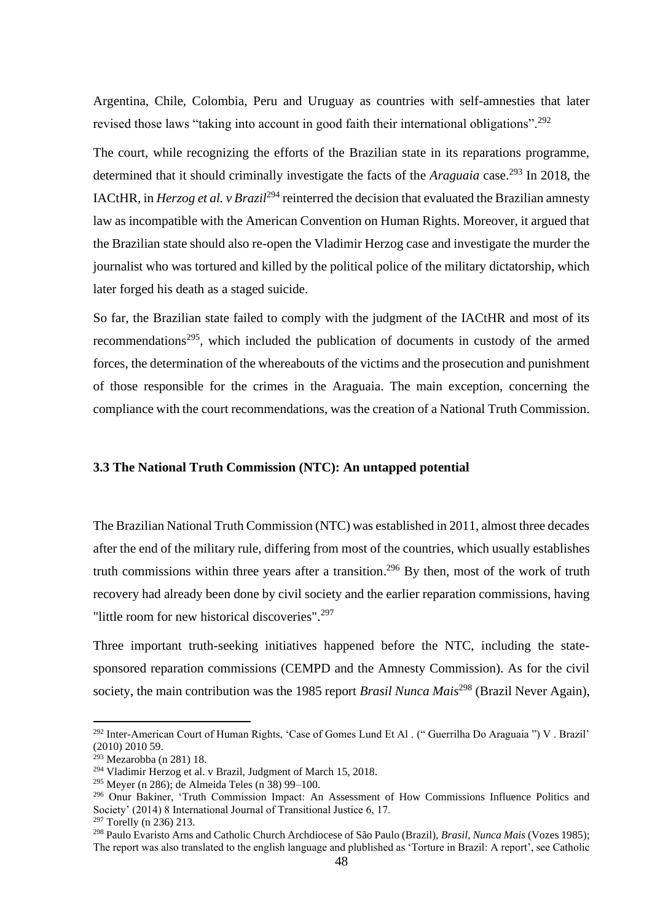Argentina, Chile, Colombia, Peru and Uruguay as countries with self-amnesties that later revised those laws "taking into account in good faith their international obligations".[292]

The court, while recognizing the efforts of the Brazilian state in its reparations programme, determined that it should criminally investigate the facts of the *Araguaia* case.[293] In 2018, the IACtHR, in *Herzog et al. v Brazil*[294] reinterred the decision that evaluated the Brazilian amnesty law as incompatible with the American Convention on Human Rights. Moreover, it argued that the Brazilian state should also re-open the Vladimir Herzog case and investigate the murder the journalist who was tortured and killed by the political police of the military dictatorship, which later forged his death as a staged suicide.

So far, the Brazilian state failed to comply with the judgment of the IACtHR and most of its recommendations[295], which included the publication of documents in custody of the armed forces, the determination of the whereabouts of the victims and the prosecution and punishment of those responsible for the crimes in the Araguaia. The main exception, concerning the compliance with the court recommendations, was the creation of a National Truth Commission.

### 3.3 The National Truth Commission (NTC): An untapped potential

The Brazilian National Truth Commission (NTC) was established in 2011, almost three decades after the end of the military rule, differing from most of the countries, which usually establishes truth commissions within three years after a transition.[296] By then, most of the work of truth recovery had already been done by civil society and the earlier reparation commissions, having "little room for new historical discoveries".[297]

Three important truth-seeking initiatives happened before the NTC, including the state-sponsored reparation commissions (CEMPD and the Amnesty Commission). As for the civil society, the main contribution was the 1985 report *Brasil Nunca Mais*[298] (Brazil Never Again),

---

[292] Inter-American Court of Human Rights, 'Case of Gomes Lund Et Al . (" Guerrilha Do Araguaia ") V . Brazil' (2010) 2010 59.

[293] Mezarobba (n 281) 18.

[294] Vladimir Herzog et al. v Brazil, Judgment of March 15, 2018.

[295] Meyer (n 286); de Almeida Teles (n 38) 99–100.

[296] Onur Bakiner, 'Truth Commission Impact: An Assessment of How Commissions Influence Politics and Society' (2014) 8 International Journal of Transitional Justice 6, 17.

[297] Torelly (n 236) 213.

[298] Paulo Evaristo Arns and Catholic Church Archdiocese of São Paulo (Brazil), *Brasil, Nunca Mais* (Vozes 1985); The report was also translated to the english language and plublished as 'Torture in Brazil: A report', see Catholic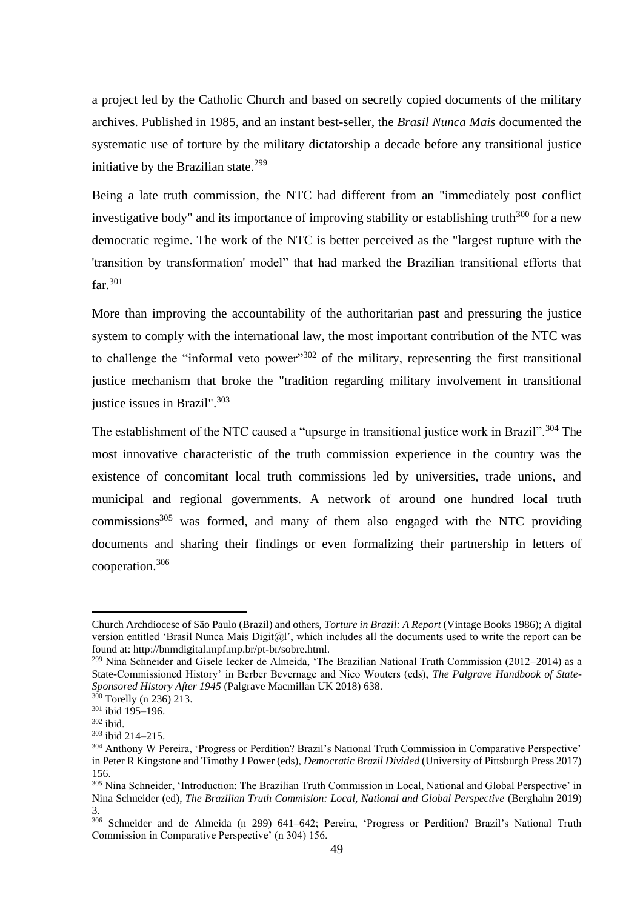a project led by the Catholic Church and based on secretly copied documents of the military archives. Published in 1985, and an instant best-seller, the *Brasil Nunca Mais* documented the systematic use of torture by the military dictatorship a decade before any transitional justice initiative by the Brazilian state.[299]

Being a late truth commission, the NTC had different from an "immediately post conflict investigative body" and its importance of improving stability or establishing truth[300] for a new democratic regime. The work of the NTC is better perceived as the "largest rupture with the 'transition by transformation' model" that had marked the Brazilian transitional efforts that far.[301]

More than improving the accountability of the authoritarian past and pressuring the justice system to comply with the international law, the most important contribution of the NTC was to challenge the "informal veto power"[302] of the military, representing the first transitional justice mechanism that broke the "tradition regarding military involvement in transitional justice issues in Brazil".[303]

The establishment of the NTC caused a "upsurge in transitional justice work in Brazil".[304] The most innovative characteristic of the truth commission experience in the country was the existence of concomitant local truth commissions led by universities, trade unions, and municipal and regional governments. A network of around one hundred local truth commissions[305] was formed, and many of them also engaged with the NTC providing documents and sharing their findings or even formalizing their partnership in letters of cooperation.[306]

---

Church Archdiocese of São Paulo (Brazil) and others, *Torture in Brazil: A Report* (Vintage Books 1986); A digital version entitled 'Brasil Nunca Mais Digit@l', which includes all the documents used to write the report can be found at: http://bnmdigital.mpf.mp.br/pt-br/sobre.html.

[299] Nina Schneider and Gisele Iecker de Almeida, 'The Brazilian National Truth Commission (2012–2014) as a State-Commissioned History' in Berber Bevernage and Nico Wouters (eds), *The Palgrave Handbook of State-Sponsored History After 1945* (Palgrave Macmillan UK 2018) 638.

[300] Torelly (n 236) 213.

[301] ibid 195–196.

[302] ibid.

[303] ibid 214–215.

[304] Anthony W Pereira, 'Progress or Perdition? Brazil's National Truth Commission in Comparative Perspective' in Peter R Kingstone and Timothy J Power (eds), *Democratic Brazil Divided* (University of Pittsburgh Press 2017) 156.

[305] Nina Schneider, 'Introduction: The Brazilian Truth Commission in Local, National and Global Perspective' in Nina Schneider (ed), *The Brazilian Truth Commision: Local, National and Global Perspective* (Berghahn 2019) 3.

[306] Schneider and de Almeida (n 299) 641–642; Pereira, 'Progress or Perdition? Brazil's National Truth Commission in Comparative Perspective' (n 304) 156.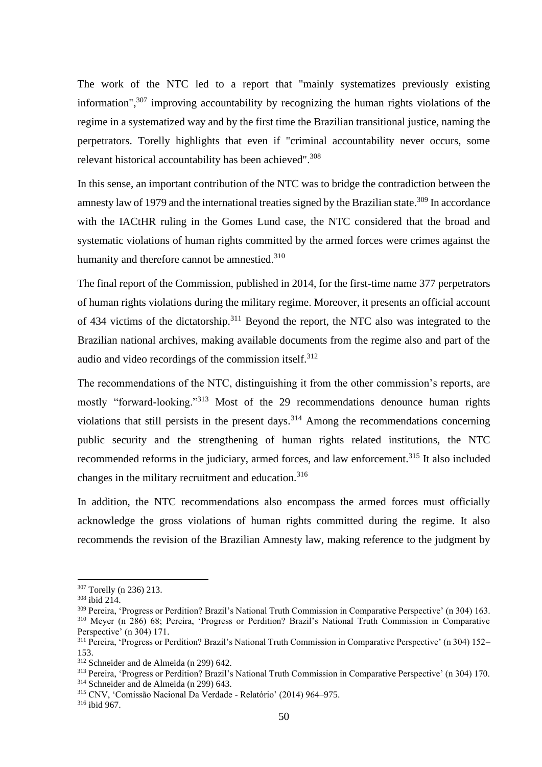The work of the NTC led to a report that "mainly systematizes previously existing information",[307] improving accountability by recognizing the human rights violations of the regime in a systematized way and by the first time the Brazilian transitional justice, naming the perpetrators. Torelly highlights that even if "criminal accountability never occurs, some relevant historical accountability has been achieved".[308]

In this sense, an important contribution of the NTC was to bridge the contradiction between the amnesty law of 1979 and the international treaties signed by the Brazilian state.[309] In accordance with the IACtHR ruling in the Gomes Lund case, the NTC considered that the broad and systematic violations of human rights committed by the armed forces were crimes against the humanity and therefore cannot be amnestied.[310]

The final report of the Commission, published in 2014, for the first-time name 377 perpetrators of human rights violations during the military regime. Moreover, it presents an official account of 434 victims of the dictatorship.[311] Beyond the report, the NTC also was integrated to the Brazilian national archives, making available documents from the regime also and part of the audio and video recordings of the commission itself.[312]

The recommendations of the NTC, distinguishing it from the other commission's reports, are mostly "forward-looking."[313] Most of the 29 recommendations denounce human rights violations that still persists in the present days.[314] Among the recommendations concerning public security and the strengthening of human rights related institutions, the NTC recommended reforms in the judiciary, armed forces, and law enforcement.[315] It also included changes in the military recruitment and education.[316]

In addition, the NTC recommendations also encompass the armed forces must officially acknowledge the gross violations of human rights committed during the regime. It also recommends the revision of the Brazilian Amnesty law, making reference to the judgment by

---

[307] Torelly (n 236) 213.

[308] ibid 214.

[309] Pereira, 'Progress or Perdition? Brazil's National Truth Commission in Comparative Perspective' (n 304) 163.

[310] Meyer (n 286) 68; Pereira, 'Progress or Perdition? Brazil's National Truth Commission in Comparative Perspective' (n 304) 171.

[311] Pereira, 'Progress or Perdition? Brazil's National Truth Commission in Comparative Perspective' (n 304) 152–153.

[312] Schneider and de Almeida (n 299) 642.

[313] Pereira, 'Progress or Perdition? Brazil's National Truth Commission in Comparative Perspective' (n 304) 170.

[314] Schneider and de Almeida (n 299) 643.

[315] CNV, 'Comissão Nacional Da Verdade - Relatório' (2014) 964–975.

[316] ibid 967.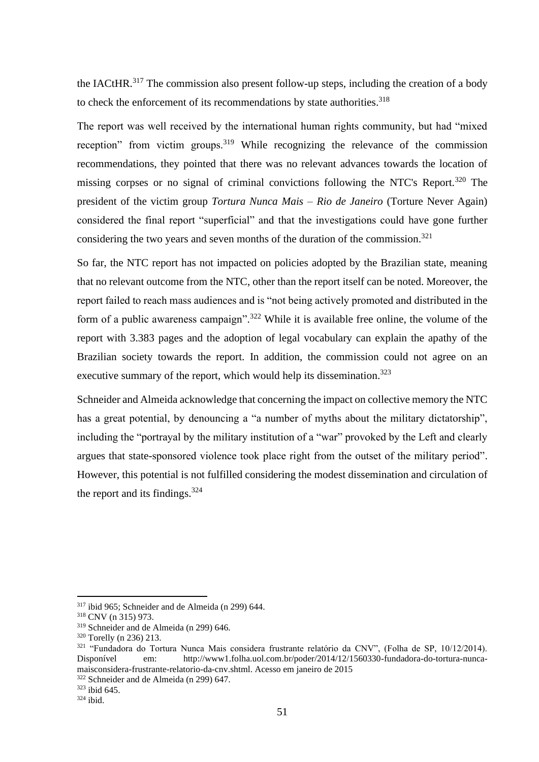the IACtHR.[317] The commission also present follow-up steps, including the creation of a body to check the enforcement of its recommendations by state authorities.[318]

The report was well received by the international human rights community, but had "mixed reception" from victim groups.[319] While recognizing the relevance of the commission recommendations, they pointed that there was no relevant advances towards the location of missing corpses or no signal of criminal convictions following the NTC's Report.[320] The president of the victim group *Tortura Nunca Mais – Rio de Janeiro* (Torture Never Again) considered the final report "superficial" and that the investigations could have gone further considering the two years and seven months of the duration of the commission.[321]

So far, the NTC report has not impacted on policies adopted by the Brazilian state, meaning that no relevant outcome from the NTC, other than the report itself can be noted. Moreover, the report failed to reach mass audiences and is "not being actively promoted and distributed in the form of a public awareness campaign".[322] While it is available free online, the volume of the report with 3.383 pages and the adoption of legal vocabulary can explain the apathy of the Brazilian society towards the report. In addition, the commission could not agree on an executive summary of the report, which would help its dissemination.[323]

Schneider and Almeida acknowledge that concerning the impact on collective memory the NTC has a great potential, by denouncing a "a number of myths about the military dictatorship", including the "portrayal by the military institution of a "war" provoked by the Left and clearly argues that state-sponsored violence took place right from the outset of the military period". However, this potential is not fulfilled considering the modest dissemination and circulation of the report and its findings.[324]

---

[317] ibid 965; Schneider and de Almeida (n 299) 644.

[318] CNV (n 315) 973.

[319] Schneider and de Almeida (n 299) 646.

[320] Torelly (n 236) 213.

[321] "Fundadora do Tortura Nunca Mais considera frustrante relatório da CNV", (Folha de SP, 10/12/2014). Disponível em: http://www1.folha.uol.com.br/poder/2014/12/1560330-fundadora-do-tortura-nunca-maisconsidera-frustrante-relatorio-da-cnv.shtml. Acesso em janeiro de 2015

[322] Schneider and de Almeida (n 299) 647.

[323] ibid 645.

[324] ibid.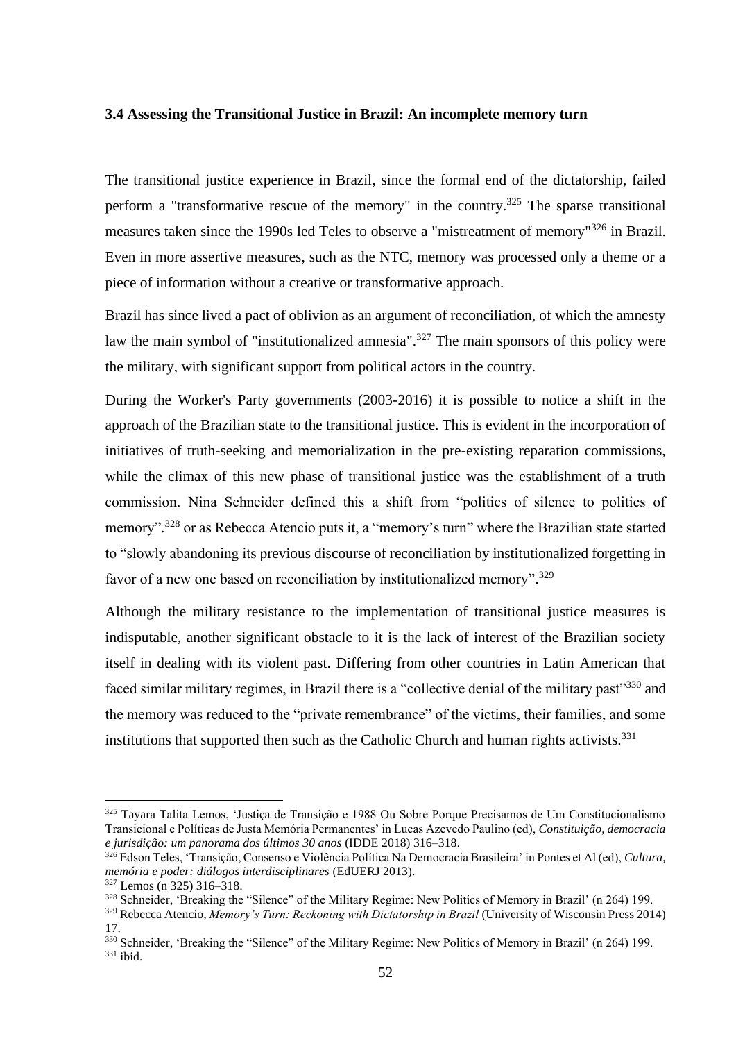### 3.4 Assessing the Transitional Justice in Brazil: An incomplete memory turn

The transitional justice experience in Brazil, since the formal end of the dictatorship, failed perform a "transformative rescue of the memory" in the country.[325] The sparse transitional measures taken since the 1990s led Teles to observe a "mistreatment of memory"[326] in Brazil. Even in more assertive measures, such as the NTC, memory was processed only a theme or a piece of information without a creative or transformative approach.

Brazil has since lived a pact of oblivion as an argument of reconciliation, of which the amnesty law the main symbol of "institutionalized amnesia".[327] The main sponsors of this policy were the military, with significant support from political actors in the country.

During the Worker's Party governments (2003-2016) it is possible to notice a shift in the approach of the Brazilian state to the transitional justice. This is evident in the incorporation of initiatives of truth-seeking and memorialization in the pre-existing reparation commissions, while the climax of this new phase of transitional justice was the establishment of a truth commission. Nina Schneider defined this a shift from "politics of silence to politics of memory".[328] or as Rebecca Atencio puts it, a "memory's turn" where the Brazilian state started to "slowly abandoning its previous discourse of reconciliation by institutionalized forgetting in favor of a new one based on reconciliation by institutionalized memory".[329]

Although the military resistance to the implementation of transitional justice measures is indisputable, another significant obstacle to it is the lack of interest of the Brazilian society itself in dealing with its violent past. Differing from other countries in Latin American that faced similar military regimes, in Brazil there is a "collective denial of the military past"[330] and the memory was reduced to the "private remembrance" of the victims, their families, and some institutions that supported then such as the Catholic Church and human rights activists.[331]

---

[325] Tayara Talita Lemos, 'Justiça de Transição e 1988 Ou Sobre Porque Precisamos de Um Constitucionalismo Transicional e Políticas de Justa Memória Permanentes' in Lucas Azevedo Paulino (ed), *Constituição, democracia e jurisdição: um panorama dos últimos 30 anos* (IDDE 2018) 316–318.

[326] Edson Teles, 'Transição, Consenso e Violência Política Na Democracia Brasileira' in Pontes et Al (ed), *Cultura, memória e poder: diálogos interdisciplinares* (EdUERJ 2013).

[327] Lemos (n 325) 316–318.

[328] Schneider, 'Breaking the "Silence" of the Military Regime: New Politics of Memory in Brazil' (n 264) 199.

[329] Rebecca Atencio, *Memory's Turn: Reckoning with Dictatorship in Brazil* (University of Wisconsin Press 2014) 17.

[330] Schneider, 'Breaking the "Silence" of the Military Regime: New Politics of Memory in Brazil' (n 264) 199.

[331] ibid.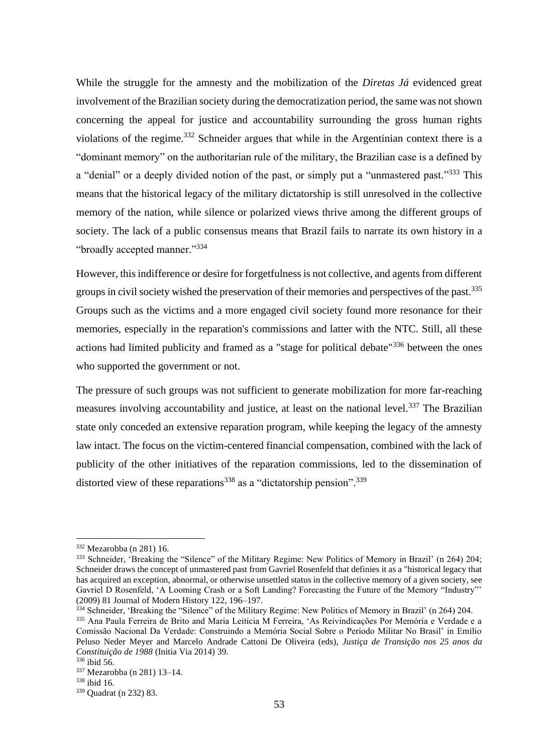While the struggle for the amnesty and the mobilization of the *Diretas Já* evidenced great involvement of the Brazilian society during the democratization period, the same was not shown concerning the appeal for justice and accountability surrounding the gross human rights violations of the regime.[332] Schneider argues that while in the Argentinian context there is a "dominant memory" on the authoritarian rule of the military, the Brazilian case is a defined by a "denial" or a deeply divided notion of the past, or simply put a "unmastered past."[333] This means that the historical legacy of the military dictatorship is still unresolved in the collective memory of the nation, while silence or polarized views thrive among the different groups of society. The lack of a public consensus means that Brazil fails to narrate its own history in a "broadly accepted manner."[334]

However, this indifference or desire for forgetfulness is not collective, and agents from different groups in civil society wished the preservation of their memories and perspectives of the past.[335] Groups such as the victims and a more engaged civil society found more resonance for their memories, especially in the reparation's commissions and latter with the NTC. Still, all these actions had limited publicity and framed as a "stage for political debate"[336] between the ones who supported the government or not.

The pressure of such groups was not sufficient to generate mobilization for more far-reaching measures involving accountability and justice, at least on the national level.[337] The Brazilian state only conceded an extensive reparation program, while keeping the legacy of the amnesty law intact. The focus on the victim-centered financial compensation, combined with the lack of publicity of the other initiatives of the reparation commissions, led to the dissemination of distorted view of these reparations[338] as a "dictatorship pension".[339]

---

[332] Mezarobba (n 281) 16.

[333] Schneider, 'Breaking the "Silence" of the Military Regime: New Politics of Memory in Brazil' (n 264) 204; Schneider draws the concept of unmastered past from Gavriel Rosenfeld that definies it as a "historical legacy that has acquired an exception, abnormal, or otherwise unsettled status in the collective memory of a given society, see Gavriel D Rosenfeld, 'A Looming Crash or a Soft Landing? Forecasting the Future of the Memory "Industry"' (2009) 81 Journal of Modern History 122, 196–197.

[334] Schneider, 'Breaking the "Silence" of the Military Regime: New Politics of Memory in Brazil' (n 264) 204.

[335] Ana Paula Ferreira de Brito and Maria Leiticia M Ferreira, 'As Reivindicações Por Memória e Verdade e a Comissão Nacional Da Verdade: Construindo a Memória Social Sobre o Período Militar No Brasil' in Emílio Peluso Neder Meyer and Marcelo Andrade Cattoni De Oliveira (eds), *Justiça de Transição nos 25 anos da Constituição de 1988* (Initia Via 2014) 39.

[336] ibid 56.

[337] Mezarobba (n 281) 13–14.

[338] ibid 16.

[339] Quadrat (n 232) 83.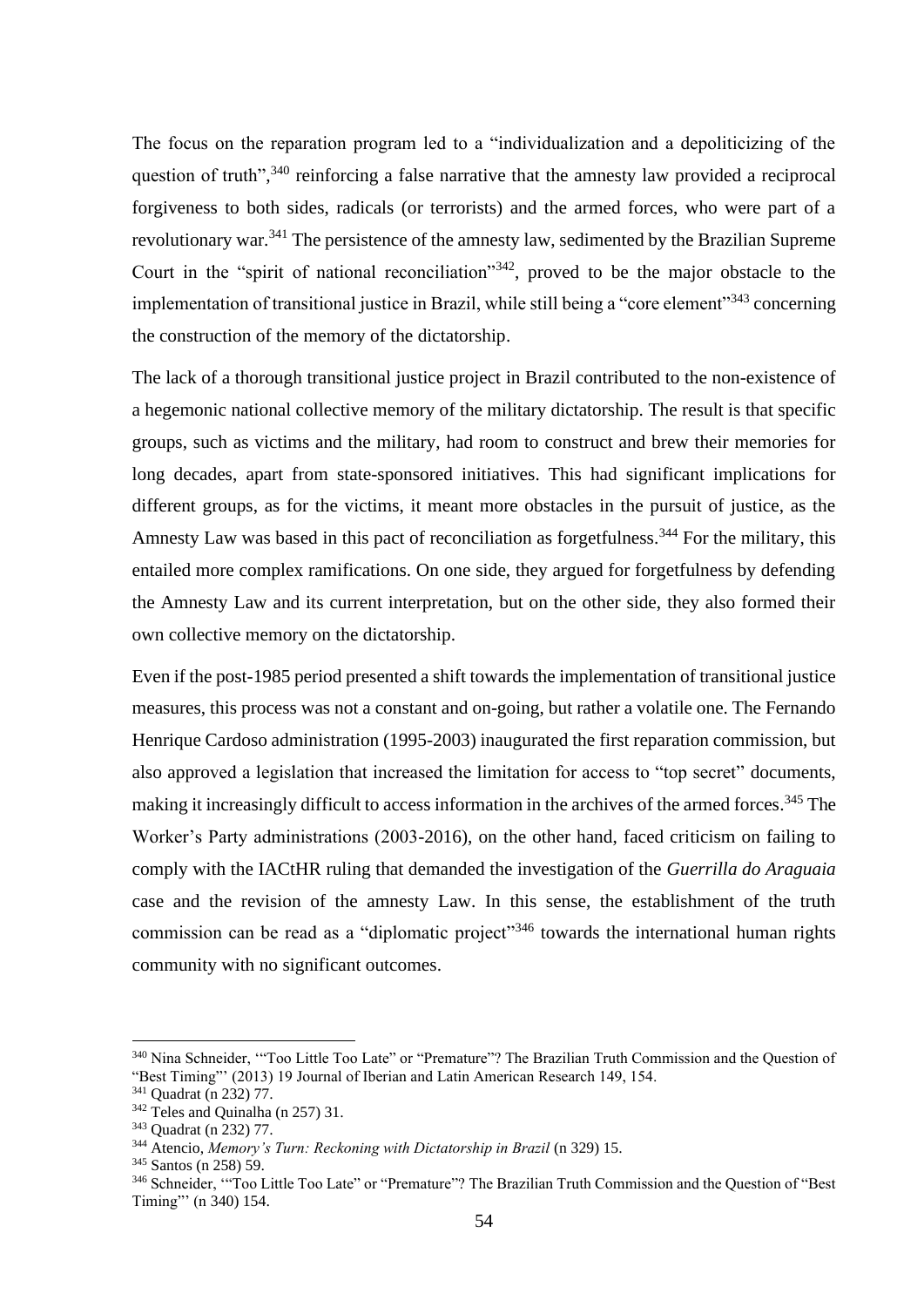The focus on the reparation program led to a "individualization and a depoliticizing of the question of truth",[340] reinforcing a false narrative that the amnesty law provided a reciprocal forgiveness to both sides, radicals (or terrorists) and the armed forces, who were part of a revolutionary war.[341] The persistence of the amnesty law, sedimented by the Brazilian Supreme Court in the "spirit of national reconciliation"[342], proved to be the major obstacle to the implementation of transitional justice in Brazil, while still being a "core element"[343] concerning the construction of the memory of the dictatorship.

The lack of a thorough transitional justice project in Brazil contributed to the non-existence of a hegemonic national collective memory of the military dictatorship. The result is that specific groups, such as victims and the military, had room to construct and brew their memories for long decades, apart from state-sponsored initiatives. This had significant implications for different groups, as for the victims, it meant more obstacles in the pursuit of justice, as the Amnesty Law was based in this pact of reconciliation as forgetfulness.[344] For the military, this entailed more complex ramifications. On one side, they argued for forgetfulness by defending the Amnesty Law and its current interpretation, but on the other side, they also formed their own collective memory on the dictatorship.

Even if the post-1985 period presented a shift towards the implementation of transitional justice measures, this process was not a constant and on-going, but rather a volatile one. The Fernando Henrique Cardoso administration (1995-2003) inaugurated the first reparation commission, but also approved a legislation that increased the limitation for access to "top secret" documents, making it increasingly difficult to access information in the archives of the armed forces.[345] The Worker's Party administrations (2003-2016), on the other hand, faced criticism on failing to comply with the IACtHR ruling that demanded the investigation of the *Guerrilla do Araguaia* case and the revision of the amnesty Law. In this sense, the establishment of the truth commission can be read as a "diplomatic project"[346] towards the international human rights community with no significant outcomes.

---

[340] Nina Schneider, '"Too Little Too Late" or "Premature"? The Brazilian Truth Commission and the Question of "Best Timing"' (2013) 19 Journal of Iberian and Latin American Research 149, 154.
[341] Quadrat (n 232) 77.
[342] Teles and Quinalha (n 257) 31.
[343] Quadrat (n 232) 77.
[344] Atencio, *Memory's Turn: Reckoning with Dictatorship in Brazil* (n 329) 15.
[345] Santos (n 258) 59.
[346] Schneider, '"Too Little Too Late" or "Premature"? The Brazilian Truth Commission and the Question of "Best Timing"' (n 340) 154.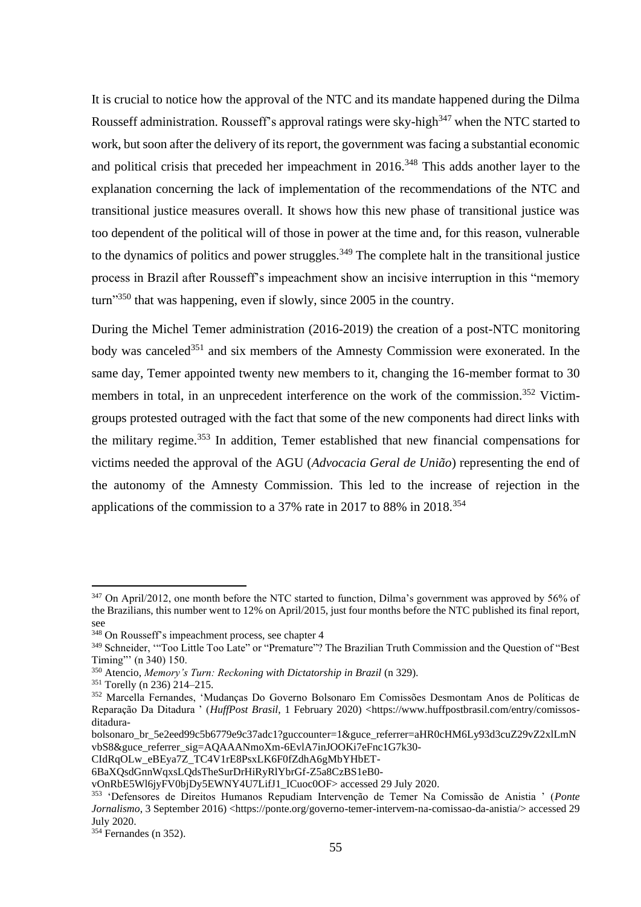It is crucial to notice how the approval of the NTC and its mandate happened during the Dilma Rousseff administration. Rousseff's approval ratings were sky-high[347] when the NTC started to work, but soon after the delivery of its report, the government was facing a substantial economic and political crisis that preceded her impeachment in 2016.[348] This adds another layer to the explanation concerning the lack of implementation of the recommendations of the NTC and transitional justice measures overall. It shows how this new phase of transitional justice was too dependent of the political will of those in power at the time and, for this reason, vulnerable to the dynamics of politics and power struggles.[349] The complete halt in the transitional justice process in Brazil after Rousseff's impeachment show an incisive interruption in this "memory turn"[350] that was happening, even if slowly, since 2005 in the country.

During the Michel Temer administration (2016-2019) the creation of a post-NTC monitoring body was canceled[351] and six members of the Amnesty Commission were exonerated. In the same day, Temer appointed twenty new members to it, changing the 16-member format to 30 members in total, in an unprecedent interference on the work of the commission.[352] Victim-groups protested outraged with the fact that some of the new components had direct links with the military regime.[353] In addition, Temer established that new financial compensations for victims needed the approval of the AGU (*Advocacia Geral de União*) representing the end of the autonomy of the Amnesty Commission. This led to the increase of rejection in the applications of the commission to a 37% rate in 2017 to 88% in 2018.[354]

---

[347] On April/2012, one month before the NTC started to function, Dilma's government was approved by 56% of the Brazilians, this number went to 12% on April/2015, just four months before the NTC published its final report, see

[348] On Rousseff's impeachment process, see chapter 4

[349] Schneider, '"Too Little Too Late" or "Premature"? The Brazilian Truth Commission and the Question of "Best Timing"' (n 340) 150.

[350] Atencio, *Memory's Turn: Reckoning with Dictatorship in Brazil* (n 329).

[351] Torelly (n 236) 214–215.

[352] Marcella Fernandes, 'Mudanças Do Governo Bolsonaro Em Comissões Desmontam Anos de Políticas de Reparação Da Ditadura ' (*HuffPost Brasil*, 1 February 2020) <https://www.huffpostbrasil.com/entry/comissos-ditadura-bolsonaro_br_5e2eed99c5b6779e9c37adc1?guccounter=1&guce_referrer=aHR0cHM6Ly93d3cuZ29vZ2xlLmNvbS8&guce_referrer_sig=AQAAANmoXm-6EvlA7inJOOKi7eFnc1G7k30-CIdRqOLw_eBEya7Z_TC4V1rE8PsxLK6F0fZdhA6gMbYHbET-6BaXQsdGnnWqxsLQdsTheSurDrHiRyRlYbrGf-Z5a8CzBS1eB0-vOnRbE5Wl6jyFV0bjDy5EWNY4U7LifJ1_ICuoc0OF> accessed 29 July 2020.

[353] 'Defensores de Direitos Humanos Repudiam Intervenção de Temer Na Comissão de Anistia ' (*Ponte Jornalismo*, 3 September 2016) <https://ponte.org/governo-temer-intervem-na-comissao-da-anistia/> accessed 29 July 2020.

[354] Fernandes (n 352).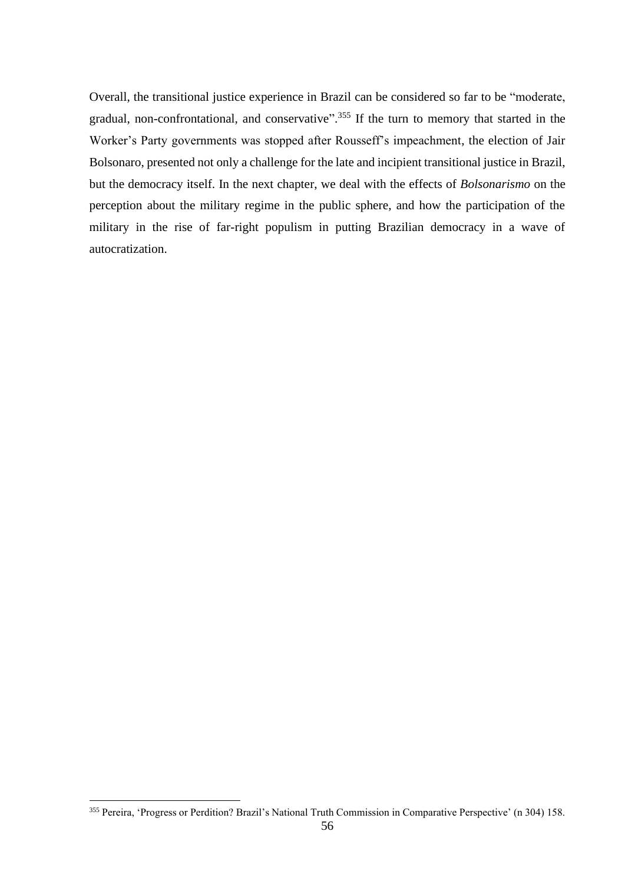Overall, the transitional justice experience in Brazil can be considered so far to be "moderate, gradual, non-confrontational, and conservative".[355] If the turn to memory that started in the Worker's Party governments was stopped after Rousseff's impeachment, the election of Jair Bolsonaro, presented not only a challenge for the late and incipient transitional justice in Brazil, but the democracy itself. In the next chapter, we deal with the effects of *Bolsonarismo* on the perception about the military regime in the public sphere, and how the participation of the military in the rise of far-right populism in putting Brazilian democracy in a wave of autocratization.

[355] Pereira, 'Progress or Perdition? Brazil's National Truth Commission in Comparative Perspective' (n 304) 158.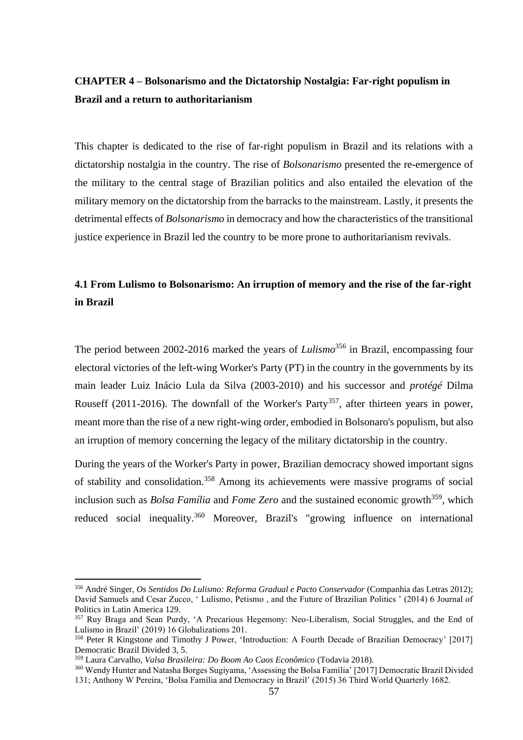## CHAPTER 4 – Bolsonarismo and the Dictatorship Nostalgia: Far-right populism in Brazil and a return to authoritarianism

This chapter is dedicated to the rise of far-right populism in Brazil and its relations with a dictatorship nostalgia in the country. The rise of *Bolsonarismo* presented the re-emergence of the military to the central stage of Brazilian politics and also entailed the elevation of the military memory on the dictatorship from the barracks to the mainstream. Lastly, it presents the detrimental effects of *Bolsonarismo* in democracy and how the characteristics of the transitional justice experience in Brazil led the country to be more prone to authoritarianism revivals.

### 4.1 From Lulismo to Bolsonarismo: An irruption of memory and the rise of the far-right in Brazil

The period between 2002-2016 marked the years of *Lulismo*[356] in Brazil, encompassing four electoral victories of the left-wing Worker's Party (PT) in the country in the governments by its main leader Luiz Inácio Lula da Silva (2003-2010) and his successor and *protégé* Dilma Rouseff (2011-2016). The downfall of the Worker's Party[357], after thirteen years in power, meant more than the rise of a new right-wing order, embodied in Bolsonaro's populism, but also an irruption of memory concerning the legacy of the military dictatorship in the country.

During the years of the Worker's Party in power, Brazilian democracy showed important signs of stability and consolidation.[358] Among its achievements were massive programs of social inclusion such as *Bolsa Família* and *Fome Zero* and the sustained economic growth[359], which reduced social inequality.[360] Moreover, Brazil's "growing influence on international

---

[356] André Singer, *Os Sentidos Do Lulismo: Reforma Gradual e Pacto Conservador* (Companhia das Letras 2012); David Samuels and Cesar Zucco, ' Lulismo, Petismo , and the Future of Brazilian Politics ' (2014) 6 Journal of Politics in Latin America 129.

[357] Ruy Braga and Sean Purdy, 'A Precarious Hegemony: Neo-Liberalism, Social Struggles, and the End of Lulismo in Brazil' (2019) 16 Globalizations 201.

[358] Peter R Kingstone and Timothy J Power, 'Introduction: A Fourth Decade of Brazilian Democracy' [2017] Democratic Brazil Divided 3, 5.

[359] Laura Carvalho, *Valsa Brasileira: Do Boom Ao Caos Econômico* (Todavia 2018).

[360] Wendy Hunter and Natasha Borges Sugiyama, 'Assessing the Bolsa Família' [2017] Democratic Brazil Divided 131; Anthony W Pereira, 'Bolsa Família and Democracy in Brazil' (2015) 36 Third World Quarterly 1682.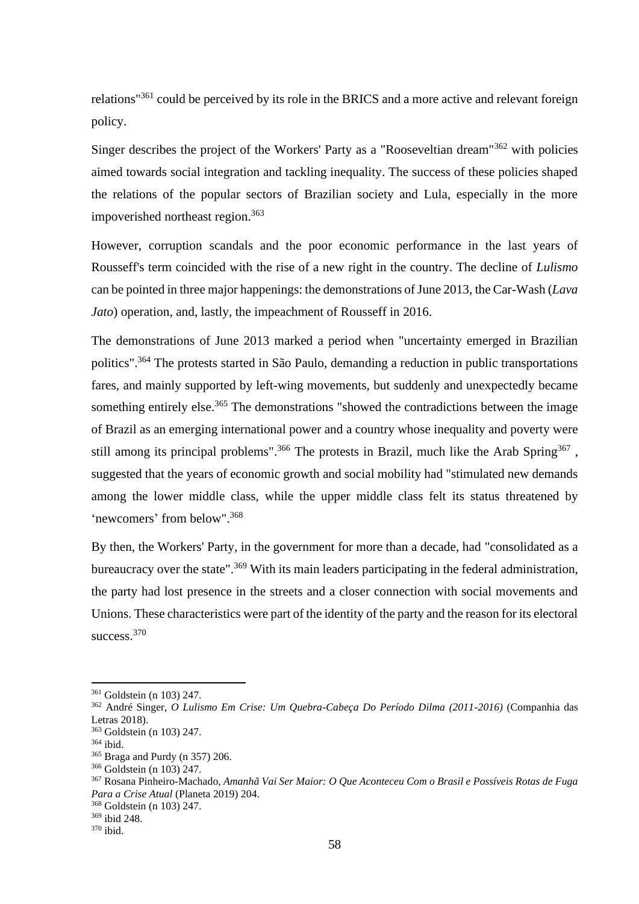relations"[361] could be perceived by its role in the BRICS and a more active and relevant foreign policy.

Singer describes the project of the Workers' Party as a "Rooseveltian dream"[362] with policies aimed towards social integration and tackling inequality. The success of these policies shaped the relations of the popular sectors of Brazilian society and Lula, especially in the more impoverished northeast region.[363]

However, corruption scandals and the poor economic performance in the last years of Rousseff's term coincided with the rise of a new right in the country. The decline of *Lulismo* can be pointed in three major happenings: the demonstrations of June 2013, the Car-Wash (*Lava Jato*) operation, and, lastly, the impeachment of Rousseff in 2016.

The demonstrations of June 2013 marked a period when "uncertainty emerged in Brazilian politics".[364] The protests started in São Paulo, demanding a reduction in public transportations fares, and mainly supported by left-wing movements, but suddenly and unexpectedly became something entirely else.[365] The demonstrations "showed the contradictions between the image of Brazil as an emerging international power and a country whose inequality and poverty were still among its principal problems".[366] The protests in Brazil, much like the Arab Spring[367] , suggested that the years of economic growth and social mobility had "stimulated new demands among the lower middle class, while the upper middle class felt its status threatened by 'newcomers' from below".[368]

By then, the Workers' Party, in the government for more than a decade, had "consolidated as a bureaucracy over the state".[369] With its main leaders participating in the federal administration, the party had lost presence in the streets and a closer connection with social movements and Unions. These characteristics were part of the identity of the party and the reason for its electoral success.[370]

---

[361] Goldstein (n 103) 247.

[362] André Singer, *O Lulismo Em Crise: Um Quebra-Cabeça Do Período Dilma (2011-2016)* (Companhia das Letras 2018).

[363] Goldstein (n 103) 247.

[364] ibid.

[365] Braga and Purdy (n 357) 206.

[366] Goldstein (n 103) 247.

[367] Rosana Pinheiro-Machado, *Amanhã Vai Ser Maior: O Que Aconteceu Com o Brasil e Possíveis Rotas de Fuga Para a Crise Atual* (Planeta 2019) 204.

[368] Goldstein (n 103) 247.

[369] ibid 248.

[370] ibid.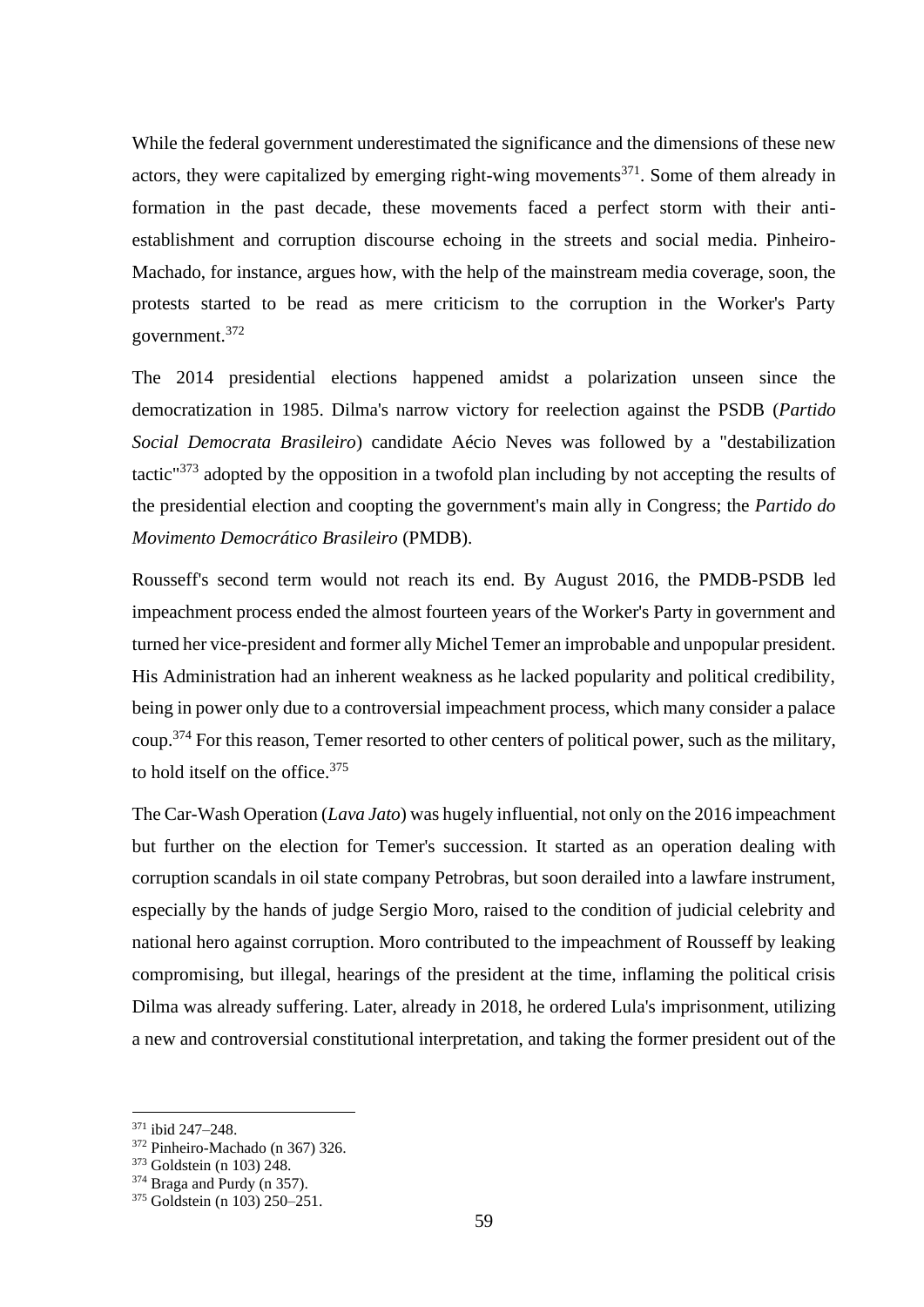While the federal government underestimated the significance and the dimensions of these new actors, they were capitalized by emerging right-wing movements[371]. Some of them already in formation in the past decade, these movements faced a perfect storm with their anti-establishment and corruption discourse echoing in the streets and social media. Pinheiro-Machado, for instance, argues how, with the help of the mainstream media coverage, soon, the protests started to be read as mere criticism to the corruption in the Worker's Party government.[372]

The 2014 presidential elections happened amidst a polarization unseen since the democratization in 1985. Dilma's narrow victory for reelection against the PSDB (*Partido Social Democrata Brasileiro*) candidate Aécio Neves was followed by a "destabilization tactic"[373] adopted by the opposition in a twofold plan including by not accepting the results of the presidential election and coopting the government's main ally in Congress; the *Partido do Movimento Democrático Brasileiro* (PMDB).

Rousseff's second term would not reach its end. By August 2016, the PMDB-PSDB led impeachment process ended the almost fourteen years of the Worker's Party in government and turned her vice-president and former ally Michel Temer an improbable and unpopular president. His Administration had an inherent weakness as he lacked popularity and political credibility, being in power only due to a controversial impeachment process, which many consider a palace coup.[374] For this reason, Temer resorted to other centers of political power, such as the military, to hold itself on the office.[375]

The Car-Wash Operation (*Lava Jato*) was hugely influential, not only on the 2016 impeachment but further on the election for Temer's succession. It started as an operation dealing with corruption scandals in oil state company Petrobras, but soon derailed into a lawfare instrument, especially by the hands of judge Sergio Moro, raised to the condition of judicial celebrity and national hero against corruption. Moro contributed to the impeachment of Rousseff by leaking compromising, but illegal, hearings of the president at the time, inflaming the political crisis Dilma was already suffering. Later, already in 2018, he ordered Lula's imprisonment, utilizing a new and controversial constitutional interpretation, and taking the former president out of the

---

[371] ibid 247–248.

[372] Pinheiro-Machado (n 367) 326.

[373] Goldstein (n 103) 248.

[374] Braga and Purdy (n 357).

[375] Goldstein (n 103) 250–251.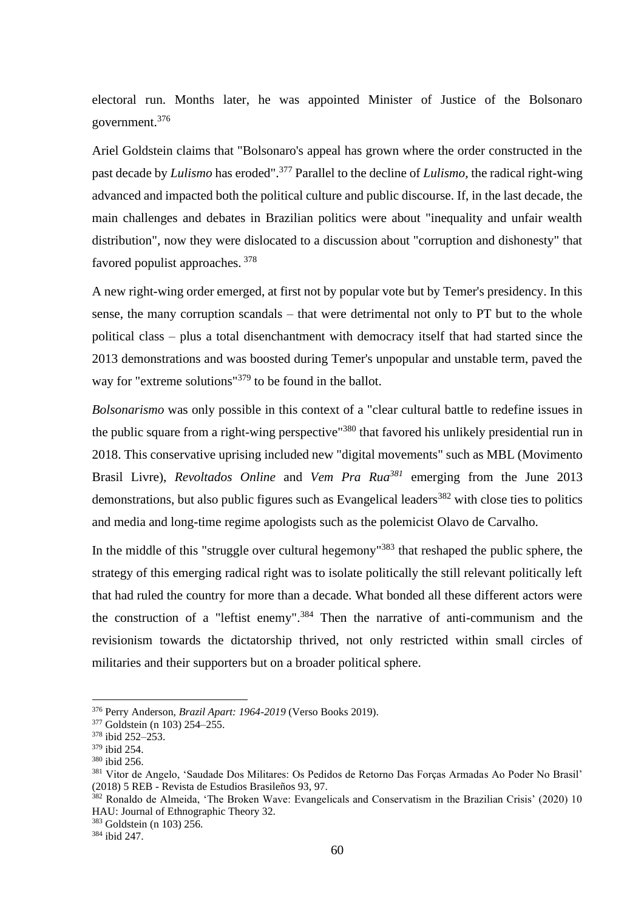electoral run. Months later, he was appointed Minister of Justice of the Bolsonaro government.[376]

Ariel Goldstein claims that "Bolsonaro's appeal has grown where the order constructed in the past decade by *Lulismo* has eroded".[377] Parallel to the decline of *Lulismo*, the radical right-wing advanced and impacted both the political culture and public discourse. If, in the last decade, the main challenges and debates in Brazilian politics were about "inequality and unfair wealth distribution", now they were dislocated to a discussion about "corruption and dishonesty" that favored populist approaches.[378]

A new right-wing order emerged, at first not by popular vote but by Temer's presidency. In this sense, the many corruption scandals – that were detrimental not only to PT but to the whole political class – plus a total disenchantment with democracy itself that had started since the 2013 demonstrations and was boosted during Temer's unpopular and unstable term, paved the way for "extreme solutions"[379] to be found in the ballot.

*Bolsonarismo* was only possible in this context of a "clear cultural battle to redefine issues in the public square from a right-wing perspective"[380] that favored his unlikely presidential run in 2018. This conservative uprising included new "digital movements" such as MBL (Movimento Brasil Livre), *Revoltados Online* and *Vem Pra Rua*[381] emerging from the June 2013 demonstrations, but also public figures such as Evangelical leaders[382] with close ties to politics and media and long-time regime apologists such as the polemicist Olavo de Carvalho.

In the middle of this "struggle over cultural hegemony"[383] that reshaped the public sphere, the strategy of this emerging radical right was to isolate politically the still relevant politically left that had ruled the country for more than a decade. What bonded all these different actors were the construction of a "leftist enemy".[384] Then the narrative of anti-communism and the revisionism towards the dictatorship thrived, not only restricted within small circles of militaries and their supporters but on a broader political sphere.

---

[376] Perry Anderson, *Brazil Apart: 1964-2019* (Verso Books 2019).

[377] Goldstein (n 103) 254–255.

[378] ibid 252–253.

[379] ibid 254.

[380] ibid 256.

[381] Vitor de Angelo, 'Saudade Dos Militares: Os Pedidos de Retorno Das Forças Armadas Ao Poder No Brasil' (2018) 5 REB - Revista de Estudios Brasileños 93, 97.

[382] Ronaldo de Almeida, 'The Broken Wave: Evangelicals and Conservatism in the Brazilian Crisis' (2020) 10 HAU: Journal of Ethnographic Theory 32.

[383] Goldstein (n 103) 256.

[384] ibid 247.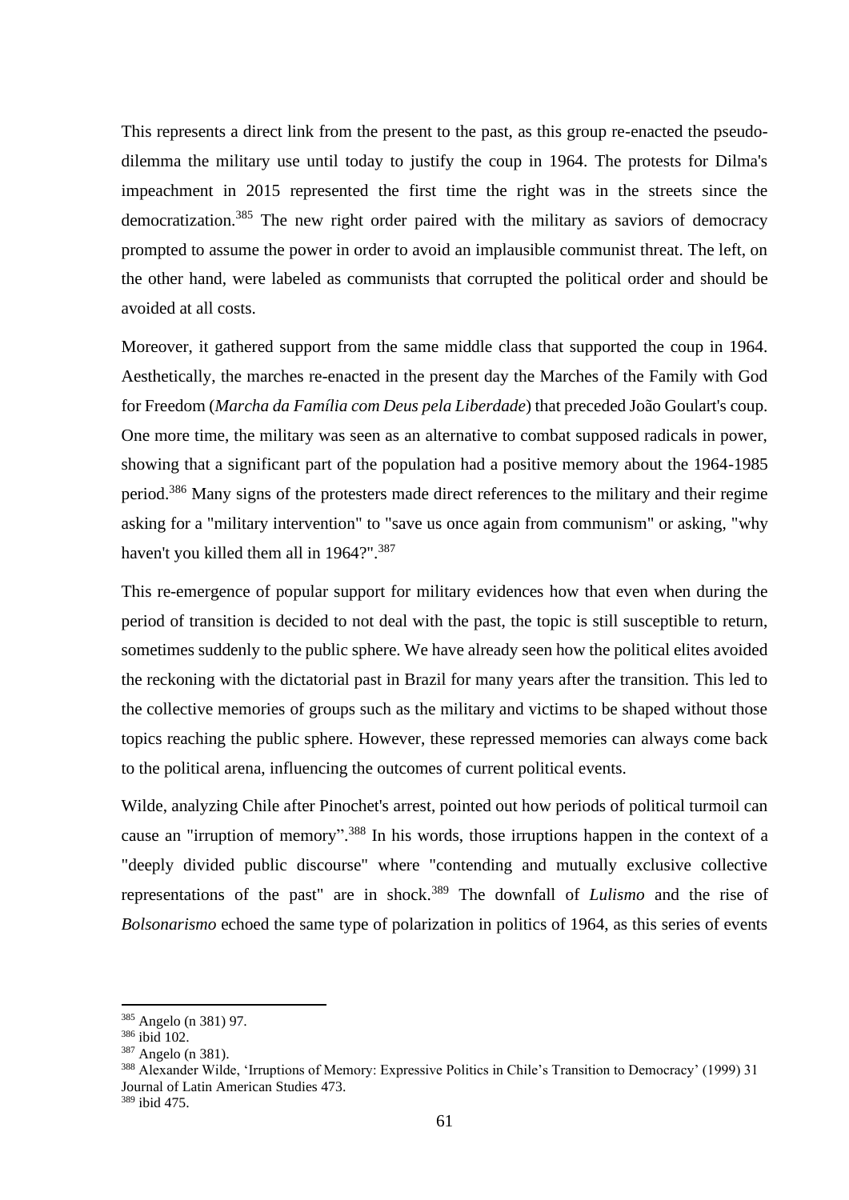This represents a direct link from the present to the past, as this group re-enacted the pseudo-dilemma the military use until today to justify the coup in 1964. The protests for Dilma's impeachment in 2015 represented the first time the right was in the streets since the democratization.[385] The new right order paired with the military as saviors of democracy prompted to assume the power in order to avoid an implausible communist threat. The left, on the other hand, were labeled as communists that corrupted the political order and should be avoided at all costs.

Moreover, it gathered support from the same middle class that supported the coup in 1964. Aesthetically, the marches re-enacted in the present day the Marches of the Family with God for Freedom (*Marcha da Família com Deus pela Liberdade*) that preceded João Goulart's coup. One more time, the military was seen as an alternative to combat supposed radicals in power, showing that a significant part of the population had a positive memory about the 1964-1985 period.[386] Many signs of the protesters made direct references to the military and their regime asking for a "military intervention" to "save us once again from communism" or asking, "why haven't you killed them all in 1964?".[387]

This re-emergence of popular support for military evidences how that even when during the period of transition is decided to not deal with the past, the topic is still susceptible to return, sometimes suddenly to the public sphere. We have already seen how the political elites avoided the reckoning with the dictatorial past in Brazil for many years after the transition. This led to the collective memories of groups such as the military and victims to be shaped without those topics reaching the public sphere. However, these repressed memories can always come back to the political arena, influencing the outcomes of current political events.

Wilde, analyzing Chile after Pinochet's arrest, pointed out how periods of political turmoil can cause an "irruption of memory".[388] In his words, those irruptions happen in the context of a "deeply divided public discourse" where "contending and mutually exclusive collective representations of the past" are in shock.[389] The downfall of *Lulismo* and the rise of *Bolsonarismo* echoed the same type of polarization in politics of 1964, as this series of events

---

[385] Angelo (n 381) 97.
[386] ibid 102.
[387] Angelo (n 381).
[388] Alexander Wilde, 'Irruptions of Memory: Expressive Politics in Chile's Transition to Democracy' (1999) 31 Journal of Latin American Studies 473.
[389] ibid 475.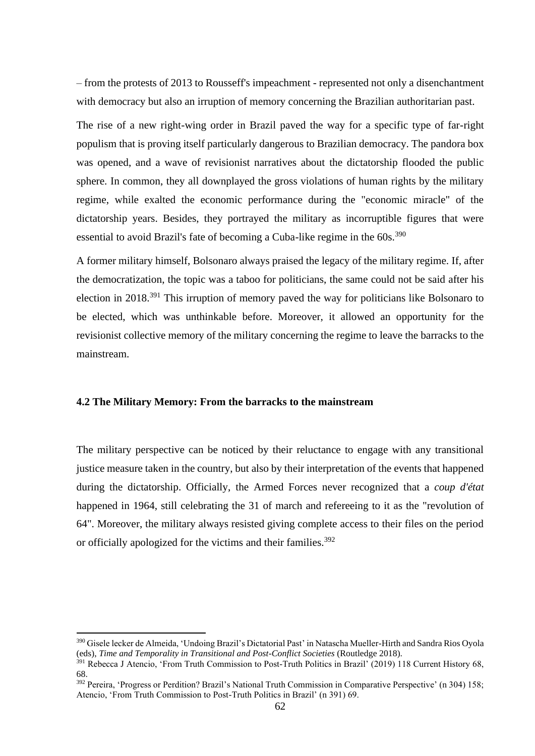– from the protests of 2013 to Rousseff's impeachment - represented not only a disenchantment with democracy but also an irruption of memory concerning the Brazilian authoritarian past.

The rise of a new right-wing order in Brazil paved the way for a specific type of far-right populism that is proving itself particularly dangerous to Brazilian democracy. The pandora box was opened, and a wave of revisionist narratives about the dictatorship flooded the public sphere. In common, they all downplayed the gross violations of human rights by the military regime, while exalted the economic performance during the "economic miracle" of the dictatorship years. Besides, they portrayed the military as incorruptible figures that were essential to avoid Brazil's fate of becoming a Cuba-like regime in the 60s.[390]

A former military himself, Bolsonaro always praised the legacy of the military regime. If, after the democratization, the topic was a taboo for politicians, the same could not be said after his election in 2018.[391] This irruption of memory paved the way for politicians like Bolsonaro to be elected, which was unthinkable before. Moreover, it allowed an opportunity for the revisionist collective memory of the military concerning the regime to leave the barracks to the mainstream.

### 4.2 The Military Memory: From the barracks to the mainstream

The military perspective can be noticed by their reluctance to engage with any transitional justice measure taken in the country, but also by their interpretation of the events that happened during the dictatorship. Officially, the Armed Forces never recognized that a *coup d'état* happened in 1964, still celebrating the 31 of march and refereeing to it as the "revolution of 64". Moreover, the military always resisted giving complete access to their files on the period or officially apologized for the victims and their families.[392]

---

[390] Gisele lecker de Almeida, 'Undoing Brazil's Dictatorial Past' in Natascha Mueller-Hirth and Sandra Rios Oyola (eds), *Time and Temporality in Transitional and Post-Conflict Societies* (Routledge 2018).

[391] Rebecca J Atencio, 'From Truth Commission to Post-Truth Politics in Brazil' (2019) 118 Current History 68, 68.

[392] Pereira, 'Progress or Perdition? Brazil's National Truth Commission in Comparative Perspective' (n 304) 158; Atencio, 'From Truth Commission to Post-Truth Politics in Brazil' (n 391) 69.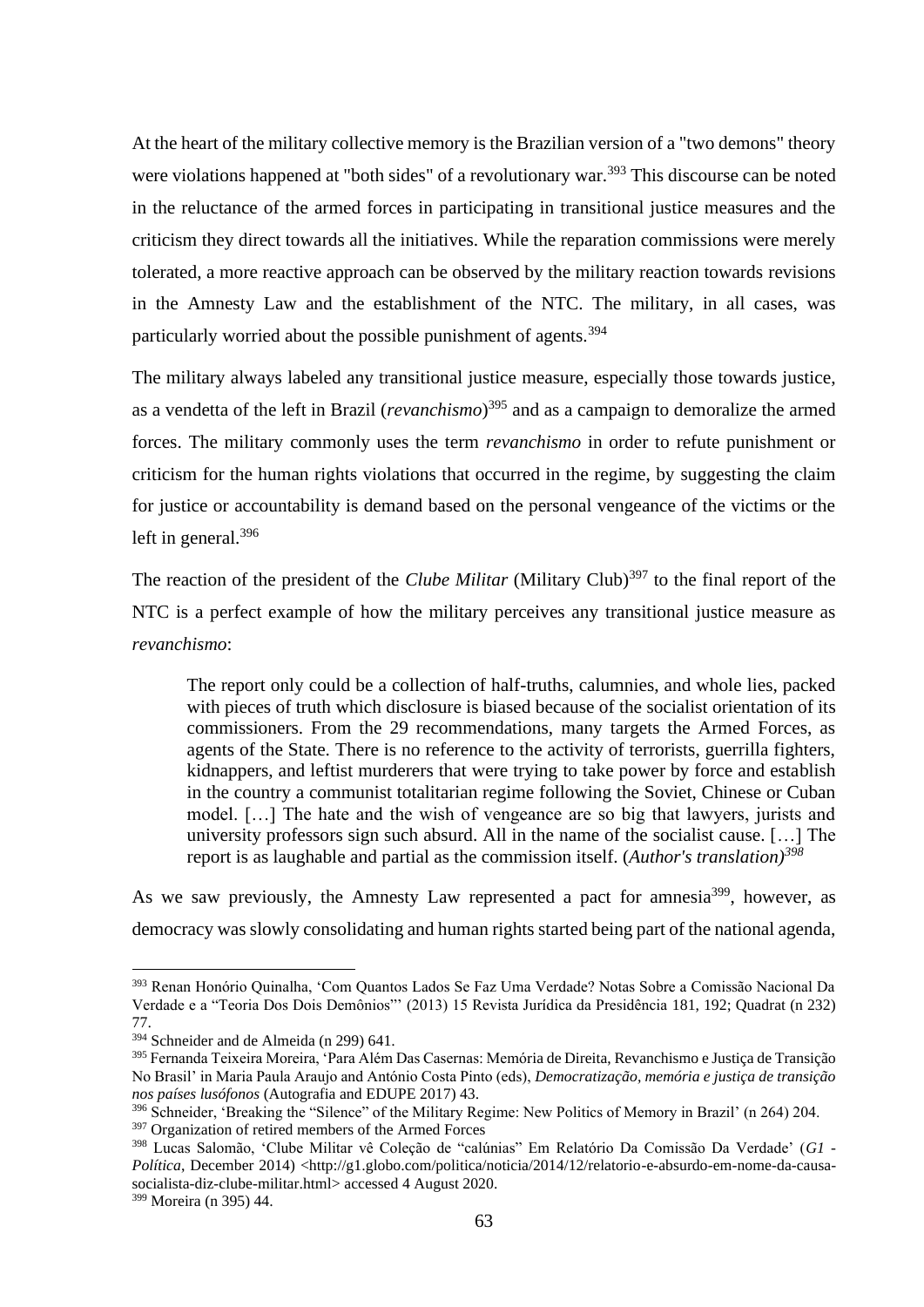At the heart of the military collective memory is the Brazilian version of a "two demons" theory were violations happened at "both sides" of a revolutionary war.[393] This discourse can be noted in the reluctance of the armed forces in participating in transitional justice measures and the criticism they direct towards all the initiatives. While the reparation commissions were merely tolerated, a more reactive approach can be observed by the military reaction towards revisions in the Amnesty Law and the establishment of the NTC. The military, in all cases, was particularly worried about the possible punishment of agents.[394]

The military always labeled any transitional justice measure, especially those towards justice, as a vendetta of the left in Brazil (*revanchismo*)[395] and as a campaign to demoralize the armed forces. The military commonly uses the term *revanchismo* in order to refute punishment or criticism for the human rights violations that occurred in the regime, by suggesting the claim for justice or accountability is demand based on the personal vengeance of the victims or the left in general.[396]

The reaction of the president of the *Clube Militar* (Military Club)[397] to the final report of the NTC is a perfect example of how the military perceives any transitional justice measure as *revanchismo*:

> The report only could be a collection of half-truths, calumnies, and whole lies, packed with pieces of truth which disclosure is biased because of the socialist orientation of its commissioners. From the 29 recommendations, many targets the Armed Forces, as agents of the State. There is no reference to the activity of terrorists, guerrilla fighters, kidnappers, and leftist murderers that were trying to take power by force and establish in the country a communist totalitarian regime following the Soviet, Chinese or Cuban model. […] The hate and the wish of vengeance are so big that lawyers, jurists and university professors sign such absurd. All in the name of the socialist cause. […] The report is as laughable and partial as the commission itself. (*Author's translation)*[398]

As we saw previously, the Amnesty Law represented a pact for amnesia[399], however, as democracy was slowly consolidating and human rights started being part of the national agenda,

---

[393] Renan Honório Quinalha, 'Com Quantos Lados Se Faz Uma Verdade? Notas Sobre a Comissão Nacional Da Verdade e a "Teoria Dos Dois Demônios"' (2013) 15 Revista Jurídica da Presidência 181, 192; Quadrat (n 232) 77.

[394] Schneider and de Almeida (n 299) 641.

[395] Fernanda Teixeira Moreira, 'Para Além Das Casernas: Memória de Direita, Revanchismo e Justiça de Transição No Brasil' in Maria Paula Araujo and António Costa Pinto (eds), *Democratização, memória e justiça de transição nos países lusófonos* (Autografia and EDUPE 2017) 43.

[396] Schneider, 'Breaking the "Silence" of the Military Regime: New Politics of Memory in Brazil' (n 264) 204.

[397] Organization of retired members of the Armed Forces

[398] Lucas Salomão, 'Clube Militar vê Coleção de "calúnias" Em Relatório Da Comissão Da Verdade' (*G1 - Política*, December 2014) <http://g1.globo.com/politica/noticia/2014/12/relatorio-e-absurdo-em-nome-da-causa-socialista-diz-clube-militar.html> accessed 4 August 2020.

[399] Moreira (n 395) 44.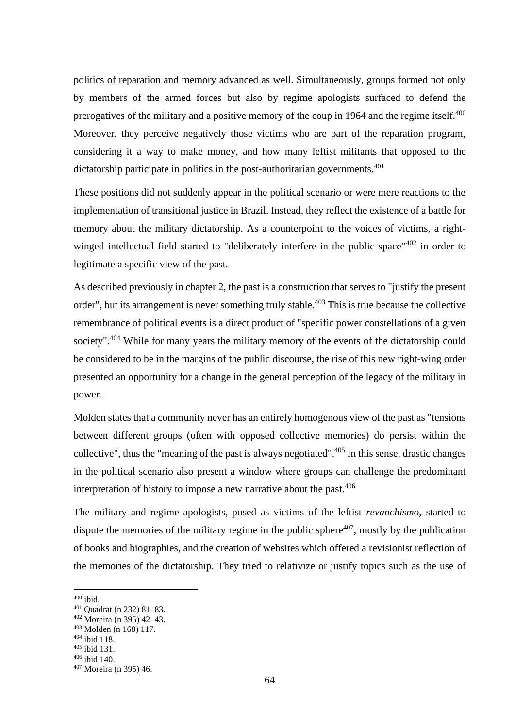politics of reparation and memory advanced as well. Simultaneously, groups formed not only by members of the armed forces but also by regime apologists surfaced to defend the prerogatives of the military and a positive memory of the coup in 1964 and the regime itself.[400] Moreover, they perceive negatively those victims who are part of the reparation program, considering it a way to make money, and how many leftist militants that opposed to the dictatorship participate in politics in the post-authoritarian governments.[401]

These positions did not suddenly appear in the political scenario or were mere reactions to the implementation of transitional justice in Brazil. Instead, they reflect the existence of a battle for memory about the military dictatorship. As a counterpoint to the voices of victims, a right-winged intellectual field started to "deliberately interfere in the public space"[402] in order to legitimate a specific view of the past.

As described previously in chapter 2, the past is a construction that serves to "justify the present order", but its arrangement is never something truly stable.[403] This is true because the collective remembrance of political events is a direct product of "specific power constellations of a given society".[404] While for many years the military memory of the events of the dictatorship could be considered to be in the margins of the public discourse, the rise of this new right-wing order presented an opportunity for a change in the general perception of the legacy of the military in power.

Molden states that a community never has an entirely homogenous view of the past as "tensions between different groups (often with opposed collective memories) do persist within the collective", thus the "meaning of the past is always negotiated".[405] In this sense, drastic changes in the political scenario also present a window where groups can challenge the predominant interpretation of history to impose a new narrative about the past.[406]

The military and regime apologists, posed as victims of the leftist *revanchismo*, started to dispute the memories of the military regime in the public sphere[407], mostly by the publication of books and biographies, and the creation of websites which offered a revisionist reflection of the memories of the dictatorship. They tried to relativize or justify topics such as the use of

---

[400] ibid.
[401] Quadrat (n 232) 81–83.
[402] Moreira (n 395) 42–43.
[403] Molden (n 168) 117.
[404] ibid 118.
[405] ibid 131.
[406] ibid 140.
[407] Moreira (n 395) 46.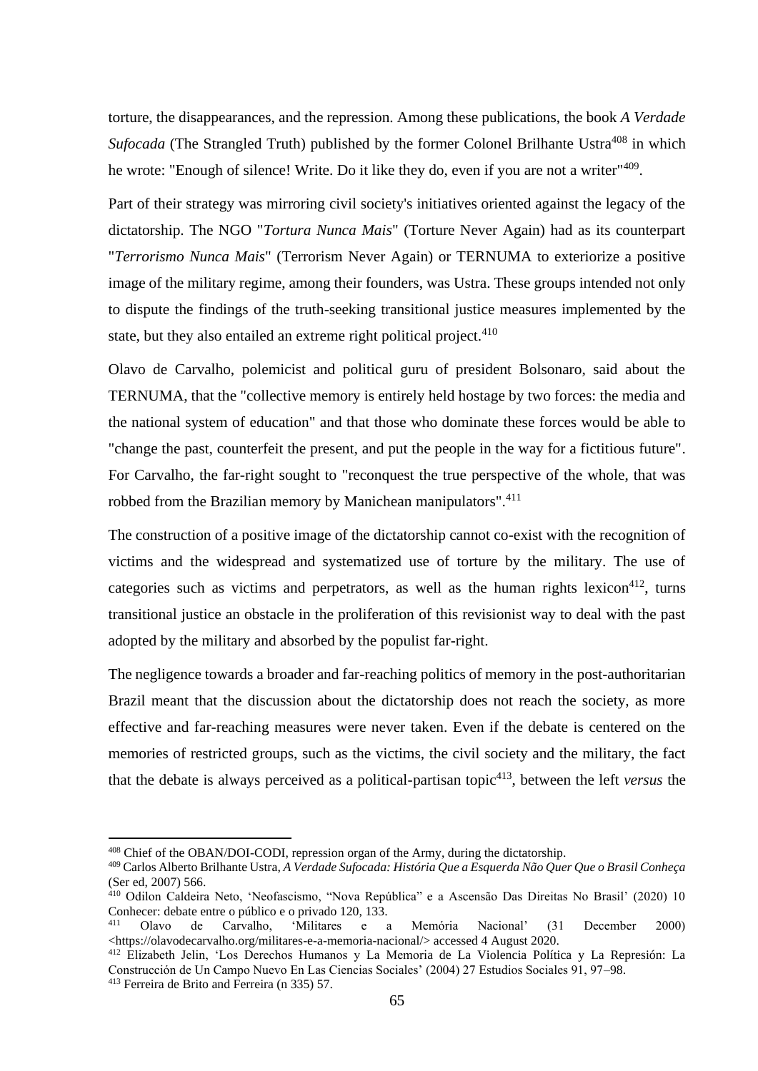torture, the disappearances, and the repression. Among these publications, the book *A Verdade Sufocada* (The Strangled Truth) published by the former Colonel Brilhante Ustra[408] in which he wrote: "Enough of silence! Write. Do it like they do, even if you are not a writer"[409].

Part of their strategy was mirroring civil society's initiatives oriented against the legacy of the dictatorship. The NGO "*Tortura Nunca Mais*" (Torture Never Again) had as its counterpart "*Terrorismo Nunca Mais*" (Terrorism Never Again) or TERNUMA to exteriorize a positive image of the military regime, among their founders, was Ustra. These groups intended not only to dispute the findings of the truth-seeking transitional justice measures implemented by the state, but they also entailed an extreme right political project.[410]

Olavo de Carvalho, polemicist and political guru of president Bolsonaro, said about the TERNUMA, that the "collective memory is entirely held hostage by two forces: the media and the national system of education" and that those who dominate these forces would be able to "change the past, counterfeit the present, and put the people in the way for a fictitious future". For Carvalho, the far-right sought to "reconquest the true perspective of the whole, that was robbed from the Brazilian memory by Manichean manipulators".[411]

The construction of a positive image of the dictatorship cannot co-exist with the recognition of victims and the widespread and systematized use of torture by the military. The use of categories such as victims and perpetrators, as well as the human rights lexicon[412], turns transitional justice an obstacle in the proliferation of this revisionist way to deal with the past adopted by the military and absorbed by the populist far-right.

The negligence towards a broader and far-reaching politics of memory in the post-authoritarian Brazil meant that the discussion about the dictatorship does not reach the society, as more effective and far-reaching measures were never taken. Even if the debate is centered on the memories of restricted groups, such as the victims, the civil society and the military, the fact that the debate is always perceived as a political-partisan topic[413], between the left *versus* the

---

[408] Chief of the OBAN/DOI-CODI, repression organ of the Army, during the dictatorship.

[409] Carlos Alberto Brilhante Ustra, *A Verdade Sufocada: História Que a Esquerda Não Quer Que o Brasil Conheça* (Ser ed, 2007) 566.

[410] Odilon Caldeira Neto, 'Neofascismo, "Nova República" e a Ascensão Das Direitas No Brasil' (2020) 10 Conhecer: debate entre o público e o privado 120, 133.

[411] Olavo de Carvalho, 'Militares e a Memória Nacional' (31 December 2000) <https://olavodecarvalho.org/militares-e-a-memoria-nacional/> accessed 4 August 2020.

[412] Elizabeth Jelin, 'Los Derechos Humanos y La Memoria de La Violencia Política y La Represión: La Construcción de Un Campo Nuevo En Las Ciencias Sociales' (2004) 27 Estudios Sociales 91, 97–98.

[413] Ferreira de Brito and Ferreira (n 335) 57.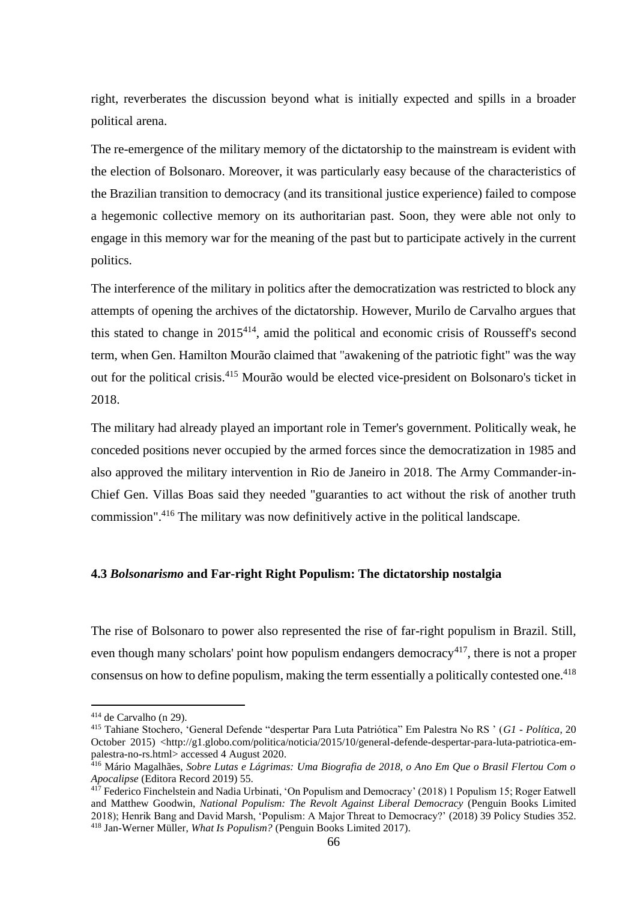right, reverberates the discussion beyond what is initially expected and spills in a broader political arena.

The re-emergence of the military memory of the dictatorship to the mainstream is evident with the election of Bolsonaro. Moreover, it was particularly easy because of the characteristics of the Brazilian transition to democracy (and its transitional justice experience) failed to compose a hegemonic collective memory on its authoritarian past. Soon, they were able not only to engage in this memory war for the meaning of the past but to participate actively in the current politics.

The interference of the military in politics after the democratization was restricted to block any attempts of opening the archives of the dictatorship. However, Murilo de Carvalho argues that this stated to change in 2015[414], amid the political and economic crisis of Rousseff's second term, when Gen. Hamilton Mourão claimed that "awakening of the patriotic fight" was the way out for the political crisis.[415] Mourão would be elected vice-president on Bolsonaro's ticket in 2018.

The military had already played an important role in Temer's government. Politically weak, he conceded positions never occupied by the armed forces since the democratization in 1985 and also approved the military intervention in Rio de Janeiro in 2018. The Army Commander-in-Chief Gen. Villas Boas said they needed "guaranties to act without the risk of another truth commission".[416] The military was now definitively active in the political landscape.

### 4.3 *Bolsonarismo* and Far-right Right Populism: The dictatorship nostalgia

The rise of Bolsonaro to power also represented the rise of far-right populism in Brazil. Still, even though many scholars' point how populism endangers democracy[417], there is not a proper consensus on how to define populism, making the term essentially a politically contested one.[418]

---

[414] de Carvalho (n 29).

[415] Tahiane Stochero, 'General Defende "despertar Para Luta Patriótica" Em Palestra No RS ' (*G1 - Política*, 20 October 2015) <http://g1.globo.com/politica/noticia/2015/10/general-defende-despertar-para-luta-patriotica-em-palestra-no-rs.html> accessed 4 August 2020.

[416] Mário Magalhães, *Sobre Lutas e Lágrimas: Uma Biografia de 2018, o Ano Em Que o Brasil Flertou Com o Apocalipse* (Editora Record 2019) 55.

[417] Federico Finchelstein and Nadia Urbinati, 'On Populism and Democracy' (2018) 1 Populism 15; Roger Eatwell and Matthew Goodwin, *National Populism: The Revolt Against Liberal Democracy* (Penguin Books Limited 2018); Henrik Bang and David Marsh, 'Populism: A Major Threat to Democracy?' (2018) 39 Policy Studies 352.

[418] Jan-Werner Müller, *What Is Populism?* (Penguin Books Limited 2017).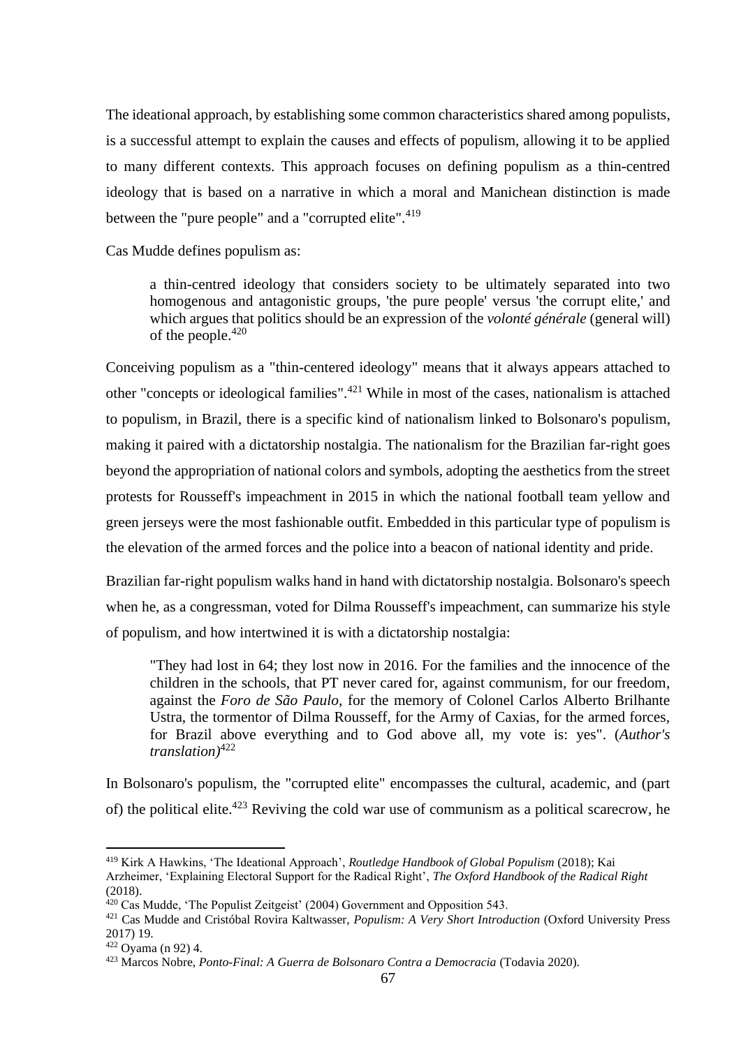The ideational approach, by establishing some common characteristics shared among populists, is a successful attempt to explain the causes and effects of populism, allowing it to be applied to many different contexts. This approach focuses on defining populism as a thin-centred ideology that is based on a narrative in which a moral and Manichean distinction is made between the "pure people" and a "corrupted elite".[419]

Cas Mudde defines populism as:

> a thin-centred ideology that considers society to be ultimately separated into two homogenous and antagonistic groups, 'the pure people' versus 'the corrupt elite,' and which argues that politics should be an expression of the *volonté générale* (general will) of the people.[420]

Conceiving populism as a "thin-centered ideology" means that it always appears attached to other "concepts or ideological families".[421] While in most of the cases, nationalism is attached to populism, in Brazil, there is a specific kind of nationalism linked to Bolsonaro's populism, making it paired with a dictatorship nostalgia. The nationalism for the Brazilian far-right goes beyond the appropriation of national colors and symbols, adopting the aesthetics from the street protests for Rousseff's impeachment in 2015 in which the national football team yellow and green jerseys were the most fashionable outfit. Embedded in this particular type of populism is the elevation of the armed forces and the police into a beacon of national identity and pride.

Brazilian far-right populism walks hand in hand with dictatorship nostalgia. Bolsonaro's speech when he, as a congressman, voted for Dilma Rousseff's impeachment, can summarize his style of populism, and how intertwined it is with a dictatorship nostalgia:

> "They had lost in 64; they lost now in 2016. For the families and the innocence of the children in the schools, that PT never cared for, against communism, for our freedom, against the *Foro de São Paulo*, for the memory of Colonel Carlos Alberto Brilhante Ustra, the tormentor of Dilma Rousseff, for the Army of Caxias, for the armed forces, for Brazil above everything and to God above all, my vote is: yes". (*Author's translation)*[422]

In Bolsonaro's populism, the "corrupted elite" encompasses the cultural, academic, and (part of) the political elite.[423] Reviving the cold war use of communism as a political scarecrow, he

---

[419] Kirk A Hawkins, 'The Ideational Approach', *Routledge Handbook of Global Populism* (2018); Kai Arzheimer, 'Explaining Electoral Support for the Radical Right', *The Oxford Handbook of the Radical Right* (2018).

[420] Cas Mudde, 'The Populist Zeitgeist' (2004) Government and Opposition 543.

[421] Cas Mudde and Cristóbal Rovira Kaltwasser, *Populism: A Very Short Introduction* (Oxford University Press 2017) 19.

[422] Oyama (n 92) 4.

[423] Marcos Nobre, *Ponto-Final: A Guerra de Bolsonaro Contra a Democracia* (Todavia 2020).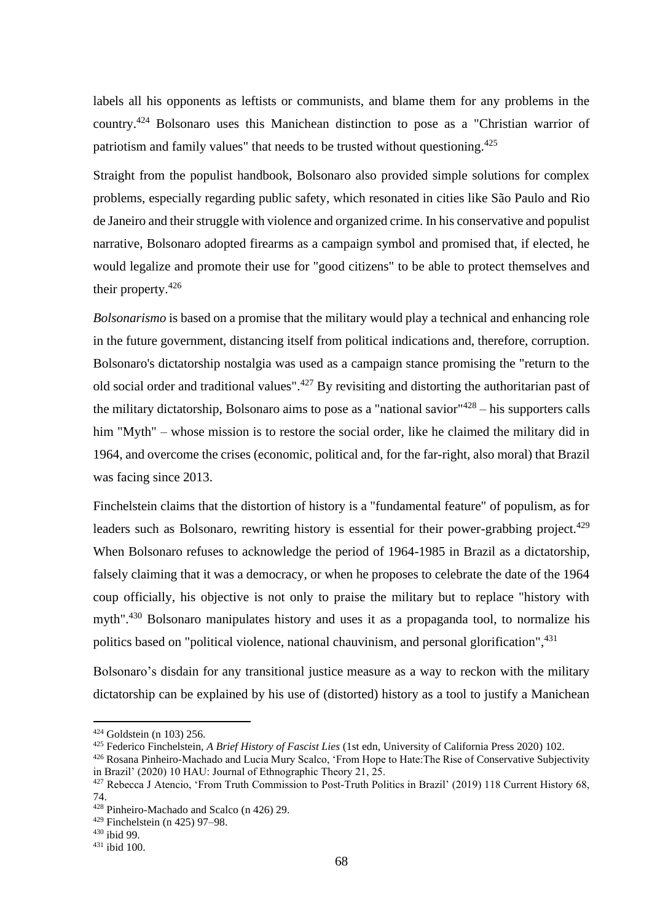labels all his opponents as leftists or communists, and blame them for any problems in the country.[424] Bolsonaro uses this Manichean distinction to pose as a "Christian warrior of patriotism and family values" that needs to be trusted without questioning.[425]

Straight from the populist handbook, Bolsonaro also provided simple solutions for complex problems, especially regarding public safety, which resonated in cities like São Paulo and Rio de Janeiro and their struggle with violence and organized crime. In his conservative and populist narrative, Bolsonaro adopted firearms as a campaign symbol and promised that, if elected, he would legalize and promote their use for "good citizens" to be able to protect themselves and their property.[426]

*Bolsonarismo* is based on a promise that the military would play a technical and enhancing role in the future government, distancing itself from political indications and, therefore, corruption. Bolsonaro's dictatorship nostalgia was used as a campaign stance promising the "return to the old social order and traditional values".[427] By revisiting and distorting the authoritarian past of the military dictatorship, Bolsonaro aims to pose as a "national savior"[428] – his supporters calls him "Myth" – whose mission is to restore the social order, like he claimed the military did in 1964, and overcome the crises (economic, political and, for the far-right, also moral) that Brazil was facing since 2013.

Finchelstein claims that the distortion of history is a "fundamental feature" of populism, as for leaders such as Bolsonaro, rewriting history is essential for their power-grabbing project.[429] When Bolsonaro refuses to acknowledge the period of 1964-1985 in Brazil as a dictatorship, falsely claiming that it was a democracy, or when he proposes to celebrate the date of the 1964 coup officially, his objective is not only to praise the military but to replace "history with myth".[430] Bolsonaro manipulates history and uses it as a propaganda tool, to normalize his politics based on "political violence, national chauvinism, and personal glorification",[431]

Bolsonaro's disdain for any transitional justice measure as a way to reckon with the military dictatorship can be explained by his use of (distorted) history as a tool to justify a Manichean

---

[424] Goldstein (n 103) 256.

[425] Federico Finchelstein, *A Brief History of Fascist Lies* (1st edn, University of California Press 2020) 102.

[426] Rosana Pinheiro-Machado and Lucia Mury Scalco, 'From Hope to Hate:The Rise of Conservative Subjectivity in Brazil' (2020) 10 HAU: Journal of Ethnographic Theory 21, 25.

[427] Rebecca J Atencio, 'From Truth Commission to Post-Truth Politics in Brazil' (2019) 118 Current History 68, 74.

[428] Pinheiro-Machado and Scalco (n 426) 29.

[429] Finchelstein (n 425) 97–98.

[430] ibid 99.

[431] ibid 100.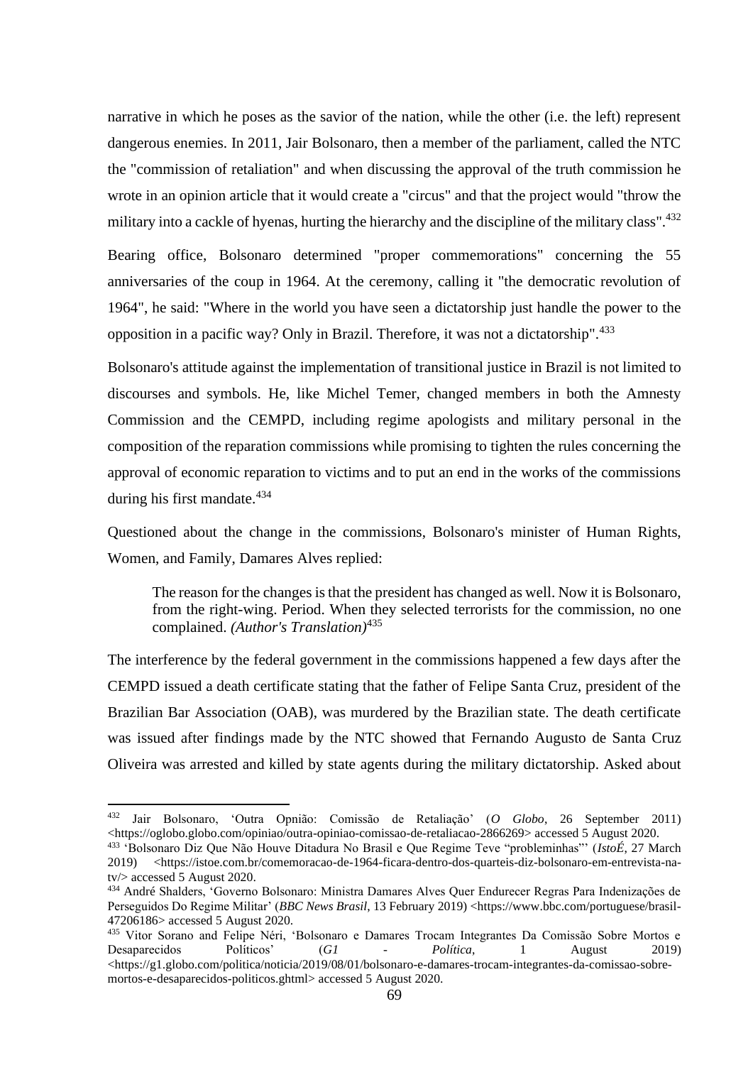narrative in which he poses as the savior of the nation, while the other (i.e. the left) represent dangerous enemies. In 2011, Jair Bolsonaro, then a member of the parliament, called the NTC the "commission of retaliation" and when discussing the approval of the truth commission he wrote in an opinion article that it would create a "circus" and that the project would "throw the military into a cackle of hyenas, hurting the hierarchy and the discipline of the military class".[432]

Bearing office, Bolsonaro determined "proper commemorations" concerning the 55 anniversaries of the coup in 1964. At the ceremony, calling it "the democratic revolution of 1964", he said: "Where in the world you have seen a dictatorship just handle the power to the opposition in a pacific way? Only in Brazil. Therefore, it was not a dictatorship".[433]

Bolsonaro's attitude against the implementation of transitional justice in Brazil is not limited to discourses and symbols. He, like Michel Temer, changed members in both the Amnesty Commission and the CEMPD, including regime apologists and military personal in the composition of the reparation commissions while promising to tighten the rules concerning the approval of economic reparation to victims and to put an end in the works of the commissions during his first mandate.[434]

Questioned about the change in the commissions, Bolsonaro's minister of Human Rights, Women, and Family, Damares Alves replied:

> The reason for the changes is that the president has changed as well. Now it is Bolsonaro, from the right-wing. Period. When they selected terrorists for the commission, no one complained. *(Author's Translation)*[435]

The interference by the federal government in the commissions happened a few days after the CEMPD issued a death certificate stating that the father of Felipe Santa Cruz, president of the Brazilian Bar Association (OAB), was murdered by the Brazilian state. The death certificate was issued after findings made by the NTC showed that Fernando Augusto de Santa Cruz Oliveira was arrested and killed by state agents during the military dictatorship. Asked about

---

[432] Jair Bolsonaro, 'Outra Opnião: Comissão de Retaliação' (*O Globo*, 26 September 2011) <https://oglobo.globo.com/opiniao/outra-opiniao-comissao-de-retaliacao-2866269> accessed 5 August 2020.

[433] 'Bolsonaro Diz Que Não Houve Ditadura No Brasil e Que Regime Teve "probleminhas"' (*IstoÉ,* 27 March 2019) <https://istoe.com.br/comemoracao-de-1964-ficara-dentro-dos-quarteis-diz-bolsonaro-em-entrevista-na-tv/> accessed 5 August 2020.

[434] André Shalders, 'Governo Bolsonaro: Ministra Damares Alves Quer Endurecer Regras Para Indenizações de Perseguidos Do Regime Militar' (*BBC News Brasil,* 13 February 2019) <https://www.bbc.com/portuguese/brasil-47206186> accessed 5 August 2020.

[435] Vitor Sorano and Felipe Néri, 'Bolsonaro e Damares Trocam Integrantes Da Comissão Sobre Mortos e Desaparecidos Políticos' (*G1 - Política,* 1 August 2019) <https://g1.globo.com/politica/noticia/2019/08/01/bolsonaro-e-damares-trocam-integrantes-da-comissao-sobre-mortos-e-desaparecidos-politicos.ghtml> accessed 5 August 2020.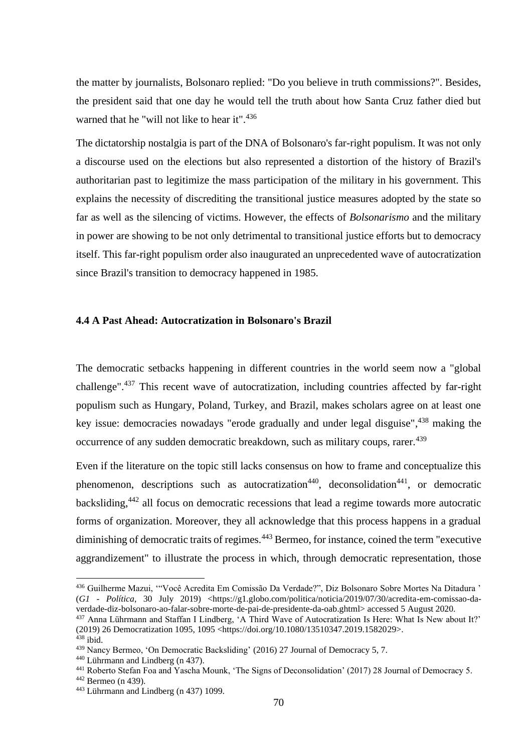the matter by journalists, Bolsonaro replied: "Do you believe in truth commissions?". Besides, the president said that one day he would tell the truth about how Santa Cruz father died but warned that he "will not like to hear it".[436]

The dictatorship nostalgia is part of the DNA of Bolsonaro's far-right populism. It was not only a discourse used on the elections but also represented a distortion of the history of Brazil's authoritarian past to legitimize the mass participation of the military in his government. This explains the necessity of discrediting the transitional justice measures adopted by the state so far as well as the silencing of victims. However, the effects of *Bolsonarismo* and the military in power are showing to be not only detrimental to transitional justice efforts but to democracy itself. This far-right populism order also inaugurated an unprecedented wave of autocratization since Brazil's transition to democracy happened in 1985.

### 4.4 A Past Ahead: Autocratization in Bolsonaro's Brazil

The democratic setbacks happening in different countries in the world seem now a "global challenge".[437] This recent wave of autocratization, including countries affected by far-right populism such as Hungary, Poland, Turkey, and Brazil, makes scholars agree on at least one key issue: democracies nowadays "erode gradually and under legal disguise",[438] making the occurrence of any sudden democratic breakdown, such as military coups, rarer.[439]

Even if the literature on the topic still lacks consensus on how to frame and conceptualize this phenomenon, descriptions such as autocratization[440], deconsolidation[441], or democratic backsliding,[442] all focus on democratic recessions that lead a regime towards more autocratic forms of organization. Moreover, they all acknowledge that this process happens in a gradual diminishing of democratic traits of regimes.[443] Bermeo, for instance, coined the term "executive aggrandizement" to illustrate the process in which, through democratic representation, those

---

[436] Guilherme Mazui, '"Você Acredita Em Comissão Da Verdade?", Diz Bolsonaro Sobre Mortes Na Ditadura ' (*G1 - Política*, 30 July 2019) <https://g1.globo.com/politica/noticia/2019/07/30/acredita-em-comissao-da-verdade-diz-bolsonaro-ao-falar-sobre-morte-de-pai-de-presidente-da-oab.ghtml> accessed 5 August 2020.

[437] Anna Lührmann and Staffan I Lindberg, 'A Third Wave of Autocratization Is Here: What Is New about It?' (2019) 26 Democratization 1095, 1095 <https://doi.org/10.1080/13510347.2019.1582029>.

[438] ibid.

[439] Nancy Bermeo, 'On Democratic Backsliding' (2016) 27 Journal of Democracy 5, 7.

[440] Lührmann and Lindberg (n 437).

[441] Roberto Stefan Foa and Yascha Mounk, 'The Signs of Deconsolidation' (2017) 28 Journal of Democracy 5.

[442] Bermeo (n 439).

[443] Lührmann and Lindberg (n 437) 1099.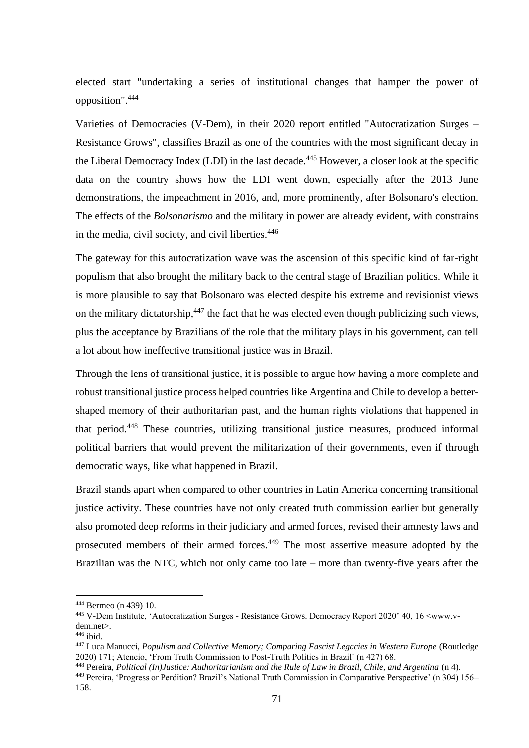elected start "undertaking a series of institutional changes that hamper the power of opposition".[444]

Varieties of Democracies (V-Dem), in their 2020 report entitled "Autocratization Surges – Resistance Grows", classifies Brazil as one of the countries with the most significant decay in the Liberal Democracy Index (LDI) in the last decade.[445] However, a closer look at the specific data on the country shows how the LDI went down, especially after the 2013 June demonstrations, the impeachment in 2016, and, more prominently, after Bolsonaro's election. The effects of the *Bolsonarismo* and the military in power are already evident, with constrains in the media, civil society, and civil liberties.[446]

The gateway for this autocratization wave was the ascension of this specific kind of far-right populism that also brought the military back to the central stage of Brazilian politics. While it is more plausible to say that Bolsonaro was elected despite his extreme and revisionist views on the military dictatorship,[447] the fact that he was elected even though publicizing such views, plus the acceptance by Brazilians of the role that the military plays in his government, can tell a lot about how ineffective transitional justice was in Brazil.

Through the lens of transitional justice, it is possible to argue how having a more complete and robust transitional justice process helped countries like Argentina and Chile to develop a better-shaped memory of their authoritarian past, and the human rights violations that happened in that period.[448] These countries, utilizing transitional justice measures, produced informal political barriers that would prevent the militarization of their governments, even if through democratic ways, like what happened in Brazil.

Brazil stands apart when compared to other countries in Latin America concerning transitional justice activity. These countries have not only created truth commission earlier but generally also promoted deep reforms in their judiciary and armed forces, revised their amnesty laws and prosecuted members of their armed forces.[449] The most assertive measure adopted by the Brazilian was the NTC, which not only came too late – more than twenty-five years after the

---

[444] Bermeo (n 439) 10.

[445] V-Dem Institute, 'Autocratization Surges - Resistance Grows. Democracy Report 2020' 40, 16 <www.v-dem.net>.

[446] ibid.

[447] Luca Manucci, *Populism and Collective Memory; Comparing Fascist Legacies in Western Europe* (Routledge 2020) 171; Atencio, 'From Truth Commission to Post-Truth Politics in Brazil' (n 427) 68.

[448] Pereira, *Political (In)Justice: Authoritarianism and the Rule of Law in Brazil, Chile, and Argentina* (n 4).

[449] Pereira, 'Progress or Perdition? Brazil's National Truth Commission in Comparative Perspective' (n 304) 156–158.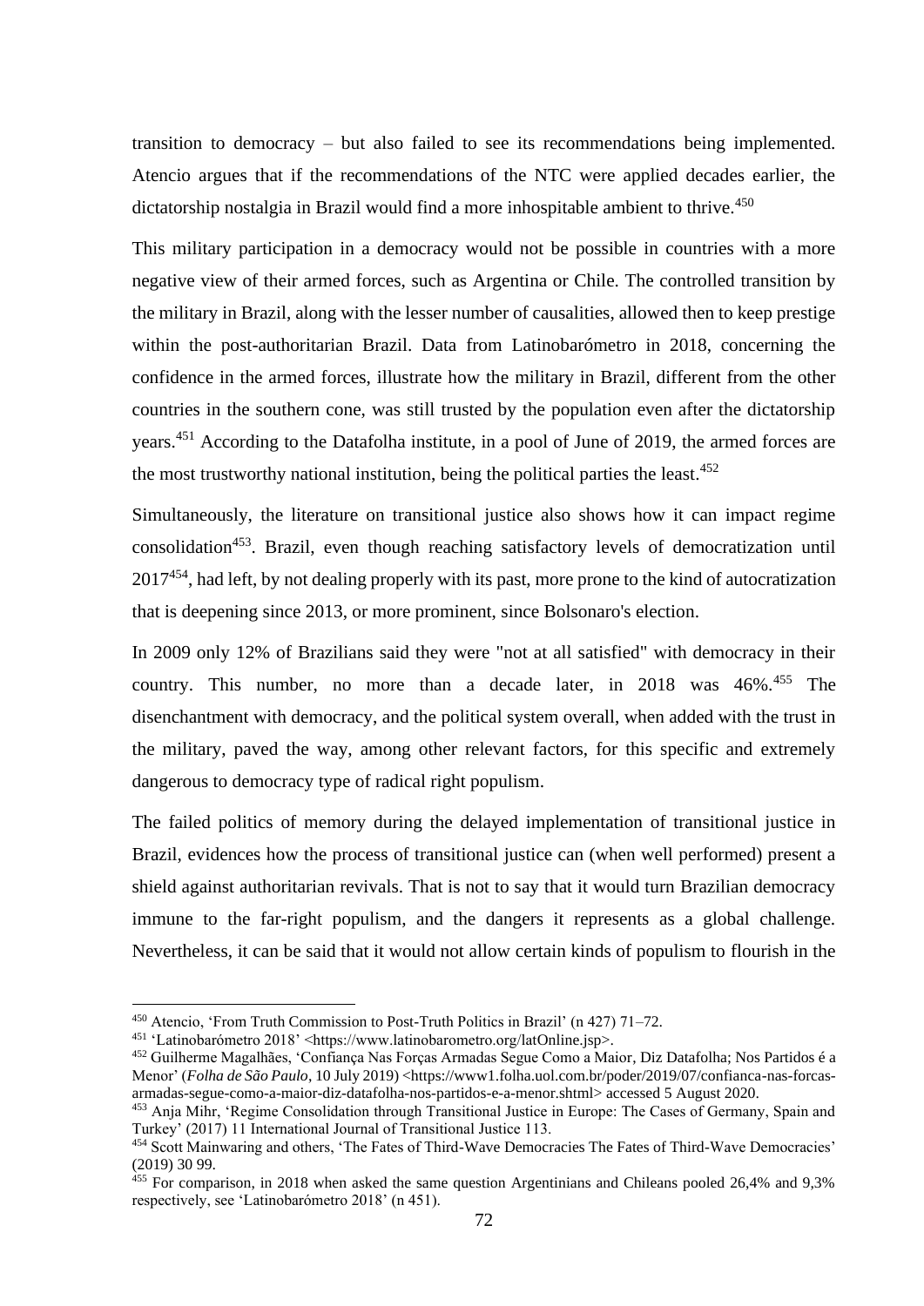transition to democracy – but also failed to see its recommendations being implemented. Atencio argues that if the recommendations of the NTC were applied decades earlier, the dictatorship nostalgia in Brazil would find a more inhospitable ambient to thrive.[450]

This military participation in a democracy would not be possible in countries with a more negative view of their armed forces, such as Argentina or Chile. The controlled transition by the military in Brazil, along with the lesser number of causalities, allowed then to keep prestige within the post-authoritarian Brazil. Data from Latinobarómetro in 2018, concerning the confidence in the armed forces, illustrate how the military in Brazil, different from the other countries in the southern cone, was still trusted by the population even after the dictatorship years.[451] According to the Datafolha institute, in a pool of June of 2019, the armed forces are the most trustworthy national institution, being the political parties the least.[452]

Simultaneously, the literature on transitional justice also shows how it can impact regime consolidation[453]. Brazil, even though reaching satisfactory levels of democratization until 2017[454], had left, by not dealing properly with its past, more prone to the kind of autocratization that is deepening since 2013, or more prominent, since Bolsonaro's election.

In 2009 only 12% of Brazilians said they were "not at all satisfied" with democracy in their country. This number, no more than a decade later, in 2018 was 46%.[455] The disenchantment with democracy, and the political system overall, when added with the trust in the military, paved the way, among other relevant factors, for this specific and extremely dangerous to democracy type of radical right populism.

The failed politics of memory during the delayed implementation of transitional justice in Brazil, evidences how the process of transitional justice can (when well performed) present a shield against authoritarian revivals. That is not to say that it would turn Brazilian democracy immune to the far-right populism, and the dangers it represents as a global challenge. Nevertheless, it can be said that it would not allow certain kinds of populism to flourish in the

---

[450] Atencio, 'From Truth Commission to Post-Truth Politics in Brazil' (n 427) 71–72.

[451] 'Latinobarómetro 2018' <https://www.latinobarometro.org/latOnline.jsp>.

[452] Guilherme Magalhães, 'Confiança Nas Forças Armadas Segue Como a Maior, Diz Datafolha; Nos Partidos é a Menor' (*Folha de São Paulo*, 10 July 2019) <https://www1.folha.uol.com.br/poder/2019/07/confianca-nas-forcas-armadas-segue-como-a-maior-diz-datafolha-nos-partidos-e-a-menor.shtml> accessed 5 August 2020.

[453] Anja Mihr, 'Regime Consolidation through Transitional Justice in Europe: The Cases of Germany, Spain and Turkey' (2017) 11 International Journal of Transitional Justice 113.

[454] Scott Mainwaring and others, 'The Fates of Third-Wave Democracies The Fates of Third-Wave Democracies' (2019) 30 99.

[455] For comparison, in 2018 when asked the same question Argentinians and Chileans pooled 26,4% and 9,3% respectively, see 'Latinobarómetro 2018' (n 451).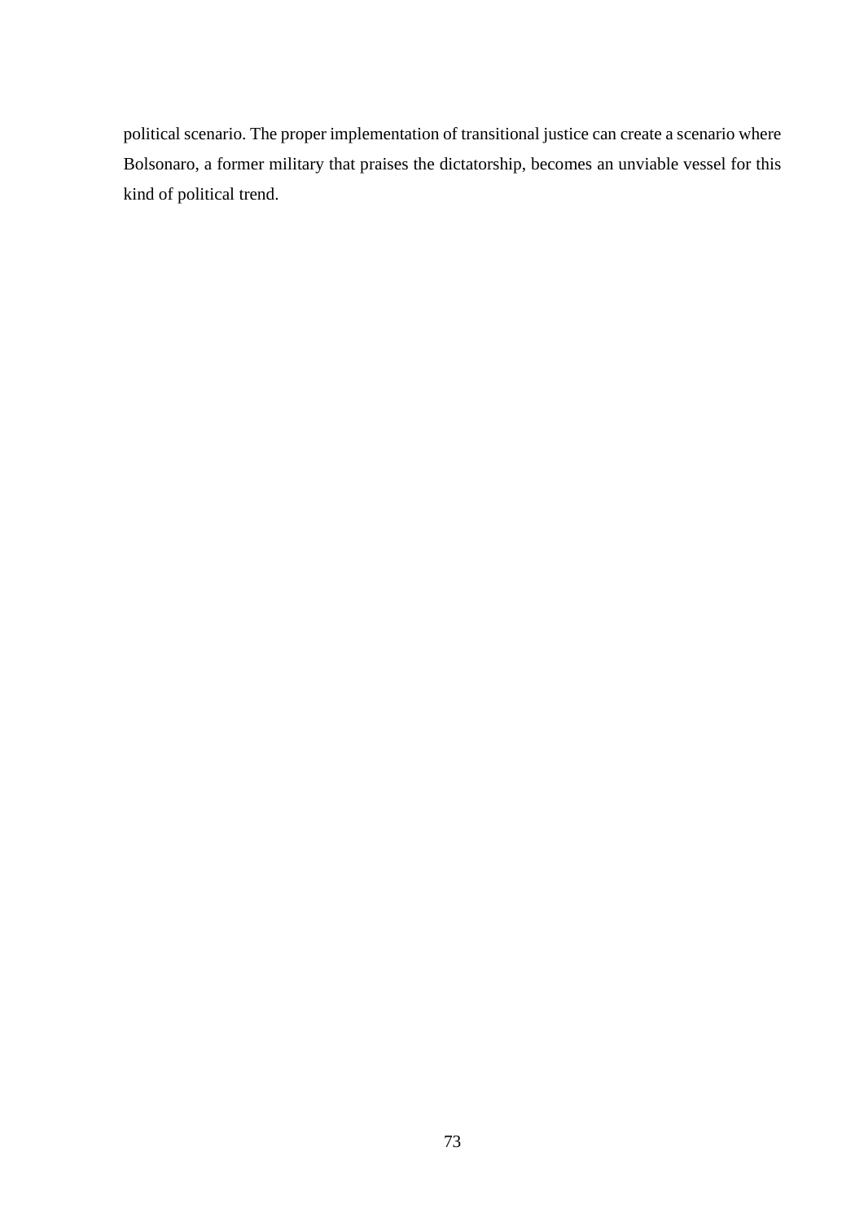political scenario. The proper implementation of transitional justice can create a scenario where Bolsonaro, a former military that praises the dictatorship, becomes an unviable vessel for this kind of political trend.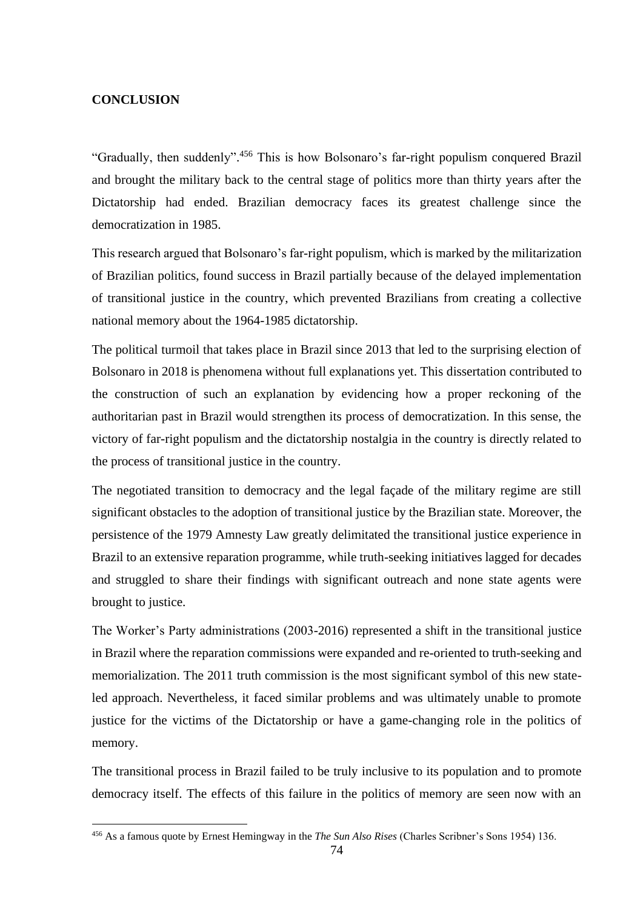## CONCLUSION

"Gradually, then suddenly".[456] This is how Bolsonaro's far-right populism conquered Brazil and brought the military back to the central stage of politics more than thirty years after the Dictatorship had ended. Brazilian democracy faces its greatest challenge since the democratization in 1985.

This research argued that Bolsonaro's far-right populism, which is marked by the militarization of Brazilian politics, found success in Brazil partially because of the delayed implementation of transitional justice in the country, which prevented Brazilians from creating a collective national memory about the 1964-1985 dictatorship.

The political turmoil that takes place in Brazil since 2013 that led to the surprising election of Bolsonaro in 2018 is phenomena without full explanations yet. This dissertation contributed to the construction of such an explanation by evidencing how a proper reckoning of the authoritarian past in Brazil would strengthen its process of democratization. In this sense, the victory of far-right populism and the dictatorship nostalgia in the country is directly related to the process of transitional justice in the country.

The negotiated transition to democracy and the legal façade of the military regime are still significant obstacles to the adoption of transitional justice by the Brazilian state. Moreover, the persistence of the 1979 Amnesty Law greatly delimitated the transitional justice experience in Brazil to an extensive reparation programme, while truth-seeking initiatives lagged for decades and struggled to share their findings with significant outreach and none state agents were brought to justice.

The Worker's Party administrations (2003-2016) represented a shift in the transitional justice in Brazil where the reparation commissions were expanded and re-oriented to truth-seeking and memorialization. The 2011 truth commission is the most significant symbol of this new state-led approach. Nevertheless, it faced similar problems and was ultimately unable to promote justice for the victims of the Dictatorship or have a game-changing role in the politics of memory.

The transitional process in Brazil failed to be truly inclusive to its population and to promote democracy itself. The effects of this failure in the politics of memory are seen now with an

[456] As a famous quote by Ernest Hemingway in the *The Sun Also Rises* (Charles Scribner's Sons 1954) 136.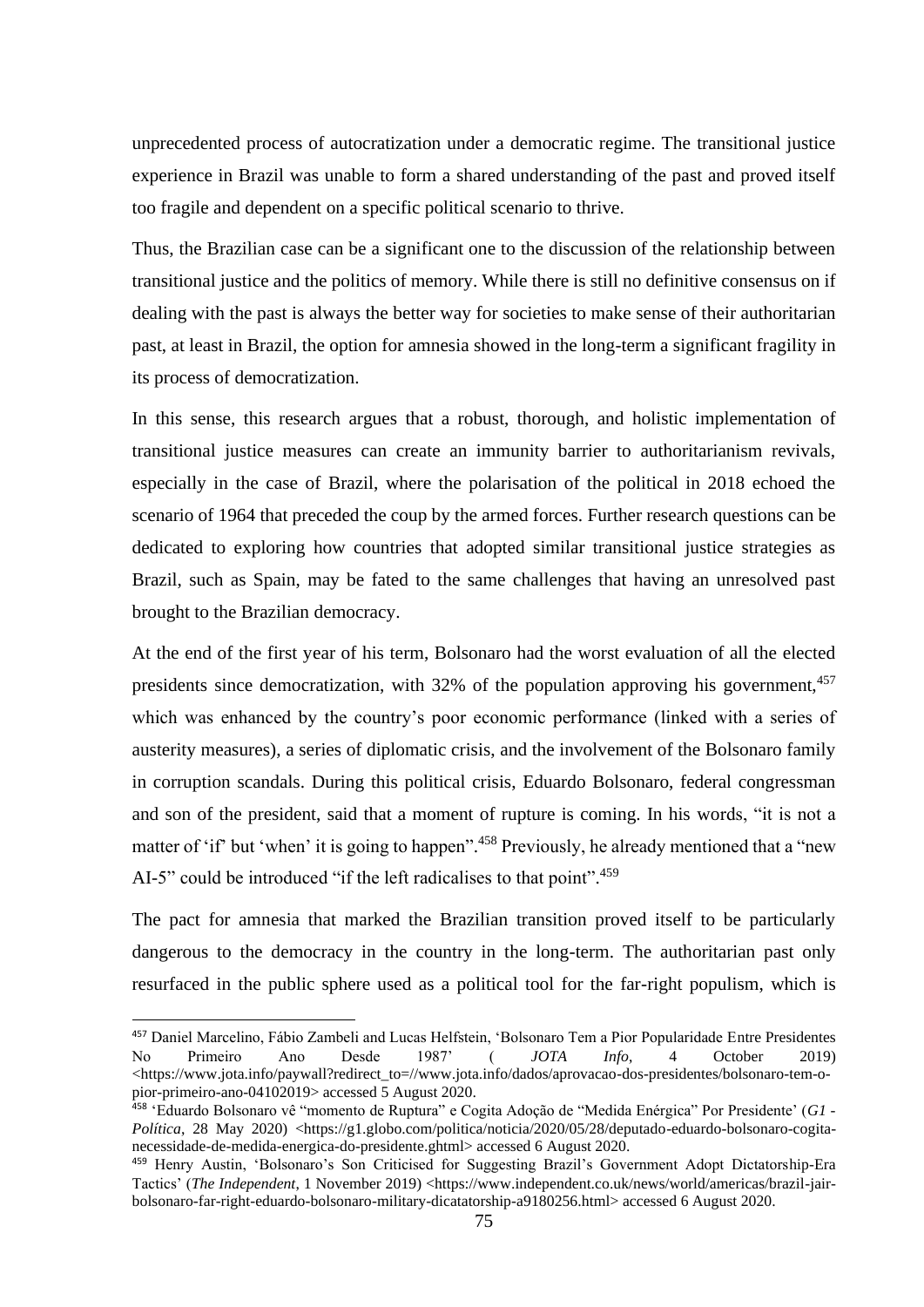unprecedented process of autocratization under a democratic regime. The transitional justice experience in Brazil was unable to form a shared understanding of the past and proved itself too fragile and dependent on a specific political scenario to thrive.

Thus, the Brazilian case can be a significant one to the discussion of the relationship between transitional justice and the politics of memory. While there is still no definitive consensus on if dealing with the past is always the better way for societies to make sense of their authoritarian past, at least in Brazil, the option for amnesia showed in the long-term a significant fragility in its process of democratization.

In this sense, this research argues that a robust, thorough, and holistic implementation of transitional justice measures can create an immunity barrier to authoritarianism revivals, especially in the case of Brazil, where the polarisation of the political in 2018 echoed the scenario of 1964 that preceded the coup by the armed forces. Further research questions can be dedicated to exploring how countries that adopted similar transitional justice strategies as Brazil, such as Spain, may be fated to the same challenges that having an unresolved past brought to the Brazilian democracy.

At the end of the first year of his term, Bolsonaro had the worst evaluation of all the elected presidents since democratization, with 32% of the population approving his government,[457] which was enhanced by the country's poor economic performance (linked with a series of austerity measures), a series of diplomatic crisis, and the involvement of the Bolsonaro family in corruption scandals. During this political crisis, Eduardo Bolsonaro, federal congressman and son of the president, said that a moment of rupture is coming. In his words, "it is not a matter of 'if' but 'when' it is going to happen".[458] Previously, he already mentioned that a "new AI-5" could be introduced "if the left radicalises to that point".[459]

The pact for amnesia that marked the Brazilian transition proved itself to be particularly dangerous to the democracy in the country in the long-term. The authoritarian past only resurfaced in the public sphere used as a political tool for the far-right populism, which is

---

[457] Daniel Marcelino, Fábio Zambeli and Lucas Helfstein, 'Bolsonaro Tem a Pior Popularidade Entre Presidentes No Primeiro Ano Desde 1987' (*JOTA Info*, 4 October 2019) <https://www.jota.info/paywall?redirect_to=//www.jota.info/dados/aprovacao-dos-presidentes/bolsonaro-tem-o-pior-primeiro-ano-04102019> accessed 5 August 2020.

[458] 'Eduardo Bolsonaro vê "momento de Ruptura" e Cogita Adoção de "Medida Enérgica" Por Presidente' (*G1 - Política*, 28 May 2020) <https://g1.globo.com/politica/noticia/2020/05/28/deputado-eduardo-bolsonaro-cogita-necessidade-de-medida-energica-do-presidente.ghtml> accessed 6 August 2020.

[459] Henry Austin, 'Bolsonaro's Son Criticised for Suggesting Brazil's Government Adopt Dictatorship-Era Tactics' (*The Independent*, 1 November 2019) <https://www.independent.co.uk/news/world/americas/brazil-jair-bolsonaro-far-right-eduardo-bolsonaro-military-dicatatorship-a9180256.html> accessed 6 August 2020.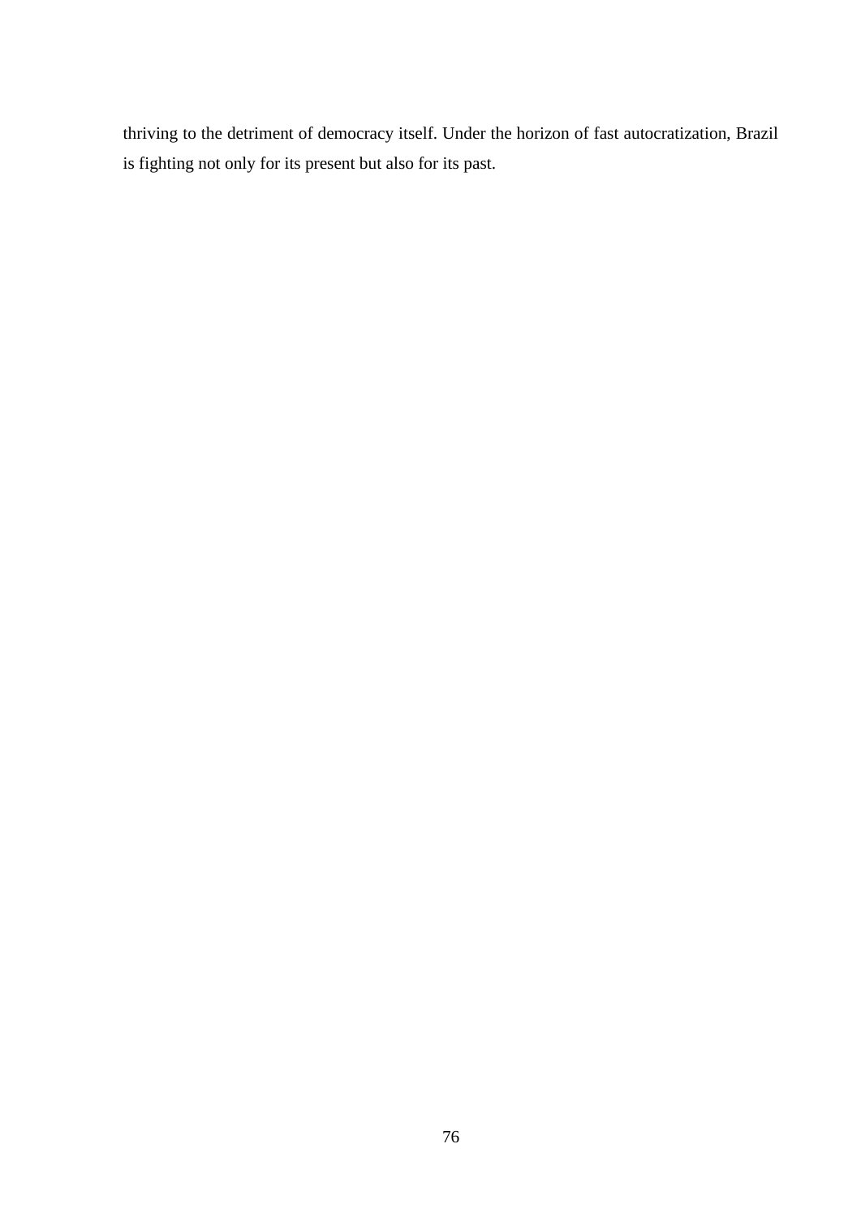thriving to the detriment of democracy itself. Under the horizon of fast autocratization, Brazil is fighting not only for its present but also for its past.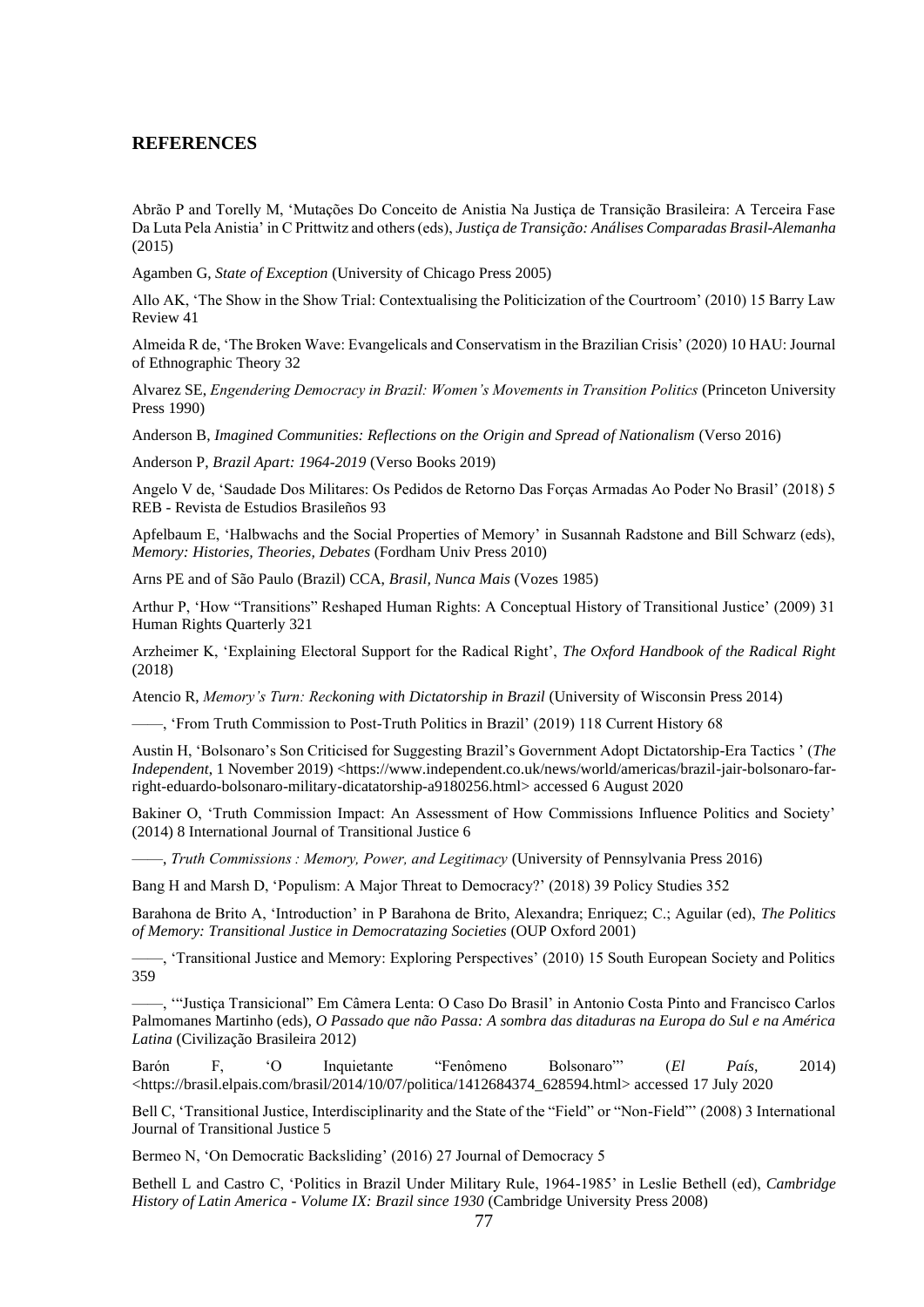## REFERENCES

Abrão P and Torelly M, 'Mutações Do Conceito de Anistia Na Justiça de Transição Brasileira: A Terceira Fase Da Luta Pela Anistia' in C Prittwitz and others (eds), *Justiça de Transição: Análises Comparadas Brasil-Alemanha* (2015)

Agamben G, *State of Exception* (University of Chicago Press 2005)

Allo AK, 'The Show in the Show Trial: Contextualising the Politicization of the Courtroom' (2010) 15 Barry Law Review 41

Almeida R de, 'The Broken Wave: Evangelicals and Conservatism in the Brazilian Crisis' (2020) 10 HAU: Journal of Ethnographic Theory 32

Alvarez SE, *Engendering Democracy in Brazil: Women's Movements in Transition Politics* (Princeton University Press 1990)

Anderson B, *Imagined Communities: Reflections on the Origin and Spread of Nationalism* (Verso 2016)

Anderson P, *Brazil Apart: 1964-2019* (Verso Books 2019)

Angelo V de, 'Saudade Dos Militares: Os Pedidos de Retorno Das Forças Armadas Ao Poder No Brasil' (2018) 5 REB - Revista de Estudios Brasileños 93

Apfelbaum E, 'Halbwachs and the Social Properties of Memory' in Susannah Radstone and Bill Schwarz (eds), *Memory: Histories, Theories, Debates* (Fordham Univ Press 2010)

Arns PE and of São Paulo (Brazil) CCA, *Brasil, Nunca Mais* (Vozes 1985)

Arthur P, 'How "Transitions" Reshaped Human Rights: A Conceptual History of Transitional Justice' (2009) 31 Human Rights Quarterly 321

Arzheimer K, 'Explaining Electoral Support for the Radical Right', *The Oxford Handbook of the Radical Right* (2018)

Atencio R, *Memory's Turn: Reckoning with Dictatorship in Brazil* (University of Wisconsin Press 2014)

——, 'From Truth Commission to Post-Truth Politics in Brazil' (2019) 118 Current History 68

Austin H, 'Bolsonaro's Son Criticised for Suggesting Brazil's Government Adopt Dictatorship-Era Tactics ' (*The Independent*, 1 November 2019) <https://www.independent.co.uk/news/world/americas/brazil-jair-bolsonaro-far-right-eduardo-bolsonaro-military-dicatatorship-a9180256.html> accessed 6 August 2020

Bakiner O, 'Truth Commission Impact: An Assessment of How Commissions Influence Politics and Society' (2014) 8 International Journal of Transitional Justice 6

——, *Truth Commissions : Memory, Power, and Legitimacy* (University of Pennsylvania Press 2016)

Bang H and Marsh D, 'Populism: A Major Threat to Democracy?' (2018) 39 Policy Studies 352

Barahona de Brito A, 'Introduction' in P Barahona de Brito, Alexandra; Enriquez; C.; Aguilar (ed), *The Politics of Memory: Transitional Justice in Democratazing Societies* (OUP Oxford 2001)

——, 'Transitional Justice and Memory: Exploring Perspectives' (2010) 15 South European Society and Politics 359

——, '"Justiça Transicional" Em Câmera Lenta: O Caso Do Brasil' in Antonio Costa Pinto and Francisco Carlos Palmomanes Martinho (eds), *O Passado que não Passa: A sombra das ditaduras na Europa do Sul e na América Latina* (Civilização Brasileira 2012)

Barón F, 'O Inquietante "Fenômeno Bolsonaro"' (*El País*, 2014) <https://brasil.elpais.com/brasil/2014/10/07/politica/1412684374_628594.html> accessed 17 July 2020

Bell C, 'Transitional Justice, Interdisciplinarity and the State of the "Field" or "Non-Field"' (2008) 3 International Journal of Transitional Justice 5

Bermeo N, 'On Democratic Backsliding' (2016) 27 Journal of Democracy 5

Bethell L and Castro C, 'Politics in Brazil Under Military Rule, 1964-1985' in Leslie Bethell (ed), *Cambridge History of Latin America - Volume IX: Brazil since 1930* (Cambridge University Press 2008)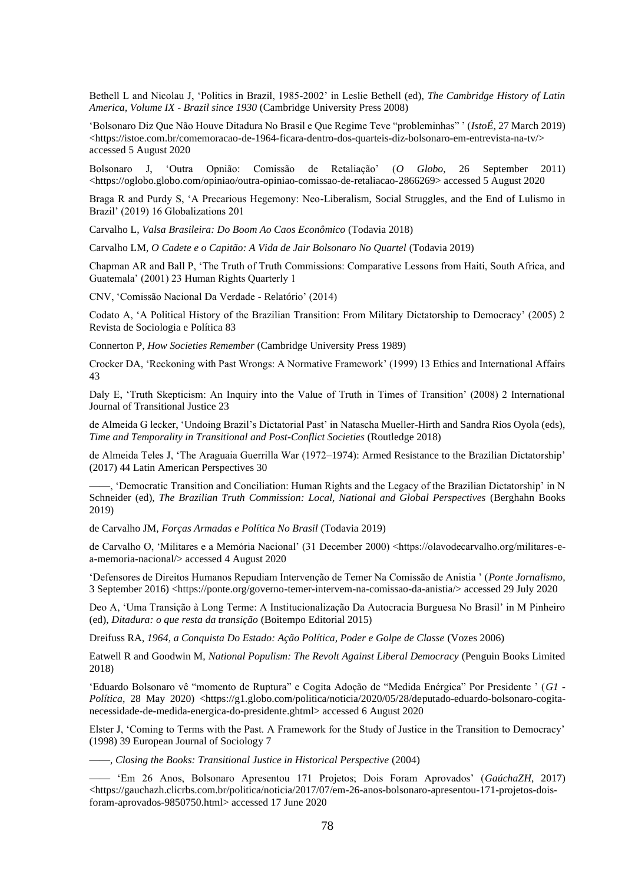Bethell L and Nicolau J, 'Politics in Brazil, 1985-2002' in Leslie Bethell (ed), *The Cambridge History of Latin America, Volume IX - Brazil since 1930* (Cambridge University Press 2008)

'Bolsonaro Diz Que Não Houve Ditadura No Brasil e Que Regime Teve "probleminhas" ' (*IstoÉ*, 27 March 2019) <https://istoe.com.br/comemoracao-de-1964-ficara-dentro-dos-quarteis-diz-bolsonaro-em-entrevista-na-tv/> accessed 5 August 2020

Bolsonaro J, 'Outra Opnião: Comissão de Retaliação' (*O Globo*, 26 September 2011) <https://oglobo.globo.com/opiniao/outra-opiniao-comissao-de-retaliacao-2866269> accessed 5 August 2020

Braga R and Purdy S, 'A Precarious Hegemony: Neo-Liberalism, Social Struggles, and the End of Lulismo in Brazil' (2019) 16 Globalizations 201

Carvalho L, *Valsa Brasileira: Do Boom Ao Caos Econômico* (Todavia 2018)

Carvalho LM, *O Cadete e o Capitão: A Vida de Jair Bolsonaro No Quartel* (Todavia 2019)

Chapman AR and Ball P, 'The Truth of Truth Commissions: Comparative Lessons from Haiti, South Africa, and Guatemala' (2001) 23 Human Rights Quarterly 1

CNV, 'Comissão Nacional Da Verdade - Relatório' (2014)

Codato A, 'A Political History of the Brazilian Transition: From Military Dictatorship to Democracy' (2005) 2 Revista de Sociologia e Política 83

Connerton P, *How Societies Remember* (Cambridge University Press 1989)

Crocker DA, 'Reckoning with Past Wrongs: A Normative Framework' (1999) 13 Ethics and International Affairs 43

Daly E, 'Truth Skepticism: An Inquiry into the Value of Truth in Times of Transition' (2008) 2 International Journal of Transitional Justice 23

de Almeida G lecker, 'Undoing Brazil's Dictatorial Past' in Natascha Mueller-Hirth and Sandra Rios Oyola (eds), *Time and Temporality in Transitional and Post-Conflict Societies* (Routledge 2018)

de Almeida Teles J, 'The Araguaia Guerrilla War (1972–1974): Armed Resistance to the Brazilian Dictatorship' (2017) 44 Latin American Perspectives 30

——, 'Democratic Transition and Conciliation: Human Rights and the Legacy of the Brazilian Dictatorship' in N Schneider (ed), *The Brazilian Truth Commission: Local, National and Global Perspectives* (Berghahn Books 2019)

de Carvalho JM, *Forças Armadas e Política No Brasil* (Todavia 2019)

de Carvalho O, 'Militares e a Memória Nacional' (31 December 2000) <https://olavodecarvalho.org/militares-e-a-memoria-nacional/> accessed 4 August 2020

'Defensores de Direitos Humanos Repudiam Intervenção de Temer Na Comissão de Anistia ' (*Ponte Jornalismo*, 3 September 2016) <https://ponte.org/governo-temer-intervem-na-comissao-da-anistia/> accessed 29 July 2020

Deo A, 'Uma Transição à Long Terme: A Institucionalização Da Autocracia Burguesa No Brasil' in M Pinheiro (ed), *Ditadura: o que resta da transição* (Boitempo Editorial 2015)

Dreifuss RA, *1964, a Conquista Do Estado: Ação Política, Poder e Golpe de Classe* (Vozes 2006)

Eatwell R and Goodwin M, *National Populism: The Revolt Against Liberal Democracy* (Penguin Books Limited 2018)

'Eduardo Bolsonaro vê "momento de Ruptura" e Cogita Adoção de "Medida Enérgica" Por Presidente ' (*G1 - Política*, 28 May 2020) <https://g1.globo.com/politica/noticia/2020/05/28/deputado-eduardo-bolsonaro-cogita-necessidade-de-medida-energica-do-presidente.ghtml> accessed 6 August 2020

Elster J, 'Coming to Terms with the Past. A Framework for the Study of Justice in the Transition to Democracy' (1998) 39 European Journal of Sociology 7

——, *Closing the Books: Transitional Justice in Historical Perspective* (2004)

—— 'Em 26 Anos, Bolsonaro Apresentou 171 Projetos; Dois Foram Aprovados' (*GaúchaZH*, 2017) <https://gauchazh.clicrbs.com.br/politica/noticia/2017/07/em-26-anos-bolsonaro-apresentou-171-projetos-dois-foram-aprovados-9850750.html> accessed 17 June 2020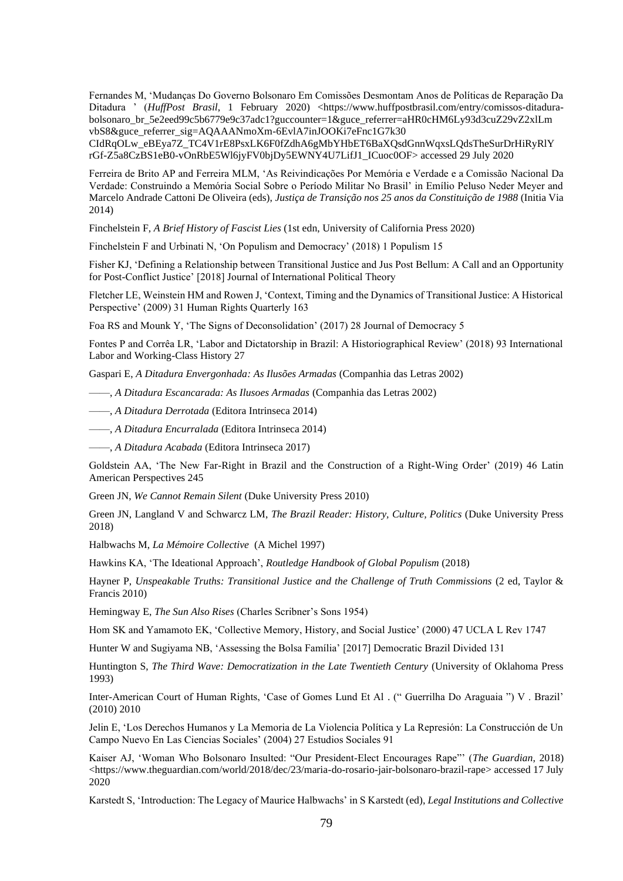Fernandes M, 'Mudanças Do Governo Bolsonaro Em Comissões Desmontam Anos de Políticas de Reparação Da Ditadura ' (*HuffPost Brasil*, 1 February 2020) <https://www.huffpostbrasil.com/entry/comissos-ditadura-bolsonaro_br_5e2eed99c5b6779e9c37adc1?guccounter=1&guce_referrer=aHR0cHM6Ly93d3cuZ29vZ2xlLmvbS8&guce_referrer_sig=AQAAANmoXm-6EvlA7inJOOKi7eFnc1G7k30CIdRqOLw_eBEya7Z_TC4V1rE8PsxLK6F0fZdhA6gMbYHbET6BaXQsdGnnWqxsLQdsTheSurDrHiRyRlYrGf-Z5a8CzBS1eB0-vOnRbE5Wl6jyFV0bjDy5EWNY4U7LifJ1_ICuoc0OF> accessed 29 July 2020

Ferreira de Brito AP and Ferreira MLM, 'As Reivindicações Por Memória e Verdade e a Comissão Nacional Da Verdade: Construindo a Memória Social Sobre o Período Militar No Brasil' in Emílio Peluso Neder Meyer and Marcelo Andrade Cattoni De Oliveira (eds), *Justiça de Transição nos 25 anos da Constituição de 1988* (Initia Via 2014)

Finchelstein F, *A Brief History of Fascist Lies* (1st edn, University of California Press 2020)

Finchelstein F and Urbinati N, 'On Populism and Democracy' (2018) 1 Populism 15

Fisher KJ, 'Defining a Relationship between Transitional Justice and Jus Post Bellum: A Call and an Opportunity for Post-Conflict Justice' [2018] Journal of International Political Theory

Fletcher LE, Weinstein HM and Rowen J, 'Context, Timing and the Dynamics of Transitional Justice: A Historical Perspective' (2009) 31 Human Rights Quarterly 163

Foa RS and Mounk Y, 'The Signs of Deconsolidation' (2017) 28 Journal of Democracy 5

Fontes P and Corrêa LR, 'Labor and Dictatorship in Brazil: A Historiographical Review' (2018) 93 International Labor and Working-Class History 27

Gaspari E, *A Ditadura Envergonhada: As Ilusões Armadas* (Companhia das Letras 2002)

——, *A Ditadura Escancarada: As Ilusoes Armadas* (Companhia das Letras 2002)

——, *A Ditadura Derrotada* (Editora Intrinseca 2014)

——, *A Ditadura Encurralada* (Editora Intrinseca 2014)

——, *A Ditadura Acabada* (Editora Intrinseca 2017)

Goldstein AA, 'The New Far-Right in Brazil and the Construction of a Right-Wing Order' (2019) 46 Latin American Perspectives 245

Green JN, *We Cannot Remain Silent* (Duke University Press 2010)

Green JN, Langland V and Schwarcz LM, *The Brazil Reader: History, Culture, Politics* (Duke University Press 2018)

Halbwachs M, *La Mémoire Collective* (A Michel 1997)

Hawkins KA, 'The Ideational Approach', *Routledge Handbook of Global Populism* (2018)

Hayner P, *Unspeakable Truths: Transitional Justice and the Challenge of Truth Commissions* (2 ed, Taylor & Francis 2010)

Hemingway E, *The Sun Also Rises* (Charles Scribner's Sons 1954)

Hom SK and Yamamoto EK, 'Collective Memory, History, and Social Justice' (2000) 47 UCLA L Rev 1747

Hunter W and Sugiyama NB, 'Assessing the Bolsa Família' [2017] Democratic Brazil Divided 131

Huntington S, *The Third Wave: Democratization in the Late Twentieth Century* (University of Oklahoma Press 1993)

Inter-American Court of Human Rights, 'Case of Gomes Lund Et Al . (" Guerrilha Do Araguaia ") V . Brazil' (2010) 2010

Jelin E, 'Los Derechos Humanos y La Memoria de La Violencia Política y La Represión: La Construcción de Un Campo Nuevo En Las Ciencias Sociales' (2004) 27 Estudios Sociales 91

Kaiser AJ, 'Woman Who Bolsonaro Insulted: "Our President-Elect Encourages Rape"' (*The Guardian*, 2018) <https://www.theguardian.com/world/2018/dec/23/maria-do-rosario-jair-bolsonaro-brazil-rape> accessed 17 July 2020

Karstedt S, 'Introduction: The Legacy of Maurice Halbwachs' in S Karstedt (ed), *Legal Institutions and Collective*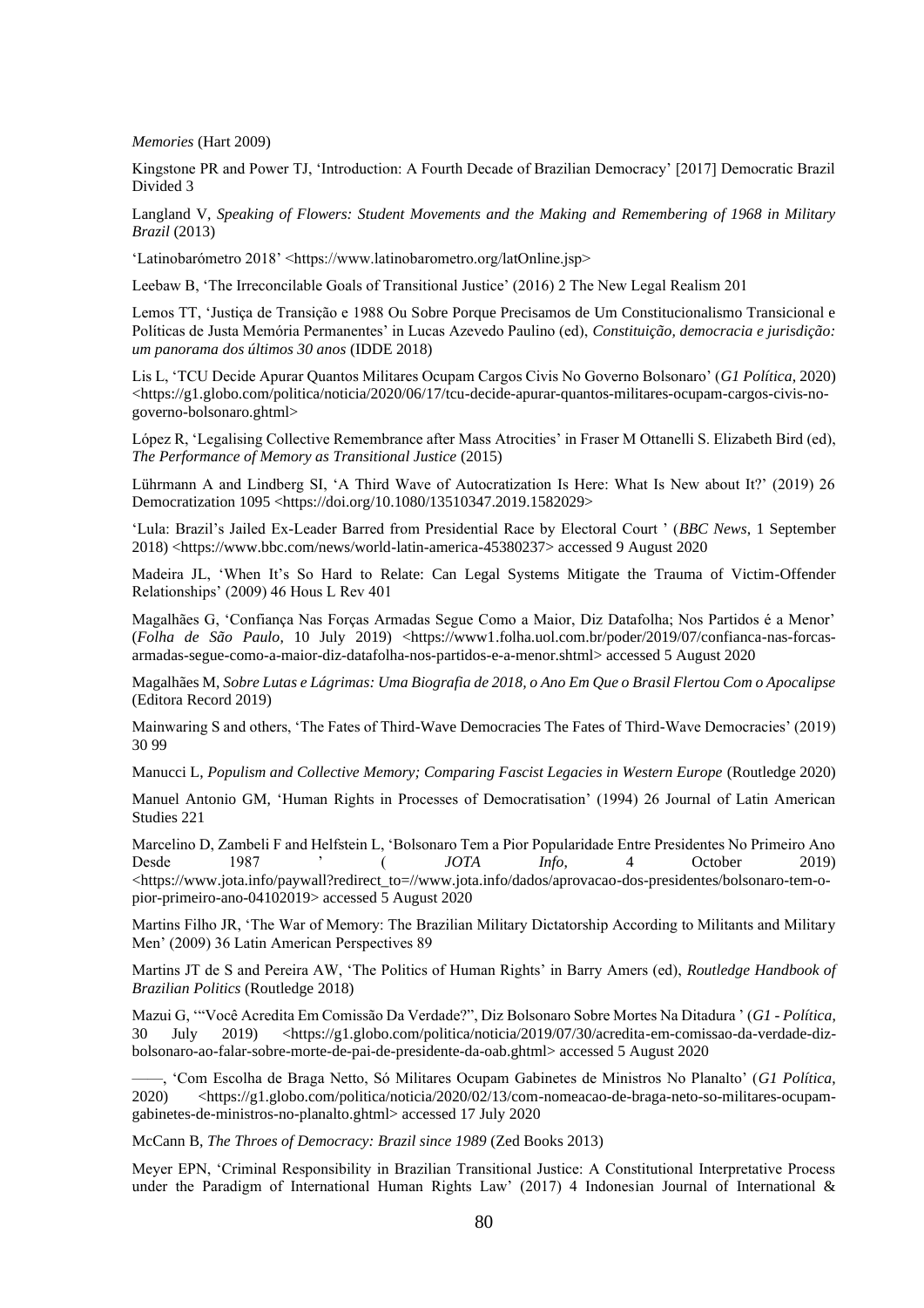*Memories* (Hart 2009)

Kingstone PR and Power TJ, 'Introduction: A Fourth Decade of Brazilian Democracy' [2017] Democratic Brazil Divided 3

Langland V, *Speaking of Flowers: Student Movements and the Making and Remembering of 1968 in Military Brazil* (2013)

'Latinobarómetro 2018' <https://www.latinobarometro.org/latOnline.jsp>

Leebaw B, 'The Irreconcilable Goals of Transitional Justice' (2016) 2 The New Legal Realism 201

Lemos TT, 'Justiça de Transição e 1988 Ou Sobre Porque Precisamos de Um Constitucionalismo Transicional e Políticas de Justa Memória Permanentes' in Lucas Azevedo Paulino (ed), *Constituição, democracia e jurisdição: um panorama dos últimos 30 anos* (IDDE 2018)

Lis L, 'TCU Decide Apurar Quantos Militares Ocupam Cargos Civis No Governo Bolsonaro' (*G1 Política*, 2020) <https://g1.globo.com/politica/noticia/2020/06/17/tcu-decide-apurar-quantos-militares-ocupam-cargos-civis-no-governo-bolsonaro.ghtml>

López R, 'Legalising Collective Remembrance after Mass Atrocities' in Fraser M Ottanelli S. Elizabeth Bird (ed), *The Performance of Memory as Transitional Justice* (2015)

Lührmann A and Lindberg SI, 'A Third Wave of Autocratization Is Here: What Is New about It?' (2019) 26 Democratization 1095 <https://doi.org/10.1080/13510347.2019.1582029>

'Lula: Brazil's Jailed Ex-Leader Barred from Presidential Race by Electoral Court ' (*BBC News*, 1 September 2018) <https://www.bbc.com/news/world-latin-america-45380237> accessed 9 August 2020

Madeira JL, 'When It's So Hard to Relate: Can Legal Systems Mitigate the Trauma of Victim-Offender Relationships' (2009) 46 Hous L Rev 401

Magalhães G, 'Confiança Nas Forças Armadas Segue Como a Maior, Diz Datafolha; Nos Partidos é a Menor' (*Folha de São Paulo*, 10 July 2019) <https://www1.folha.uol.com.br/poder/2019/07/confianca-nas-forcas-armadas-segue-como-a-maior-diz-datafolha-nos-partidos-e-a-menor.shtml> accessed 5 August 2020

Magalhães M, *Sobre Lutas e Lágrimas: Uma Biografia de 2018, o Ano Em Que o Brasil Flertou Com o Apocalipse* (Editora Record 2019)

Mainwaring S and others, 'The Fates of Third-Wave Democracies The Fates of Third-Wave Democracies' (2019) 30 99

Manucci L, *Populism and Collective Memory; Comparing Fascist Legacies in Western Europe* (Routledge 2020)

Manuel Antonio GM, 'Human Rights in Processes of Democratisation' (1994) 26 Journal of Latin American Studies 221

Marcelino D, Zambeli F and Helfstein L, 'Bolsonaro Tem a Pior Popularidade Entre Presidentes No Primeiro Ano Desde 1987 ' (*JOTA Info*, 4 October 2019) <https://www.jota.info/paywall?redirect_to=//www.jota.info/dados/aprovacao-dos-presidentes/bolsonaro-tem-o-pior-primeiro-ano-04102019> accessed 5 August 2020

Martins Filho JR, 'The War of Memory: The Brazilian Military Dictatorship According to Militants and Military Men' (2009) 36 Latin American Perspectives 89

Martins JT de S and Pereira AW, 'The Politics of Human Rights' in Barry Amers (ed), *Routledge Handbook of Brazilian Politics* (Routledge 2018)

Mazui G, '"Você Acredita Em Comissão Da Verdade?", Diz Bolsonaro Sobre Mortes Na Ditadura ' (*G1 - Política*, 30 July 2019) <https://g1.globo.com/politica/noticia/2019/07/30/acredita-em-comissao-da-verdade-diz-bolsonaro-ao-falar-sobre-morte-de-pai-de-presidente-da-oab.ghtml> accessed 5 August 2020

——, 'Com Escolha de Braga Netto, Só Militares Ocupam Gabinetes de Ministros No Planalto' (*G1 Política*, 2020) <https://g1.globo.com/politica/noticia/2020/02/13/com-nomeacao-de-braga-neto-so-militares-ocupam-gabinetes-de-ministros-no-planalto.ghtml> accessed 17 July 2020

McCann B, *The Throes of Democracy: Brazil since 1989* (Zed Books 2013)

Meyer EPN, 'Criminal Responsibility in Brazilian Transitional Justice: A Constitutional Interpretative Process under the Paradigm of International Human Rights Law' (2017) 4 Indonesian Journal of International &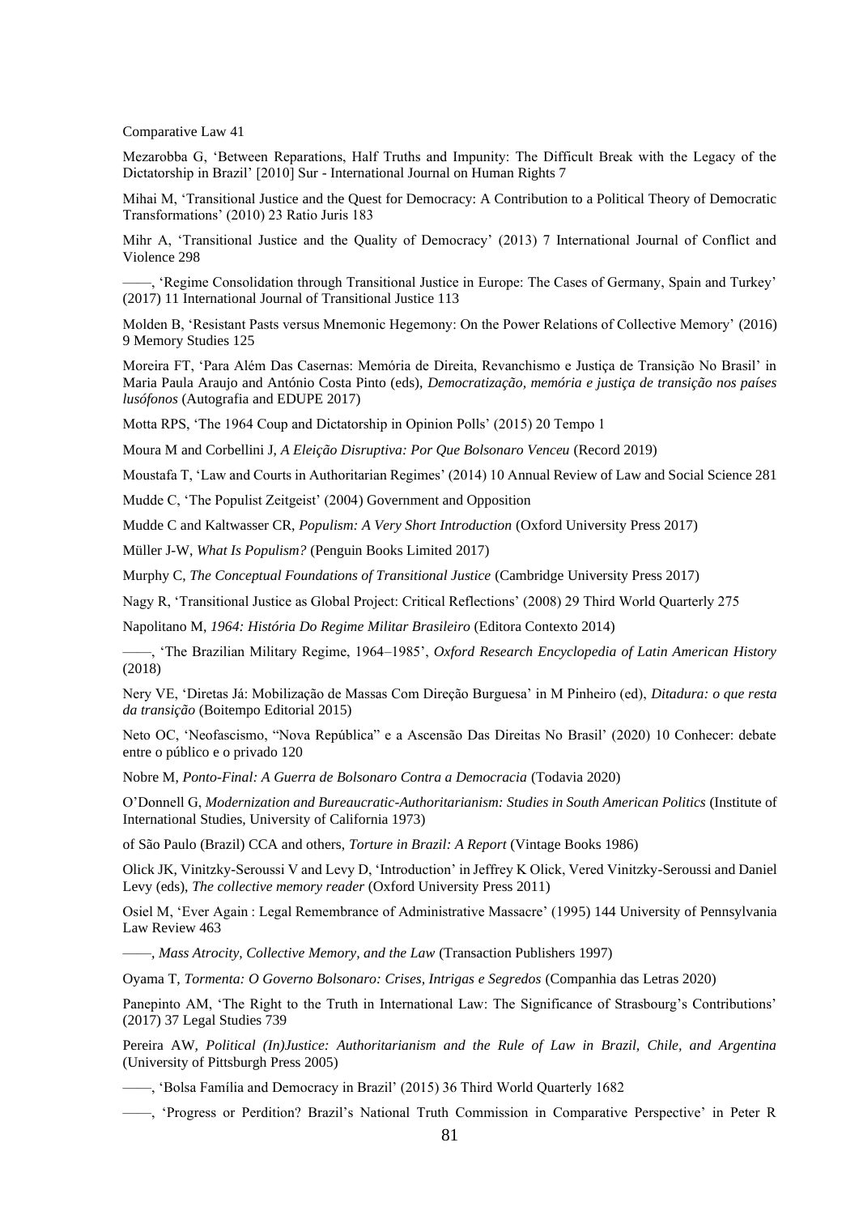Comparative Law 41

Mezarobba G, 'Between Reparations, Half Truths and Impunity: The Difficult Break with the Legacy of the Dictatorship in Brazil' [2010] Sur - International Journal on Human Rights 7

Mihai M, 'Transitional Justice and the Quest for Democracy: A Contribution to a Political Theory of Democratic Transformations' (2010) 23 Ratio Juris 183

Mihr A, 'Transitional Justice and the Quality of Democracy' (2013) 7 International Journal of Conflict and Violence 298

——, 'Regime Consolidation through Transitional Justice in Europe: The Cases of Germany, Spain and Turkey' (2017) 11 International Journal of Transitional Justice 113

Molden B, 'Resistant Pasts versus Mnemonic Hegemony: On the Power Relations of Collective Memory' (2016) 9 Memory Studies 125

Moreira FT, 'Para Além Das Casernas: Memória de Direita, Revanchismo e Justiça de Transição No Brasil' in Maria Paula Araujo and António Costa Pinto (eds), *Democratização, memória e justiça de transição nos países lusófonos* (Autografia and EDUPE 2017)

Motta RPS, 'The 1964 Coup and Dictatorship in Opinion Polls' (2015) 20 Tempo 1

Moura M and Corbellini J, *A Eleição Disruptiva: Por Que Bolsonaro Venceu* (Record 2019)

Moustafa T, 'Law and Courts in Authoritarian Regimes' (2014) 10 Annual Review of Law and Social Science 281

Mudde C, 'The Populist Zeitgeist' (2004) Government and Opposition

Mudde C and Kaltwasser CR, *Populism: A Very Short Introduction* (Oxford University Press 2017)

Müller J-W, *What Is Populism?* (Penguin Books Limited 2017)

Murphy C, *The Conceptual Foundations of Transitional Justice* (Cambridge University Press 2017)

Nagy R, 'Transitional Justice as Global Project: Critical Reflections' (2008) 29 Third World Quarterly 275

Napolitano M, *1964: História Do Regime Militar Brasileiro* (Editora Contexto 2014)

——, 'The Brazilian Military Regime, 1964–1985', *Oxford Research Encyclopedia of Latin American History* (2018)

Nery VE, 'Diretas Já: Mobilização de Massas Com Direção Burguesa' in M Pinheiro (ed), *Ditadura: o que resta da transição* (Boitempo Editorial 2015)

Neto OC, 'Neofascismo, "Nova República" e a Ascensão Das Direitas No Brasil' (2020) 10 Conhecer: debate entre o público e o privado 120

Nobre M, *Ponto-Final: A Guerra de Bolsonaro Contra a Democracia* (Todavia 2020)

O'Donnell G, *Modernization and Bureaucratic-Authoritarianism: Studies in South American Politics* (Institute of International Studies, University of California 1973)

of São Paulo (Brazil) CCA and others, *Torture in Brazil: A Report* (Vintage Books 1986)

Olick JK, Vinitzky-Seroussi V and Levy D, 'Introduction' in Jeffrey K Olick, Vered Vinitzky-Seroussi and Daniel Levy (eds), *The collective memory reader* (Oxford University Press 2011)

Osiel M, 'Ever Again : Legal Remembrance of Administrative Massacre' (1995) 144 University of Pennsylvania Law Review 463

——, *Mass Atrocity, Collective Memory, and the Law* (Transaction Publishers 1997)

Oyama T, *Tormenta: O Governo Bolsonaro: Crises, Intrigas e Segredos* (Companhia das Letras 2020)

Panepinto AM, 'The Right to the Truth in International Law: The Significance of Strasbourg's Contributions' (2017) 37 Legal Studies 739

Pereira AW, *Political (In)Justice: Authoritarianism and the Rule of Law in Brazil, Chile, and Argentina* (University of Pittsburgh Press 2005)

——, 'Bolsa Família and Democracy in Brazil' (2015) 36 Third World Quarterly 1682

——, 'Progress or Perdition? Brazil's National Truth Commission in Comparative Perspective' in Peter R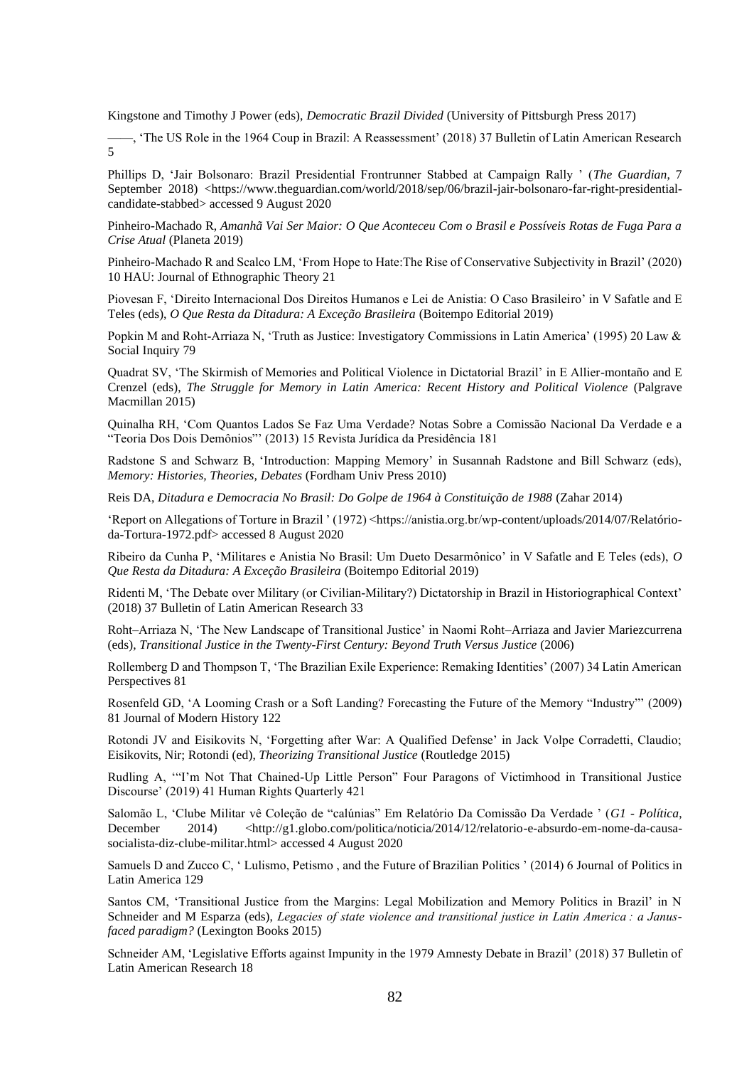Kingstone and Timothy J Power (eds), *Democratic Brazil Divided* (University of Pittsburgh Press 2017)

——, 'The US Role in the 1964 Coup in Brazil: A Reassessment' (2018) 37 Bulletin of Latin American Research 5

Phillips D, 'Jair Bolsonaro: Brazil Presidential Frontrunner Stabbed at Campaign Rally ' (*The Guardian*, 7 September 2018) <https://www.theguardian.com/world/2018/sep/06/brazil-jair-bolsonaro-far-right-presidential-candidate-stabbed> accessed 9 August 2020

Pinheiro-Machado R, *Amanhã Vai Ser Maior: O Que Aconteceu Com o Brasil e Possíveis Rotas de Fuga Para a Crise Atual* (Planeta 2019)

Pinheiro-Machado R and Scalco LM, 'From Hope to Hate:The Rise of Conservative Subjectivity in Brazil' (2020) 10 HAU: Journal of Ethnographic Theory 21

Piovesan F, 'Direito Internacional Dos Direitos Humanos e Lei de Anistia: O Caso Brasileiro' in V Safatle and E Teles (eds), *O Que Resta da Ditadura: A Exceção Brasileira* (Boitempo Editorial 2019)

Popkin M and Roht-Arriaza N, 'Truth as Justice: Investigatory Commissions in Latin America' (1995) 20 Law & Social Inquiry 79

Quadrat SV, 'The Skirmish of Memories and Political Violence in Dictatorial Brazil' in E Allier-montaño and E Crenzel (eds), *The Struggle for Memory in Latin America: Recent History and Political Violence* (Palgrave Macmillan 2015)

Quinalha RH, 'Com Quantos Lados Se Faz Uma Verdade? Notas Sobre a Comissão Nacional Da Verdade e a "Teoria Dos Dois Demônios"' (2013) 15 Revista Jurídica da Presidência 181

Radstone S and Schwarz B, 'Introduction: Mapping Memory' in Susannah Radstone and Bill Schwarz (eds), *Memory: Histories, Theories, Debates* (Fordham Univ Press 2010)

Reis DA, *Ditadura e Democracia No Brasil: Do Golpe de 1964 à Constituição de 1988* (Zahar 2014)

'Report on Allegations of Torture in Brazil ' (1972) <https://anistia.org.br/wp-content/uploads/2014/07/Relatório-da-Tortura-1972.pdf> accessed 8 August 2020

Ribeiro da Cunha P, 'Militares e Anistia No Brasil: Um Dueto Desarmônico' in V Safatle and E Teles (eds), *O Que Resta da Ditadura: A Exceção Brasileira* (Boitempo Editorial 2019)

Ridenti M, 'The Debate over Military (or Civilian-Military?) Dictatorship in Brazil in Historiographical Context' (2018) 37 Bulletin of Latin American Research 33

Roht–Arriaza N, 'The New Landscape of Transitional Justice' in Naomi Roht–Arriaza and Javier Mariezcurrena (eds), *Transitional Justice in the Twenty-First Century: Beyond Truth Versus Justice* (2006)

Rollemberg D and Thompson T, 'The Brazilian Exile Experience: Remaking Identities' (2007) 34 Latin American Perspectives 81

Rosenfeld GD, 'A Looming Crash or a Soft Landing? Forecasting the Future of the Memory "Industry"' (2009) 81 Journal of Modern History 122

Rotondi JV and Eisikovits N, 'Forgetting after War: A Qualified Defense' in Jack Volpe Corradetti, Claudio; Eisikovits, Nir; Rotondi (ed), *Theorizing Transitional Justice* (Routledge 2015)

Rudling A, '"I'm Not That Chained-Up Little Person" Four Paragons of Victimhood in Transitional Justice Discourse' (2019) 41 Human Rights Quarterly 421

Salomão L, 'Clube Militar vê Coleção de "calúnias" Em Relatório Da Comissão Da Verdade ' (*G1 - Política*, December 2014) <http://g1.globo.com/politica/noticia/2014/12/relatorio-e-absurdo-em-nome-da-causa-socialista-diz-clube-militar.html> accessed 4 August 2020

Samuels D and Zucco C, ' Lulismo, Petismo , and the Future of Brazilian Politics ' (2014) 6 Journal of Politics in Latin America 129

Santos CM, 'Transitional Justice from the Margins: Legal Mobilization and Memory Politics in Brazil' in N Schneider and M Esparza (eds), *Legacies of state violence and transitional justice in Latin America : a Janus-faced paradigm?* (Lexington Books 2015)

Schneider AM, 'Legislative Efforts against Impunity in the 1979 Amnesty Debate in Brazil' (2018) 37 Bulletin of Latin American Research 18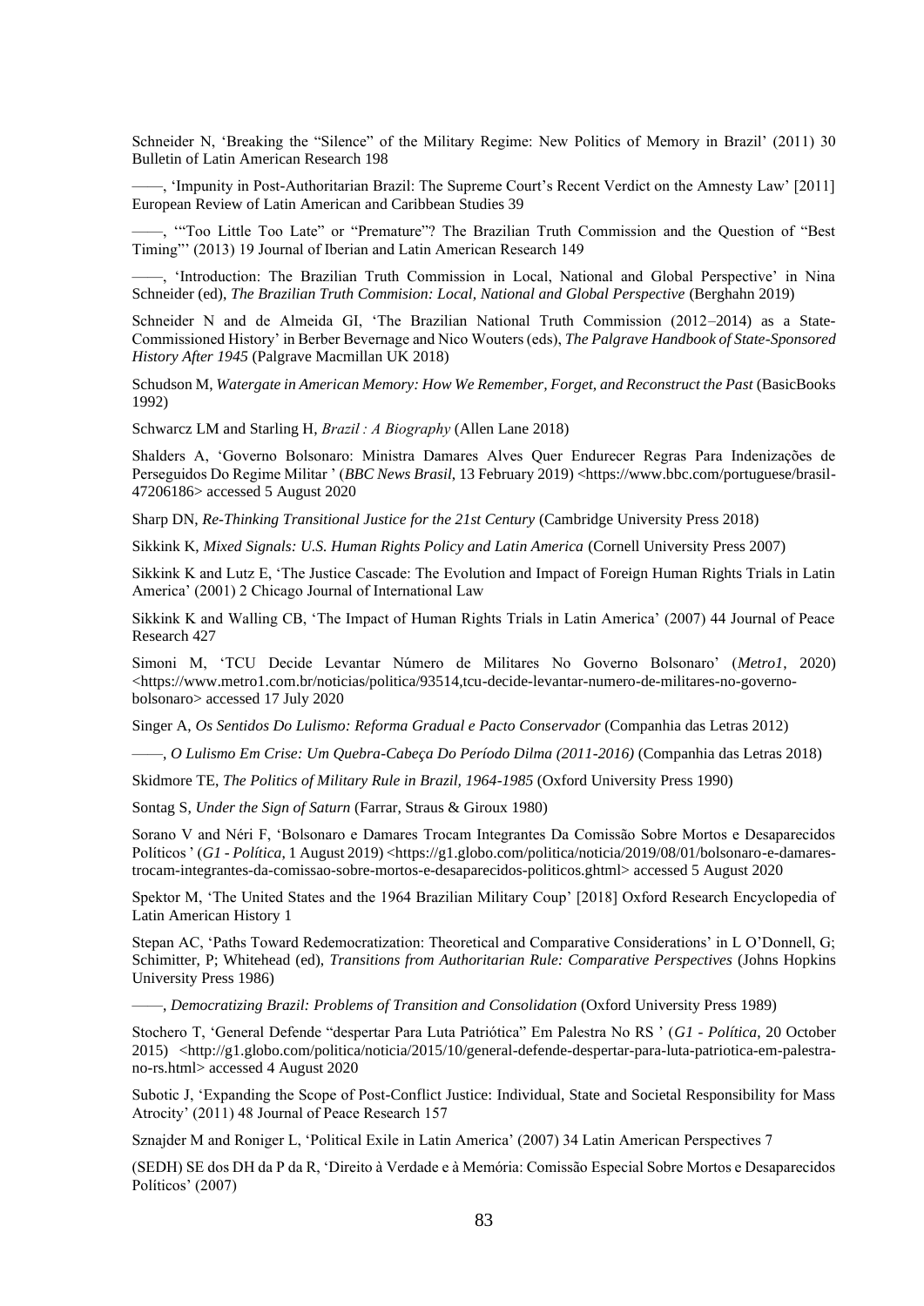Schneider N, 'Breaking the "Silence" of the Military Regime: New Politics of Memory in Brazil' (2011) 30 Bulletin of Latin American Research 198

——, 'Impunity in Post-Authoritarian Brazil: The Supreme Court's Recent Verdict on the Amnesty Law' [2011] European Review of Latin American and Caribbean Studies 39

——, '"Too Little Too Late" or "Premature"? The Brazilian Truth Commission and the Question of "Best Timing"' (2013) 19 Journal of Iberian and Latin American Research 149

——, 'Introduction: The Brazilian Truth Commission in Local, National and Global Perspective' in Nina Schneider (ed), *The Brazilian Truth Commision: Local, National and Global Perspective* (Berghahn 2019)

Schneider N and de Almeida GI, 'The Brazilian National Truth Commission (2012–2014) as a State-Commissioned History' in Berber Bevernage and Nico Wouters (eds), *The Palgrave Handbook of State-Sponsored History After 1945* (Palgrave Macmillan UK 2018)

Schudson M, *Watergate in American Memory: How We Remember, Forget, and Reconstruct the Past* (BasicBooks 1992)

Schwarcz LM and Starling H, *Brazil : A Biography* (Allen Lane 2018)

Shalders A, 'Governo Bolsonaro: Ministra Damares Alves Quer Endurecer Regras Para Indenizações de Perseguidos Do Regime Militar ' (*BBC News Brasil*, 13 February 2019) <https://www.bbc.com/portuguese/brasil-47206186> accessed 5 August 2020

Sharp DN, *Re-Thinking Transitional Justice for the 21st Century* (Cambridge University Press 2018)

Sikkink K, *Mixed Signals: U.S. Human Rights Policy and Latin America* (Cornell University Press 2007)

Sikkink K and Lutz E, 'The Justice Cascade: The Evolution and Impact of Foreign Human Rights Trials in Latin America' (2001) 2 Chicago Journal of International Law

Sikkink K and Walling CB, 'The Impact of Human Rights Trials in Latin America' (2007) 44 Journal of Peace Research 427

Simoni M, 'TCU Decide Levantar Número de Militares No Governo Bolsonaro' (*Metro1*, 2020) <https://www.metro1.com.br/noticias/politica/93514,tcu-decide-levantar-numero-de-militares-no-governo-bolsonaro> accessed 17 July 2020

Singer A, *Os Sentidos Do Lulismo: Reforma Gradual e Pacto Conservador* (Companhia das Letras 2012)

——, *O Lulismo Em Crise: Um Quebra-Cabeça Do Período Dilma (2011-2016)* (Companhia das Letras 2018)

Skidmore TE, *The Politics of Military Rule in Brazil, 1964-1985* (Oxford University Press 1990)

Sontag S, *Under the Sign of Saturn* (Farrar, Straus & Giroux 1980)

Sorano V and Néri F, 'Bolsonaro e Damares Trocam Integrantes Da Comissão Sobre Mortos e Desaparecidos Políticos ' (*G1 - Política*, 1 August 2019) <https://g1.globo.com/politica/noticia/2019/08/01/bolsonaro-e-damares-trocam-integrantes-da-comissao-sobre-mortos-e-desaparecidos-politicos.ghtml> accessed 5 August 2020

Spektor M, 'The United States and the 1964 Brazilian Military Coup' [2018] Oxford Research Encyclopedia of Latin American History 1

Stepan AC, 'Paths Toward Redemocratization: Theoretical and Comparative Considerations' in L O'Donnell, G; Schimitter, P; Whitehead (ed), *Transitions from Authoritarian Rule: Comparative Perspectives* (Johns Hopkins University Press 1986)

——, *Democratizing Brazil: Problems of Transition and Consolidation* (Oxford University Press 1989)

Stochero T, 'General Defende "despertar Para Luta Patriótica" Em Palestra No RS ' (*G1 - Política*, 20 October 2015) <http://g1.globo.com/politica/noticia/2015/10/general-defende-despertar-para-luta-patriotica-em-palestra-no-rs.html> accessed 4 August 2020

Subotic J, 'Expanding the Scope of Post-Conflict Justice: Individual, State and Societal Responsibility for Mass Atrocity' (2011) 48 Journal of Peace Research 157

Sznajder M and Roniger L, 'Political Exile in Latin America' (2007) 34 Latin American Perspectives 7

(SEDH) SE dos DH da P da R, 'Direito à Verdade e à Memória: Comissão Especial Sobre Mortos e Desaparecidos Políticos' (2007)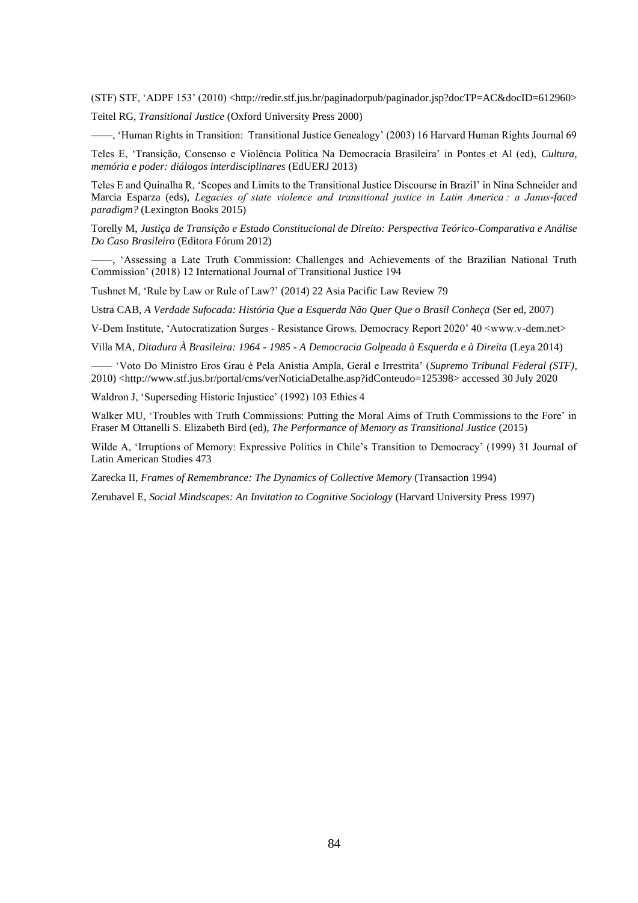(STF) STF, 'ADPF 153' (2010) <http://redir.stf.jus.br/paginadorpub/paginador.jsp?docTP=AC&docID=612960>

Teitel RG, *Transitional Justice* (Oxford University Press 2000)

——, 'Human Rights in Transition: Transitional Justice Genealogy' (2003) 16 Harvard Human Rights Journal 69

Teles E, 'Transição, Consenso e Violência Política Na Democracia Brasileira' in Pontes et Al (ed), *Cultura, memória e poder: diálogos interdisciplinares* (EdUERJ 2013)

Teles E and Quinalha R, 'Scopes and Limits to the Transitional Justice Discourse in Brazil' in Nina Schneider and Marcia Esparza (eds), *Legacies of state violence and transitional justice in Latin America : a Janus-faced paradigm?* (Lexington Books 2015)

Torelly M, *Justiça de Transição e Estado Constitucional de Direito: Perspectiva Teórico-Comparativa e Análise Do Caso Brasileiro* (Editora Fórum 2012)

——, 'Assessing a Late Truth Commission: Challenges and Achievements of the Brazilian National Truth Commission' (2018) 12 International Journal of Transitional Justice 194

Tushnet M, 'Rule by Law or Rule of Law?' (2014) 22 Asia Pacific Law Review 79

Ustra CAB, *A Verdade Sufocada: História Que a Esquerda Não Quer Que o Brasil Conheça* (Ser ed, 2007)

V-Dem Institute, 'Autocratization Surges - Resistance Grows. Democracy Report 2020' 40 <www.v-dem.net>

Villa MA, *Ditadura À Brasileira: 1964 - 1985 - A Democracia Golpeada à Esquerda e à Direita* (Leya 2014)

—— 'Voto Do Ministro Eros Grau é Pela Anistia Ampla, Geral e Irrestrita' (*Supremo Tribunal Federal (STF)*, 2010) <http://www.stf.jus.br/portal/cms/verNoticiaDetalhe.asp?idConteudo=125398> accessed 30 July 2020

Waldron J, 'Superseding Historic Injustice' (1992) 103 Ethics 4

Walker MU, 'Troubles with Truth Commissions: Putting the Moral Aims of Truth Commissions to the Fore' in Fraser M Ottanelli S. Elizabeth Bird (ed), *The Performance of Memory as Transitional Justice* (2015)

Wilde A, 'Irruptions of Memory: Expressive Politics in Chile's Transition to Democracy' (1999) 31 Journal of Latin American Studies 473

Zarecka II, *Frames of Remembrance: The Dynamics of Collective Memory* (Transaction 1994)

Zerubavel E, *Social Mindscapes: An Invitation to Cognitive Sociology* (Harvard University Press 1997)